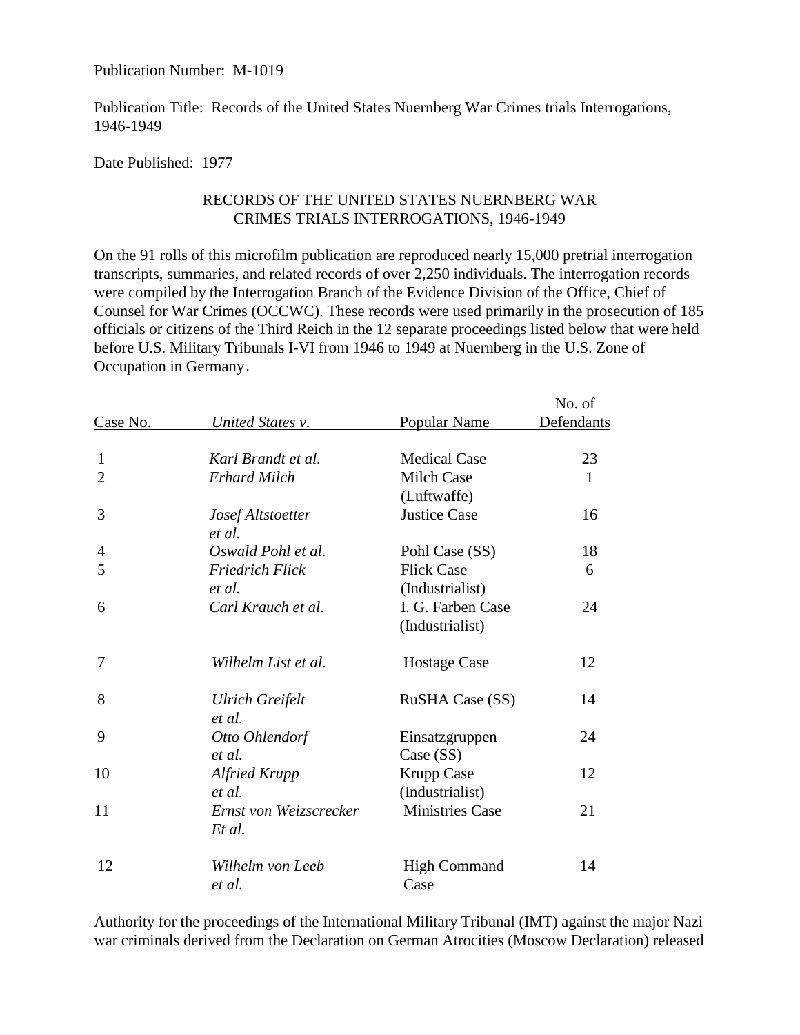Publication Number: M-1019

Publication Title: Records of the United States Nuernberg War Crimes trials Interrogations, 1946-1949

Date Published: 1977

## RECORDS OF THE UNITED STATES NUERNBERG WAR CRIMES TRIALS INTERROGATIONS, 1946-1949

On the 91 rolls of this microfilm publication are reproduced nearly 15,000 pretrial interrogation transcripts, summaries, and related records of over 2,250 individuals. The interrogation records were compiled by the Interrogation Branch of the Evidence Division of the Office, Chief of Counsel for War Crimes (OCCWC). These records were used primarily in the prosecution of 185 officials or citizens of the Third Reich in the 12 separate proceedings listed below that were held before U.S. Military Tribunals I-VI from 1946 to 1949 at Nuernberg in the U.S. Zone of Occupation in Germany.

| Case No. | *United States v.* | Popular Name | No. of Defendants |
|---|---|---|---|
| 1 | *Karl Brandt et al.* | Medical Case | 23 |
| 2 | *Erhard Milch* | Milch Case (Luftwaffe) | 1 |
| 3 | *Josef Altstoetter et al.* | Justice Case | 16 |
| 4 | *Oswald Pohl et al.* | Pohl Case (SS) | 18 |
| 5 | *Friedrich Flick et al.* | Flick Case (Industrialist) | 6 |
| 6 | *Carl Krauch et al.* | I. G. Farben Case (Industrialist) | 24 |
| 7 | *Wilhelm List et al.* | Hostage Case | 12 |
| 8 | *Ulrich Greifelt et al.* | RuSHA Case (SS) | 14 |
| 9 | *Otto Ohlendorf et al.* | Einsatzgruppen Case (SS) | 24 |
| 10 | *Alfried Krupp et al.* | Krupp Case (Industrialist) | 12 |
| 11 | *Ernst von Weizscrecker Et al.* | Ministries Case | 21 |
| 12 | *Wilhelm von Leeb et al.* | High Command Case | 14 |

Authority for the proceedings of the International Military Tribunal (IMT) against the major Nazi war criminals derived from the Declaration on German Atrocities (Moscow Declaration) released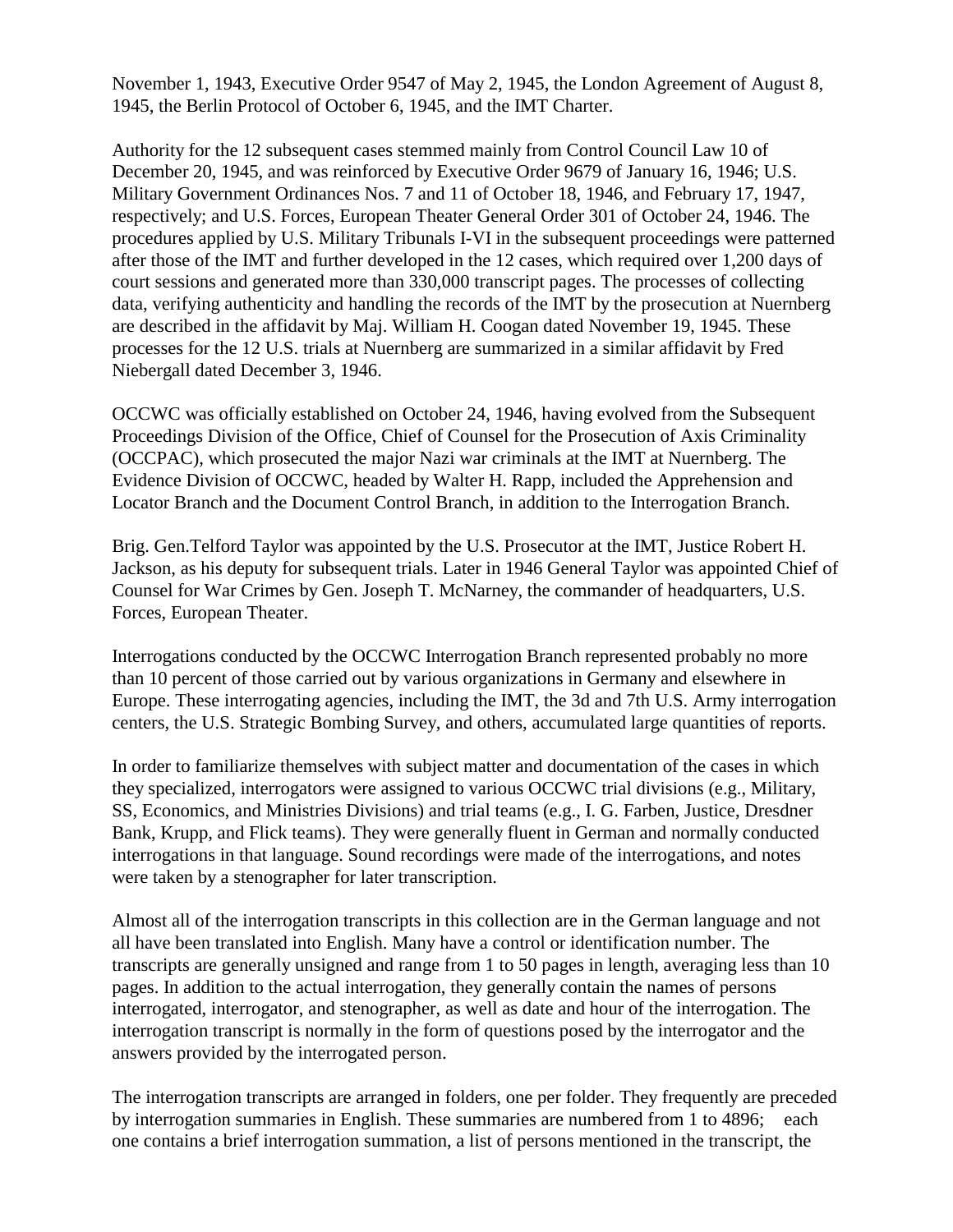November 1, 1943, Executive Order 9547 of May 2, 1945, the London Agreement of August 8, 1945, the Berlin Protocol of October 6, 1945, and the IMT Charter.

Authority for the 12 subsequent cases stemmed mainly from Control Council Law 10 of December 20, 1945, and was reinforced by Executive Order 9679 of January 16, 1946; U.S. Military Government Ordinances Nos. 7 and 11 of October 18, 1946, and February 17, 1947, respectively; and U.S. Forces, European Theater General Order 301 of October 24, 1946. The procedures applied by U.S. Military Tribunals I-VI in the subsequent proceedings were patterned after those of the IMT and further developed in the 12 cases, which required over 1,200 days of court sessions and generated more than 330,000 transcript pages. The processes of collecting data, verifying authenticity and handling the records of the IMT by the prosecution at Nuernberg are described in the affidavit by Maj. William H. Coogan dated November 19, 1945. These processes for the 12 U.S. trials at Nuernberg are summarized in a similar affidavit by Fred Niebergall dated December 3, 1946.

OCCWC was officially established on October 24, 1946, having evolved from the Subsequent Proceedings Division of the Office, Chief of Counsel for the Prosecution of Axis Criminality (OCCPAC), which prosecuted the major Nazi war criminals at the IMT at Nuernberg. The Evidence Division of OCCWC, headed by Walter H. Rapp, included the Apprehension and Locator Branch and the Document Control Branch, in addition to the Interrogation Branch.

Brig. Gen.Telford Taylor was appointed by the U.S. Prosecutor at the IMT, Justice Robert H. Jackson, as his deputy for subsequent trials. Later in 1946 General Taylor was appointed Chief of Counsel for War Crimes by Gen. Joseph T. McNarney, the commander of headquarters, U.S. Forces, European Theater.

Interrogations conducted by the OCCWC Interrogation Branch represented probably no more than 10 percent of those carried out by various organizations in Germany and elsewhere in Europe. These interrogating agencies, including the IMT, the 3d and 7th U.S. Army interrogation centers, the U.S. Strategic Bombing Survey, and others, accumulated large quantities of reports.

In order to familiarize themselves with subject matter and documentation of the cases in which they specialized, interrogators were assigned to various OCCWC trial divisions (e.g., Military, SS, Economics, and Ministries Divisions) and trial teams (e.g., I. G. Farben, Justice, Dresdner Bank, Krupp, and Flick teams). They were generally fluent in German and normally conducted interrogations in that language. Sound recordings were made of the interrogations, and notes were taken by a stenographer for later transcription.

Almost all of the interrogation transcripts in this collection are in the German language and not all have been translated into English. Many have a control or identification number. The transcripts are generally unsigned and range from 1 to 50 pages in length, averaging less than 10 pages. In addition to the actual interrogation, they generally contain the names of persons interrogated, interrogator, and stenographer, as well as date and hour of the interrogation. The interrogation transcript is normally in the form of questions posed by the interrogator and the answers provided by the interrogated person.

The interrogation transcripts are arranged in folders, one per folder. They frequently are preceded by interrogation summaries in English. These summaries are numbered from 1 to 4896; each one contains a brief interrogation summation, a list of persons mentioned in the transcript, the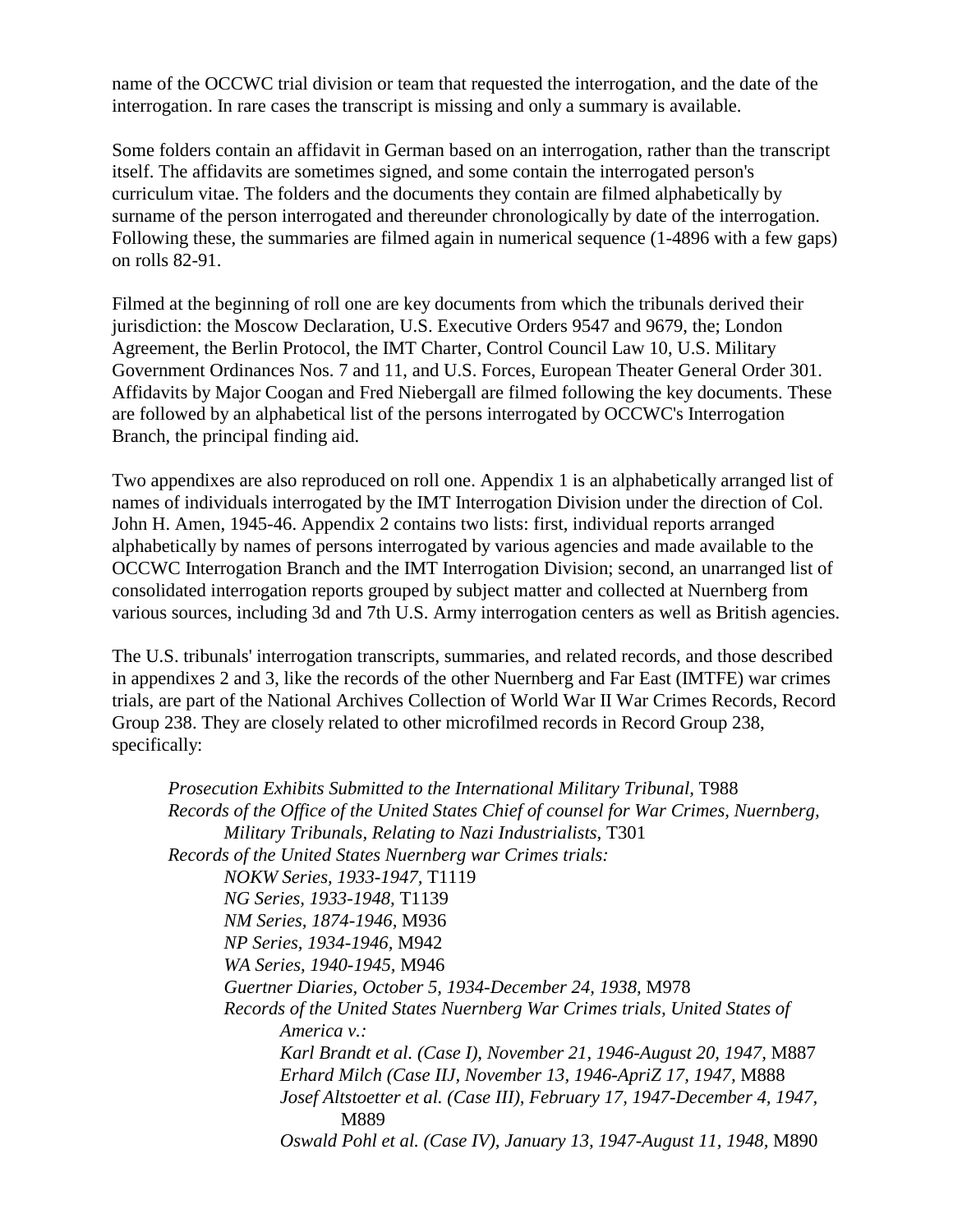name of the OCCWC trial division or team that requested the interrogation, and the date of the interrogation. In rare cases the transcript is missing and only a summary is available.

Some folders contain an affidavit in German based on an interrogation, rather than the transcript itself. The affidavits are sometimes signed, and some contain the interrogated person's curriculum vitae. The folders and the documents they contain are filmed alphabetically by surname of the person interrogated and thereunder chronologically by date of the interrogation. Following these, the summaries are filmed again in numerical sequence (1-4896 with a few gaps) on rolls 82-91.

Filmed at the beginning of roll one are key documents from which the tribunals derived their jurisdiction: the Moscow Declaration, U.S. Executive Orders 9547 and 9679, the; London Agreement, the Berlin Protocol, the IMT Charter, Control Council Law 10, U.S. Military Government Ordinances Nos. 7 and 11, and U.S. Forces, European Theater General Order 301. Affidavits by Major Coogan and Fred Niebergall are filmed following the key documents. These are followed by an alphabetical list of the persons interrogated by OCCWC's Interrogation Branch, the principal finding aid.

Two appendixes are also reproduced on roll one. Appendix 1 is an alphabetically arranged list of names of individuals interrogated by the IMT Interrogation Division under the direction of Col. John H. Amen, 1945-46. Appendix 2 contains two lists: first, individual reports arranged alphabetically by names of persons interrogated by various agencies and made available to the OCCWC Interrogation Branch and the IMT Interrogation Division; second, an unarranged list of consolidated interrogation reports grouped by subject matter and collected at Nuernberg from various sources, including 3d and 7th U.S. Army interrogation centers as well as British agencies.

The U.S. tribunals' interrogation transcripts, summaries, and related records, and those described in appendixes 2 and 3, like the records of the other Nuernberg and Far East (IMTFE) war crimes trials, are part of the National Archives Collection of World War II War Crimes Records, Record Group 238. They are closely related to other microfilmed records in Record Group 238, specifically:

- *Prosecution Exhibits Submitted to the International Military Tribunal,* T988
- *Records of the Office of the United States Chief of counsel for War Crimes, Nuernberg, Military Tribunals, Relating to Nazi Industrialists,* T301
- *Records of the United States Nuernberg war Crimes trials:*
  - *NOKW Series, 1933-1947,* T1119
  - *NG Series, 1933-1948,* T1139
  - *NM Series, 1874-1946,* M936
  - *NP Series, 1934-1946,* M942
  - *WA Series, 1940-1945,* M946
  - *Guertner Diaries, October 5, 1934-December 24, 1938,* M978
  - *Records of the United States Nuernberg War Crimes trials, United States of America v.:*
    - *Karl Brandt et al. (Case I), November 21, 1946-August 20, 1947,* M887
    - *Erhard Milch (Case IIJ, November 13, 1946-ApriZ 17, 1947,* M888
    - *Josef Altstoetter et al. (Case III), February 17, 1947-December 4, 1947,* M889
    - *Oswald Pohl et al. (Case IV), January 13, 1947-August 11, 1948,* M890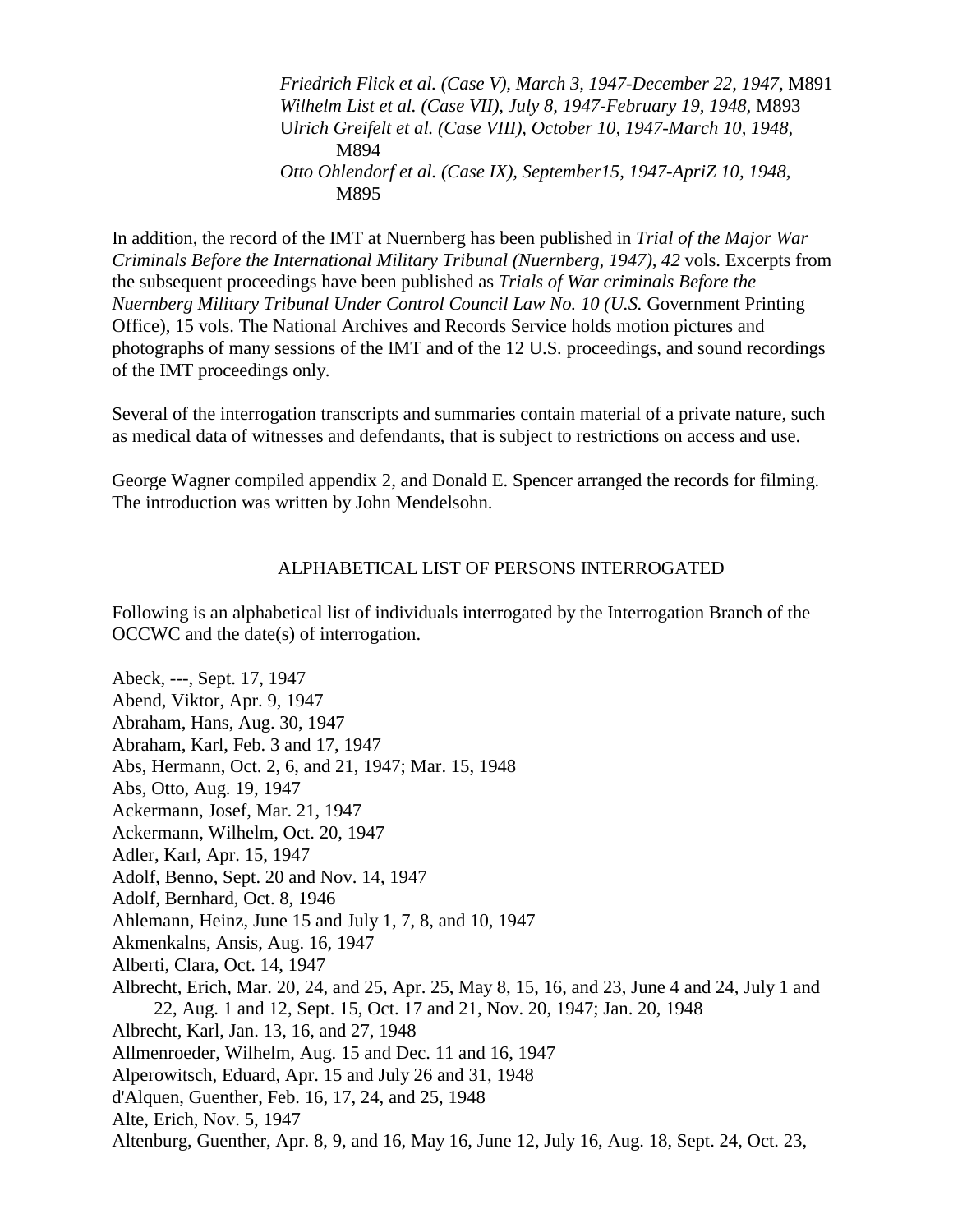*Friedrich Flick et al. (Case V), March 3, 1947-December 22, 1947,* M891
*Wilhelm List et al. (Case VII), July 8, 1947-February 19, 1948,* M893
U*lrich Greifelt et al. (Case VIII), October 10, 1947-March 10, 1948,* M894
*Otto Ohlendorf et al. (Case IX), September15, 1947-ApriZ 10, 1948,* M895

In addition, the record of the IMT at Nuernberg has been published in *Trial of the Major War Criminals Before the International Military Tribunal (Nuernberg, 1947), 42* vols. Excerpts from the subsequent proceedings have been published as *Trials of War criminals Before the Nuernberg Military Tribunal Under Control Council Law No. 10 (U.S.* Government Printing Office), 15 vols. The National Archives and Records Service holds motion pictures and photographs of many sessions of the IMT and of the 12 U.S. proceedings, and sound recordings of the IMT proceedings only.

Several of the interrogation transcripts and summaries contain material of a private nature, such as medical data of witnesses and defendants, that is subject to restrictions on access and use.

George Wagner compiled appendix 2, and Donald E. Spencer arranged the records for filming. The introduction was written by John Mendelsohn.

## ALPHABETICAL LIST OF PERSONS INTERROGATED

Following is an alphabetical list of individuals interrogated by the Interrogation Branch of the OCCWC and the date(s) of interrogation.

Abeck, ---, Sept. 17, 1947
Abend, Viktor, Apr. 9, 1947
Abraham, Hans, Aug. 30, 1947
Abraham, Karl, Feb. 3 and 17, 1947
Abs, Hermann, Oct. 2, 6, and 21, 1947; Mar. 15, 1948
Abs, Otto, Aug. 19, 1947
Ackermann, Josef, Mar. 21, 1947
Ackermann, Wilhelm, Oct. 20, 1947
Adler, Karl, Apr. 15, 1947
Adolf, Benno, Sept. 20 and Nov. 14, 1947
Adolf, Bernhard, Oct. 8, 1946
Ahlemann, Heinz, June 15 and July 1, 7, 8, and 10, 1947
Akmenkalns, Ansis, Aug. 16, 1947
Alberti, Clara, Oct. 14, 1947
Albrecht, Erich, Mar. 20, 24, and 25, Apr. 25, May 8, 15, 16, and 23, June 4 and 24, July 1 and 22, Aug. 1 and 12, Sept. 15, Oct. 17 and 21, Nov. 20, 1947; Jan. 20, 1948
Albrecht, Karl, Jan. 13, 16, and 27, 1948
Allmenroeder, Wilhelm, Aug. 15 and Dec. 11 and 16, 1947
Alperowitsch, Eduard, Apr. 15 and July 26 and 31, 1948
d'Alquen, Guenther, Feb. 16, 17, 24, and 25, 1948
Alte, Erich, Nov. 5, 1947
Altenburg, Guenther, Apr. 8, 9, and 16, May 16, June 12, July 16, Aug. 18, Sept. 24, Oct. 23,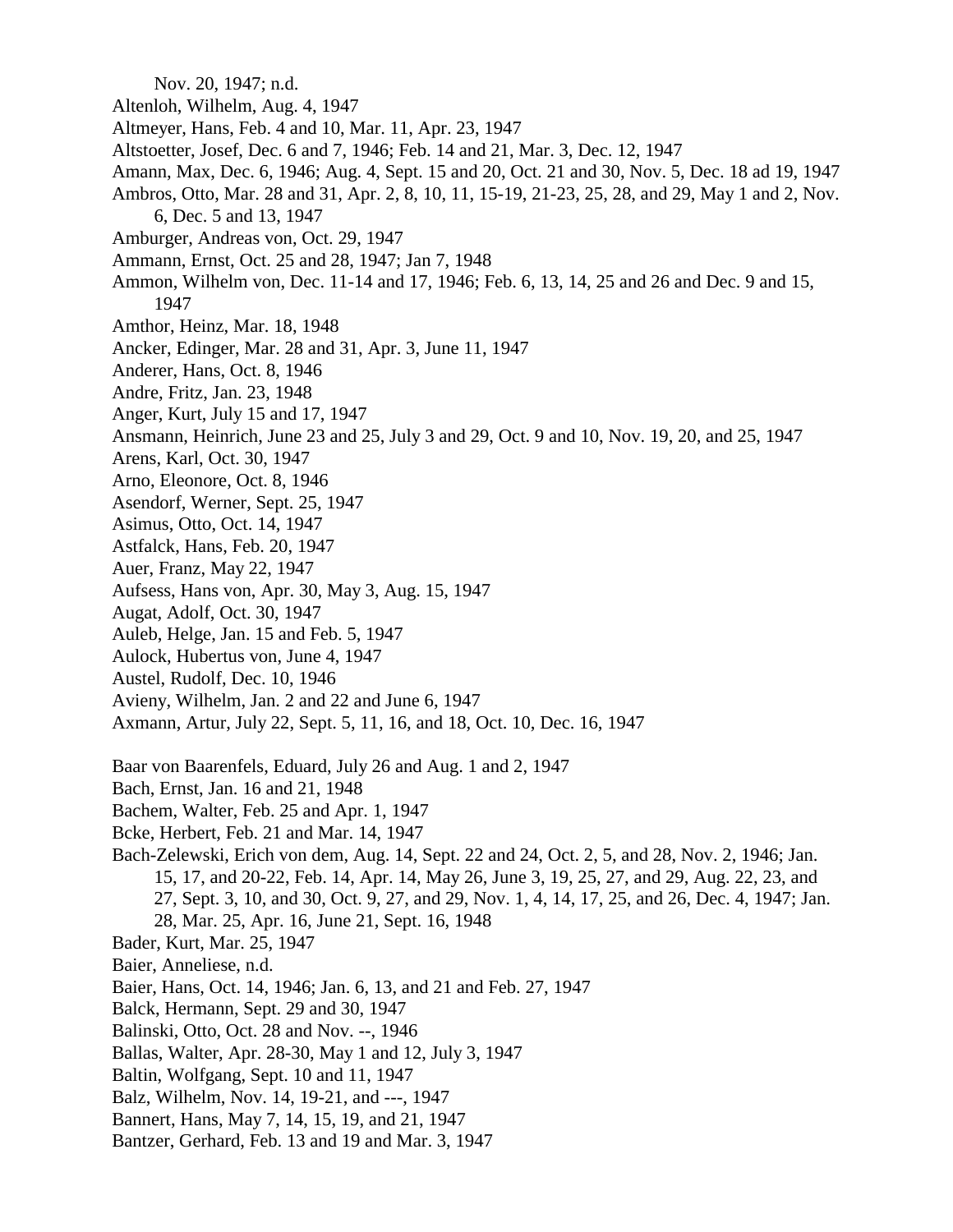Nov. 20, 1947; n.d.

Altenloh, Wilhelm, Aug. 4, 1947

Altmeyer, Hans, Feb. 4 and 10, Mar. 11, Apr. 23, 1947

Altstoetter, Josef, Dec. 6 and 7, 1946; Feb. 14 and 21, Mar. 3, Dec. 12, 1947

Amann, Max, Dec. 6, 1946; Aug. 4, Sept. 15 and 20, Oct. 21 and 30, Nov. 5, Dec. 18 ad 19, 1947

Ambros, Otto, Mar. 28 and 31, Apr. 2, 8, 10, 11, 15-19, 21-23, 25, 28, and 29, May 1 and 2, Nov. 6, Dec. 5 and 13, 1947

Amburger, Andreas von, Oct. 29, 1947

Ammann, Ernst, Oct. 25 and 28, 1947; Jan 7, 1948

Ammon, Wilhelm von, Dec. 11-14 and 17, 1946; Feb. 6, 13, 14, 25 and 26 and Dec. 9 and 15, 1947

Amthor, Heinz, Mar. 18, 1948

Ancker, Edinger, Mar. 28 and 31, Apr. 3, June 11, 1947

Anderer, Hans, Oct. 8, 1946

Andre, Fritz, Jan. 23, 1948

Anger, Kurt, July 15 and 17, 1947

Ansmann, Heinrich, June 23 and 25, July 3 and 29, Oct. 9 and 10, Nov. 19, 20, and 25, 1947

Arens, Karl, Oct. 30, 1947

Arno, Eleonore, Oct. 8, 1946

Asendorf, Werner, Sept. 25, 1947

Asimus, Otto, Oct. 14, 1947

Astfalck, Hans, Feb. 20, 1947

Auer, Franz, May 22, 1947

Aufsess, Hans von, Apr. 30, May 3, Aug. 15, 1947

Augat, Adolf, Oct. 30, 1947

Auleb, Helge, Jan. 15 and Feb. 5, 1947

Aulock, Hubertus von, June 4, 1947

Austel, Rudolf, Dec. 10, 1946

Avieny, Wilhelm, Jan. 2 and 22 and June 6, 1947

Axmann, Artur, July 22, Sept. 5, 11, 16, and 18, Oct. 10, Dec. 16, 1947

Baar von Baarenfels, Eduard, July 26 and Aug. 1 and 2, 1947

Bach, Ernst, Jan. 16 and 21, 1948

Bachem, Walter, Feb. 25 and Apr. 1, 1947

Bcke, Herbert, Feb. 21 and Mar. 14, 1947

Bach-Zelewski, Erich von dem, Aug. 14, Sept. 22 and 24, Oct. 2, 5, and 28, Nov. 2, 1946; Jan. 15, 17, and 20-22, Feb. 14, Apr. 14, May 26, June 3, 19, 25, 27, and 29, Aug. 22, 23, and 27, Sept. 3, 10, and 30, Oct. 9, 27, and 29, Nov. 1, 4, 14, 17, 25, and 26, Dec. 4, 1947; Jan. 28, Mar. 25, Apr. 16, June 21, Sept. 16, 1948

Bader, Kurt, Mar. 25, 1947

Baier, Anneliese, n.d.

Baier, Hans, Oct. 14, 1946; Jan. 6, 13, and 21 and Feb. 27, 1947

Balck, Hermann, Sept. 29 and 30, 1947

Balinski, Otto, Oct. 28 and Nov. --, 1946

Ballas, Walter, Apr. 28-30, May 1 and 12, July 3, 1947

Baltin, Wolfgang, Sept. 10 and 11, 1947

Balz, Wilhelm, Nov. 14, 19-21, and ---, 1947

Bannert, Hans, May 7, 14, 15, 19, and 21, 1947

Bantzer, Gerhard, Feb. 13 and 19 and Mar. 3, 1947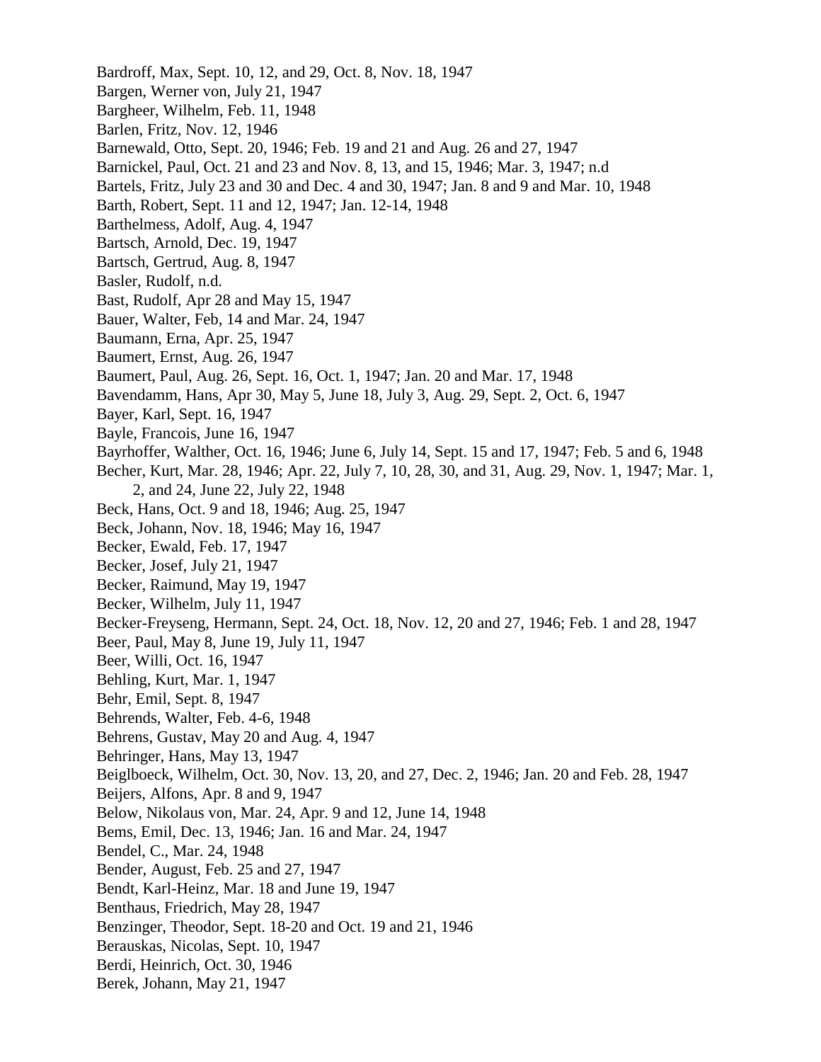Bardroff, Max, Sept. 10, 12, and 29, Oct. 8, Nov. 18, 1947
Bargen, Werner von, July 21, 1947
Bargheer, Wilhelm, Feb. 11, 1948
Barlen, Fritz, Nov. 12, 1946
Barnewald, Otto, Sept. 20, 1946; Feb. 19 and 21 and Aug. 26 and 27, 1947
Barnickel, Paul, Oct. 21 and 23 and Nov. 8, 13, and 15, 1946; Mar. 3, 1947; n.d
Bartels, Fritz, July 23 and 30 and Dec. 4 and 30, 1947; Jan. 8 and 9 and Mar. 10, 1948
Barth, Robert, Sept. 11 and 12, 1947; Jan. 12-14, 1948
Barthelmess, Adolf, Aug. 4, 1947
Bartsch, Arnold, Dec. 19, 1947
Bartsch, Gertrud, Aug. 8, 1947
Basler, Rudolf, n.d.
Bast, Rudolf, Apr 28 and May 15, 1947
Bauer, Walter, Feb, 14 and Mar. 24, 1947
Baumann, Erna, Apr. 25, 1947
Baumert, Ernst, Aug. 26, 1947
Baumert, Paul, Aug. 26, Sept. 16, Oct. 1, 1947; Jan. 20 and Mar. 17, 1948
Bavendamm, Hans, Apr 30, May 5, June 18, July 3, Aug. 29, Sept. 2, Oct. 6, 1947
Bayer, Karl, Sept. 16, 1947
Bayle, Francois, June 16, 1947
Bayrhoffer, Walther, Oct. 16, 1946; June 6, July 14, Sept. 15 and 17, 1947; Feb. 5 and 6, 1948
Becher, Kurt, Mar. 28, 1946; Apr. 22, July 7, 10, 28, 30, and 31, Aug. 29, Nov. 1, 1947; Mar. 1, 2, and 24, June 22, July 22, 1948
Beck, Hans, Oct. 9 and 18, 1946; Aug. 25, 1947
Beck, Johann, Nov. 18, 1946; May 16, 1947
Becker, Ewald, Feb. 17, 1947
Becker, Josef, July 21, 1947
Becker, Raimund, May 19, 1947
Becker, Wilhelm, July 11, 1947
Becker-Freyseng, Hermann, Sept. 24, Oct. 18, Nov. 12, 20 and 27, 1946; Feb. 1 and 28, 1947
Beer, Paul, May 8, June 19, July 11, 1947
Beer, Willi, Oct. 16, 1947
Behling, Kurt, Mar. 1, 1947
Behr, Emil, Sept. 8, 1947
Behrends, Walter, Feb. 4-6, 1948
Behrens, Gustav, May 20 and Aug. 4, 1947
Behringer, Hans, May 13, 1947
Beiglboeck, Wilhelm, Oct. 30, Nov. 13, 20, and 27, Dec. 2, 1946; Jan. 20 and Feb. 28, 1947
Beijers, Alfons, Apr. 8 and 9, 1947
Below, Nikolaus von, Mar. 24, Apr. 9 and 12, June 14, 1948
Bems, Emil, Dec. 13, 1946; Jan. 16 and Mar. 24, 1947
Bendel, C., Mar. 24, 1948
Bender, August, Feb. 25 and 27, 1947
Bendt, Karl-Heinz, Mar. 18 and June 19, 1947
Benthaus, Friedrich, May 28, 1947
Benzinger, Theodor, Sept. 18-20 and Oct. 19 and 21, 1946
Berauskas, Nicolas, Sept. 10, 1947
Berdi, Heinrich, Oct. 30, 1946
Berek, Johann, May 21, 1947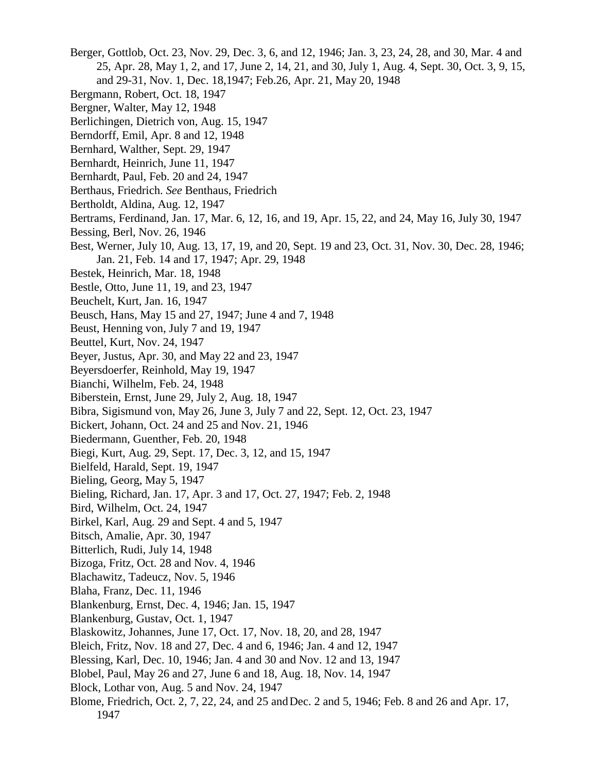Berger, Gottlob, Oct. 23, Nov. 29, Dec. 3, 6, and 12, 1946; Jan. 3, 23, 24, 28, and 30, Mar. 4 and 25, Apr. 28, May 1, 2, and 17, June 2, 14, 21, and 30, July 1, Aug. 4, Sept. 30, Oct. 3, 9, 15, and 29-31, Nov. 1, Dec. 18,1947; Feb.26, Apr. 21, May 20, 1948

Bergmann, Robert, Oct. 18, 1947

Bergner, Walter, May 12, 1948

Berlichingen, Dietrich von, Aug. 15, 1947

Berndorff, Emil, Apr. 8 and 12, 1948

Bernhard, Walther, Sept. 29, 1947

Bernhardt, Heinrich, June 11, 1947

Bernhardt, Paul, Feb. 20 and 24, 1947

Berthaus, Friedrich. *See* Benthaus, Friedrich

Bertholdt, Aldina, Aug. 12, 1947

Bertrams, Ferdinand, Jan. 17, Mar. 6, 12, 16, and 19, Apr. 15, 22, and 24, May 16, July 30, 1947

Bessing, Berl, Nov. 26, 1946

Best, Werner, July 10, Aug. 13, 17, 19, and 20, Sept. 19 and 23, Oct. 31, Nov. 30, Dec. 28, 1946; Jan. 21, Feb. 14 and 17, 1947; Apr. 29, 1948

Bestek, Heinrich, Mar. 18, 1948

Bestle, Otto, June 11, 19, and 23, 1947

Beuchelt, Kurt, Jan. 16, 1947

Beusch, Hans, May 15 and 27, 1947; June 4 and 7, 1948

Beust, Henning von, July 7 and 19, 1947

Beuttel, Kurt, Nov. 24, 1947

Beyer, Justus, Apr. 30, and May 22 and 23, 1947

Beyersdoerfer, Reinhold, May 19, 1947

Bianchi, Wilhelm, Feb. 24, 1948

Biberstein, Ernst, June 29, July 2, Aug. 18, 1947

Bibra, Sigismund von, May 26, June 3, July 7 and 22, Sept. 12, Oct. 23, 1947

Bickert, Johann, Oct. 24 and 25 and Nov. 21, 1946

Biedermann, Guenther, Feb. 20, 1948

Biegi, Kurt, Aug. 29, Sept. 17, Dec. 3, 12, and 15, 1947

Bielfeld, Harald, Sept. 19, 1947

Bieling, Georg, May 5, 1947

Bieling, Richard, Jan. 17, Apr. 3 and 17, Oct. 27, 1947; Feb. 2, 1948

Bird, Wilhelm, Oct. 24, 1947

Birkel, Karl, Aug. 29 and Sept. 4 and 5, 1947

Bitsch, Amalie, Apr. 30, 1947

Bitterlich, Rudi, July 14, 1948

Bizoga, Fritz, Oct. 28 and Nov. 4, 1946

Blachawitz, Tadeucz, Nov. 5, 1946

Blaha, Franz, Dec. 11, 1946

Blankenburg, Ernst, Dec. 4, 1946; Jan. 15, 1947

Blankenburg, Gustav, Oct. 1, 1947

Blaskowitz, Johannes, June 17, Oct. 17, Nov. 18, 20, and 28, 1947

Bleich, Fritz, Nov. 18 and 27, Dec. 4 and 6, 1946; Jan. 4 and 12, 1947

Blessing, Karl, Dec. 10, 1946; Jan. 4 and 30 and Nov. 12 and 13, 1947

Blobel, Paul, May 26 and 27, June 6 and 18, Aug. 18, Nov. 14, 1947

Block, Lothar von, Aug. 5 and Nov. 24, 1947

Blome, Friedrich, Oct. 2, 7, 22, 24, and 25 and Dec. 2 and 5, 1946; Feb. 8 and 26 and Apr. 17, 1947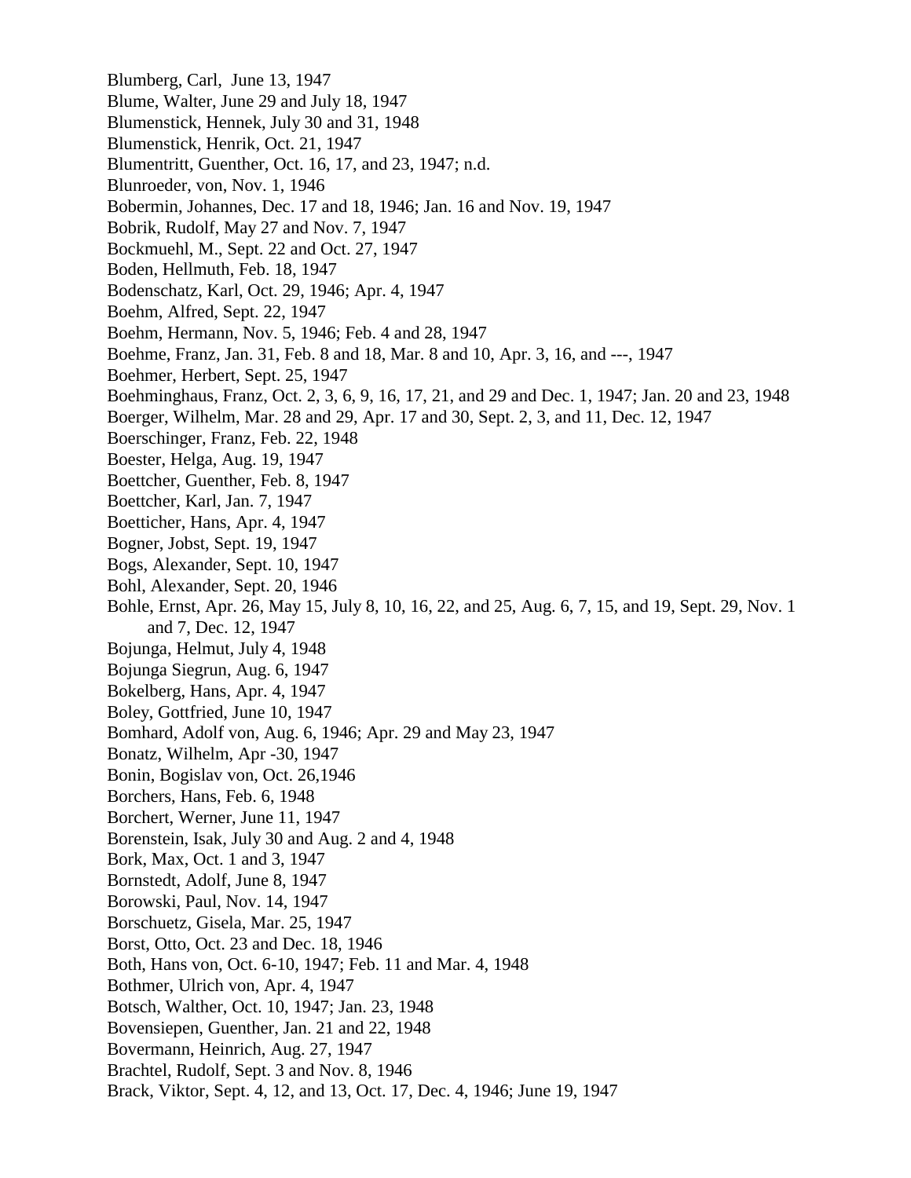Blumberg, Carl,  June 13, 1947
Blume, Walter, June 29 and July 18, 1947
Blumenstick, Hennek, July 30 and 31, 1948
Blumenstick, Henrik, Oct. 21, 1947
Blumentritt, Guenther, Oct. 16, 17, and 23, 1947; n.d.
Blunroeder, von, Nov. 1, 1946
Bobermin, Johannes, Dec. 17 and 18, 1946; Jan. 16 and Nov. 19, 1947
Bobrik, Rudolf, May 27 and Nov. 7, 1947
Bockmuehl, M., Sept. 22 and Oct. 27, 1947
Boden, Hellmuth, Feb. 18, 1947
Bodenschatz, Karl, Oct. 29, 1946; Apr. 4, 1947
Boehm, Alfred, Sept. 22, 1947
Boehm, Hermann, Nov. 5, 1946; Feb. 4 and 28, 1947
Boehme, Franz, Jan. 31, Feb. 8 and 18, Mar. 8 and 10, Apr. 3, 16, and ---, 1947
Boehmer, Herbert, Sept. 25, 1947
Boehminghaus, Franz, Oct. 2, 3, 6, 9, 16, 17, 21, and 29 and Dec. 1, 1947; Jan. 20 and 23, 1948
Boerger, Wilhelm, Mar. 28 and 29, Apr. 17 and 30, Sept. 2, 3, and 11, Dec. 12, 1947
Boerschinger, Franz, Feb. 22, 1948
Boester, Helga, Aug. 19, 1947
Boettcher, Guenther, Feb. 8, 1947
Boettcher, Karl, Jan. 7, 1947
Boetticher, Hans, Apr. 4, 1947
Bogner, Jobst, Sept. 19, 1947
Bogs, Alexander, Sept. 10, 1947
Bohl, Alexander, Sept. 20, 1946
Bohle, Ernst, Apr. 26, May 15, July 8, 10, 16, 22, and 25, Aug. 6, 7, 15, and 19, Sept. 29, Nov. 1 and 7, Dec. 12, 1947
Bojunga, Helmut, July 4, 1948
Bojunga Siegrun, Aug. 6, 1947
Bokelberg, Hans, Apr. 4, 1947
Boley, Gottfried, June 10, 1947
Bomhard, Adolf von, Aug. 6, 1946; Apr. 29 and May 23, 1947
Bonatz, Wilhelm, Apr -30, 1947
Bonin, Bogislav von, Oct. 26,1946
Borchers, Hans, Feb. 6, 1948
Borchert, Werner, June 11, 1947
Borenstein, Isak, July 30 and Aug. 2 and 4, 1948
Bork, Max, Oct. 1 and 3, 1947
Bornstedt, Adolf, June 8, 1947
Borowski, Paul, Nov. 14, 1947
Borschuetz, Gisela, Mar. 25, 1947
Borst, Otto, Oct. 23 and Dec. 18, 1946
Both, Hans von, Oct. 6-10, 1947; Feb. 11 and Mar. 4, 1948
Bothmer, Ulrich von, Apr. 4, 1947
Botsch, Walther, Oct. 10, 1947; Jan. 23, 1948
Bovensiepen, Guenther, Jan. 21 and 22, 1948
Bovermann, Heinrich, Aug. 27, 1947
Brachtel, Rudolf, Sept. 3 and Nov. 8, 1946
Brack, Viktor, Sept. 4, 12, and 13, Oct. 17, Dec. 4, 1946; June 19, 1947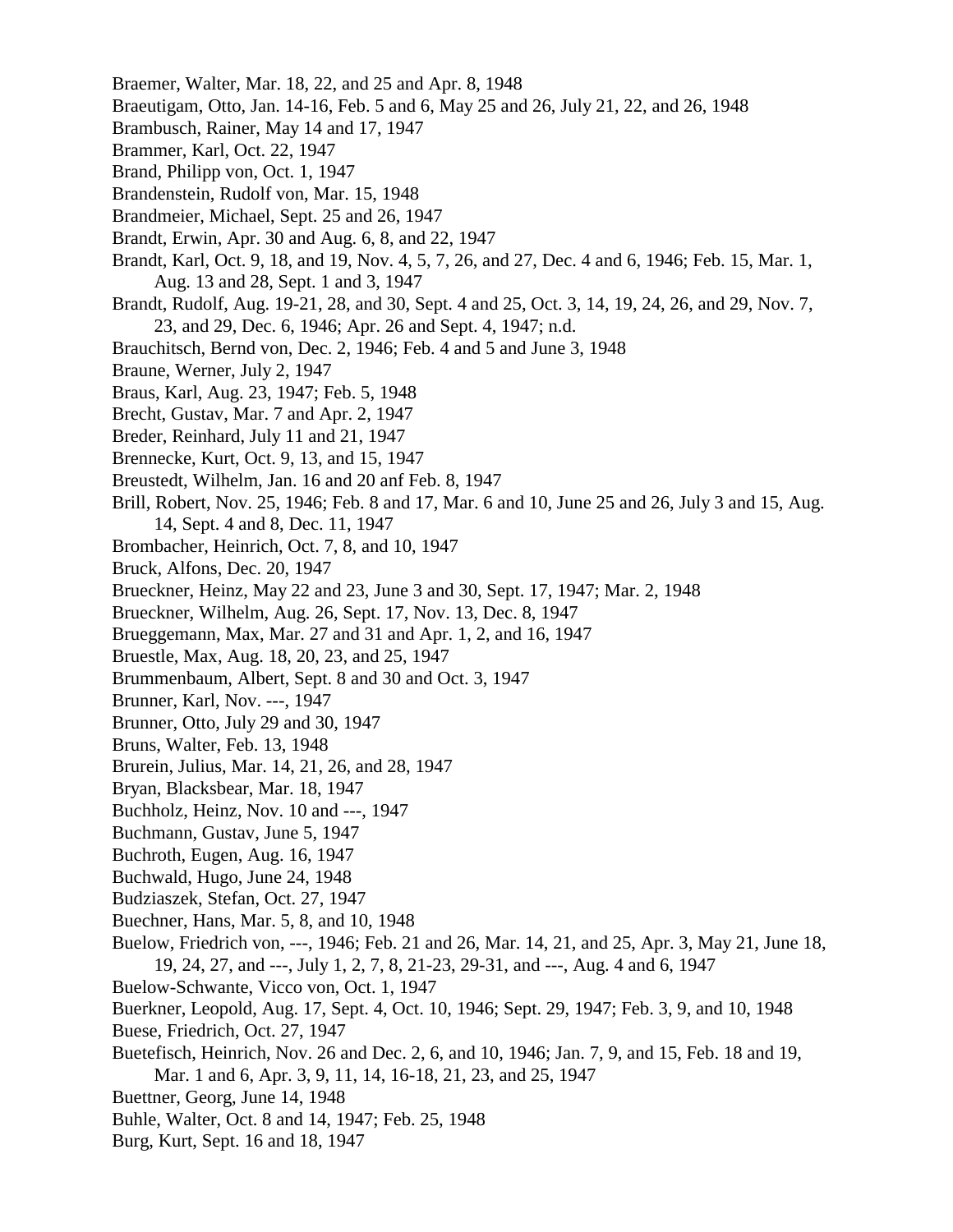Braemer, Walter, Mar. 18, 22, and 25 and Apr. 8, 1948

Braeutigam, Otto, Jan. 14-16, Feb. 5 and 6, May 25 and 26, July 21, 22, and 26, 1948

Brambusch, Rainer, May 14 and 17, 1947

Brammer, Karl, Oct. 22, 1947

Brand, Philipp von, Oct. 1, 1947

Brandenstein, Rudolf von, Mar. 15, 1948

Brandmeier, Michael, Sept. 25 and 26, 1947

Brandt, Erwin, Apr. 30 and Aug. 6, 8, and 22, 1947

Brandt, Karl, Oct. 9, 18, and 19, Nov. 4, 5, 7, 26, and 27, Dec. 4 and 6, 1946; Feb. 15, Mar. 1, Aug. 13 and 28, Sept. 1 and 3, 1947

Brandt, Rudolf, Aug. 19-21, 28, and 30, Sept. 4 and 25, Oct. 3, 14, 19, 24, 26, and 29, Nov. 7, 23, and 29, Dec. 6, 1946; Apr. 26 and Sept. 4, 1947; n.d.

Brauchitsch, Bernd von, Dec. 2, 1946; Feb. 4 and 5 and June 3, 1948

Braune, Werner, July 2, 1947

Braus, Karl, Aug. 23, 1947; Feb. 5, 1948

Brecht, Gustav, Mar. 7 and Apr. 2, 1947

Breder, Reinhard, July 11 and 21, 1947

Brennecke, Kurt, Oct. 9, 13, and 15, 1947

Breustedt, Wilhelm, Jan. 16 and 20 anf Feb. 8, 1947

Brill, Robert, Nov. 25, 1946; Feb. 8 and 17, Mar. 6 and 10, June 25 and 26, July 3 and 15, Aug. 14, Sept. 4 and 8, Dec. 11, 1947

Brombacher, Heinrich, Oct. 7, 8, and 10, 1947

Bruck, Alfons, Dec. 20, 1947

Brueckner, Heinz, May 22 and 23, June 3 and 30, Sept. 17, 1947; Mar. 2, 1948

Brueckner, Wilhelm, Aug. 26, Sept. 17, Nov. 13, Dec. 8, 1947

Brueggemann, Max, Mar. 27 and 31 and Apr. 1, 2, and 16, 1947

Bruestle, Max, Aug. 18, 20, 23, and 25, 1947

Brummenbaum, Albert, Sept. 8 and 30 and Oct. 3, 1947

Brunner, Karl, Nov. ---, 1947

Brunner, Otto, July 29 and 30, 1947

Bruns, Walter, Feb. 13, 1948

Brurein, Julius, Mar. 14, 21, 26, and 28, 1947

Bryan, Blacksbear, Mar. 18, 1947

Buchholz, Heinz, Nov. 10 and ---, 1947

Buchmann, Gustav, June 5, 1947

Buchroth, Eugen, Aug. 16, 1947

Buchwald, Hugo, June 24, 1948

Budziaszek, Stefan, Oct. 27, 1947

Buechner, Hans, Mar. 5, 8, and 10, 1948

Buelow, Friedrich von, ---, 1946; Feb. 21 and 26, Mar. 14, 21, and 25, Apr. 3, May 21, June 18, 19, 24, 27, and ---, July 1, 2, 7, 8, 21-23, 29-31, and ---, Aug. 4 and 6, 1947

Buelow-Schwante, Vicco von, Oct. 1, 1947

Buerkner, Leopold, Aug. 17, Sept. 4, Oct. 10, 1946; Sept. 29, 1947; Feb. 3, 9, and 10, 1948

Buese, Friedrich, Oct. 27, 1947

Buetefisch, Heinrich, Nov. 26 and Dec. 2, 6, and 10, 1946; Jan. 7, 9, and 15, Feb. 18 and 19, Mar. 1 and 6, Apr. 3, 9, 11, 14, 16-18, 21, 23, and 25, 1947

Buettner, Georg, June 14, 1948

Buhle, Walter, Oct. 8 and 14, 1947; Feb. 25, 1948

Burg, Kurt, Sept. 16 and 18, 1947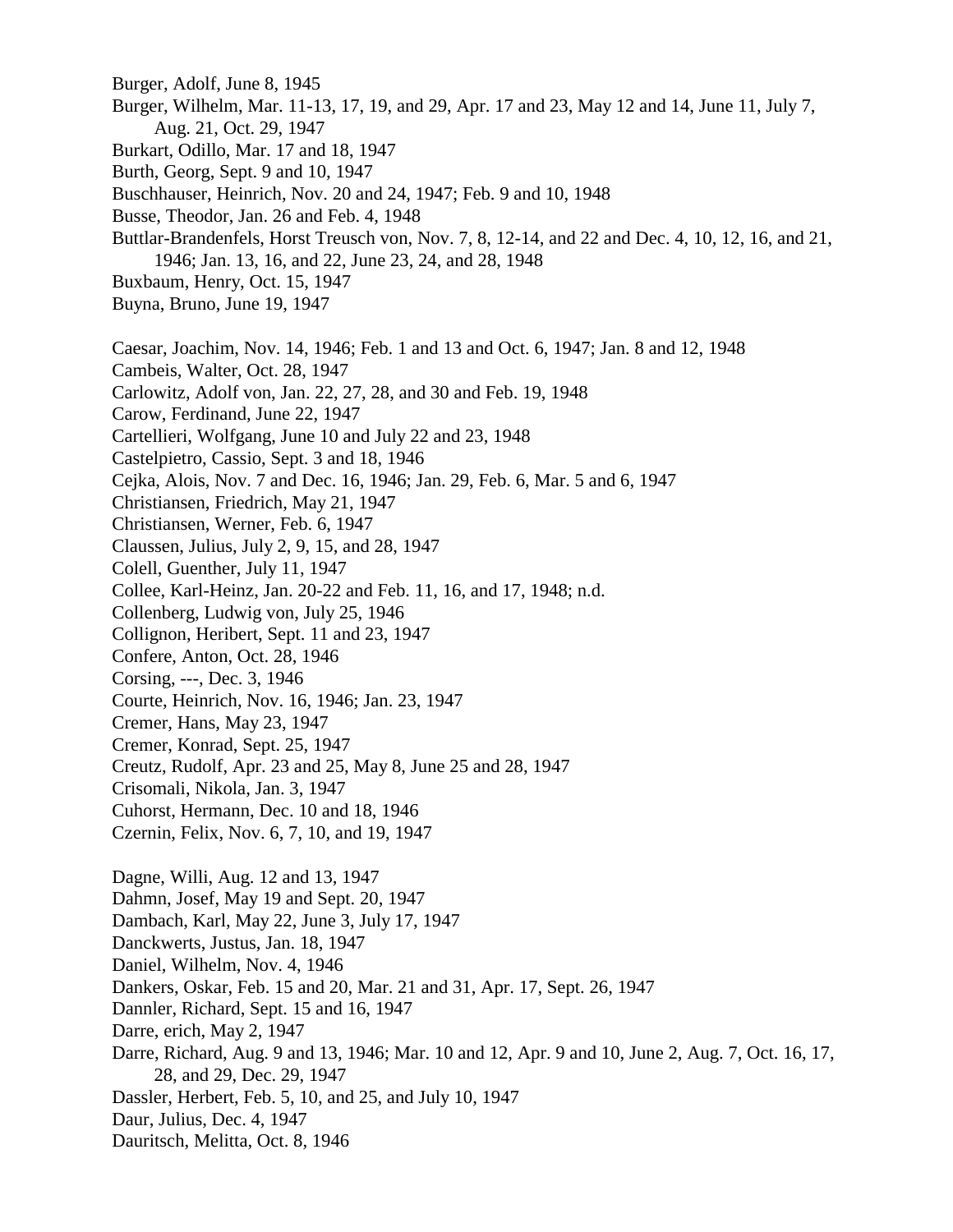Burger, Adolf, June 8, 1945

Burger, Wilhelm, Mar. 11-13, 17, 19, and 29, Apr. 17 and 23, May 12 and 14, June 11, July 7, Aug. 21, Oct. 29, 1947

Burkart, Odillo, Mar. 17 and 18, 1947

Burth, Georg, Sept. 9 and 10, 1947

Buschhauser, Heinrich, Nov. 20 and 24, 1947; Feb. 9 and 10, 1948

Busse, Theodor, Jan. 26 and Feb. 4, 1948

Buttlar-Brandenfels, Horst Treusch von, Nov. 7, 8, 12-14, and 22 and Dec. 4, 10, 12, 16, and 21, 1946; Jan. 13, 16, and 22, June 23, 24, and 28, 1948

Buxbaum, Henry, Oct. 15, 1947

Buyna, Bruno, June 19, 1947

Caesar, Joachim, Nov. 14, 1946; Feb. 1 and 13 and Oct. 6, 1947; Jan. 8 and 12, 1948

Cambeis, Walter, Oct. 28, 1947

Carlowitz, Adolf von, Jan. 22, 27, 28, and 30 and Feb. 19, 1948

Carow, Ferdinand, June 22, 1947

Cartellieri, Wolfgang, June 10 and July 22 and 23, 1948

Castelpietro, Cassio, Sept. 3 and 18, 1946

Cejka, Alois, Nov. 7 and Dec. 16, 1946; Jan. 29, Feb. 6, Mar. 5 and 6, 1947

Christiansen, Friedrich, May 21, 1947

Christiansen, Werner, Feb. 6, 1947

Claussen, Julius, July 2, 9, 15, and 28, 1947

Colell, Guenther, July 11, 1947

Collee, Karl-Heinz, Jan. 20-22 and Feb. 11, 16, and 17, 1948; n.d.

Collenberg, Ludwig von, July 25, 1946

Collignon, Heribert, Sept. 11 and 23, 1947

Confere, Anton, Oct. 28, 1946

Corsing, ---, Dec. 3, 1946

Courte, Heinrich, Nov. 16, 1946; Jan. 23, 1947

Cremer, Hans, May 23, 1947

Cremer, Konrad, Sept. 25, 1947

Creutz, Rudolf, Apr. 23 and 25, May 8, June 25 and 28, 1947

Crisomali, Nikola, Jan. 3, 1947

Cuhorst, Hermann, Dec. 10 and 18, 1946

Czernin, Felix, Nov. 6, 7, 10, and 19, 1947

Dagne, Willi, Aug. 12 and 13, 1947

Dahmn, Josef, May 19 and Sept. 20, 1947

Dambach, Karl, May 22, June 3, July 17, 1947

Danckwerts, Justus, Jan. 18, 1947

Daniel, Wilhelm, Nov. 4, 1946

Dankers, Oskar, Feb. 15 and 20, Mar. 21 and 31, Apr. 17, Sept. 26, 1947

Dannler, Richard, Sept. 15 and 16, 1947

Darre, erich, May 2, 1947

Darre, Richard, Aug. 9 and 13, 1946; Mar. 10 and 12, Apr. 9 and 10, June 2, Aug. 7, Oct. 16, 17, 28, and 29, Dec. 29, 1947

Dassler, Herbert, Feb. 5, 10, and 25, and July 10, 1947

Daur, Julius, Dec. 4, 1947

Dauritsch, Melitta, Oct. 8, 1946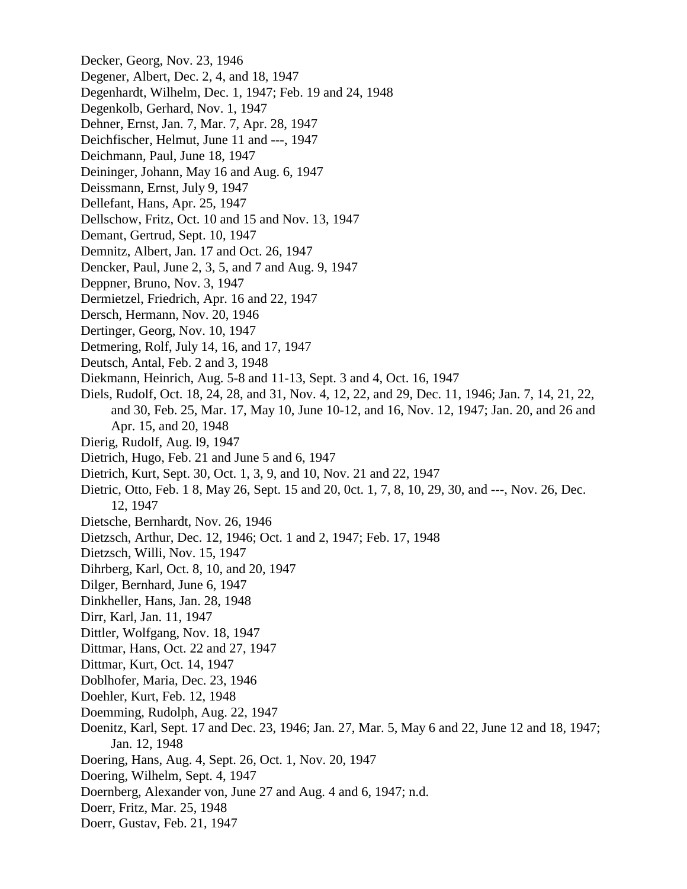Decker, Georg, Nov. 23, 1946
Degener, Albert, Dec. 2, 4, and 18, 1947
Degenhardt, Wilhelm, Dec. 1, 1947; Feb. 19 and 24, 1948
Degenkolb, Gerhard, Nov. 1, 1947
Dehner, Ernst, Jan. 7, Mar. 7, Apr. 28, 1947
Deichfischer, Helmut, June 11 and ---, 1947
Deichmann, Paul, June 18, 1947
Deininger, Johann, May 16 and Aug. 6, 1947
Deissmann, Ernst, July 9, 1947
Dellefant, Hans, Apr. 25, 1947
Dellschow, Fritz, Oct. 10 and 15 and Nov. 13, 1947
Demant, Gertrud, Sept. 10, 1947
Demnitz, Albert, Jan. 17 and Oct. 26, 1947
Dencker, Paul, June 2, 3, 5, and 7 and Aug. 9, 1947
Deppner, Bruno, Nov. 3, 1947
Dermietzel, Friedrich, Apr. 16 and 22, 1947
Dersch, Hermann, Nov. 20, 1946
Dertinger, Georg, Nov. 10, 1947
Detmering, Rolf, July 14, 16, and 17, 1947
Deutsch, Antal, Feb. 2 and 3, 1948
Diekmann, Heinrich, Aug. 5-8 and 11-13, Sept. 3 and 4, Oct. 16, 1947
Diels, Rudolf, Oct. 18, 24, 28, and 31, Nov. 4, 12, 22, and 29, Dec. 11, 1946; Jan. 7, 14, 21, 22, and 30, Feb. 25, Mar. 17, May 10, June 10-12, and 16, Nov. 12, 1947; Jan. 20, and 26 and Apr. 15, and 20, 1948
Dierig, Rudolf, Aug. l9, 1947
Dietrich, Hugo, Feb. 21 and June 5 and 6, 1947
Dietrich, Kurt, Sept. 30, Oct. 1, 3, 9, and 10, Nov. 21 and 22, 1947
Dietric, Otto, Feb. 1 8, May 26, Sept. 15 and 20, 0ct. 1, 7, 8, 10, 29, 30, and ---, Nov. 26, Dec. 12, 1947
Dietsche, Bernhardt, Nov. 26, 1946
Dietzsch, Arthur, Dec. 12, 1946; Oct. 1 and 2, 1947; Feb. 17, 1948
Dietzsch, Willi, Nov. 15, 1947
Dihrberg, Karl, Oct. 8, 10, and 20, 1947
Dilger, Bernhard, June 6, 1947
Dinkheller, Hans, Jan. 28, 1948
Dirr, Karl, Jan. 11, 1947
Dittler, Wolfgang, Nov. 18, 1947
Dittmar, Hans, Oct. 22 and 27, 1947
Dittmar, Kurt, Oct. 14, 1947
Doblhofer, Maria, Dec. 23, 1946
Doehler, Kurt, Feb. 12, 1948
Doemming, Rudolph, Aug. 22, 1947
Doenitz, Karl, Sept. 17 and Dec. 23, 1946; Jan. 27, Mar. 5, May 6 and 22, June 12 and 18, 1947; Jan. 12, 1948
Doering, Hans, Aug. 4, Sept. 26, Oct. 1, Nov. 20, 1947
Doering, Wilhelm, Sept. 4, 1947
Doernberg, Alexander von, June 27 and Aug. 4 and 6, 1947; n.d.
Doerr, Fritz, Mar. 25, 1948
Doerr, Gustav, Feb. 21, 1947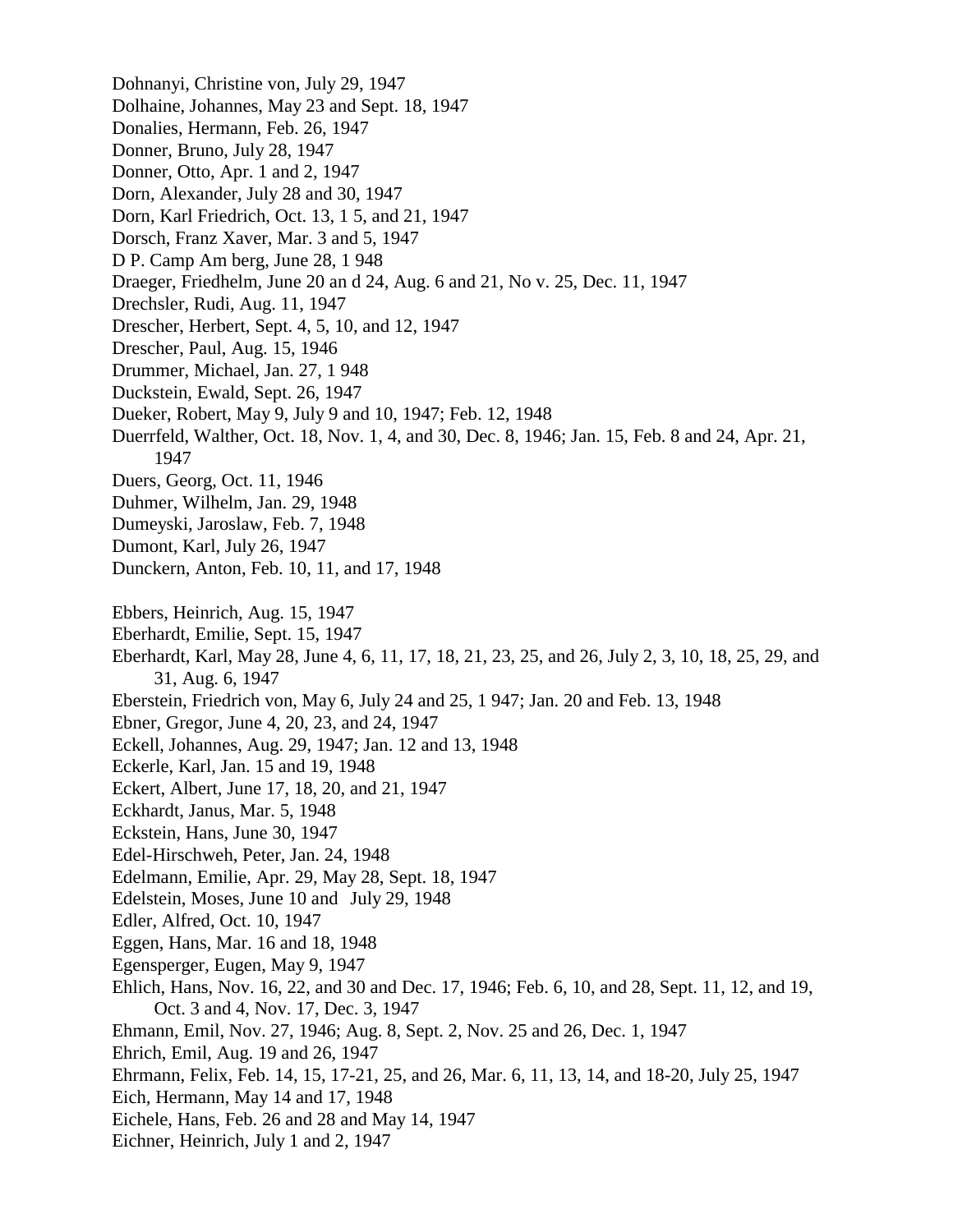Dohnanyi, Christine von, July 29, 1947
Dolhaine, Johannes, May 23 and Sept. 18, 1947
Donalies, Hermann, Feb. 26, 1947
Donner, Bruno, July 28, 1947
Donner, Otto, Apr. 1 and 2, 1947
Dorn, Alexander, July 28 and 30, 1947
Dorn, Karl Friedrich, Oct. 13, 1 5, and 21, 1947
Dorsch, Franz Xaver, Mar. 3 and 5, 1947
D P. Camp Am berg, June 28, 1 948
Draeger, Friedhelm, June 20 an d 24, Aug. 6 and 21, No v. 25, Dec. 11, 1947
Drechsler, Rudi, Aug. 11, 1947
Drescher, Herbert, Sept. 4, 5, 10, and 12, 1947
Drescher, Paul, Aug. 15, 1946
Drummer, Michael, Jan. 27, 1 948
Duckstein, Ewald, Sept. 26, 1947
Dueker, Robert, May 9, July 9 and 10, 1947; Feb. 12, 1948
Duerrfeld, Walther, Oct. 18, Nov. 1, 4, and 30, Dec. 8, 1946; Jan. 15, Feb. 8 and 24, Apr. 21, 1947
Duers, Georg, Oct. 11, 1946
Duhmer, Wilhelm, Jan. 29, 1948
Dumeyski, Jaroslaw, Feb. 7, 1948
Dumont, Karl, July 26, 1947
Dunckern, Anton, Feb. 10, 11, and 17, 1948

Ebbers, Heinrich, Aug. 15, 1947
Eberhardt, Emilie, Sept. 15, 1947
Eberhardt, Karl, May 28, June 4, 6, 11, 17, 18, 21, 23, 25, and 26, July 2, 3, 10, 18, 25, 29, and 31, Aug. 6, 1947
Eberstein, Friedrich von, May 6, July 24 and 25, 1 947; Jan. 20 and Feb. 13, 1948
Ebner, Gregor, June 4, 20, 23, and 24, 1947
Eckell, Johannes, Aug. 29, 1947; Jan. 12 and 13, 1948
Eckerle, Karl, Jan. 15 and 19, 1948
Eckert, Albert, June 17, 18, 20, and 21, 1947
Eckhardt, Janus, Mar. 5, 1948
Eckstein, Hans, June 30, 1947
Edel-Hirschweh, Peter, Jan. 24, 1948
Edelmann, Emilie, Apr. 29, May 28, Sept. 18, 1947
Edelstein, Moses, June 10 and July 29, 1948
Edler, Alfred, Oct. 10, 1947
Eggen, Hans, Mar. 16 and 18, 1948
Egensperger, Eugen, May 9, 1947
Ehlich, Hans, Nov. 16, 22, and 30 and Dec. 17, 1946; Feb. 6, 10, and 28, Sept. 11, 12, and 19, Oct. 3 and 4, Nov. 17, Dec. 3, 1947
Ehmann, Emil, Nov. 27, 1946; Aug. 8, Sept. 2, Nov. 25 and 26, Dec. 1, 1947
Ehrich, Emil, Aug. 19 and 26, 1947
Ehrmann, Felix, Feb. 14, 15, 17-21, 25, and 26, Mar. 6, 11, 13, 14, and 18-20, July 25, 1947
Eich, Hermann, May 14 and 17, 1948
Eichele, Hans, Feb. 26 and 28 and May 14, 1947
Eichner, Heinrich, July 1 and 2, 1947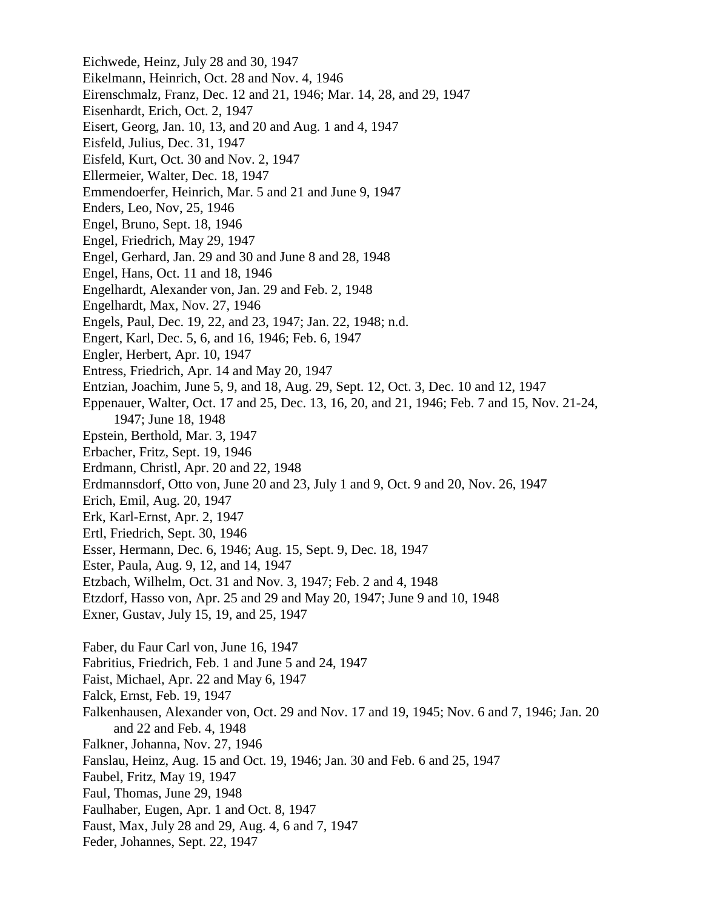Eichwede, Heinz, July 28 and 30, 1947
Eikelmann, Heinrich, Oct. 28 and Nov. 4, 1946
Eirenschmalz, Franz, Dec. 12 and 21, 1946; Mar. 14, 28, and 29, 1947
Eisenhardt, Erich, Oct. 2, 1947
Eisert, Georg, Jan. 10, 13, and 20 and Aug. 1 and 4, 1947
Eisfeld, Julius, Dec. 31, 1947
Eisfeld, Kurt, Oct. 30 and Nov. 2, 1947
Ellermeier, Walter, Dec. 18, 1947
Emmendoerfer, Heinrich, Mar. 5 and 21 and June 9, 1947
Enders, Leo, Nov, 25, 1946
Engel, Bruno, Sept. 18, 1946
Engel, Friedrich, May 29, 1947
Engel, Gerhard, Jan. 29 and 30 and June 8 and 28, 1948
Engel, Hans, Oct. 11 and 18, 1946
Engelhardt, Alexander von, Jan. 29 and Feb. 2, 1948
Engelhardt, Max, Nov. 27, 1946
Engels, Paul, Dec. 19, 22, and 23, 1947; Jan. 22, 1948; n.d.
Engert, Karl, Dec. 5, 6, and 16, 1946; Feb. 6, 1947
Engler, Herbert, Apr. 10, 1947
Entress, Friedrich, Apr. 14 and May 20, 1947
Entzian, Joachim, June 5, 9, and 18, Aug. 29, Sept. 12, Oct. 3, Dec. 10 and 12, 1947
Eppenauer, Walter, Oct. 17 and 25, Dec. 13, 16, 20, and 21, 1946; Feb. 7 and 15, Nov. 21-24, 1947; June 18, 1948
Epstein, Berthold, Mar. 3, 1947
Erbacher, Fritz, Sept. 19, 1946
Erdmann, Christl, Apr. 20 and 22, 1948
Erdmannsdorf, Otto von, June 20 and 23, July 1 and 9, Oct. 9 and 20, Nov. 26, 1947
Erich, Emil, Aug. 20, 1947
Erk, Karl-Ernst, Apr. 2, 1947
Ertl, Friedrich, Sept. 30, 1946
Esser, Hermann, Dec. 6, 1946; Aug. 15, Sept. 9, Dec. 18, 1947
Ester, Paula, Aug. 9, 12, and 14, 1947
Etzbach, Wilhelm, Oct. 31 and Nov. 3, 1947; Feb. 2 and 4, 1948
Etzdorf, Hasso von, Apr. 25 and 29 and May 20, 1947; June 9 and 10, 1948
Exner, Gustav, July 15, 19, and 25, 1947

Faber, du Faur Carl von, June 16, 1947
Fabritius, Friedrich, Feb. 1 and June 5 and 24, 1947
Faist, Michael, Apr. 22 and May 6, 1947
Falck, Ernst, Feb. 19, 1947
Falkenhausen, Alexander von, Oct. 29 and Nov. 17 and 19, 1945; Nov. 6 and 7, 1946; Jan. 20 and 22 and Feb. 4, 1948
Falkner, Johanna, Nov. 27, 1946
Fanslau, Heinz, Aug. 15 and Oct. 19, 1946; Jan. 30 and Feb. 6 and 25, 1947
Faubel, Fritz, May 19, 1947
Faul, Thomas, June 29, 1948
Faulhaber, Eugen, Apr. 1 and Oct. 8, 1947
Faust, Max, July 28 and 29, Aug. 4, 6 and 7, 1947
Feder, Johannes, Sept. 22, 1947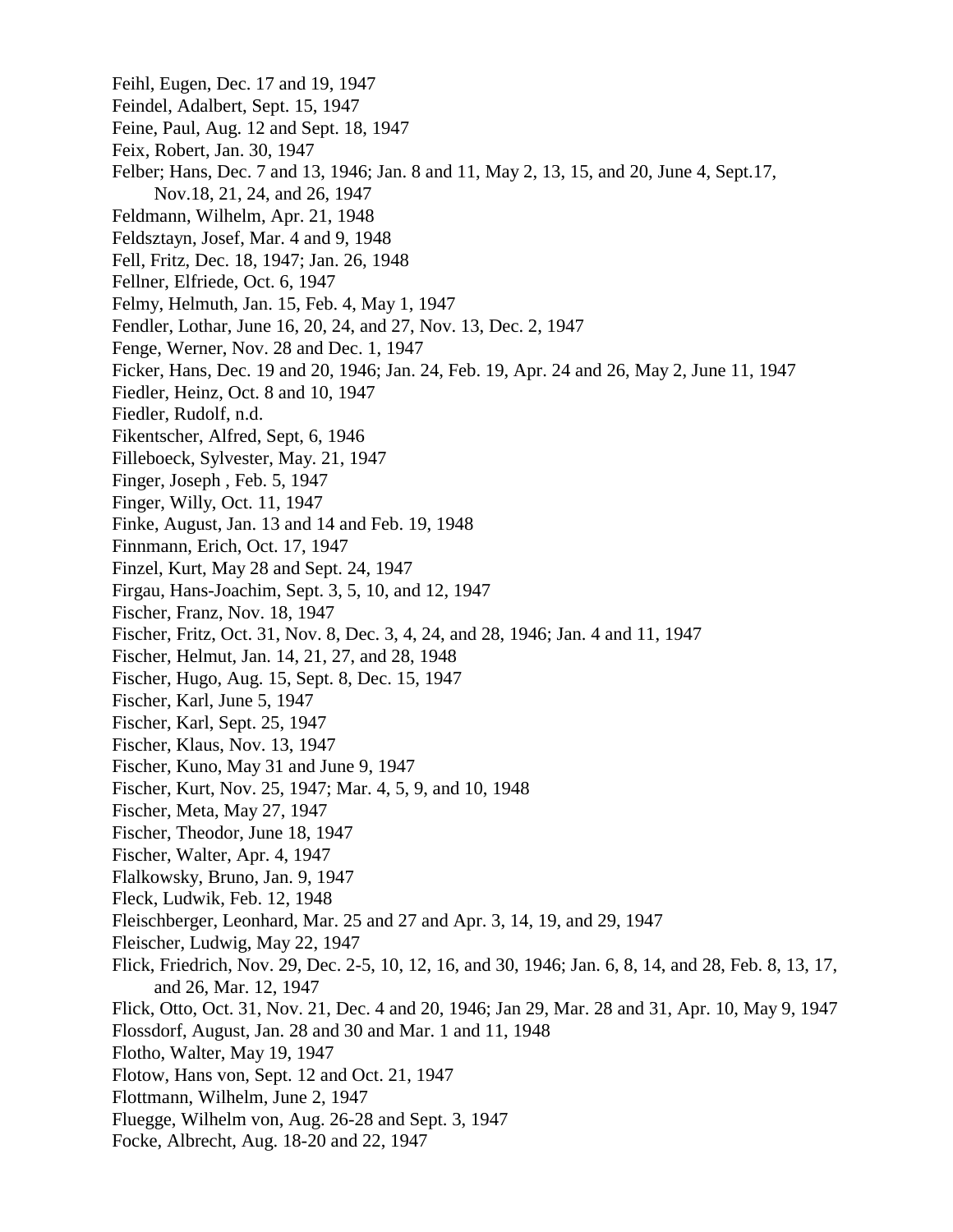Feihl, Eugen, Dec. 17 and 19, 1947
Feindel, Adalbert, Sept. 15, 1947
Feine, Paul, Aug. 12 and Sept. 18, 1947
Feix, Robert, Jan. 30, 1947
Felber; Hans, Dec. 7 and 13, 1946; Jan. 8 and 11, May 2, 13, 15, and 20, June 4, Sept.17, Nov.18, 21, 24, and 26, 1947
Feldmann, Wilhelm, Apr. 21, 1948
Feldsztayn, Josef, Mar. 4 and 9, 1948
Fell, Fritz, Dec. 18, 1947; Jan. 26, 1948
Fellner, Elfriede, Oct. 6, 1947
Felmy, Helmuth, Jan. 15, Feb. 4, May 1, 1947
Fendler, Lothar, June 16, 20, 24, and 27, Nov. 13, Dec. 2, 1947
Fenge, Werner, Nov. 28 and Dec. 1, 1947
Ficker, Hans, Dec. 19 and 20, 1946; Jan. 24, Feb. 19, Apr. 24 and 26, May 2, June 11, 1947
Fiedler, Heinz, Oct. 8 and 10, 1947
Fiedler, Rudolf, n.d.
Fikentscher, Alfred, Sept, 6, 1946
Filleboeck, Sylvester, May. 21, 1947
Finger, Joseph , Feb. 5, 1947
Finger, Willy, Oct. 11, 1947
Finke, August, Jan. 13 and 14 and Feb. 19, 1948
Finnmann, Erich, Oct. 17, 1947
Finzel, Kurt, May 28 and Sept. 24, 1947
Firgau, Hans-Joachim, Sept. 3, 5, 10, and 12, 1947
Fischer, Franz, Nov. 18, 1947
Fischer, Fritz, Oct. 31, Nov. 8, Dec. 3, 4, 24, and 28, 1946; Jan. 4 and 11, 1947
Fischer, Helmut, Jan. 14, 21, 27, and 28, 1948
Fischer, Hugo, Aug. 15, Sept. 8, Dec. 15, 1947
Fischer, Karl, June 5, 1947
Fischer, Karl, Sept. 25, 1947
Fischer, Klaus, Nov. 13, 1947
Fischer, Kuno, May 31 and June 9, 1947
Fischer, Kurt, Nov. 25, 1947; Mar. 4, 5, 9, and 10, 1948
Fischer, Meta, May 27, 1947
Fischer, Theodor, June 18, 1947
Fischer, Walter, Apr. 4, 1947
Flalkowsky, Bruno, Jan. 9, 1947
Fleck, Ludwik, Feb. 12, 1948
Fleischberger, Leonhard, Mar. 25 and 27 and Apr. 3, 14, 19, and 29, 1947
Fleischer, Ludwig, May 22, 1947
Flick, Friedrich, Nov. 29, Dec. 2-5, 10, 12, 16, and 30, 1946; Jan. 6, 8, 14, and 28, Feb. 8, 13, 17, and 26, Mar. 12, 1947
Flick, Otto, Oct. 31, Nov. 21, Dec. 4 and 20, 1946; Jan 29, Mar. 28 and 31, Apr. 10, May 9, 1947
Flossdorf, August, Jan. 28 and 30 and Mar. 1 and 11, 1948
Flotho, Walter, May 19, 1947
Flotow, Hans von, Sept. 12 and Oct. 21, 1947
Flottmann, Wilhelm, June 2, 1947
Fluegge, Wilhelm von, Aug. 26-28 and Sept. 3, 1947
Focke, Albrecht, Aug. 18-20 and 22, 1947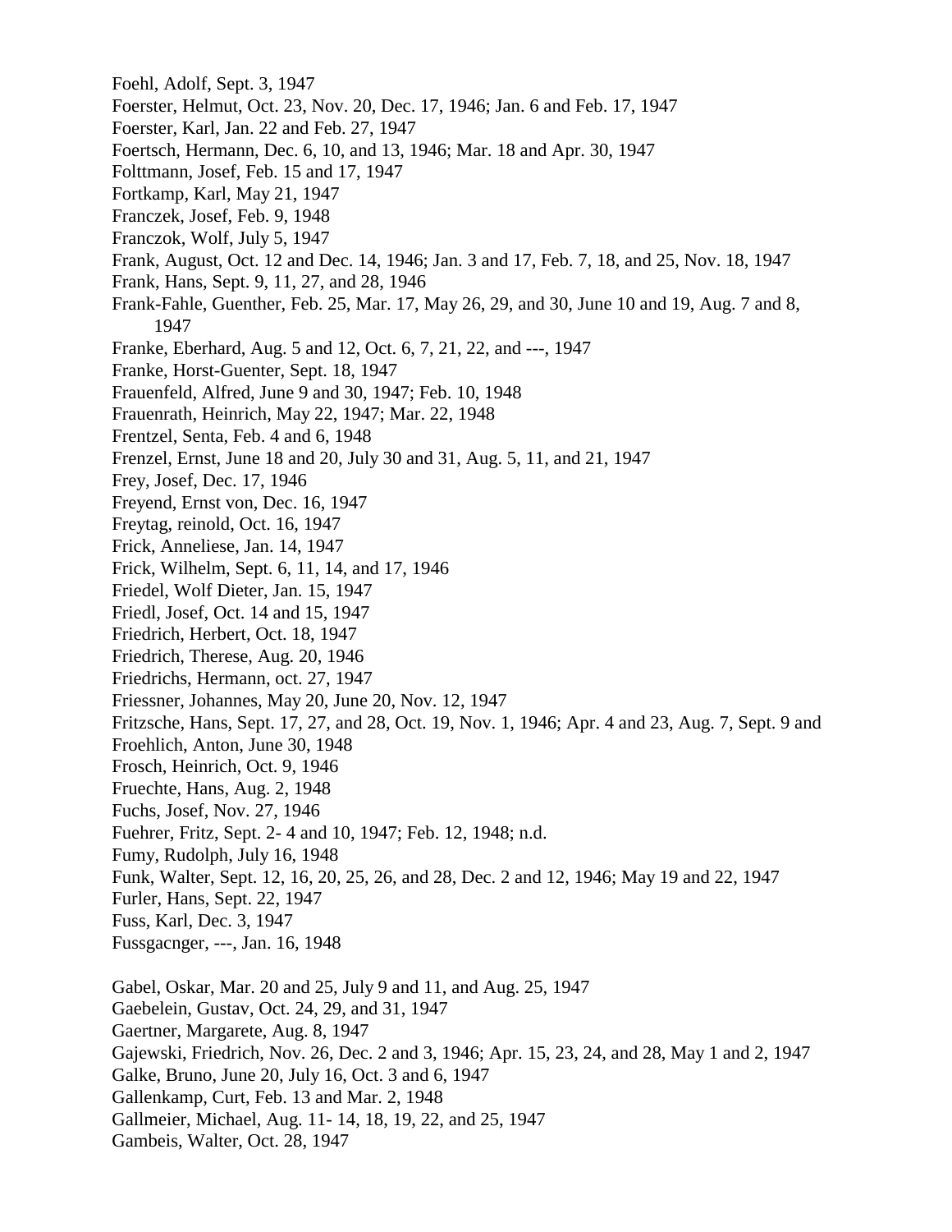Foehl, Adolf, Sept. 3, 1947
Foerster, Helmut, Oct. 23, Nov. 20, Dec. 17, 1946; Jan. 6 and Feb. 17, 1947
Foerster, Karl, Jan. 22 and Feb. 27, 1947
Foertsch, Hermann, Dec. 6, 10, and 13, 1946; Mar. 18 and Apr. 30, 1947
Folttmann, Josef, Feb. 15 and 17, 1947
Fortkamp, Karl, May 21, 1947
Franczek, Josef, Feb. 9, 1948
Franczok, Wolf, July 5, 1947
Frank, August, Oct. 12 and Dec. 14, 1946; Jan. 3 and 17, Feb. 7, 18, and 25, Nov. 18, 1947
Frank, Hans, Sept. 9, 11, 27, and 28, 1946
Frank-Fahle, Guenther, Feb. 25, Mar. 17, May 26, 29, and 30, June 10 and 19, Aug. 7 and 8, 1947
Franke, Eberhard, Aug. 5 and 12, Oct. 6, 7, 21, 22, and ---, 1947
Franke, Horst-Guenter, Sept. 18, 1947
Frauenfeld, Alfred, June 9 and 30, 1947; Feb. 10, 1948
Frauenrath, Heinrich, May 22, 1947; Mar. 22, 1948
Frentzel, Senta, Feb. 4 and 6, 1948
Frenzel, Ernst, June 18 and 20, July 30 and 31, Aug. 5, 11, and 21, 1947
Frey, Josef, Dec. 17, 1946
Freyend, Ernst von, Dec. 16, 1947
Freytag, reinold, Oct. 16, 1947
Frick, Anneliese, Jan. 14, 1947
Frick, Wilhelm, Sept. 6, 11, 14, and 17, 1946
Friedel, Wolf Dieter, Jan. 15, 1947
Friedl, Josef, Oct. 14 and 15, 1947
Friedrich, Herbert, Oct. 18, 1947
Friedrich, Therese, Aug. 20, 1946
Friedrichs, Hermann, oct. 27, 1947
Friessner, Johannes, May 20, June 20, Nov. 12, 1947
Fritzsche, Hans, Sept. 17, 27, and 28, Oct. 19, Nov. 1, 1946; Apr. 4 and 23, Aug. 7, Sept. 9 and
Froehlich, Anton, June 30, 1948
Frosch, Heinrich, Oct. 9, 1946
Fruechte, Hans, Aug. 2, 1948
Fuchs, Josef, Nov. 27, 1946
Fuehrer, Fritz, Sept. 2- 4 and 10, 1947; Feb. 12, 1948; n.d.
Fumy, Rudolph, July 16, 1948
Funk, Walter, Sept. 12, 16, 20, 25, 26, and 28, Dec. 2 and 12, 1946; May 19 and 22, 1947
Furler, Hans, Sept. 22, 1947
Fuss, Karl, Dec. 3, 1947
Fussgacnger, ---, Jan. 16, 1948

Gabel, Oskar, Mar. 20 and 25, July 9 and 11, and Aug. 25, 1947
Gaebelein, Gustav, Oct. 24, 29, and 31, 1947
Gaertner, Margarete, Aug. 8, 1947
Gajewski, Friedrich, Nov. 26, Dec. 2 and 3, 1946; Apr. 15, 23, 24, and 28, May 1 and 2, 1947
Galke, Bruno, June 20, July 16, Oct. 3 and 6, 1947
Gallenkamp, Curt, Feb. 13 and Mar. 2, 1948
Gallmeier, Michael, Aug. 11- 14, 18, 19, 22, and 25, 1947
Gambeis, Walter, Oct. 28, 1947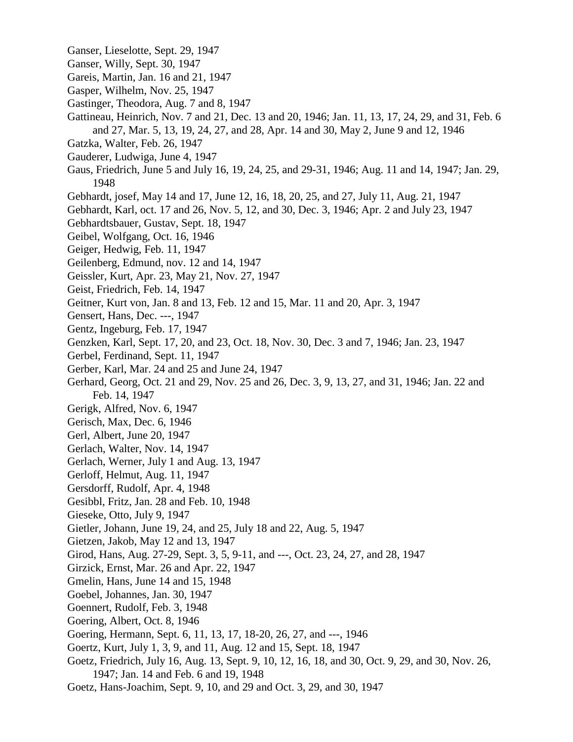Ganser, Lieselotte, Sept. 29, 1947

Ganser, Willy, Sept. 30, 1947

Gareis, Martin, Jan. 16 and 21, 1947

Gasper, Wilhelm, Nov. 25, 1947

Gastinger, Theodora, Aug. 7 and 8, 1947

Gattineau, Heinrich, Nov. 7 and 21, Dec. 13 and 20, 1946; Jan. 11, 13, 17, 24, 29, and 31, Feb. 6 and 27, Mar. 5, 13, 19, 24, 27, and 28, Apr. 14 and 30, May 2, June 9 and 12, 1946

Gatzka, Walter, Feb. 26, 1947

Gauderer, Ludwiga, June 4, 1947

Gaus, Friedrich, June 5 and July 16, 19, 24, 25, and 29-31, 1946; Aug. 11 and 14, 1947; Jan. 29, 1948

Gebhardt, josef, May 14 and 17, June 12, 16, 18, 20, 25, and 27, July 11, Aug. 21, 1947

Gebhardt, Karl, oct. 17 and 26, Nov. 5, 12, and 30, Dec. 3, 1946; Apr. 2 and July 23, 1947

Gebhardtsbauer, Gustav, Sept. 18, 1947

Geibel, Wolfgang, Oct. 16, 1946

Geiger, Hedwig, Feb. 11, 1947

Geilenberg, Edmund, nov. 12 and 14, 1947

Geissler, Kurt, Apr. 23, May 21, Nov. 27, 1947

Geist, Friedrich, Feb. 14, 1947

Geitner, Kurt von, Jan. 8 and 13, Feb. 12 and 15, Mar. 11 and 20, Apr. 3, 1947

Gensert, Hans, Dec. ---, 1947

Gentz, Ingeburg, Feb. 17, 1947

Genzken, Karl, Sept. 17, 20, and 23, Oct. 18, Nov. 30, Dec. 3 and 7, 1946; Jan. 23, 1947

Gerbel, Ferdinand, Sept. 11, 1947

Gerber, Karl, Mar. 24 and 25 and June 24, 1947

Gerhard, Georg, Oct. 21 and 29, Nov. 25 and 26, Dec. 3, 9, 13, 27, and 31, 1946; Jan. 22 and Feb. 14, 1947

Gerigk, Alfred, Nov. 6, 1947

Gerisch, Max, Dec. 6, 1946

Gerl, Albert, June 20, 1947

Gerlach, Walter, Nov. 14, 1947

Gerlach, Werner, July 1 and Aug. 13, 1947

Gerloff, Helmut, Aug. 11, 1947

Gersdorff, Rudolf, Apr. 4, 1948

Gesibbl, Fritz, Jan. 28 and Feb. 10, 1948

Gieseke, Otto, July 9, 1947

Gietler, Johann, June 19, 24, and 25, July 18 and 22, Aug. 5, 1947

Gietzen, Jakob, May 12 and 13, 1947

Girod, Hans, Aug. 27-29, Sept. 3, 5, 9-11, and ---, Oct. 23, 24, 27, and 28, 1947

Girzick, Ernst, Mar. 26 and Apr. 22, 1947

Gmelin, Hans, June 14 and 15, 1948

Goebel, Johannes, Jan. 30, 1947

Goennert, Rudolf, Feb. 3, 1948

Goering, Albert, Oct. 8, 1946

Goering, Hermann, Sept. 6, 11, 13, 17, 18-20, 26, 27, and ---, 1946

Goertz, Kurt, July 1, 3, 9, and 11, Aug. 12 and 15, Sept. 18, 1947

Goetz, Friedrich, July 16, Aug. 13, Sept. 9, 10, 12, 16, 18, and 30, Oct. 9, 29, and 30, Nov. 26, 1947; Jan. 14 and Feb. 6 and 19, 1948

Goetz, Hans-Joachim, Sept. 9, 10, and 29 and Oct. 3, 29, and 30, 1947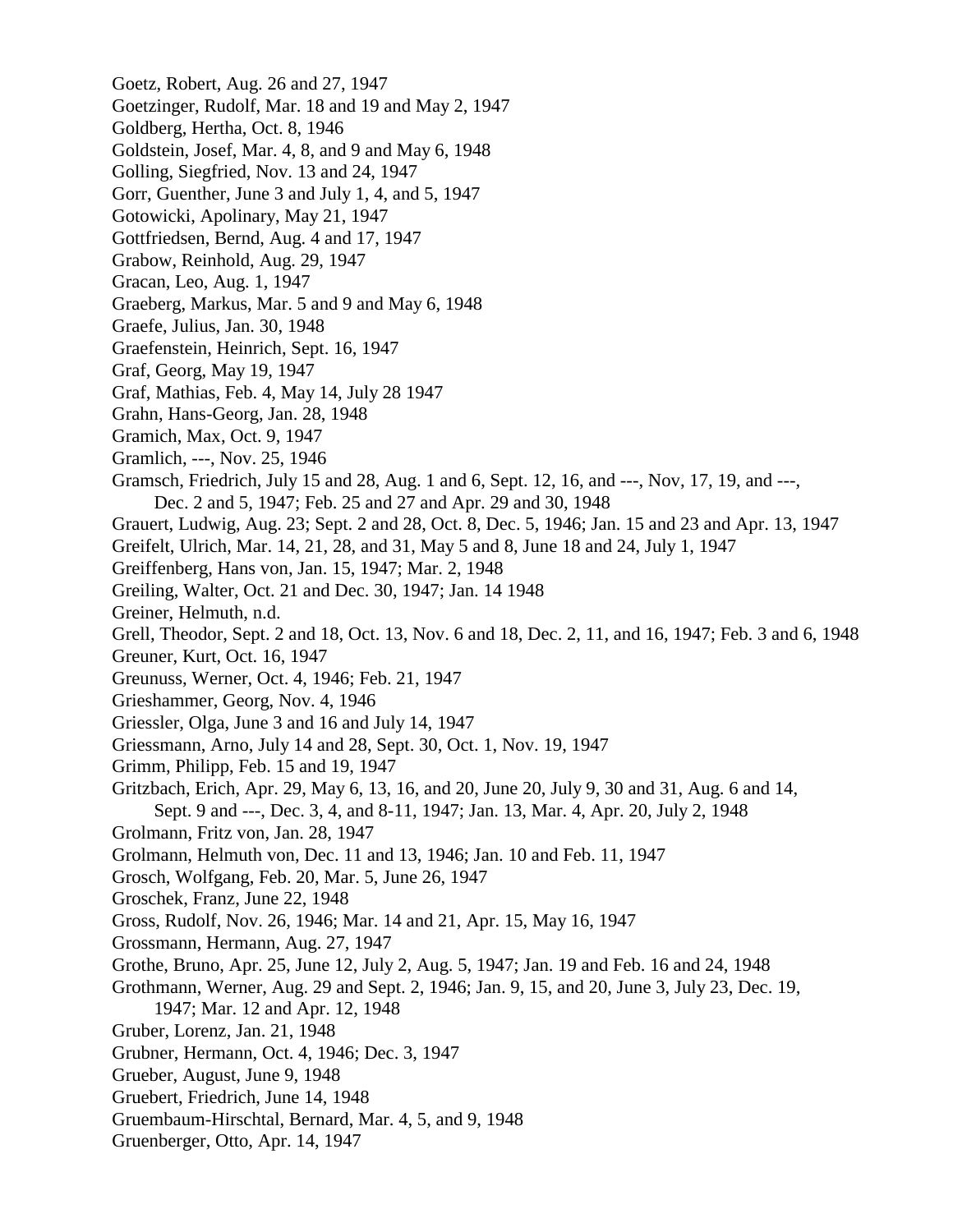Goetz, Robert, Aug. 26 and 27, 1947
Goetzinger, Rudolf, Mar. 18 and 19 and May 2, 1947
Goldberg, Hertha, Oct. 8, 1946
Goldstein, Josef, Mar. 4, 8, and 9 and May 6, 1948
Golling, Siegfried, Nov. 13 and 24, 1947
Gorr, Guenther, June 3 and July 1, 4, and 5, 1947
Gotowicki, Apolinary, May 21, 1947
Gottfriedsen, Bernd, Aug. 4 and 17, 1947
Grabow, Reinhold, Aug. 29, 1947
Gracan, Leo, Aug. 1, 1947
Graeberg, Markus, Mar. 5 and 9 and May 6, 1948
Graefe, Julius, Jan. 30, 1948
Graefenstein, Heinrich, Sept. 16, 1947
Graf, Georg, May 19, 1947
Graf, Mathias, Feb. 4, May 14, July 28 1947
Grahn, Hans-Georg, Jan. 28, 1948
Gramich, Max, Oct. 9, 1947
Gramlich, ---, Nov. 25, 1946
Gramsch, Friedrich, July 15 and 28, Aug. 1 and 6, Sept. 12, 16, and ---, Nov, 17, 19, and ---, Dec. 2 and 5, 1947; Feb. 25 and 27 and Apr. 29 and 30, 1948
Grauert, Ludwig, Aug. 23; Sept. 2 and 28, Oct. 8, Dec. 5, 1946; Jan. 15 and 23 and Apr. 13, 1947
Greifelt, Ulrich, Mar. 14, 21, 28, and 31, May 5 and 8, June 18 and 24, July 1, 1947
Greiffenberg, Hans von, Jan. 15, 1947; Mar. 2, 1948
Greiling, Walter, Oct. 21 and Dec. 30, 1947; Jan. 14 1948
Greiner, Helmuth, n.d.
Grell, Theodor, Sept. 2 and 18, Oct. 13, Nov. 6 and 18, Dec. 2, 11, and 16, 1947; Feb. 3 and 6, 1948
Greuner, Kurt, Oct. 16, 1947
Greunuss, Werner, Oct. 4, 1946; Feb. 21, 1947
Grieshammer, Georg, Nov. 4, 1946
Griessler, Olga, June 3 and 16 and July 14, 1947
Griessmann, Arno, July 14 and 28, Sept. 30, Oct. 1, Nov. 19, 1947
Grimm, Philipp, Feb. 15 and 19, 1947
Gritzbach, Erich, Apr. 29, May 6, 13, 16, and 20, June 20, July 9, 30 and 31, Aug. 6 and 14, Sept. 9 and ---, Dec. 3, 4, and 8-11, 1947; Jan. 13, Mar. 4, Apr. 20, July 2, 1948
Grolmann, Fritz von, Jan. 28, 1947
Grolmann, Helmuth von, Dec. 11 and 13, 1946; Jan. 10 and Feb. 11, 1947
Grosch, Wolfgang, Feb. 20, Mar. 5, June 26, 1947
Groschek, Franz, June 22, 1948
Gross, Rudolf, Nov. 26, 1946; Mar. 14 and 21, Apr. 15, May 16, 1947
Grossmann, Hermann, Aug. 27, 1947
Grothe, Bruno, Apr. 25, June 12, July 2, Aug. 5, 1947; Jan. 19 and Feb. 16 and 24, 1948
Grothmann, Werner, Aug. 29 and Sept. 2, 1946; Jan. 9, 15, and 20, June 3, July 23, Dec. 19, 1947; Mar. 12 and Apr. 12, 1948
Gruber, Lorenz, Jan. 21, 1948
Grubner, Hermann, Oct. 4, 1946; Dec. 3, 1947
Grueber, August, June 9, 1948
Gruebert, Friedrich, June 14, 1948
Gruembaum-Hirschtal, Bernard, Mar. 4, 5, and 9, 1948
Gruenberger, Otto, Apr. 14, 1947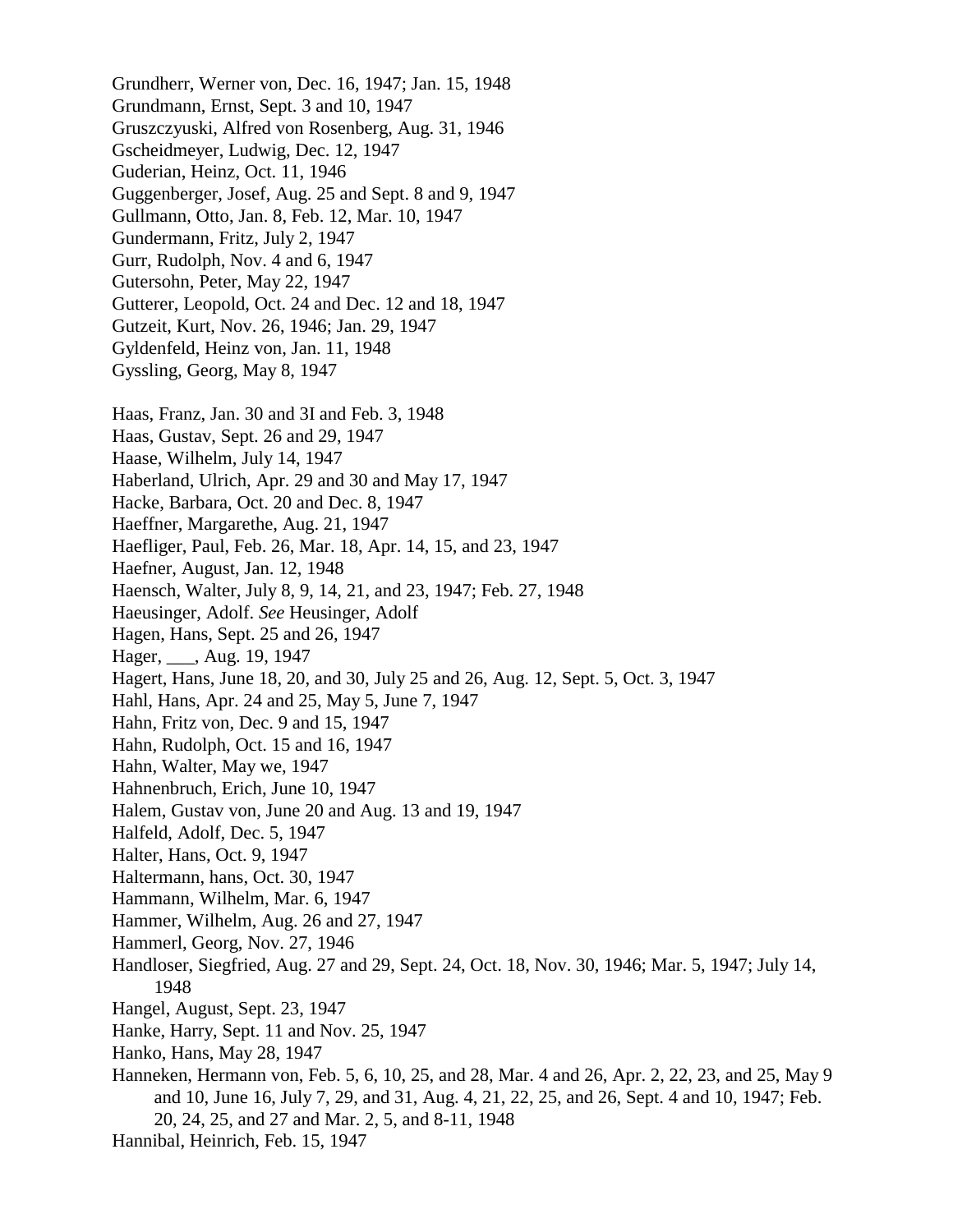Grundherr, Werner von, Dec. 16, 1947; Jan. 15, 1948
Grundmann, Ernst, Sept. 3 and 10, 1947
Gruszczyuski, Alfred von Rosenberg, Aug. 31, 1946
Gscheidmeyer, Ludwig, Dec. 12, 1947
Guderian, Heinz, Oct. 11, 1946
Guggenberger, Josef, Aug. 25 and Sept. 8 and 9, 1947
Gullmann, Otto, Jan. 8, Feb. 12, Mar. 10, 1947
Gundermann, Fritz, July 2, 1947
Gurr, Rudolph, Nov. 4 and 6, 1947
Gutersohn, Peter, May 22, 1947
Gutterer, Leopold, Oct. 24 and Dec. 12 and 18, 1947
Gutzeit, Kurt, Nov. 26, 1946; Jan. 29, 1947
Gyldenfeld, Heinz von, Jan. 11, 1948
Gyssling, Georg, May 8, 1947

Haas, Franz, Jan. 30 and 3I and Feb. 3, 1948
Haas, Gustav, Sept. 26 and 29, 1947
Haase, Wilhelm, July 14, 1947
Haberland, Ulrich, Apr. 29 and 30 and May 17, 1947
Hacke, Barbara, Oct. 20 and Dec. 8, 1947
Haeffner, Margarethe, Aug. 21, 1947
Haefliger, Paul, Feb. 26, Mar. 18, Apr. 14, 15, and 23, 1947
Haefner, August, Jan. 12, 1948
Haensch, Walter, July 8, 9, 14, 21, and 23, 1947; Feb. 27, 1948
Haeusinger, Adolf. *See* Heusinger, Adolf
Hagen, Hans, Sept. 25 and 26, 1947
Hager, ___, Aug. 19, 1947
Hagert, Hans, June 18, 20, and 30, July 25 and 26, Aug. 12, Sept. 5, Oct. 3, 1947
Hahl, Hans, Apr. 24 and 25, May 5, June 7, 1947
Hahn, Fritz von, Dec. 9 and 15, 1947
Hahn, Rudolph, Oct. 15 and 16, 1947
Hahn, Walter, May we, 1947
Hahnenbruch, Erich, June 10, 1947
Halem, Gustav von, June 20 and Aug. 13 and 19, 1947
Halfeld, Adolf, Dec. 5, 1947
Halter, Hans, Oct. 9, 1947
Haltermann, hans, Oct. 30, 1947
Hammann, Wilhelm, Mar. 6, 1947
Hammer, Wilhelm, Aug. 26 and 27, 1947
Hammerl, Georg, Nov. 27, 1946
Handloser, Siegfried, Aug. 27 and 29, Sept. 24, Oct. 18, Nov. 30, 1946; Mar. 5, 1947; July 14, 1948
Hangel, August, Sept. 23, 1947
Hanke, Harry, Sept. 11 and Nov. 25, 1947
Hanko, Hans, May 28, 1947
Hanneken, Hermann von, Feb. 5, 6, 10, 25, and 28, Mar. 4 and 26, Apr. 2, 22, 23, and 25, May 9 and 10, June 16, July 7, 29, and 31, Aug. 4, 21, 22, 25, and 26, Sept. 4 and 10, 1947; Feb. 20, 24, 25, and 27 and Mar. 2, 5, and 8-11, 1948
Hannibal, Heinrich, Feb. 15, 1947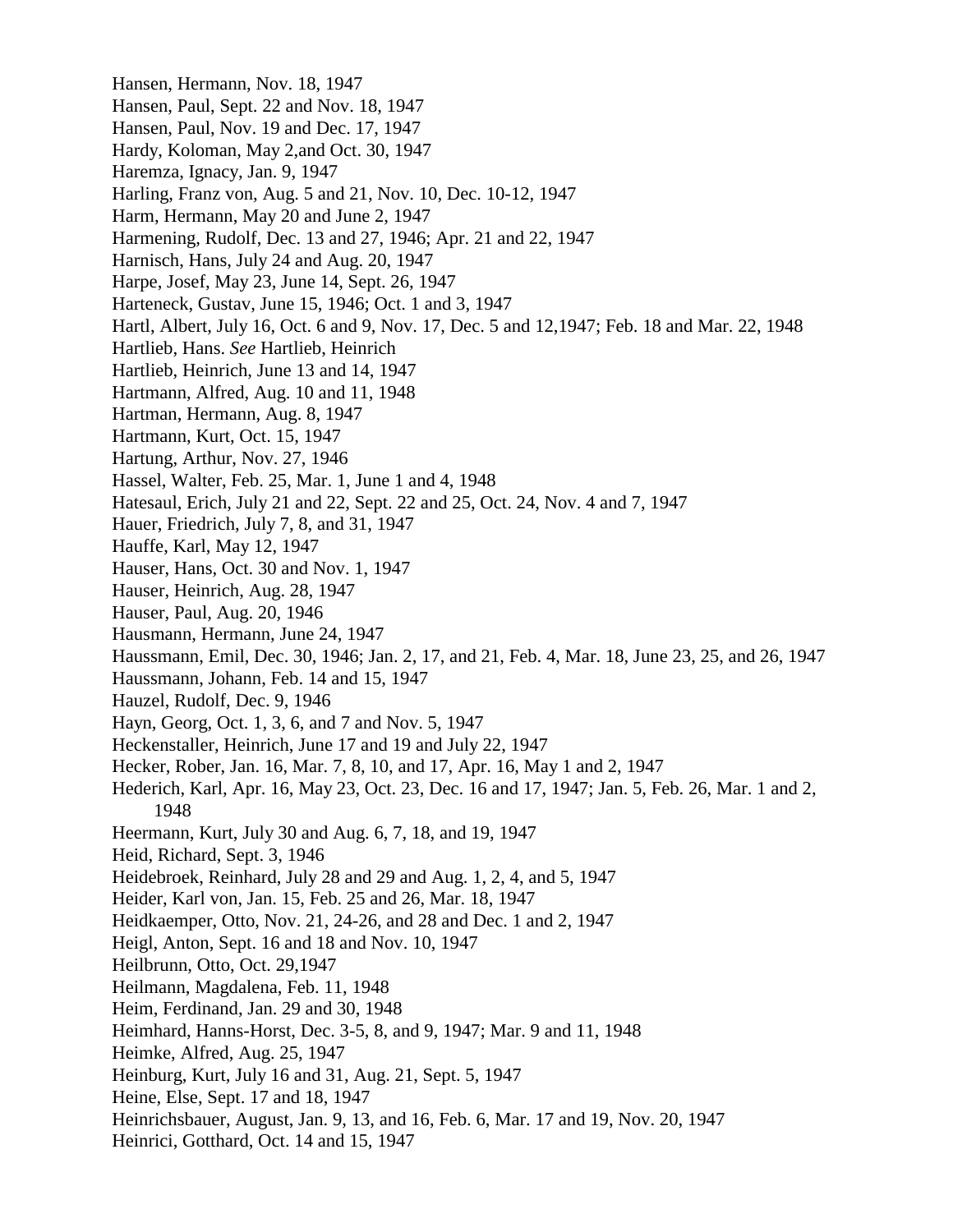Hansen, Hermann, Nov. 18, 1947
Hansen, Paul, Sept. 22 and Nov. 18, 1947
Hansen, Paul, Nov. 19 and Dec. 17, 1947
Hardy, Koloman, May 2,and Oct. 30, 1947
Haremza, Ignacy, Jan. 9, 1947
Harling, Franz von, Aug. 5 and 21, Nov. 10, Dec. 10-12, 1947
Harm, Hermann, May 20 and June 2, 1947
Harmening, Rudolf, Dec. 13 and 27, 1946; Apr. 21 and 22, 1947
Harnisch, Hans, July 24 and Aug. 20, 1947
Harpe, Josef, May 23, June 14, Sept. 26, 1947
Harteneck, Gustav, June 15, 1946; Oct. 1 and 3, 1947
Hartl, Albert, July 16, Oct. 6 and 9, Nov. 17, Dec. 5 and 12,1947; Feb. 18 and Mar. 22, 1948
Hartlieb, Hans. *See* Hartlieb, Heinrich
Hartlieb, Heinrich, June 13 and 14, 1947
Hartmann, Alfred, Aug. 10 and 11, 1948
Hartman, Hermann, Aug. 8, 1947
Hartmann, Kurt, Oct. 15, 1947
Hartung, Arthur, Nov. 27, 1946
Hassel, Walter, Feb. 25, Mar. 1, June 1 and 4, 1948
Hatesaul, Erich, July 21 and 22, Sept. 22 and 25, Oct. 24, Nov. 4 and 7, 1947
Hauer, Friedrich, July 7, 8, and 31, 1947
Hauffe, Karl, May 12, 1947
Hauser, Hans, Oct. 30 and Nov. 1, 1947
Hauser, Heinrich, Aug. 28, 1947
Hauser, Paul, Aug. 20, 1946
Hausmann, Hermann, June 24, 1947
Haussmann, Emil, Dec. 30, 1946; Jan. 2, 17, and 21, Feb. 4, Mar. 18, June 23, 25, and 26, 1947
Haussmann, Johann, Feb. 14 and 15, 1947
Hauzel, Rudolf, Dec. 9, 1946
Hayn, Georg, Oct. 1, 3, 6, and 7 and Nov. 5, 1947
Heckenstaller, Heinrich, June 17 and 19 and July 22, 1947
Hecker, Rober, Jan. 16, Mar. 7, 8, 10, and 17, Apr. 16, May 1 and 2, 1947
Hederich, Karl, Apr. 16, May 23, Oct. 23, Dec. 16 and 17, 1947; Jan. 5, Feb. 26, Mar. 1 and 2, 1948
Heermann, Kurt, July 30 and Aug. 6, 7, 18, and 19, 1947
Heid, Richard, Sept. 3, 1946
Heidebroek, Reinhard, July 28 and 29 and Aug. 1, 2, 4, and 5, 1947
Heider, Karl von, Jan. 15, Feb. 25 and 26, Mar. 18, 1947
Heidkaemper, Otto, Nov. 21, 24-26, and 28 and Dec. 1 and 2, 1947
Heigl, Anton, Sept. 16 and 18 and Nov. 10, 1947
Heilbrunn, Otto, Oct. 29,1947
Heilmann, Magdalena, Feb. 11, 1948
Heim, Ferdinand, Jan. 29 and 30, 1948
Heimhard, Hanns-Horst, Dec. 3-5, 8, and 9, 1947; Mar. 9 and 11, 1948
Heimke, Alfred, Aug. 25, 1947
Heinburg, Kurt, July 16 and 31, Aug. 21, Sept. 5, 1947
Heine, Else, Sept. 17 and 18, 1947
Heinrichsbauer, August, Jan. 9, 13, and 16, Feb. 6, Mar. 17 and 19, Nov. 20, 1947
Heinrici, Gotthard, Oct. 14 and 15, 1947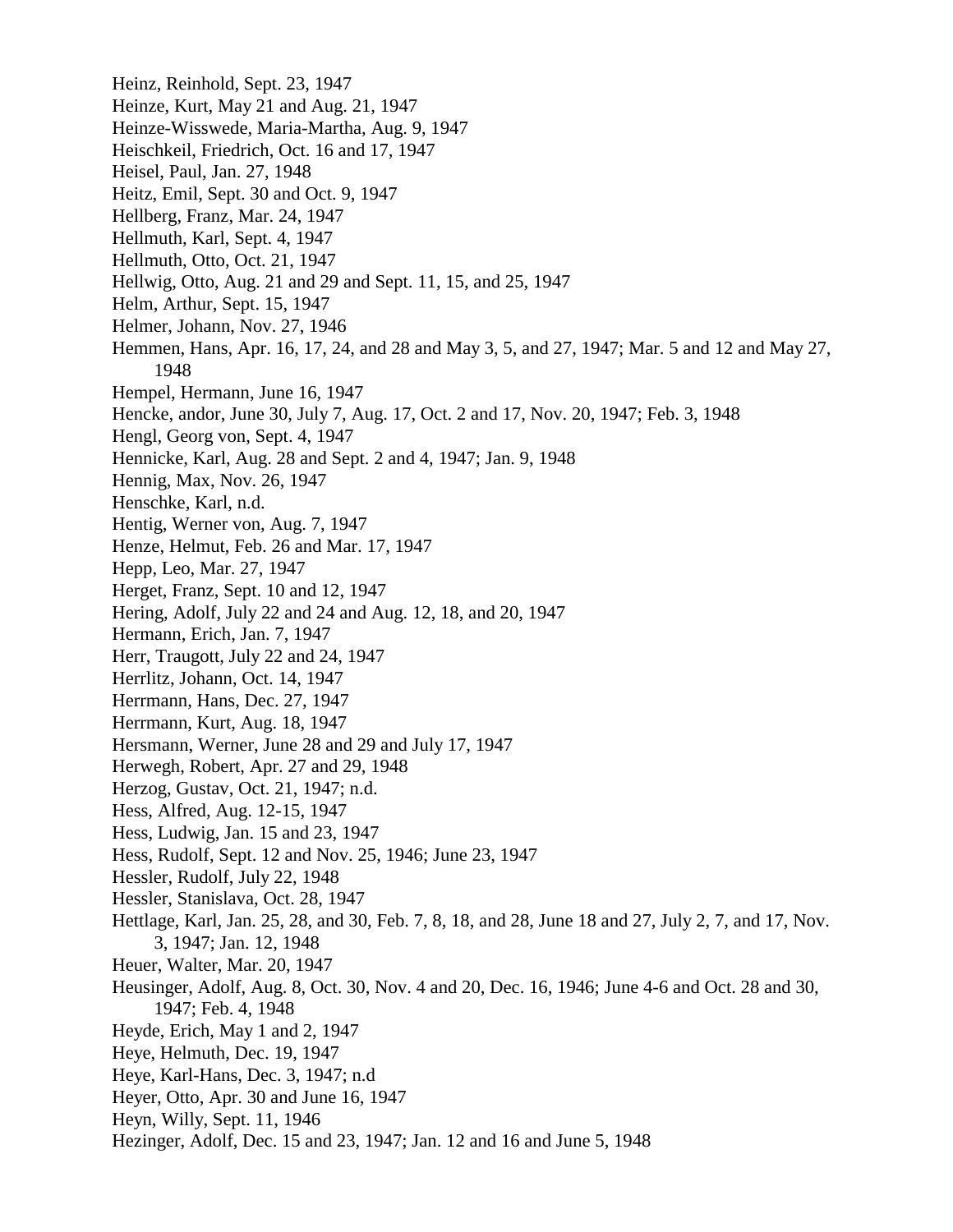Heinz, Reinhold, Sept. 23, 1947
Heinze, Kurt, May 21 and Aug. 21, 1947
Heinze-Wisswede, Maria-Martha, Aug. 9, 1947
Heischkeil, Friedrich, Oct. 16 and 17, 1947
Heisel, Paul, Jan. 27, 1948
Heitz, Emil, Sept. 30 and Oct. 9, 1947
Hellberg, Franz, Mar. 24, 1947
Hellmuth, Karl, Sept. 4, 1947
Hellmuth, Otto, Oct. 21, 1947
Hellwig, Otto, Aug. 21 and 29 and Sept. 11, 15, and 25, 1947
Helm, Arthur, Sept. 15, 1947
Helmer, Johann, Nov. 27, 1946
Hemmen, Hans, Apr. 16, 17, 24, and 28 and May 3, 5, and 27, 1947; Mar. 5 and 12 and May 27, 1948
Hempel, Hermann, June 16, 1947
Hencke, andor, June 30, July 7, Aug. 17, Oct. 2 and 17, Nov. 20, 1947; Feb. 3, 1948
Hengl, Georg von, Sept. 4, 1947
Hennicke, Karl, Aug. 28 and Sept. 2 and 4, 1947; Jan. 9, 1948
Hennig, Max, Nov. 26, 1947
Henschke, Karl, n.d.
Hentig, Werner von, Aug. 7, 1947
Henze, Helmut, Feb. 26 and Mar. 17, 1947
Hepp, Leo, Mar. 27, 1947
Herget, Franz, Sept. 10 and 12, 1947
Hering, Adolf, July 22 and 24 and Aug. 12, 18, and 20, 1947
Hermann, Erich, Jan. 7, 1947
Herr, Traugott, July 22 and 24, 1947
Herrlitz, Johann, Oct. 14, 1947
Herrmann, Hans, Dec. 27, 1947
Herrmann, Kurt, Aug. 18, 1947
Hersmann, Werner, June 28 and 29 and July 17, 1947
Herwegh, Robert, Apr. 27 and 29, 1948
Herzog, Gustav, Oct. 21, 1947; n.d.
Hess, Alfred, Aug. 12-15, 1947
Hess, Ludwig, Jan. 15 and 23, 1947
Hess, Rudolf, Sept. 12 and Nov. 25, 1946; June 23, 1947
Hessler, Rudolf, July 22, 1948
Hessler, Stanislava, Oct. 28, 1947
Hettlage, Karl, Jan. 25, 28, and 30, Feb. 7, 8, 18, and 28, June 18 and 27, July 2, 7, and 17, Nov. 3, 1947; Jan. 12, 1948
Heuer, Walter, Mar. 20, 1947
Heusinger, Adolf, Aug. 8, Oct. 30, Nov. 4 and 20, Dec. 16, 1946; June 4-6 and Oct. 28 and 30, 1947; Feb. 4, 1948
Heyde, Erich, May 1 and 2, 1947
Heye, Helmuth, Dec. 19, 1947
Heye, Karl-Hans, Dec. 3, 1947; n.d
Heyer, Otto, Apr. 30 and June 16, 1947
Heyn, Willy, Sept. 11, 1946
Hezinger, Adolf, Dec. 15 and 23, 1947; Jan. 12 and 16 and June 5, 1948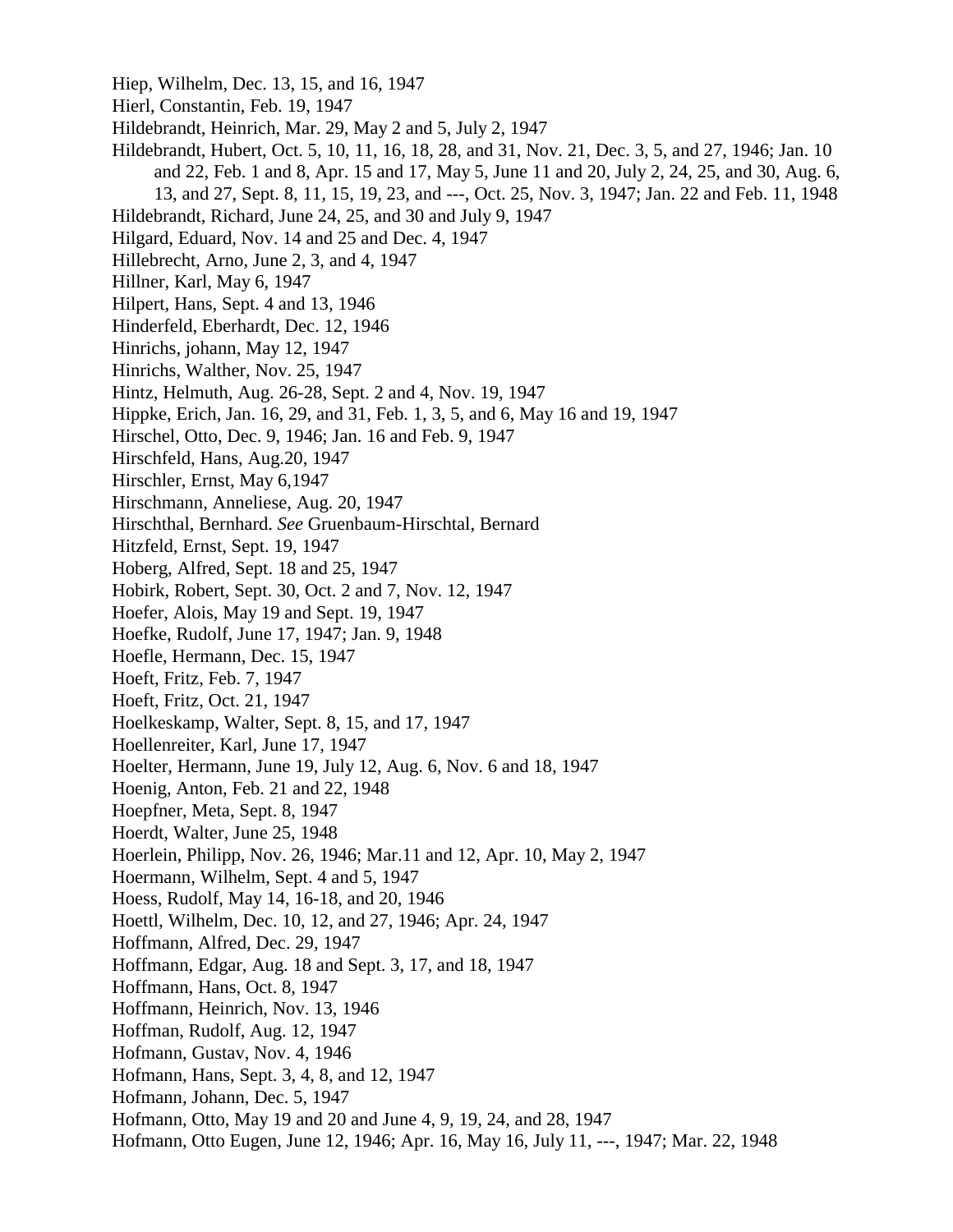Hiep, Wilhelm, Dec. 13, 15, and 16, 1947
Hierl, Constantin, Feb. 19, 1947
Hildebrandt, Heinrich, Mar. 29, May 2 and 5, July 2, 1947
Hildebrandt, Hubert, Oct. 5, 10, 11, 16, 18, 28, and 31, Nov. 21, Dec. 3, 5, and 27, 1946; Jan. 10 and 22, Feb. 1 and 8, Apr. 15 and 17, May 5, June 11 and 20, July 2, 24, 25, and 30, Aug. 6, 13, and 27, Sept. 8, 11, 15, 19, 23, and ---, Oct. 25, Nov. 3, 1947; Jan. 22 and Feb. 11, 1948
Hildebrandt, Richard, June 24, 25, and 30 and July 9, 1947
Hilgard, Eduard, Nov. 14 and 25 and Dec. 4, 1947
Hillebrecht, Arno, June 2, 3, and 4, 1947
Hillner, Karl, May 6, 1947
Hilpert, Hans, Sept. 4 and 13, 1946
Hinderfeld, Eberhardt, Dec. 12, 1946
Hinrichs, johann, May 12, 1947
Hinrichs, Walther, Nov. 25, 1947
Hintz, Helmuth, Aug. 26-28, Sept. 2 and 4, Nov. 19, 1947
Hippke, Erich, Jan. 16, 29, and 31, Feb. 1, 3, 5, and 6, May 16 and 19, 1947
Hirschel, Otto, Dec. 9, 1946; Jan. 16 and Feb. 9, 1947
Hirschfeld, Hans, Aug.20, 1947
Hirschler, Ernst, May 6,1947
Hirschmann, Anneliese, Aug. 20, 1947
Hirschthal, Bernhard. *See* Gruenbaum-Hirschtal, Bernard
Hitzfeld, Ernst, Sept. 19, 1947
Hoberg, Alfred, Sept. 18 and 25, 1947
Hobirk, Robert, Sept. 30, Oct. 2 and 7, Nov. 12, 1947
Hoefer, Alois, May 19 and Sept. 19, 1947
Hoefke, Rudolf, June 17, 1947; Jan. 9, 1948
Hoefle, Hermann, Dec. 15, 1947
Hoeft, Fritz, Feb. 7, 1947
Hoeft, Fritz, Oct. 21, 1947
Hoelkeskamp, Walter, Sept. 8, 15, and 17, 1947
Hoellenreiter, Karl, June 17, 1947
Hoelter, Hermann, June 19, July 12, Aug. 6, Nov. 6 and 18, 1947
Hoenig, Anton, Feb. 21 and 22, 1948
Hoepfner, Meta, Sept. 8, 1947
Hoerdt, Walter, June 25, 1948
Hoerlein, Philipp, Nov. 26, 1946; Mar.11 and 12, Apr. 10, May 2, 1947
Hoermann, Wilhelm, Sept. 4 and 5, 1947
Hoess, Rudolf, May 14, 16-18, and 20, 1946
Hoettl, Wilhelm, Dec. 10, 12, and 27, 1946; Apr. 24, 1947
Hoffmann, Alfred, Dec. 29, 1947
Hoffmann, Edgar, Aug. 18 and Sept. 3, 17, and 18, 1947
Hoffmann, Hans, Oct. 8, 1947
Hoffmann, Heinrich, Nov. 13, 1946
Hoffman, Rudolf, Aug. 12, 1947
Hofmann, Gustav, Nov. 4, 1946
Hofmann, Hans, Sept. 3, 4, 8, and 12, 1947
Hofmann, Johann, Dec. 5, 1947
Hofmann, Otto, May 19 and 20 and June 4, 9, 19, 24, and 28, 1947
Hofmann, Otto Eugen, June 12, 1946; Apr. 16, May 16, July 11, ---, 1947; Mar. 22, 1948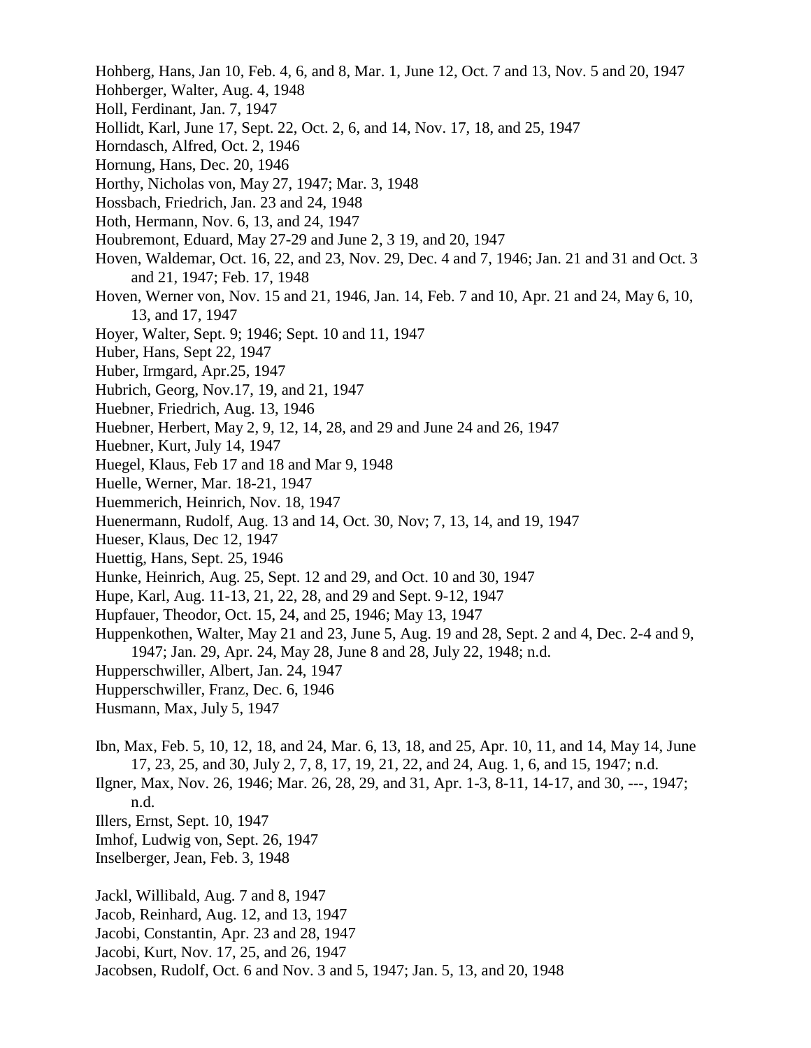Hohberg, Hans, Jan 10, Feb. 4, 6, and 8, Mar. 1, June 12, Oct. 7 and 13, Nov. 5 and 20, 1947
Hohberger, Walter, Aug. 4, 1948
Holl, Ferdinant, Jan. 7, 1947
Hollidt, Karl, June 17, Sept. 22, Oct. 2, 6, and 14, Nov. 17, 18, and 25, 1947
Horndasch, Alfred, Oct. 2, 1946
Hornung, Hans, Dec. 20, 1946
Horthy, Nicholas von, May 27, 1947; Mar. 3, 1948
Hossbach, Friedrich, Jan. 23 and 24, 1948
Hoth, Hermann, Nov. 6, 13, and 24, 1947
Houbremont, Eduard, May 27-29 and June 2, 3 19, and 20, 1947
Hoven, Waldemar, Oct. 16, 22, and 23, Nov. 29, Dec. 4 and 7, 1946; Jan. 21 and 31 and Oct. 3 and 21, 1947; Feb. 17, 1948
Hoven, Werner von, Nov. 15 and 21, 1946, Jan. 14, Feb. 7 and 10, Apr. 21 and 24, May 6, 10, 13, and 17, 1947
Hoyer, Walter, Sept. 9; 1946; Sept. 10 and 11, 1947
Huber, Hans, Sept 22, 1947
Huber, Irmgard, Apr.25, 1947
Hubrich, Georg, Nov.17, 19, and 21, 1947
Huebner, Friedrich, Aug. 13, 1946
Huebner, Herbert, May 2, 9, 12, 14, 28, and 29 and June 24 and 26, 1947
Huebner, Kurt, July 14, 1947
Huegel, Klaus, Feb 17 and 18 and Mar 9, 1948
Huelle, Werner, Mar. 18-21, 1947
Huemmerich, Heinrich, Nov. 18, 1947
Huenermann, Rudolf, Aug. 13 and 14, Oct. 30, Nov; 7, 13, 14, and 19, 1947
Hueser, Klaus, Dec 12, 1947
Huettig, Hans, Sept. 25, 1946
Hunke, Heinrich, Aug. 25, Sept. 12 and 29, and Oct. 10 and 30, 1947
Hupe, Karl, Aug. 11-13, 21, 22, 28, and 29 and Sept. 9-12, 1947
Hupfauer, Theodor, Oct. 15, 24, and 25, 1946; May 13, 1947
Huppenkothen, Walter, May 21 and 23, June 5, Aug. 19 and 28, Sept. 2 and 4, Dec. 2-4 and 9, 1947; Jan. 29, Apr. 24, May 28, June 8 and 28, July 22, 1948; n.d.
Hupperschwiller, Albert, Jan. 24, 1947
Hupperschwiller, Franz, Dec. 6, 1946
Husmann, Max, July 5, 1947

Ibn, Max, Feb. 5, 10, 12, 18, and 24, Mar. 6, 13, 18, and 25, Apr. 10, 11, and 14, May 14, June 17, 23, 25, and 30, July 2, 7, 8, 17, 19, 21, 22, and 24, Aug. 1, 6, and 15, 1947; n.d.
Ilgner, Max, Nov. 26, 1946; Mar. 26, 28, 29, and 31, Apr. 1-3, 8-11, 14-17, and 30, ---, 1947; n.d.
Illers, Ernst, Sept. 10, 1947
Imhof, Ludwig von, Sept. 26, 1947
Inselberger, Jean, Feb. 3, 1948

Jackl, Willibald, Aug. 7 and 8, 1947
Jacob, Reinhard, Aug. 12, and 13, 1947
Jacobi, Constantin, Apr. 23 and 28, 1947
Jacobi, Kurt, Nov. 17, 25, and 26, 1947
Jacobsen, Rudolf, Oct. 6 and Nov. 3 and 5, 1947; Jan. 5, 13, and 20, 1948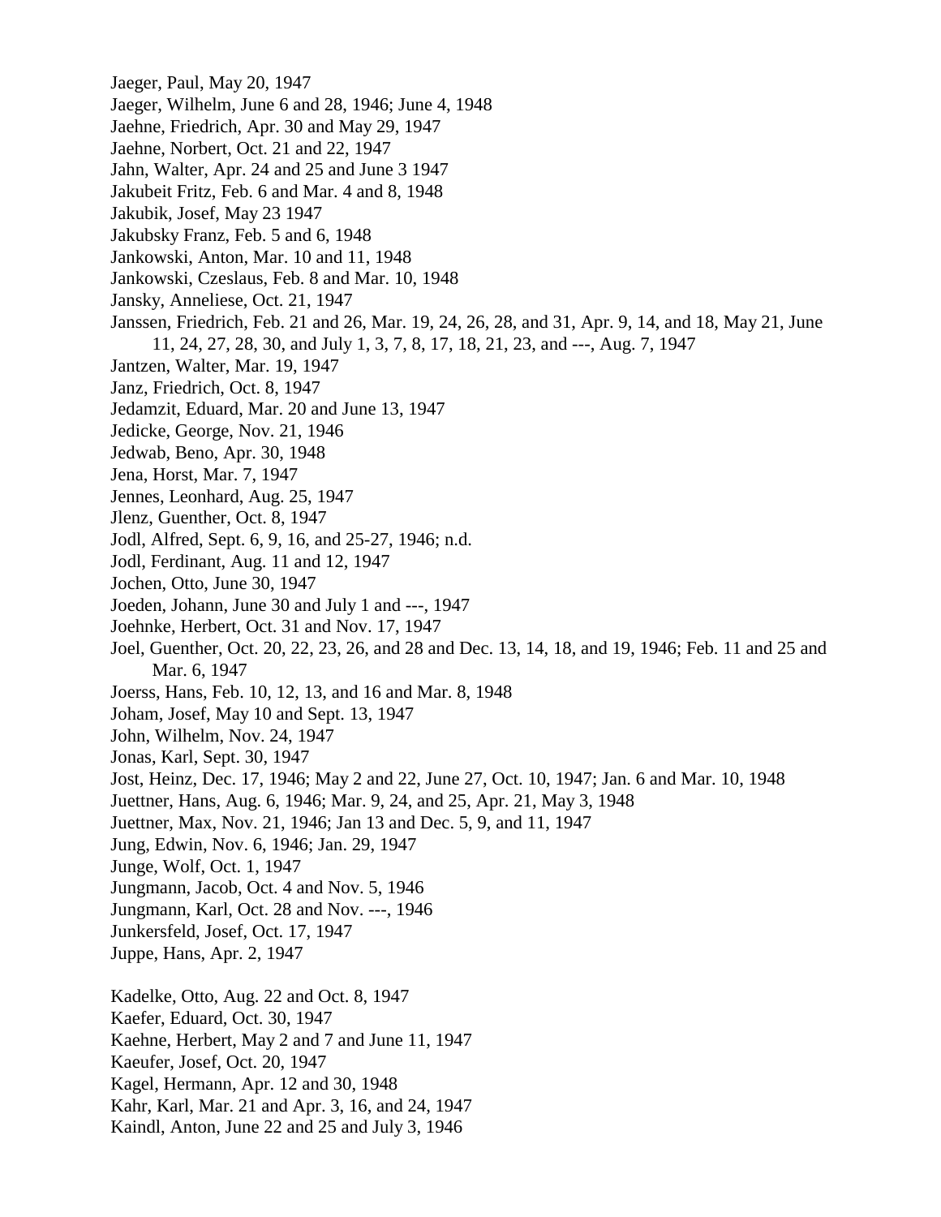Jaeger, Paul, May 20, 1947
Jaeger, Wilhelm, June 6 and 28, 1946; June 4, 1948
Jaehne, Friedrich, Apr. 30 and May 29, 1947
Jaehne, Norbert, Oct. 21 and 22, 1947
Jahn, Walter, Apr. 24 and 25 and June 3 1947
Jakubeit Fritz, Feb. 6 and Mar. 4 and 8, 1948
Jakubik, Josef, May 23 1947
Jakubsky Franz, Feb. 5 and 6, 1948
Jankowski, Anton, Mar. 10 and 11, 1948
Jankowski, Czeslaus, Feb. 8 and Mar. 10, 1948
Jansky, Anneliese, Oct. 21, 1947
Janssen, Friedrich, Feb. 21 and 26, Mar. 19, 24, 26, 28, and 31, Apr. 9, 14, and 18, May 21, June 11, 24, 27, 28, 30, and July 1, 3, 7, 8, 17, 18, 21, 23, and ---, Aug. 7, 1947
Jantzen, Walter, Mar. 19, 1947
Janz, Friedrich, Oct. 8, 1947
Jedamzit, Eduard, Mar. 20 and June 13, 1947
Jedicke, George, Nov. 21, 1946
Jedwab, Beno, Apr. 30, 1948
Jena, Horst, Mar. 7, 1947
Jennes, Leonhard, Aug. 25, 1947
Jlenz, Guenther, Oct. 8, 1947
Jodl, Alfred, Sept. 6, 9, 16, and 25-27, 1946; n.d.
Jodl, Ferdinant, Aug. 11 and 12, 1947
Jochen, Otto, June 30, 1947
Joeden, Johann, June 30 and July 1 and ---, 1947
Joehnke, Herbert, Oct. 31 and Nov. 17, 1947
Joel, Guenther, Oct. 20, 22, 23, 26, and 28 and Dec. 13, 14, 18, and 19, 1946; Feb. 11 and 25 and Mar. 6, 1947
Joerss, Hans, Feb. 10, 12, 13, and 16 and Mar. 8, 1948
Joham, Josef, May 10 and Sept. 13, 1947
John, Wilhelm, Nov. 24, 1947
Jonas, Karl, Sept. 30, 1947
Jost, Heinz, Dec. 17, 1946; May 2 and 22, June 27, Oct. 10, 1947; Jan. 6 and Mar. 10, 1948
Juettner, Hans, Aug. 6, 1946; Mar. 9, 24, and 25, Apr. 21, May 3, 1948
Juettner, Max, Nov. 21, 1946; Jan 13 and Dec. 5, 9, and 11, 1947
Jung, Edwin, Nov. 6, 1946; Jan. 29, 1947
Junge, Wolf, Oct. 1, 1947
Jungmann, Jacob, Oct. 4 and Nov. 5, 1946
Jungmann, Karl, Oct. 28 and Nov. ---, 1946
Junkersfeld, Josef, Oct. 17, 1947
Juppe, Hans, Apr. 2, 1947

Kadelke, Otto, Aug. 22 and Oct. 8, 1947
Kaefer, Eduard, Oct. 30, 1947
Kaehne, Herbert, May 2 and 7 and June 11, 1947
Kaeufer, Josef, Oct. 20, 1947
Kagel, Hermann, Apr. 12 and 30, 1948
Kahr, Karl, Mar. 21 and Apr. 3, 16, and 24, 1947
Kaindl, Anton, June 22 and 25 and July 3, 1946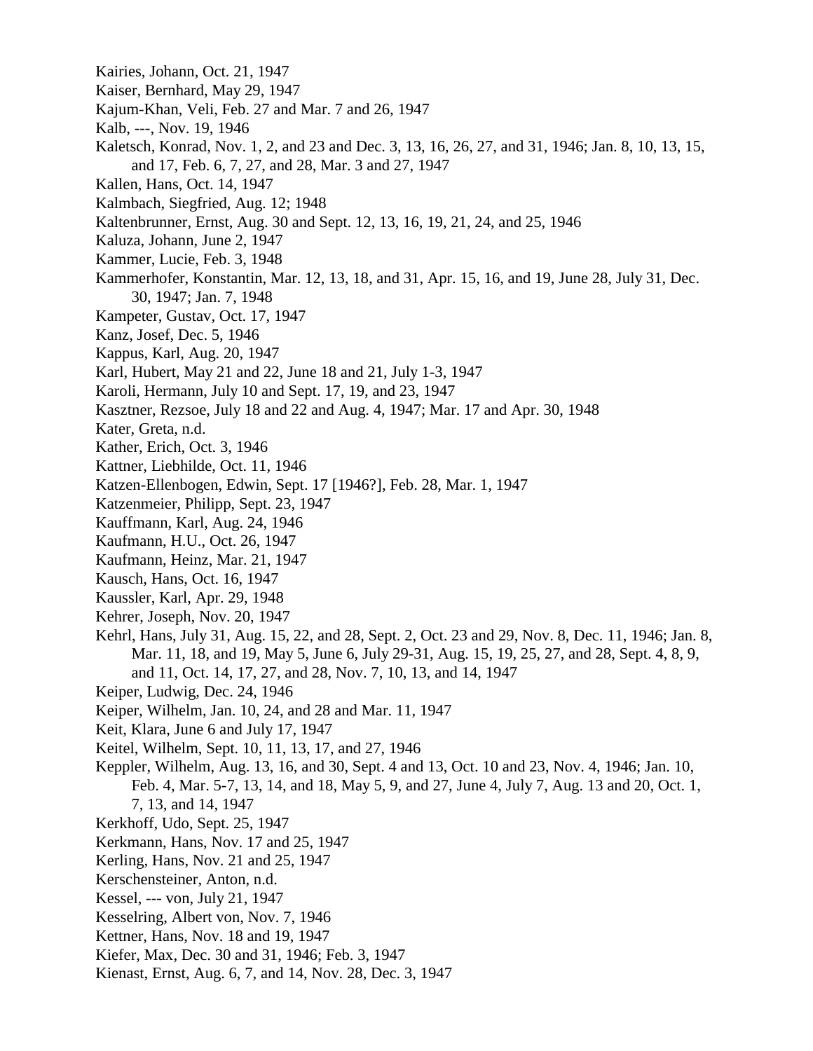Kairies, Johann, Oct. 21, 1947

Kaiser, Bernhard, May 29, 1947

Kajum-Khan, Veli, Feb. 27 and Mar. 7 and 26, 1947

Kalb, ---, Nov. 19, 1946

Kaletsch, Konrad, Nov. 1, 2, and 23 and Dec. 3, 13, 16, 26, 27, and 31, 1946; Jan. 8, 10, 13, 15, and 17, Feb. 6, 7, 27, and 28, Mar. 3 and 27, 1947

Kallen, Hans, Oct. 14, 1947

Kalmbach, Siegfried, Aug. 12; 1948

Kaltenbrunner, Ernst, Aug. 30 and Sept. 12, 13, 16, 19, 21, 24, and 25, 1946

Kaluza, Johann, June 2, 1947

Kammer, Lucie, Feb. 3, 1948

Kammerhofer, Konstantin, Mar. 12, 13, 18, and 31, Apr. 15, 16, and 19, June 28, July 31, Dec. 30, 1947; Jan. 7, 1948

Kampeter, Gustav, Oct. 17, 1947

Kanz, Josef, Dec. 5, 1946

Kappus, Karl, Aug. 20, 1947

Karl, Hubert, May 21 and 22, June 18 and 21, July 1-3, 1947

Karoli, Hermann, July 10 and Sept. 17, 19, and 23, 1947

Kasztner, Rezsoe, July 18 and 22 and Aug. 4, 1947; Mar. 17 and Apr. 30, 1948

Kater, Greta, n.d.

Kather, Erich, Oct. 3, 1946

Kattner, Liebhilde, Oct. 11, 1946

Katzen-Ellenbogen, Edwin, Sept. 17 [1946?], Feb. 28, Mar. 1, 1947

Katzenmeier, Philipp, Sept. 23, 1947

Kauffmann, Karl, Aug. 24, 1946

Kaufmann, H.U., Oct. 26, 1947

Kaufmann, Heinz, Mar. 21, 1947

Kausch, Hans, Oct. 16, 1947

Kaussler, Karl, Apr. 29, 1948

Kehrer, Joseph, Nov. 20, 1947

Kehrl, Hans, July 31, Aug. 15, 22, and 28, Sept. 2, Oct. 23 and 29, Nov. 8, Dec. 11, 1946; Jan. 8, Mar. 11, 18, and 19, May 5, June 6, July 29-31, Aug. 15, 19, 25, 27, and 28, Sept. 4, 8, 9, and 11, Oct. 14, 17, 27, and 28, Nov. 7, 10, 13, and 14, 1947

Keiper, Ludwig, Dec. 24, 1946

Keiper, Wilhelm, Jan. 10, 24, and 28 and Mar. 11, 1947

Keit, Klara, June 6 and July 17, 1947

Keitel, Wilhelm, Sept. 10, 11, 13, 17, and 27, 1946

Keppler, Wilhelm, Aug. 13, 16, and 30, Sept. 4 and 13, Oct. 10 and 23, Nov. 4, 1946; Jan. 10, Feb. 4, Mar. 5-7, 13, 14, and 18, May 5, 9, and 27, June 4, July 7, Aug. 13 and 20, Oct. 1, 7, 13, and 14, 1947

Kerkhoff, Udo, Sept. 25, 1947

Kerkmann, Hans, Nov. 17 and 25, 1947

Kerling, Hans, Nov. 21 and 25, 1947

Kerschensteiner, Anton, n.d.

Kessel, --- von, July 21, 1947

Kesselring, Albert von, Nov. 7, 1946

Kettner, Hans, Nov. 18 and 19, 1947

Kiefer, Max, Dec. 30 and 31, 1946; Feb. 3, 1947

Kienast, Ernst, Aug. 6, 7, and 14, Nov. 28, Dec. 3, 1947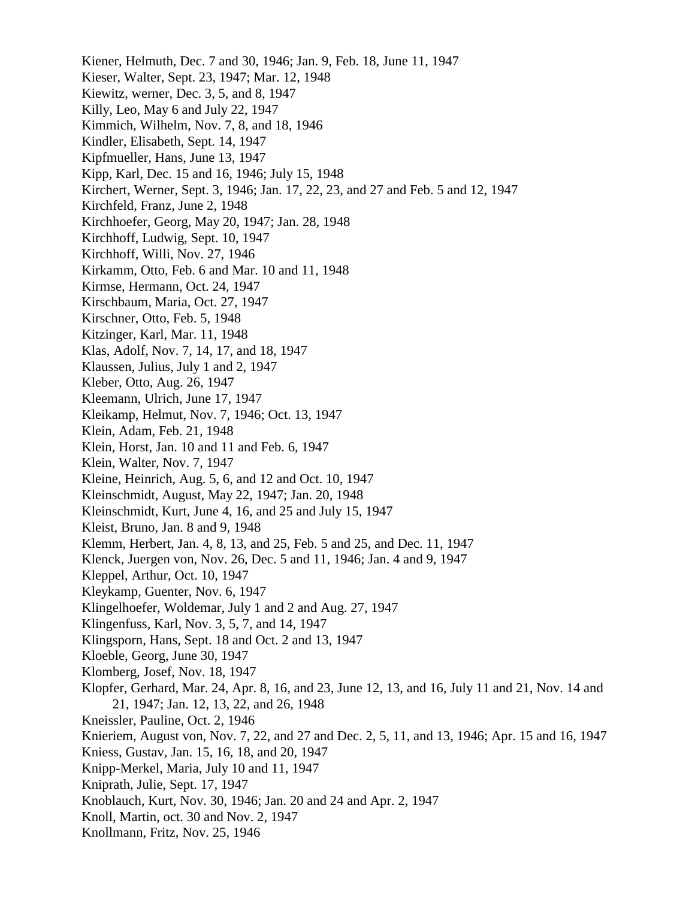Kiener, Helmuth, Dec. 7 and 30, 1946; Jan. 9, Feb. 18, June 11, 1947
Kieser, Walter, Sept. 23, 1947; Mar. 12, 1948
Kiewitz, werner, Dec. 3, 5, and 8, 1947
Killy, Leo, May 6 and July 22, 1947
Kimmich, Wilhelm, Nov. 7, 8, and 18, 1946
Kindler, Elisabeth, Sept. 14, 1947
Kipfmueller, Hans, June 13, 1947
Kipp, Karl, Dec. 15 and 16, 1946; July 15, 1948
Kirchert, Werner, Sept. 3, 1946; Jan. 17, 22, 23, and 27 and Feb. 5 and 12, 1947
Kirchfeld, Franz, June 2, 1948
Kirchhoefer, Georg, May 20, 1947; Jan. 28, 1948
Kirchhoff, Ludwig, Sept. 10, 1947
Kirchhoff, Willi, Nov. 27, 1946
Kirkamm, Otto, Feb. 6 and Mar. 10 and 11, 1948
Kirmse, Hermann, Oct. 24, 1947
Kirschbaum, Maria, Oct. 27, 1947
Kirschner, Otto, Feb. 5, 1948
Kitzinger, Karl, Mar. 11, 1948
Klas, Adolf, Nov. 7, 14, 17, and 18, 1947
Klaussen, Julius, July 1 and 2, 1947
Kleber, Otto, Aug. 26, 1947
Kleemann, Ulrich, June 17, 1947
Kleikamp, Helmut, Nov. 7, 1946; Oct. 13, 1947
Klein, Adam, Feb. 21, 1948
Klein, Horst, Jan. 10 and 11 and Feb. 6, 1947
Klein, Walter, Nov. 7, 1947
Kleine, Heinrich, Aug. 5, 6, and 12 and Oct. 10, 1947
Kleinschmidt, August, May 22, 1947; Jan. 20, 1948
Kleinschmidt, Kurt, June 4, 16, and 25 and July 15, 1947
Kleist, Bruno, Jan. 8 and 9, 1948
Klemm, Herbert, Jan. 4, 8, 13, and 25, Feb. 5 and 25, and Dec. 11, 1947
Klenck, Juergen von, Nov. 26, Dec. 5 and 11, 1946; Jan. 4 and 9, 1947
Kleppel, Arthur, Oct. 10, 1947
Kleykamp, Guenter, Nov. 6, 1947
Klingelhoefer, Woldemar, July 1 and 2 and Aug. 27, 1947
Klingenfuss, Karl, Nov. 3, 5, 7, and 14, 1947
Klingsporn, Hans, Sept. 18 and Oct. 2 and 13, 1947
Kloeble, Georg, June 30, 1947
Klomberg, Josef, Nov. 18, 1947
Klopfer, Gerhard, Mar. 24, Apr. 8, 16, and 23, June 12, 13, and 16, July 11 and 21, Nov. 14 and 21, 1947; Jan. 12, 13, 22, and 26, 1948
Kneissler, Pauline, Oct. 2, 1946
Knieriem, August von, Nov. 7, 22, and 27 and Dec. 2, 5, 11, and 13, 1946; Apr. 15 and 16, 1947
Kniess, Gustav, Jan. 15, 16, 18, and 20, 1947
Knipp-Merkel, Maria, July 10 and 11, 1947
Kniprath, Julie, Sept. 17, 1947
Knoblauch, Kurt, Nov. 30, 1946; Jan. 20 and 24 and Apr. 2, 1947
Knoll, Martin, oct. 30 and Nov. 2, 1947
Knollmann, Fritz, Nov. 25, 1946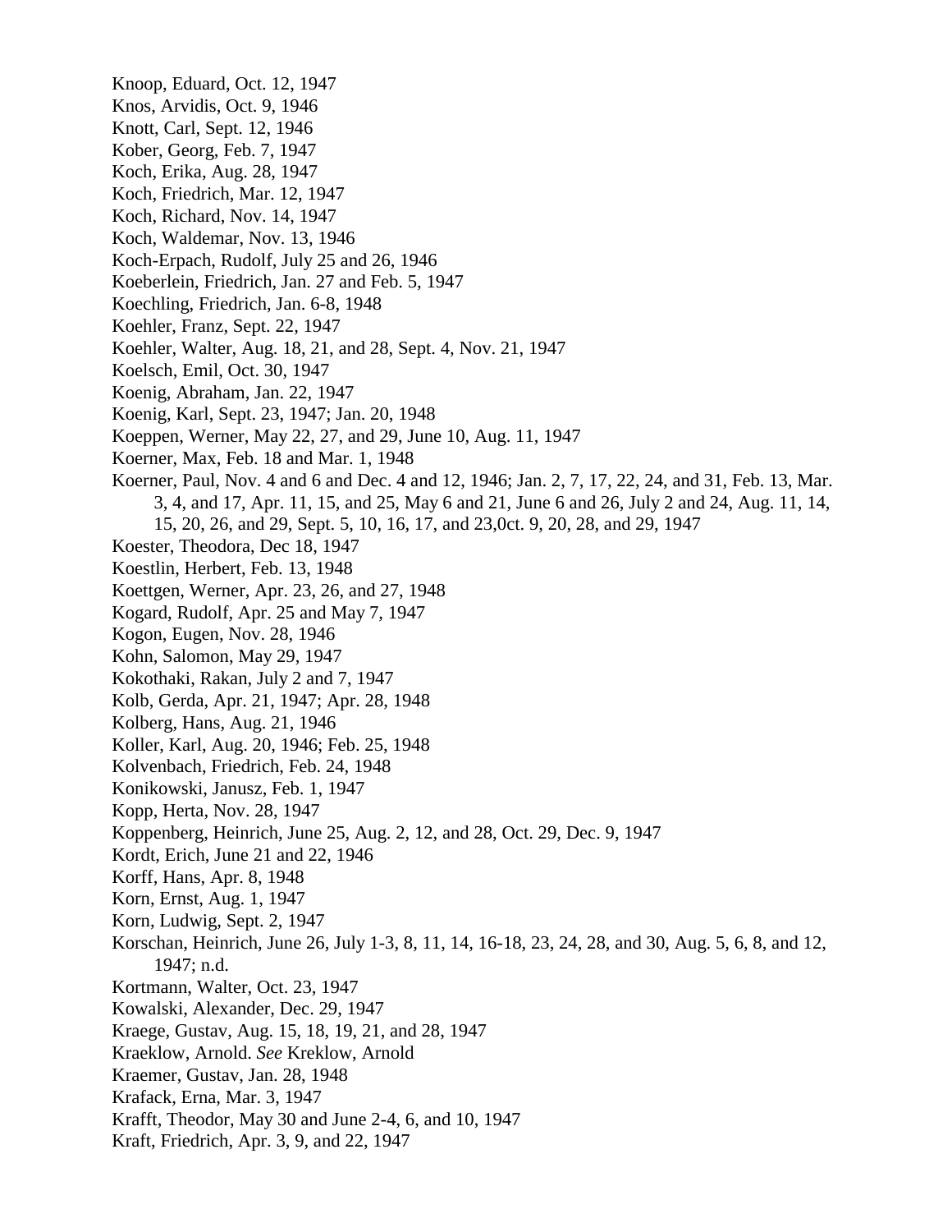Knoop, Eduard, Oct. 12, 1947
Knos, Arvidis, Oct. 9, 1946
Knott, Carl, Sept. 12, 1946
Kober, Georg, Feb. 7, 1947
Koch, Erika, Aug. 28, 1947
Koch, Friedrich, Mar. 12, 1947
Koch, Richard, Nov. 14, 1947
Koch, Waldemar, Nov. 13, 1946
Koch-Erpach, Rudolf, July 25 and 26, 1946
Koeberlein, Friedrich, Jan. 27 and Feb. 5, 1947
Koechling, Friedrich, Jan. 6-8, 1948
Koehler, Franz, Sept. 22, 1947
Koehler, Walter, Aug. 18, 21, and 28, Sept. 4, Nov. 21, 1947
Koelsch, Emil, Oct. 30, 1947
Koenig, Abraham, Jan. 22, 1947
Koenig, Karl, Sept. 23, 1947; Jan. 20, 1948
Koeppen, Werner, May 22, 27, and 29, June 10, Aug. 11, 1947
Koerner, Max, Feb. 18 and Mar. 1, 1948
Koerner, Paul, Nov. 4 and 6 and Dec. 4 and 12, 1946; Jan. 2, 7, 17, 22, 24, and 31, Feb. 13, Mar. 3, 4, and 17, Apr. 11, 15, and 25, May 6 and 21, June 6 and 26, July 2 and 24, Aug. 11, 14, 15, 20, 26, and 29, Sept. 5, 10, 16, 17, and 23,0ct. 9, 20, 28, and 29, 1947
Koester, Theodora, Dec 18, 1947
Koestlin, Herbert, Feb. 13, 1948
Koettgen, Werner, Apr. 23, 26, and 27, 1948
Kogard, Rudolf, Apr. 25 and May 7, 1947
Kogon, Eugen, Nov. 28, 1946
Kohn, Salomon, May 29, 1947
Kokothaki, Rakan, July 2 and 7, 1947
Kolb, Gerda, Apr. 21, 1947; Apr. 28, 1948
Kolberg, Hans, Aug. 21, 1946
Koller, Karl, Aug. 20, 1946; Feb. 25, 1948
Kolvenbach, Friedrich, Feb. 24, 1948
Konikowski, Janusz, Feb. 1, 1947
Kopp, Herta, Nov. 28, 1947
Koppenberg, Heinrich, June 25, Aug. 2, 12, and 28, Oct. 29, Dec. 9, 1947
Kordt, Erich, June 21 and 22, 1946
Korff, Hans, Apr. 8, 1948
Korn, Ernst, Aug. 1, 1947
Korn, Ludwig, Sept. 2, 1947
Korschan, Heinrich, June 26, July 1-3, 8, 11, 14, 16-18, 23, 24, 28, and 30, Aug. 5, 6, 8, and 12, 1947; n.d.
Kortmann, Walter, Oct. 23, 1947
Kowalski, Alexander, Dec. 29, 1947
Kraege, Gustav, Aug. 15, 18, 19, 21, and 28, 1947
Kraeklow, Arnold. *See* Kreklow, Arnold
Kraemer, Gustav, Jan. 28, 1948
Krafack, Erna, Mar. 3, 1947
Krafft, Theodor, May 30 and June 2-4, 6, and 10, 1947
Kraft, Friedrich, Apr. 3, 9, and 22, 1947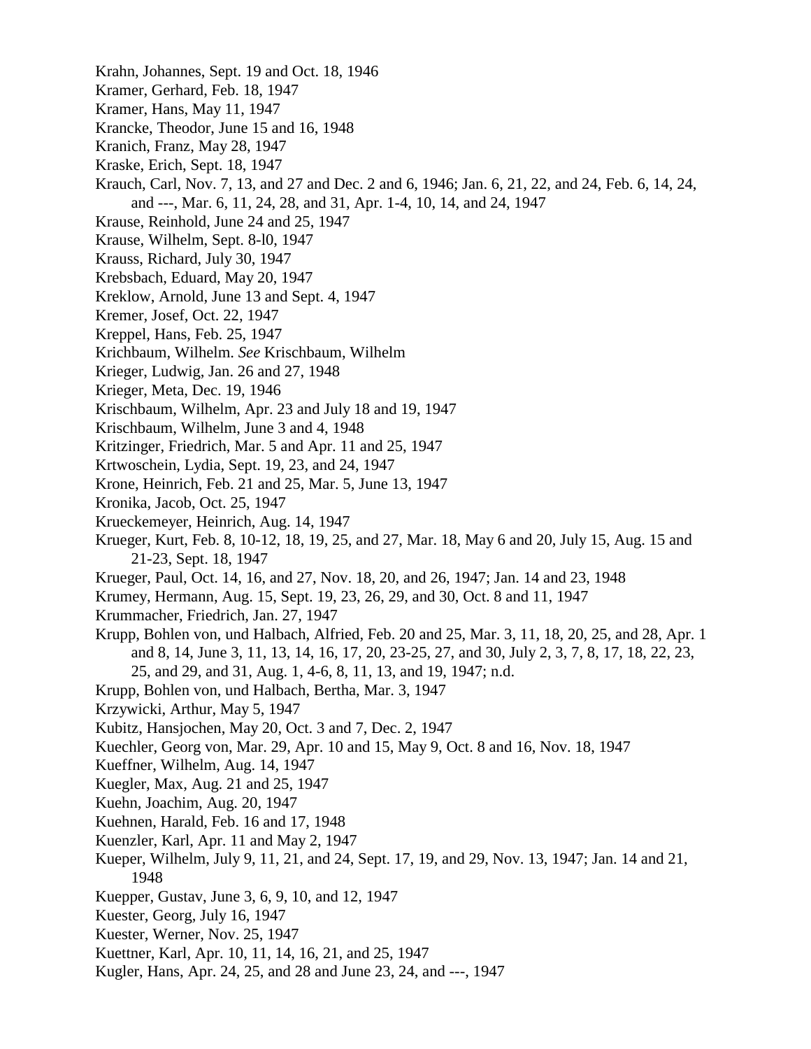Krahn, Johannes, Sept. 19 and Oct. 18, 1946
Kramer, Gerhard, Feb. 18, 1947
Kramer, Hans, May 11, 1947
Krancke, Theodor, June 15 and 16, 1948
Kranich, Franz, May 28, 1947
Kraske, Erich, Sept. 18, 1947
Krauch, Carl, Nov. 7, 13, and 27 and Dec. 2 and 6, 1946; Jan. 6, 21, 22, and 24, Feb. 6, 14, 24, and ---, Mar. 6, 11, 24, 28, and 31, Apr. 1-4, 10, 14, and 24, 1947
Krause, Reinhold, June 24 and 25, 1947
Krause, Wilhelm, Sept. 8-l0, 1947
Krauss, Richard, July 30, 1947
Krebsbach, Eduard, May 20, 1947
Kreklow, Arnold, June 13 and Sept. 4, 1947
Kremer, Josef, Oct. 22, 1947
Kreppel, Hans, Feb. 25, 1947
Krichbaum, Wilhelm. *See* Krischbaum, Wilhelm
Krieger, Ludwig, Jan. 26 and 27, 1948
Krieger, Meta, Dec. 19, 1946
Krischbaum, Wilhelm, Apr. 23 and July 18 and 19, 1947
Krischbaum, Wilhelm, June 3 and 4, 1948
Kritzinger, Friedrich, Mar. 5 and Apr. 11 and 25, 1947
Krtwoschein, Lydia, Sept. 19, 23, and 24, 1947
Krone, Heinrich, Feb. 21 and 25, Mar. 5, June 13, 1947
Kronika, Jacob, Oct. 25, 1947
Krueckemeyer, Heinrich, Aug. 14, 1947
Krueger, Kurt, Feb. 8, 10-12, 18, 19, 25, and 27, Mar. 18, May 6 and 20, July 15, Aug. 15 and 21-23, Sept. 18, 1947
Krueger, Paul, Oct. 14, 16, and 27, Nov. 18, 20, and 26, 1947; Jan. 14 and 23, 1948
Krumey, Hermann, Aug. 15, Sept. 19, 23, 26, 29, and 30, Oct. 8 and 11, 1947
Krummacher, Friedrich, Jan. 27, 1947
Krupp, Bohlen von, und Halbach, Alfried, Feb. 20 and 25, Mar. 3, 11, 18, 20, 25, and 28, Apr. 1 and 8, 14, June 3, 11, 13, 14, 16, 17, 20, 23-25, 27, and 30, July 2, 3, 7, 8, 17, 18, 22, 23, 25, and 29, and 31, Aug. 1, 4-6, 8, 11, 13, and 19, 1947; n.d.
Krupp, Bohlen von, und Halbach, Bertha, Mar. 3, 1947
Krzywicki, Arthur, May 5, 1947
Kubitz, Hansjochen, May 20, Oct. 3 and 7, Dec. 2, 1947
Kuechler, Georg von, Mar. 29, Apr. 10 and 15, May 9, Oct. 8 and 16, Nov. 18, 1947
Kueffner, Wilhelm, Aug. 14, 1947
Kuegler, Max, Aug. 21 and 25, 1947
Kuehn, Joachim, Aug. 20, 1947
Kuehnen, Harald, Feb. 16 and 17, 1948
Kuenzler, Karl, Apr. 11 and May 2, 1947
Kueper, Wilhelm, July 9, 11, 21, and 24, Sept. 17, 19, and 29, Nov. 13, 1947; Jan. 14 and 21, 1948
Kuepper, Gustav, June 3, 6, 9, 10, and 12, 1947
Kuester, Georg, July 16, 1947
Kuester, Werner, Nov. 25, 1947
Kuettner, Karl, Apr. 10, 11, 14, 16, 21, and 25, 1947
Kugler, Hans, Apr. 24, 25, and 28 and June 23, 24, and ---, 1947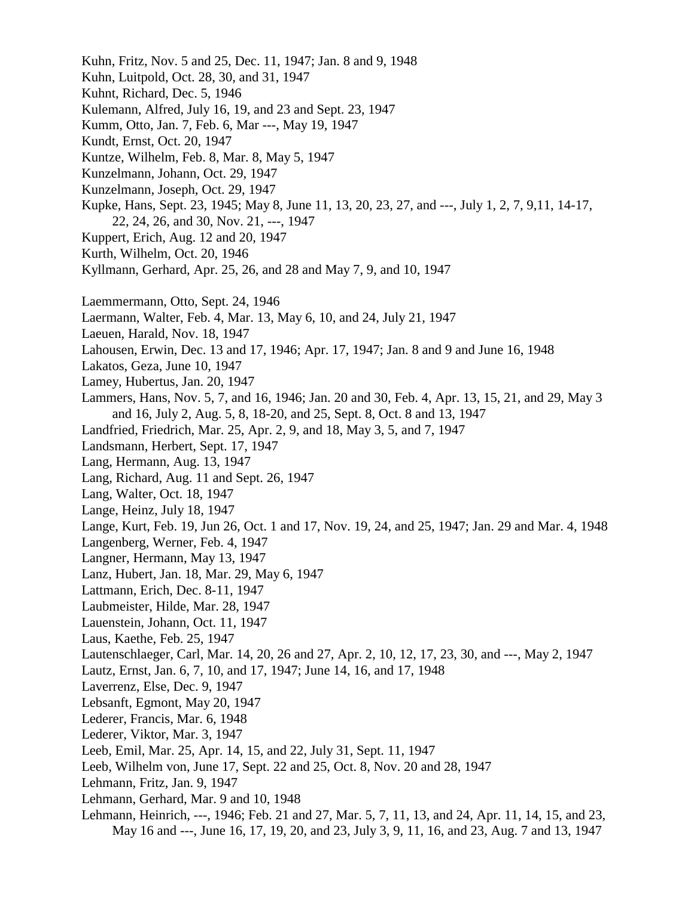Kuhn, Fritz, Nov. 5 and 25, Dec. 11, 1947; Jan. 8 and 9, 1948
Kuhn, Luitpold, Oct. 28, 30, and 31, 1947
Kuhnt, Richard, Dec. 5, 1946
Kulemann, Alfred, July 16, 19, and 23 and Sept. 23, 1947
Kumm, Otto, Jan. 7, Feb. 6, Mar ---, May 19, 1947
Kundt, Ernst, Oct. 20, 1947
Kuntze, Wilhelm, Feb. 8, Mar. 8, May 5, 1947
Kunzelmann, Johann, Oct. 29, 1947
Kunzelmann, Joseph, Oct. 29, 1947
Kupke, Hans, Sept. 23, 1945; May 8, June 11, 13, 20, 23, 27, and ---, July 1, 2, 7, 9,11, 14-17, 22, 24, 26, and 30, Nov. 21, ---, 1947
Kuppert, Erich, Aug. 12 and 20, 1947
Kurth, Wilhelm, Oct. 20, 1946
Kyllmann, Gerhard, Apr. 25, 26, and 28 and May 7, 9, and 10, 1947

Laemmermann, Otto, Sept. 24, 1946
Laermann, Walter, Feb. 4, Mar. 13, May 6, 10, and 24, July 21, 1947
Laeuen, Harald, Nov. 18, 1947
Lahousen, Erwin, Dec. 13 and 17, 1946; Apr. 17, 1947; Jan. 8 and 9 and June 16, 1948
Lakatos, Geza, June 10, 1947
Lamey, Hubertus, Jan. 20, 1947
Lammers, Hans, Nov. 5, 7, and 16, 1946; Jan. 20 and 30, Feb. 4, Apr. 13, 15, 21, and 29, May 3 and 16, July 2, Aug. 5, 8, 18-20, and 25, Sept. 8, Oct. 8 and 13, 1947
Landfried, Friedrich, Mar. 25, Apr. 2, 9, and 18, May 3, 5, and 7, 1947
Landsmann, Herbert, Sept. 17, 1947
Lang, Hermann, Aug. 13, 1947
Lang, Richard, Aug. 11 and Sept. 26, 1947
Lang, Walter, Oct. 18, 1947
Lange, Heinz, July 18, 1947
Lange, Kurt, Feb. 19, Jun 26, Oct. 1 and 17, Nov. 19, 24, and 25, 1947; Jan. 29 and Mar. 4, 1948
Langenberg, Werner, Feb. 4, 1947
Langner, Hermann, May 13, 1947
Lanz, Hubert, Jan. 18, Mar. 29, May 6, 1947
Lattmann, Erich, Dec. 8-11, 1947
Laubmeister, Hilde, Mar. 28, 1947
Lauenstein, Johann, Oct. 11, 1947
Laus, Kaethe, Feb. 25, 1947
Lautenschlaeger, Carl, Mar. 14, 20, 26 and 27, Apr. 2, 10, 12, 17, 23, 30, and ---, May 2, 1947
Lautz, Ernst, Jan. 6, 7, 10, and 17, 1947; June 14, 16, and 17, 1948
Laverrenz, Else, Dec. 9, 1947
Lebsanft, Egmont, May 20, 1947
Lederer, Francis, Mar. 6, 1948
Lederer, Viktor, Mar. 3, 1947
Leeb, Emil, Mar. 25, Apr. 14, 15, and 22, July 31, Sept. 11, 1947
Leeb, Wilhelm von, June 17, Sept. 22 and 25, Oct. 8, Nov. 20 and 28, 1947
Lehmann, Fritz, Jan. 9, 1947
Lehmann, Gerhard, Mar. 9 and 10, 1948
Lehmann, Heinrich, ---, 1946; Feb. 21 and 27, Mar. 5, 7, 11, 13, and 24, Apr. 11, 14, 15, and 23, May 16 and ---, June 16, 17, 19, 20, and 23, July 3, 9, 11, 16, and 23, Aug. 7 and 13, 1947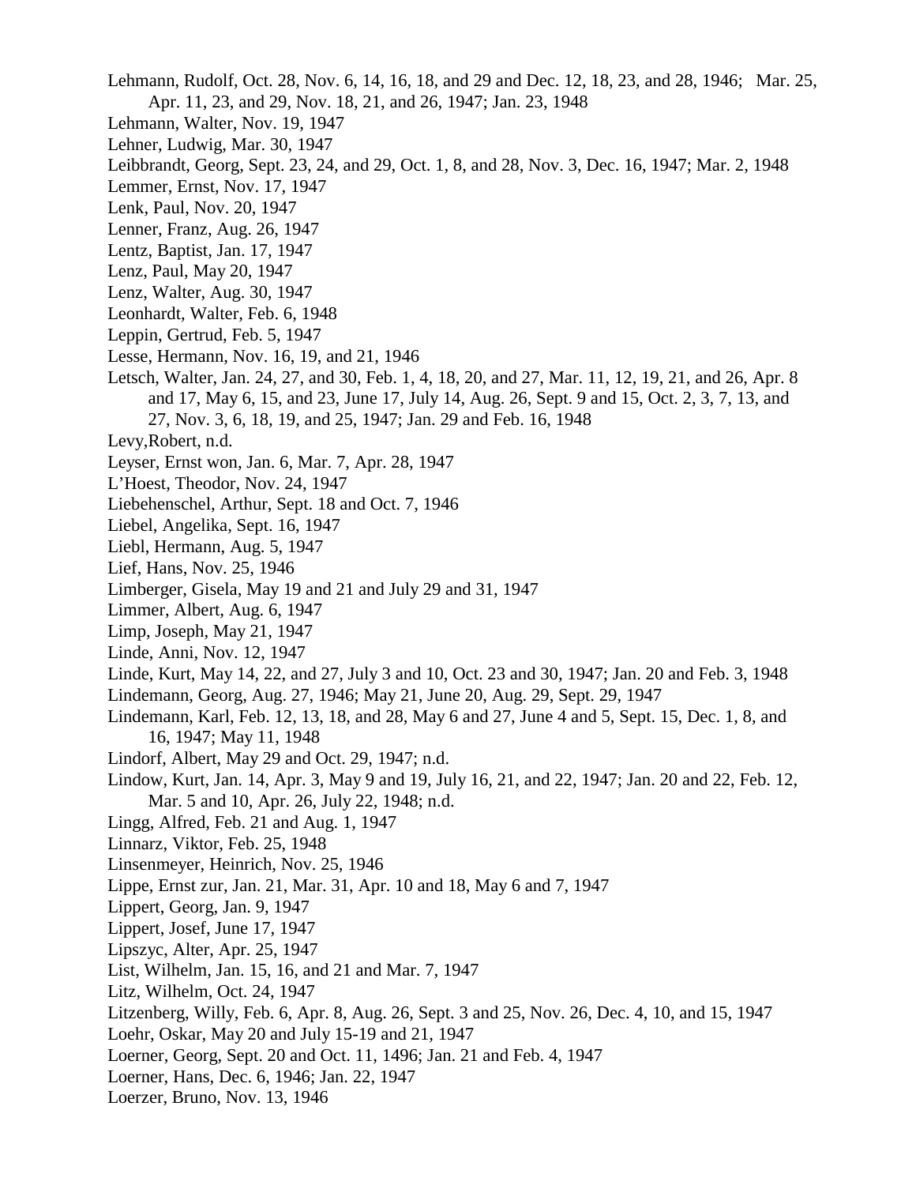Lehmann, Rudolf, Oct. 28, Nov. 6, 14, 16, 18, and 29 and Dec. 12, 18, 23, and 28, 1946; Mar. 25, Apr. 11, 23, and 29, Nov. 18, 21, and 26, 1947; Jan. 23, 1948

Lehmann, Walter, Nov. 19, 1947

Lehner, Ludwig, Mar. 30, 1947

Leibbrandt, Georg, Sept. 23, 24, and 29, Oct. 1, 8, and 28, Nov. 3, Dec. 16, 1947; Mar. 2, 1948

Lemmer, Ernst, Nov. 17, 1947

Lenk, Paul, Nov. 20, 1947

Lenner, Franz, Aug. 26, 1947

Lentz, Baptist, Jan. 17, 1947

Lenz, Paul, May 20, 1947

Lenz, Walter, Aug. 30, 1947

Leonhardt, Walter, Feb. 6, 1948

Leppin, Gertrud, Feb. 5, 1947

Lesse, Hermann, Nov. 16, 19, and 21, 1946

Letsch, Walter, Jan. 24, 27, and 30, Feb. 1, 4, 18, 20, and 27, Mar. 11, 12, 19, 21, and 26, Apr. 8 and 17, May 6, 15, and 23, June 17, July 14, Aug. 26, Sept. 9 and 15, Oct. 2, 3, 7, 13, and 27, Nov. 3, 6, 18, 19, and 25, 1947; Jan. 29 and Feb. 16, 1948

Levy,Robert, n.d.

Leyser, Ernst won, Jan. 6, Mar. 7, Apr. 28, 1947

L'Hoest, Theodor, Nov. 24, 1947

Liebehenschel, Arthur, Sept. 18 and Oct. 7, 1946

Liebel, Angelika, Sept. 16, 1947

Liebl, Hermann, Aug. 5, 1947

Lief, Hans, Nov. 25, 1946

Limberger, Gisela, May 19 and 21 and July 29 and 31, 1947

Limmer, Albert, Aug. 6, 1947

Limp, Joseph, May 21, 1947

Linde, Anni, Nov. 12, 1947

Linde, Kurt, May 14, 22, and 27, July 3 and 10, Oct. 23 and 30, 1947; Jan. 20 and Feb. 3, 1948

Lindemann, Georg, Aug. 27, 1946; May 21, June 20, Aug. 29, Sept. 29, 1947

Lindemann, Karl, Feb. 12, 13, 18, and 28, May 6 and 27, June 4 and 5, Sept. 15, Dec. 1, 8, and 16, 1947; May 11, 1948

Lindorf, Albert, May 29 and Oct. 29, 1947; n.d.

Lindow, Kurt, Jan. 14, Apr. 3, May 9 and 19, July 16, 21, and 22, 1947; Jan. 20 and 22, Feb. 12, Mar. 5 and 10, Apr. 26, July 22, 1948; n.d.

Lingg, Alfred, Feb. 21 and Aug. 1, 1947

Linnarz, Viktor, Feb. 25, 1948

Linsenmeyer, Heinrich, Nov. 25, 1946

Lippe, Ernst zur, Jan. 21, Mar. 31, Apr. 10 and 18, May 6 and 7, 1947

Lippert, Georg, Jan. 9, 1947

Lippert, Josef, June 17, 1947

Lipszyc, Alter, Apr. 25, 1947

List, Wilhelm, Jan. 15, 16, and 21 and Mar. 7, 1947

Litz, Wilhelm, Oct. 24, 1947

Litzenberg, Willy, Feb. 6, Apr. 8, Aug. 26, Sept. 3 and 25, Nov. 26, Dec. 4, 10, and 15, 1947

Loehr, Oskar, May 20 and July 15-19 and 21, 1947

Loerner, Georg, Sept. 20 and Oct. 11, 1496; Jan. 21 and Feb. 4, 1947

Loerner, Hans, Dec. 6, 1946; Jan. 22, 1947

Loerzer, Bruno, Nov. 13, 1946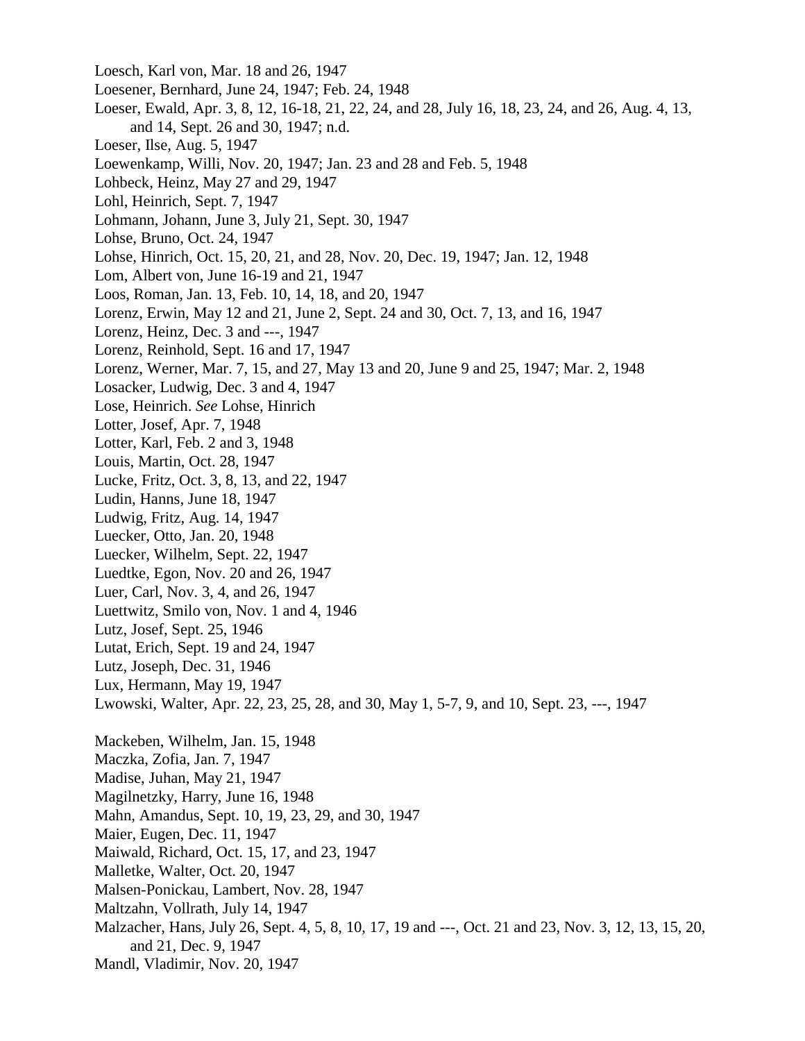Loesch, Karl von, Mar. 18 and 26, 1947
Loesener, Bernhard, June 24, 1947; Feb. 24, 1948
Loeser, Ewald, Apr. 3, 8, 12, 16-18, 21, 22, 24, and 28, July 16, 18, 23, 24, and 26, Aug. 4, 13, and 14, Sept. 26 and 30, 1947; n.d.
Loeser, Ilse, Aug. 5, 1947
Loewenkamp, Willi, Nov. 20, 1947; Jan. 23 and 28 and Feb. 5, 1948
Lohbeck, Heinz, May 27 and 29, 1947
Lohl, Heinrich, Sept. 7, 1947
Lohmann, Johann, June 3, July 21, Sept. 30, 1947
Lohse, Bruno, Oct. 24, 1947
Lohse, Hinrich, Oct. 15, 20, 21, and 28, Nov. 20, Dec. 19, 1947; Jan. 12, 1948
Lom, Albert von, June 16-19 and 21, 1947
Loos, Roman, Jan. 13, Feb. 10, 14, 18, and 20, 1947
Lorenz, Erwin, May 12 and 21, June 2, Sept. 24 and 30, Oct. 7, 13, and 16, 1947
Lorenz, Heinz, Dec. 3 and ---, 1947
Lorenz, Reinhold, Sept. 16 and 17, 1947
Lorenz, Werner, Mar. 7, 15, and 27, May 13 and 20, June 9 and 25, 1947; Mar. 2, 1948
Losacker, Ludwig, Dec. 3 and 4, 1947
Lose, Heinrich. *See* Lohse, Hinrich
Lotter, Josef, Apr. 7, 1948
Lotter, Karl, Feb. 2 and 3, 1948
Louis, Martin, Oct. 28, 1947
Lucke, Fritz, Oct. 3, 8, 13, and 22, 1947
Ludin, Hanns, June 18, 1947
Ludwig, Fritz, Aug. 14, 1947
Luecker, Otto, Jan. 20, 1948
Luecker, Wilhelm, Sept. 22, 1947
Luedtke, Egon, Nov. 20 and 26, 1947
Luer, Carl, Nov. 3, 4, and 26, 1947
Luettwitz, Smilo von, Nov. 1 and 4, 1946
Lutz, Josef, Sept. 25, 1946
Lutat, Erich, Sept. 19 and 24, 1947
Lutz, Joseph, Dec. 31, 1946
Lux, Hermann, May 19, 1947
Lwowski, Walter, Apr. 22, 23, 25, 28, and 30, May 1, 5-7, 9, and 10, Sept. 23, ---, 1947

Mackeben, Wilhelm, Jan. 15, 1948
Maczka, Zofia, Jan. 7, 1947
Madise, Juhan, May 21, 1947
Magilnetzky, Harry, June 16, 1948
Mahn, Amandus, Sept. 10, 19, 23, 29, and 30, 1947
Maier, Eugen, Dec. 11, 1947
Maiwald, Richard, Oct. 15, 17, and 23, 1947
Malletke, Walter, Oct. 20, 1947
Malsen-Ponickau, Lambert, Nov. 28, 1947
Maltzahn, Vollrath, July 14, 1947
Malzacher, Hans, July 26, Sept. 4, 5, 8, 10, 17, 19 and ---, Oct. 21 and 23, Nov. 3, 12, 13, 15, 20, and 21, Dec. 9, 1947
Mandl, Vladimir, Nov. 20, 1947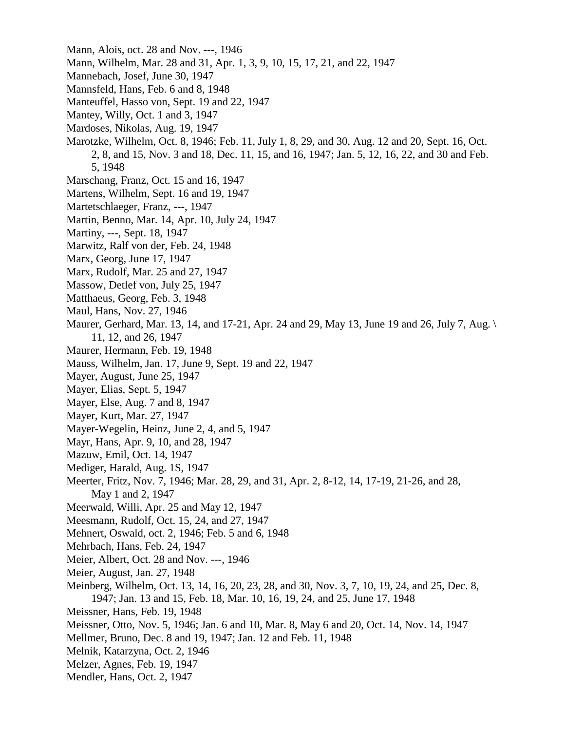Mann, Alois, oct. 28 and Nov. ---, 1946
Mann, Wilhelm, Mar. 28 and 31, Apr. 1, 3, 9, 10, 15, 17, 21, and 22, 1947
Mannebach, Josef, June 30, 1947
Mannsfeld, Hans, Feb. 6 and 8, 1948
Manteuffel, Hasso von, Sept. 19 and 22, 1947
Mantey, Willy, Oct. 1 and 3, 1947
Mardoses, Nikolas, Aug. 19, 1947
Marotzke, Wilhelm, Oct. 8, 1946; Feb. 11, July 1, 8, 29, and 30, Aug. 12 and 20, Sept. 16, Oct. 2, 8, and 15, Nov. 3 and 18, Dec. 11, 15, and 16, 1947; Jan. 5, 12, 16, 22, and 30 and Feb. 5, 1948
Marschang, Franz, Oct. 15 and 16, 1947
Martens, Wilhelm, Sept. 16 and 19, 1947
Martetschlaeger, Franz, ---, 1947
Martin, Benno, Mar. 14, Apr. 10, July 24, 1947
Martiny, ---, Sept. 18, 1947
Marwitz, Ralf von der, Feb. 24, 1948
Marx, Georg, June 17, 1947
Marx, Rudolf, Mar. 25 and 27, 1947
Massow, Detlef von, July 25, 1947
Matthaeus, Georg, Feb. 3, 1948
Maul, Hans, Nov. 27, 1946
Maurer, Gerhard, Mar. 13, 14, and 17-21, Apr. 24 and 29, May 13, June 19 and 26, July 7, Aug. \ 11, 12, and 26, 1947
Maurer, Hermann, Feb. 19, 1948
Mauss, Wilhelm, Jan. 17, June 9, Sept. 19 and 22, 1947
Mayer, August, June 25, 1947
Mayer, Elias, Sept. 5, 1947
Mayer, Else, Aug. 7 and 8, 1947
Mayer, Kurt, Mar. 27, 1947
Mayer-Wegelin, Heinz, June 2, 4, and 5, 1947
Mayr, Hans, Apr. 9, 10, and 28, 1947
Mazuw, Emil, Oct. 14, 1947
Mediger, Harald, Aug. 1S, 1947
Meerter, Fritz, Nov. 7, 1946; Mar. 28, 29, and 31, Apr. 2, 8-12, 14, 17-19, 21-26, and 28, May 1 and 2, 1947
Meerwald, Willi, Apr. 25 and May 12, 1947
Meesmann, Rudolf, Oct. 15, 24, and 27, 1947
Mehnert, Oswald, oct. 2, 1946; Feb. 5 and 6, 1948
Mehrbach, Hans, Feb. 24, 1947
Meier, Albert, Oct. 28 and Nov. ---, 1946
Meier, August, Jan. 27, 1948
Meinberg, Wilhelm, Oct. 13, 14, 16, 20, 23, 28, and 30, Nov. 3, 7, 10, 19, 24, and 25, Dec. 8, 1947; Jan. 13 and 15, Feb. 18, Mar. 10, 16, 19, 24, and 25, June 17, 1948
Meissner, Hans, Feb. 19, 1948
Meissner, Otto, Nov. 5, 1946; Jan. 6 and 10, Mar. 8, May 6 and 20, Oct. 14, Nov. 14, 1947
Mellmer, Bruno, Dec. 8 and 19, 1947; Jan. 12 and Feb. 11, 1948
Melnik, Katarzyna, Oct. 2, 1946
Melzer, Agnes, Feb. 19, 1947
Mendler, Hans, Oct. 2, 1947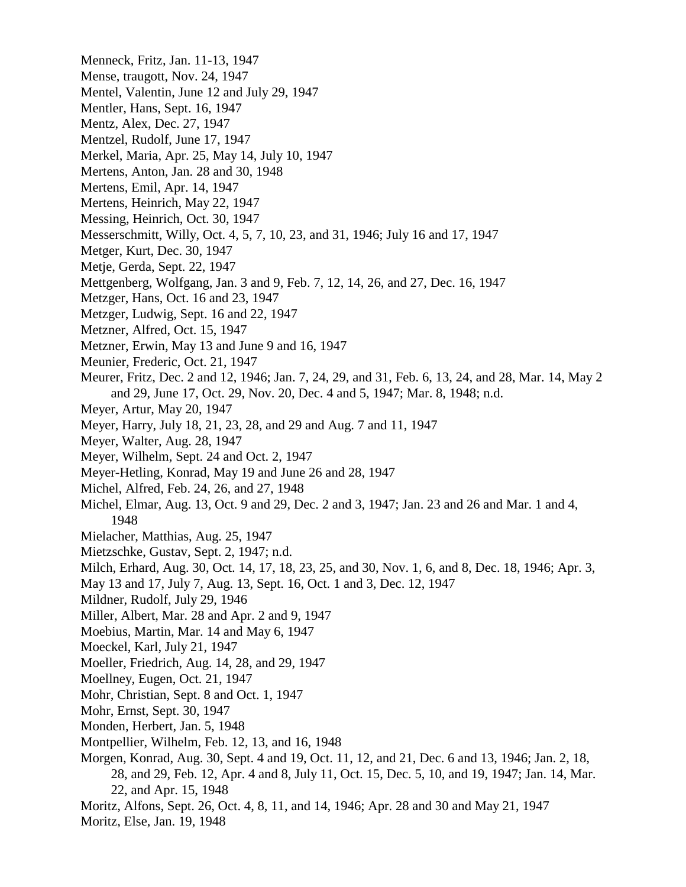Menneck, Fritz, Jan. 11-13, 1947
Mense, traugott, Nov. 24, 1947
Mentel, Valentin, June 12 and July 29, 1947
Mentler, Hans, Sept. 16, 1947
Mentz, Alex, Dec. 27, 1947
Mentzel, Rudolf, June 17, 1947
Merkel, Maria, Apr. 25, May 14, July 10, 1947
Mertens, Anton, Jan. 28 and 30, 1948
Mertens, Emil, Apr. 14, 1947
Mertens, Heinrich, May 22, 1947
Messing, Heinrich, Oct. 30, 1947
Messerschmitt, Willy, Oct. 4, 5, 7, 10, 23, and 31, 1946; July 16 and 17, 1947
Metger, Kurt, Dec. 30, 1947
Metje, Gerda, Sept. 22, 1947
Mettgenberg, Wolfgang, Jan. 3 and 9, Feb. 7, 12, 14, 26, and 27, Dec. 16, 1947
Metzger, Hans, Oct. 16 and 23, 1947
Metzger, Ludwig, Sept. 16 and 22, 1947
Metzner, Alfred, Oct. 15, 1947
Metzner, Erwin, May 13 and June 9 and 16, 1947
Meunier, Frederic, Oct. 21, 1947
Meurer, Fritz, Dec. 2 and 12, 1946; Jan. 7, 24, 29, and 31, Feb. 6, 13, 24, and 28, Mar. 14, May 2 and 29, June 17, Oct. 29, Nov. 20, Dec. 4 and 5, 1947; Mar. 8, 1948; n.d.
Meyer, Artur, May 20, 1947
Meyer, Harry, July 18, 21, 23, 28, and 29 and Aug. 7 and 11, 1947
Meyer, Walter, Aug. 28, 1947
Meyer, Wilhelm, Sept. 24 and Oct. 2, 1947
Meyer-Hetling, Konrad, May 19 and June 26 and 28, 1947
Michel, Alfred, Feb. 24, 26, and 27, 1948
Michel, Elmar, Aug. 13, Oct. 9 and 29, Dec. 2 and 3, 1947; Jan. 23 and 26 and Mar. 1 and 4, 1948
Mielacher, Matthias, Aug. 25, 1947
Mietzschke, Gustav, Sept. 2, 1947; n.d.
Milch, Erhard, Aug. 30, Oct. 14, 17, 18, 23, 25, and 30, Nov. 1, 6, and 8, Dec. 18, 1946; Apr. 3, May 13 and 17, July 7, Aug. 13, Sept. 16, Oct. 1 and 3, Dec. 12, 1947
Mildner, Rudolf, July 29, 1946
Miller, Albert, Mar. 28 and Apr. 2 and 9, 1947
Moebius, Martin, Mar. 14 and May 6, 1947
Moeckel, Karl, July 21, 1947
Moeller, Friedrich, Aug. 14, 28, and 29, 1947
Moellney, Eugen, Oct. 21, 1947
Mohr, Christian, Sept. 8 and Oct. 1, 1947
Mohr, Ernst, Sept. 30, 1947
Monden, Herbert, Jan. 5, 1948
Montpellier, Wilhelm, Feb. 12, 13, and 16, 1948
Morgen, Konrad, Aug. 30, Sept. 4 and 19, Oct. 11, 12, and 21, Dec. 6 and 13, 1946; Jan. 2, 18, 28, and 29, Feb. 12, Apr. 4 and 8, July 11, Oct. 15, Dec. 5, 10, and 19, 1947; Jan. 14, Mar. 22, and Apr. 15, 1948
Moritz, Alfons, Sept. 26, Oct. 4, 8, 11, and 14, 1946; Apr. 28 and 30 and May 21, 1947
Moritz, Else, Jan. 19, 1948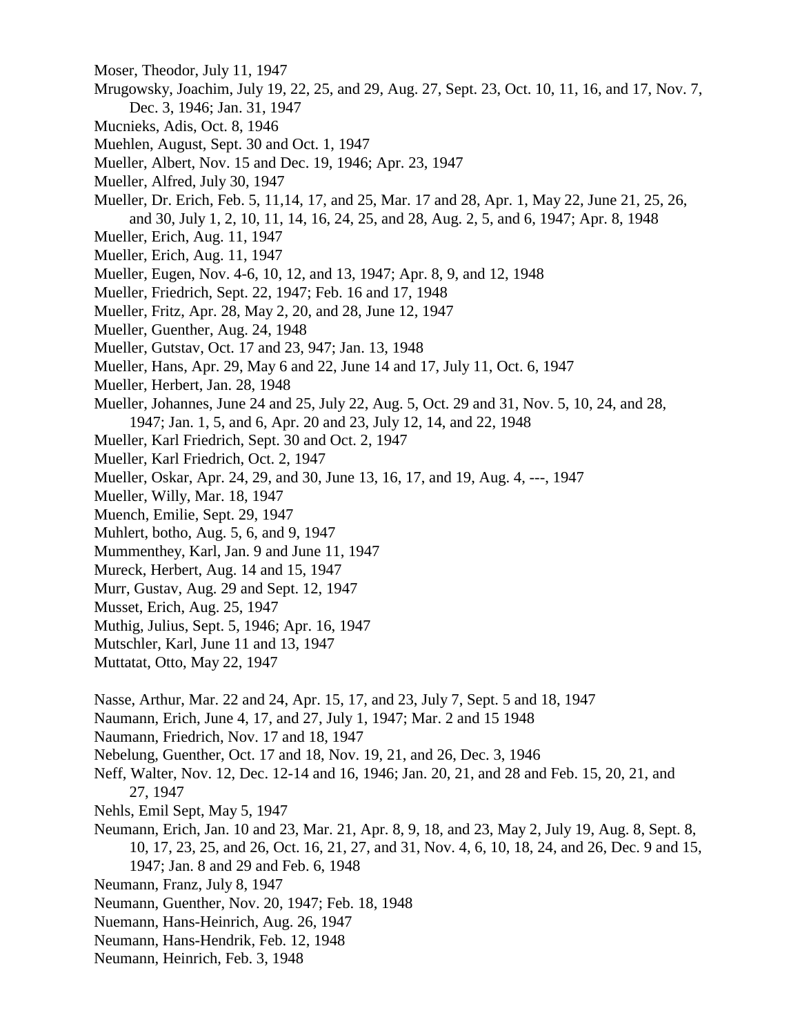Moser, Theodor, July 11, 1947

Mrugowsky, Joachim, July 19, 22, 25, and 29, Aug. 27, Sept. 23, Oct. 10, 11, 16, and 17, Nov. 7, Dec. 3, 1946; Jan. 31, 1947

Mucnieks, Adis, Oct. 8, 1946

Muehlen, August, Sept. 30 and Oct. 1, 1947

Mueller, Albert, Nov. 15 and Dec. 19, 1946; Apr. 23, 1947

Mueller, Alfred, July 30, 1947

Mueller, Dr. Erich, Feb. 5, 11,14, 17, and 25, Mar. 17 and 28, Apr. 1, May 22, June 21, 25, 26, and 30, July 1, 2, 10, 11, 14, 16, 24, 25, and 28, Aug. 2, 5, and 6, 1947; Apr. 8, 1948

Mueller, Erich, Aug. 11, 1947

Mueller, Erich, Aug. 11, 1947

Mueller, Eugen, Nov. 4-6, 10, 12, and 13, 1947; Apr. 8, 9, and 12, 1948

Mueller, Friedrich, Sept. 22, 1947; Feb. 16 and 17, 1948

Mueller, Fritz, Apr. 28, May 2, 20, and 28, June 12, 1947

Mueller, Guenther, Aug. 24, 1948

Mueller, Gutstav, Oct. 17 and 23, 947; Jan. 13, 1948

Mueller, Hans, Apr. 29, May 6 and 22, June 14 and 17, July 11, Oct. 6, 1947

Mueller, Herbert, Jan. 28, 1948

Mueller, Johannes, June 24 and 25, July 22, Aug. 5, Oct. 29 and 31, Nov. 5, 10, 24, and 28, 1947; Jan. 1, 5, and 6, Apr. 20 and 23, July 12, 14, and 22, 1948

Mueller, Karl Friedrich, Sept. 30 and Oct. 2, 1947

Mueller, Karl Friedrich, Oct. 2, 1947

Mueller, Oskar, Apr. 24, 29, and 30, June 13, 16, 17, and 19, Aug. 4, ---, 1947

Mueller, Willy, Mar. 18, 1947

Muench, Emilie, Sept. 29, 1947

Muhlert, botho, Aug. 5, 6, and 9, 1947

Mummenthey, Karl, Jan. 9 and June 11, 1947

Mureck, Herbert, Aug. 14 and 15, 1947

Murr, Gustav, Aug. 29 and Sept. 12, 1947

Musset, Erich, Aug. 25, 1947

Muthig, Julius, Sept. 5, 1946; Apr. 16, 1947

Mutschler, Karl, June 11 and 13, 1947

Muttatat, Otto, May 22, 1947

Nasse, Arthur, Mar. 22 and 24, Apr. 15, 17, and 23, July 7, Sept. 5 and 18, 1947

Naumann, Erich, June 4, 17, and 27, July 1, 1947; Mar. 2 and 15 1948

Naumann, Friedrich, Nov. 17 and 18, 1947

Nebelung, Guenther, Oct. 17 and 18, Nov. 19, 21, and 26, Dec. 3, 1946

Neff, Walter, Nov. 12, Dec. 12-14 and 16, 1946; Jan. 20, 21, and 28 and Feb. 15, 20, 21, and 27, 1947

Nehls, Emil Sept, May 5, 1947

Neumann, Erich, Jan. 10 and 23, Mar. 21, Apr. 8, 9, 18, and 23, May 2, July 19, Aug. 8, Sept. 8, 10, 17, 23, 25, and 26, Oct. 16, 21, 27, and 31, Nov. 4, 6, 10, 18, 24, and 26, Dec. 9 and 15, 1947; Jan. 8 and 29 and Feb. 6, 1948

Neumann, Franz, July 8, 1947

Neumann, Guenther, Nov. 20, 1947; Feb. 18, 1948

Nuemann, Hans-Heinrich, Aug. 26, 1947

Neumann, Hans-Hendrik, Feb. 12, 1948

Neumann, Heinrich, Feb. 3, 1948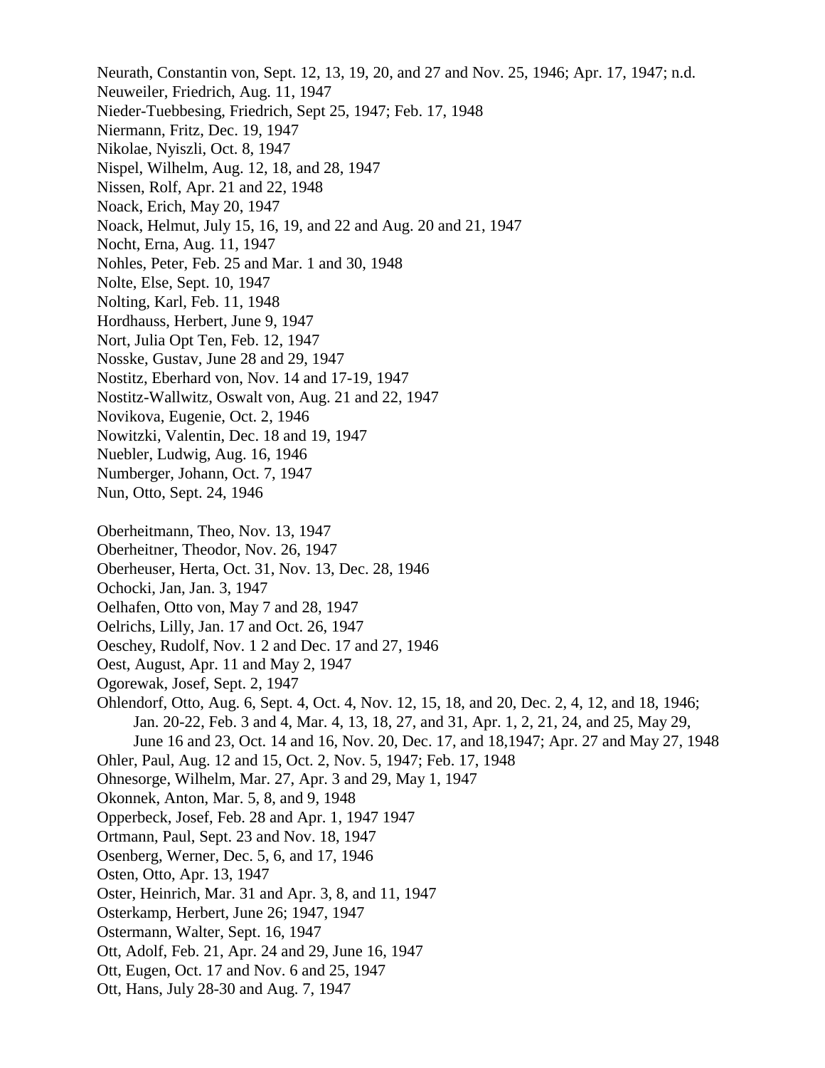Neurath, Constantin von, Sept. 12, 13, 19, 20, and 27 and Nov. 25, 1946; Apr. 17, 1947; n.d.
Neuweiler, Friedrich, Aug. 11, 1947
Nieder-Tuebbesing, Friedrich, Sept 25, 1947; Feb. 17, 1948
Niermann, Fritz, Dec. 19, 1947
Nikolae, Nyiszli, Oct. 8, 1947
Nispel, Wilhelm, Aug. 12, 18, and 28, 1947
Nissen, Rolf, Apr. 21 and 22, 1948
Noack, Erich, May 20, 1947
Noack, Helmut, July 15, 16, 19, and 22 and Aug. 20 and 21, 1947
Nocht, Erna, Aug. 11, 1947
Nohles, Peter, Feb. 25 and Mar. 1 and 30, 1948
Nolte, Else, Sept. 10, 1947
Nolting, Karl, Feb. 11, 1948
Hordhauss, Herbert, June 9, 1947
Nort, Julia Opt Ten, Feb. 12, 1947
Nosske, Gustav, June 28 and 29, 1947
Nostitz, Eberhard von, Nov. 14 and 17-19, 1947
Nostitz-Wallwitz, Oswalt von, Aug. 21 and 22, 1947
Novikova, Eugenie, Oct. 2, 1946
Nowitzki, Valentin, Dec. 18 and 19, 1947
Nuebler, Ludwig, Aug. 16, 1946
Numberger, Johann, Oct. 7, 1947
Nun, Otto, Sept. 24, 1946

Oberheitmann, Theo, Nov. 13, 1947
Oberheitner, Theodor, Nov. 26, 1947
Oberheuser, Herta, Oct. 31, Nov. 13, Dec. 28, 1946
Ochocki, Jan, Jan. 3, 1947
Oelhafen, Otto von, May 7 and 28, 1947
Oelrichs, Lilly, Jan. 17 and Oct. 26, 1947
Oeschey, Rudolf, Nov. 1 2 and Dec. 17 and 27, 1946
Oest, August, Apr. 11 and May 2, 1947
Ogorewak, Josef, Sept. 2, 1947
Ohlendorf, Otto, Aug. 6, Sept. 4, Oct. 4, Nov. 12, 15, 18, and 20, Dec. 2, 4, 12, and 18, 1946; Jan. 20-22, Feb. 3 and 4, Mar. 4, 13, 18, 27, and 31, Apr. 1, 2, 21, 24, and 25, May 29, June 16 and 23, Oct. 14 and 16, Nov. 20, Dec. 17, and 18,1947; Apr. 27 and May 27, 1948
Ohler, Paul, Aug. 12 and 15, Oct. 2, Nov. 5, 1947; Feb. 17, 1948
Ohnesorge, Wilhelm, Mar. 27, Apr. 3 and 29, May 1, 1947
Okonnek, Anton, Mar. 5, 8, and 9, 1948
Opperbeck, Josef, Feb. 28 and Apr. 1, 1947 1947
Ortmann, Paul, Sept. 23 and Nov. 18, 1947
Osenberg, Werner, Dec. 5, 6, and 17, 1946
Osten, Otto, Apr. 13, 1947
Oster, Heinrich, Mar. 31 and Apr. 3, 8, and 11, 1947
Osterkamp, Herbert, June 26; 1947, 1947
Ostermann, Walter, Sept. 16, 1947
Ott, Adolf, Feb. 21, Apr. 24 and 29, June 16, 1947
Ott, Eugen, Oct. 17 and Nov. 6 and 25, 1947
Ott, Hans, July 28-30 and Aug. 7, 1947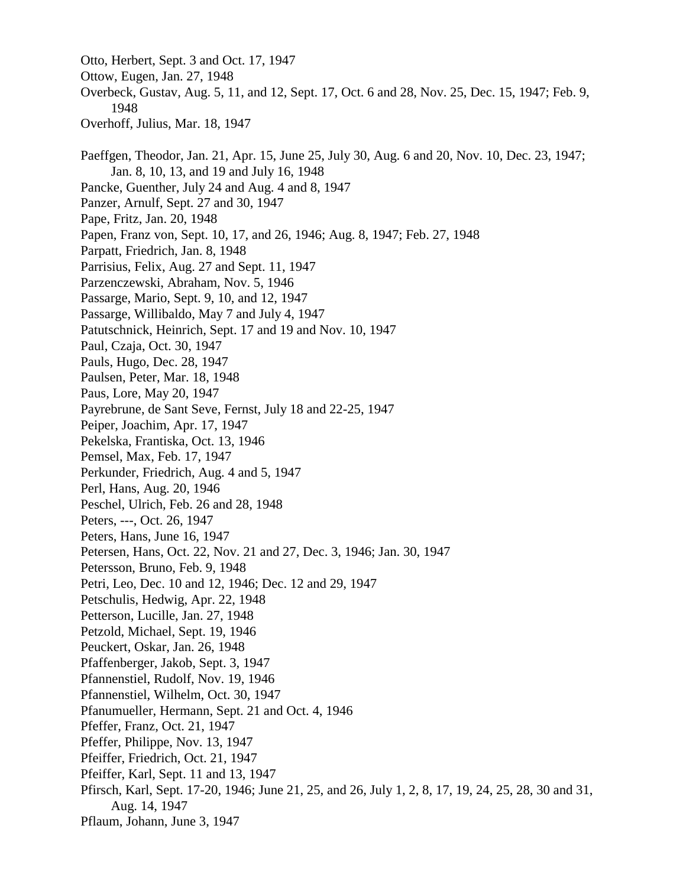Otto, Herbert, Sept. 3 and Oct. 17, 1947
Ottow, Eugen, Jan. 27, 1948
Overbeck, Gustav, Aug. 5, 11, and 12, Sept. 17, Oct. 6 and 28, Nov. 25, Dec. 15, 1947; Feb. 9, 1948
Overhoff, Julius, Mar. 18, 1947

Paeffgen, Theodor, Jan. 21, Apr. 15, June 25, July 30, Aug. 6 and 20, Nov. 10, Dec. 23, 1947; Jan. 8, 10, 13, and 19 and July 16, 1948
Pancke, Guenther, July 24 and Aug. 4 and 8, 1947
Panzer, Arnulf, Sept. 27 and 30, 1947
Pape, Fritz, Jan. 20, 1948
Papen, Franz von, Sept. 10, 17, and 26, 1946; Aug. 8, 1947; Feb. 27, 1948
Parpatt, Friedrich, Jan. 8, 1948
Parrisius, Felix, Aug. 27 and Sept. 11, 1947
Parzenczewski, Abraham, Nov. 5, 1946
Passarge, Mario, Sept. 9, 10, and 12, 1947
Passarge, Willibaldo, May 7 and July 4, 1947
Patutschnick, Heinrich, Sept. 17 and 19 and Nov. 10, 1947
Paul, Czaja, Oct. 30, 1947
Pauls, Hugo, Dec. 28, 1947
Paulsen, Peter, Mar. 18, 1948
Paus, Lore, May 20, 1947
Payrebrune, de Sant Seve, Fernst, July 18 and 22-25, 1947
Peiper, Joachim, Apr. 17, 1947
Pekelska, Frantiska, Oct. 13, 1946
Pemsel, Max, Feb. 17, 1947
Perkunder, Friedrich, Aug. 4 and 5, 1947
Perl, Hans, Aug. 20, 1946
Peschel, Ulrich, Feb. 26 and 28, 1948
Peters, ---, Oct. 26, 1947
Peters, Hans, June 16, 1947
Petersen, Hans, Oct. 22, Nov. 21 and 27, Dec. 3, 1946; Jan. 30, 1947
Petersson, Bruno, Feb. 9, 1948
Petri, Leo, Dec. 10 and 12, 1946; Dec. 12 and 29, 1947
Petschulis, Hedwig, Apr. 22, 1948
Petterson, Lucille, Jan. 27, 1948
Petzold, Michael, Sept. 19, 1946
Peuckert, Oskar, Jan. 26, 1948
Pfaffenberger, Jakob, Sept. 3, 1947
Pfannenstiel, Rudolf, Nov. 19, 1946
Pfannenstiel, Wilhelm, Oct. 30, 1947
Pfanumueller, Hermann, Sept. 21 and Oct. 4, 1946
Pfeffer, Franz, Oct. 21, 1947
Pfeffer, Philippe, Nov. 13, 1947
Pfeiffer, Friedrich, Oct. 21, 1947
Pfeiffer, Karl, Sept. 11 and 13, 1947
Pfirsch, Karl, Sept. 17-20, 1946; June 21, 25, and 26, July 1, 2, 8, 17, 19, 24, 25, 28, 30 and 31, Aug. 14, 1947
Pflaum, Johann, June 3, 1947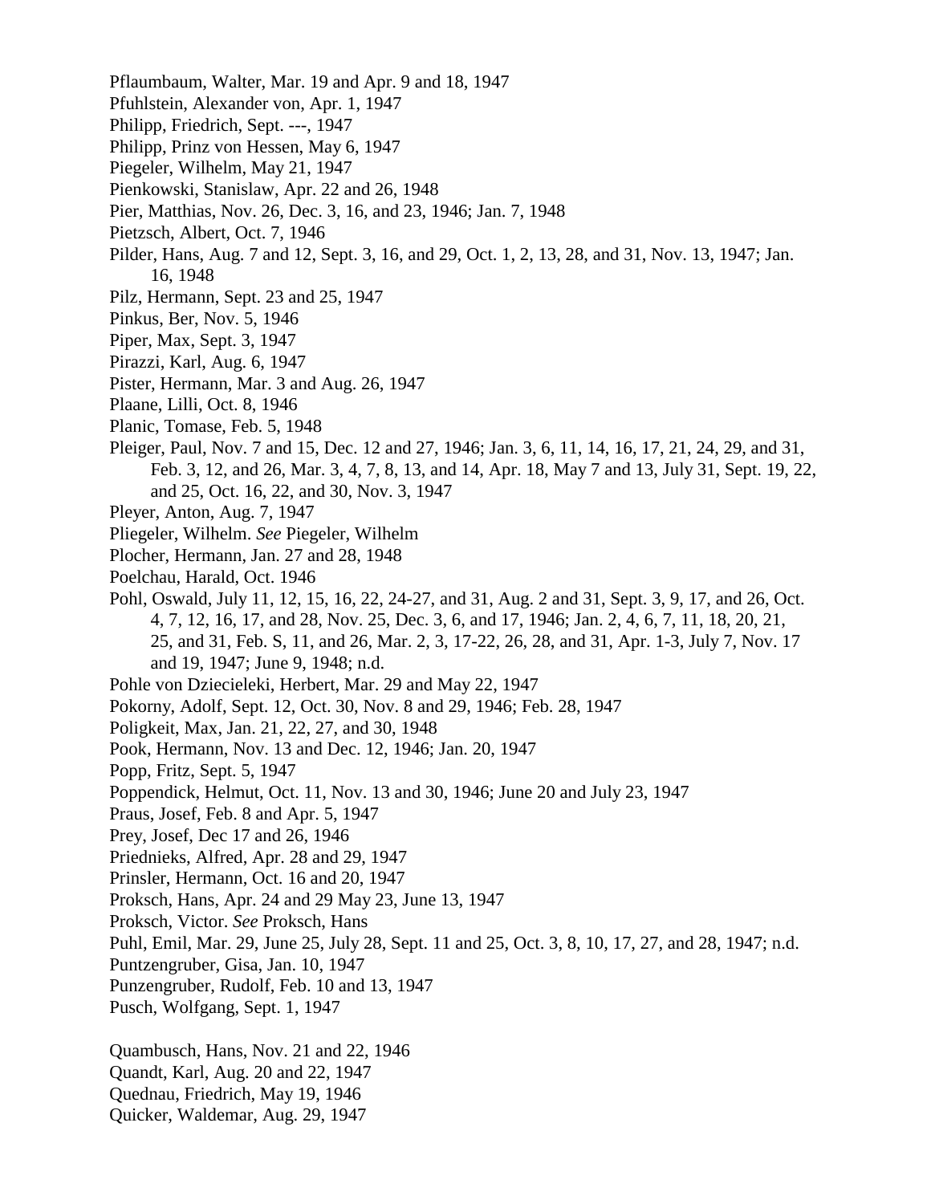Pflaumbaum, Walter, Mar. 19 and Apr. 9 and 18, 1947
Pfuhlstein, Alexander von, Apr. 1, 1947
Philipp, Friedrich, Sept. ---, 1947
Philipp, Prinz von Hessen, May 6, 1947
Piegeler, Wilhelm, May 21, 1947
Pienkowski, Stanislaw, Apr. 22 and 26, 1948
Pier, Matthias, Nov. 26, Dec. 3, 16, and 23, 1946; Jan. 7, 1948
Pietzsch, Albert, Oct. 7, 1946
Pilder, Hans, Aug. 7 and 12, Sept. 3, 16, and 29, Oct. 1, 2, 13, 28, and 31, Nov. 13, 1947; Jan. 16, 1948
Pilz, Hermann, Sept. 23 and 25, 1947
Pinkus, Ber, Nov. 5, 1946
Piper, Max, Sept. 3, 1947
Pirazzi, Karl, Aug. 6, 1947
Pister, Hermann, Mar. 3 and Aug. 26, 1947
Plaane, Lilli, Oct. 8, 1946
Planic, Tomase, Feb. 5, 1948
Pleiger, Paul, Nov. 7 and 15, Dec. 12 and 27, 1946; Jan. 3, 6, 11, 14, 16, 17, 21, 24, 29, and 31, Feb. 3, 12, and 26, Mar. 3, 4, 7, 8, 13, and 14, Apr. 18, May 7 and 13, July 31, Sept. 19, 22, and 25, Oct. 16, 22, and 30, Nov. 3, 1947
Pleyer, Anton, Aug. 7, 1947
Pliegeler, Wilhelm. *See* Piegeler, Wilhelm
Plocher, Hermann, Jan. 27 and 28, 1948
Poelchau, Harald, Oct. 1946
Pohl, Oswald, July 11, 12, 15, 16, 22, 24-27, and 31, Aug. 2 and 31, Sept. 3, 9, 17, and 26, Oct. 4, 7, 12, 16, 17, and 28, Nov. 25, Dec. 3, 6, and 17, 1946; Jan. 2, 4, 6, 7, 11, 18, 20, 21, 25, and 31, Feb. S, 11, and 26, Mar. 2, 3, 17-22, 26, 28, and 31, Apr. 1-3, July 7, Nov. 17 and 19, 1947; June 9, 1948; n.d.
Pohle von Dziecieleki, Herbert, Mar. 29 and May 22, 1947
Pokorny, Adolf, Sept. 12, Oct. 30, Nov. 8 and 29, 1946; Feb. 28, 1947
Poligkeit, Max, Jan. 21, 22, 27, and 30, 1948
Pook, Hermann, Nov. 13 and Dec. 12, 1946; Jan. 20, 1947
Popp, Fritz, Sept. 5, 1947
Poppendick, Helmut, Oct. 11, Nov. 13 and 30, 1946; June 20 and July 23, 1947
Praus, Josef, Feb. 8 and Apr. 5, 1947
Prey, Josef, Dec 17 and 26, 1946
Priednieks, Alfred, Apr. 28 and 29, 1947
Prinsler, Hermann, Oct. 16 and 20, 1947
Proksch, Hans, Apr. 24 and 29 May 23, June 13, 1947
Proksch, Victor. *See* Proksch, Hans
Puhl, Emil, Mar. 29, June 25, July 28, Sept. 11 and 25, Oct. 3, 8, 10, 17, 27, and 28, 1947; n.d.
Puntzengruber, Gisa, Jan. 10, 1947
Punzengruber, Rudolf, Feb. 10 and 13, 1947
Pusch, Wolfgang, Sept. 1, 1947

Quambusch, Hans, Nov. 21 and 22, 1946
Quandt, Karl, Aug. 20 and 22, 1947
Quednau, Friedrich, May 19, 1946
Quicker, Waldemar, Aug. 29, 1947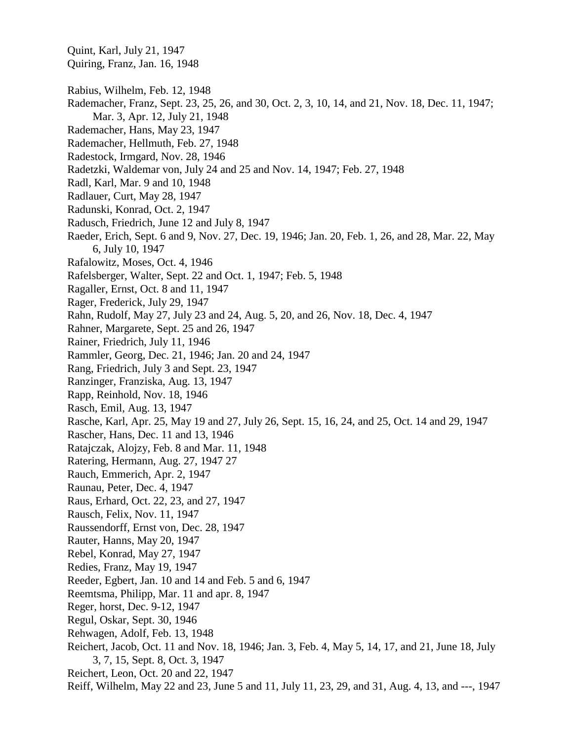Quint, Karl, July 21, 1947
Quiring, Franz, Jan. 16, 1948

Rabius, Wilhelm, Feb. 12, 1948
Rademacher, Franz, Sept. 23, 25, 26, and 30, Oct. 2, 3, 10, 14, and 21, Nov. 18, Dec. 11, 1947; Mar. 3, Apr. 12, July 21, 1948
Rademacher, Hans, May 23, 1947
Rademacher, Hellmuth, Feb. 27, 1948
Radestock, Irmgard, Nov. 28, 1946
Radetzki, Waldemar von, July 24 and 25 and Nov. 14, 1947; Feb. 27, 1948
Radl, Karl, Mar. 9 and 10, 1948
Radlauer, Curt, May 28, 1947
Radunski, Konrad, Oct. 2, 1947
Radusch, Friedrich, June 12 and July 8, 1947
Raeder, Erich, Sept. 6 and 9, Nov. 27, Dec. 19, 1946; Jan. 20, Feb. 1, 26, and 28, Mar. 22, May 6, July 10, 1947
Rafalowitz, Moses, Oct. 4, 1946
Rafelsberger, Walter, Sept. 22 and Oct. 1, 1947; Feb. 5, 1948
Ragaller, Ernst, Oct. 8 and 11, 1947
Rager, Frederick, July 29, 1947
Rahn, Rudolf, May 27, July 23 and 24, Aug. 5, 20, and 26, Nov. 18, Dec. 4, 1947
Rahner, Margarete, Sept. 25 and 26, 1947
Rainer, Friedrich, July 11, 1946
Rammler, Georg, Dec. 21, 1946; Jan. 20 and 24, 1947
Rang, Friedrich, July 3 and Sept. 23, 1947
Ranzinger, Franziska, Aug. 13, 1947
Rapp, Reinhold, Nov. 18, 1946
Rasch, Emil, Aug. 13, 1947
Rasche, Karl, Apr. 25, May 19 and 27, July 26, Sept. 15, 16, 24, and 25, Oct. 14 and 29, 1947
Rascher, Hans, Dec. 11 and 13, 1946
Ratajczak, Alojzy, Feb. 8 and Mar. 11, 1948
Ratering, Hermann, Aug. 27, 1947 27
Rauch, Emmerich, Apr. 2, 1947
Raunau, Peter, Dec. 4, 1947
Raus, Erhard, Oct. 22, 23, and 27, 1947
Rausch, Felix, Nov. 11, 1947
Raussendorff, Ernst von, Dec. 28, 1947
Rauter, Hanns, May 20, 1947
Rebel, Konrad, May 27, 1947
Redies, Franz, May 19, 1947
Reeder, Egbert, Jan. 10 and 14 and Feb. 5 and 6, 1947
Reemtsma, Philipp, Mar. 11 and apr. 8, 1947
Reger, horst, Dec. 9-12, 1947
Regul, Oskar, Sept. 30, 1946
Rehwagen, Adolf, Feb. 13, 1948
Reichert, Jacob, Oct. 11 and Nov. 18, 1946; Jan. 3, Feb. 4, May 5, 14, 17, and 21, June 18, July 3, 7, 15, Sept. 8, Oct. 3, 1947
Reichert, Leon, Oct. 20 and 22, 1947
Reiff, Wilhelm, May 22 and 23, June 5 and 11, July 11, 23, 29, and 31, Aug. 4, 13, and ---, 1947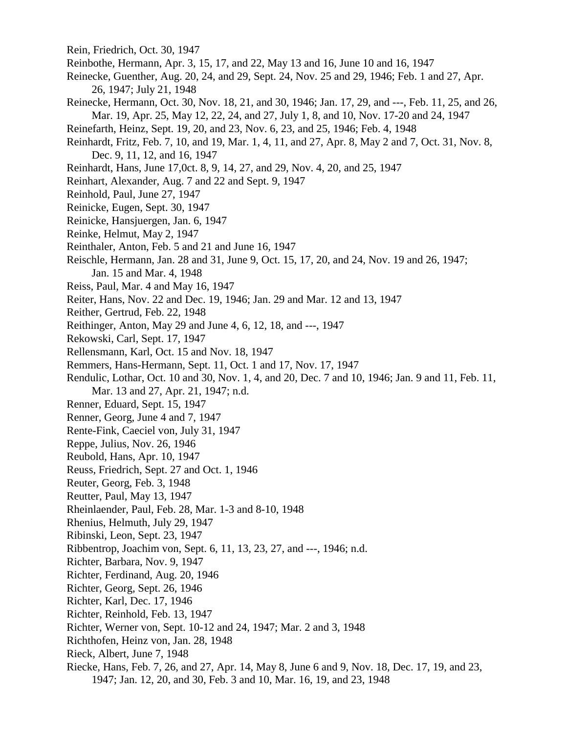Rein, Friedrich, Oct. 30, 1947

Reinbothe, Hermann, Apr. 3, 15, 17, and 22, May 13 and 16, June 10 and 16, 1947

Reinecke, Guenther, Aug. 20, 24, and 29, Sept. 24, Nov. 25 and 29, 1946; Feb. 1 and 27, Apr. 26, 1947; July 21, 1948

Reinecke, Hermann, Oct. 30, Nov. 18, 21, and 30, 1946; Jan. 17, 29, and ---, Feb. 11, 25, and 26, Mar. 19, Apr. 25, May 12, 22, 24, and 27, July 1, 8, and 10, Nov. 17-20 and 24, 1947

Reinefarth, Heinz, Sept. 19, 20, and 23, Nov. 6, 23, and 25, 1946; Feb. 4, 1948

Reinhardt, Fritz, Feb. 7, 10, and 19, Mar. 1, 4, 11, and 27, Apr. 8, May 2 and 7, Oct. 31, Nov. 8, Dec. 9, 11, 12, and 16, 1947

Reinhardt, Hans, June 17,0ct. 8, 9, 14, 27, and 29, Nov. 4, 20, and 25, 1947

Reinhart, Alexander, Aug. 7 and 22 and Sept. 9, 1947

Reinhold, Paul, June 27, 1947

Reinicke, Eugen, Sept. 30, 1947

Reinicke, Hansjuergen, Jan. 6, 1947

Reinke, Helmut, May 2, 1947

Reinthaler, Anton, Feb. 5 and 21 and June 16, 1947

Reischle, Hermann, Jan. 28 and 31, June 9, Oct. 15, 17, 20, and 24, Nov. 19 and 26, 1947; Jan. 15 and Mar. 4, 1948

Reiss, Paul, Mar. 4 and May 16, 1947

Reiter, Hans, Nov. 22 and Dec. 19, 1946; Jan. 29 and Mar. 12 and 13, 1947

Reither, Gertrud, Feb. 22, 1948

Reithinger, Anton, May 29 and June 4, 6, 12, 18, and ---, 1947

Rekowski, Carl, Sept. 17, 1947

Rellensmann, Karl, Oct. 15 and Nov. 18, 1947

Remmers, Hans-Hermann, Sept. 11, Oct. 1 and 17, Nov. 17, 1947

Rendulic, Lothar, Oct. 10 and 30, Nov. 1, 4, and 20, Dec. 7 and 10, 1946; Jan. 9 and 11, Feb. 11, Mar. 13 and 27, Apr. 21, 1947; n.d.

Renner, Eduard, Sept. 15, 1947

Renner, Georg, June 4 and 7, 1947

Rente-Fink, Caeciel von, July 31, 1947

Reppe, Julius, Nov. 26, 1946

Reubold, Hans, Apr. 10, 1947

Reuss, Friedrich, Sept. 27 and Oct. 1, 1946

Reuter, Georg, Feb. 3, 1948

Reutter, Paul, May 13, 1947

Rheinlaender, Paul, Feb. 28, Mar. 1-3 and 8-10, 1948

Rhenius, Helmuth, July 29, 1947

Ribinski, Leon, Sept. 23, 1947

Ribbentrop, Joachim von, Sept. 6, 11, 13, 23, 27, and ---, 1946; n.d.

Richter, Barbara, Nov. 9, 1947

Richter, Ferdinand, Aug. 20, 1946

Richter, Georg, Sept. 26, 1946

Richter, Karl, Dec. 17, 1946

Richter, Reinhold, Feb. 13, 1947

Richter, Werner von, Sept. 10-12 and 24, 1947; Mar. 2 and 3, 1948

Richthofen, Heinz von, Jan. 28, 1948

Rieck, Albert, June 7, 1948

Riecke, Hans, Feb. 7, 26, and 27, Apr. 14, May 8, June 6 and 9, Nov. 18, Dec. 17, 19, and 23, 1947; Jan. 12, 20, and 30, Feb. 3 and 10, Mar. 16, 19, and 23, 1948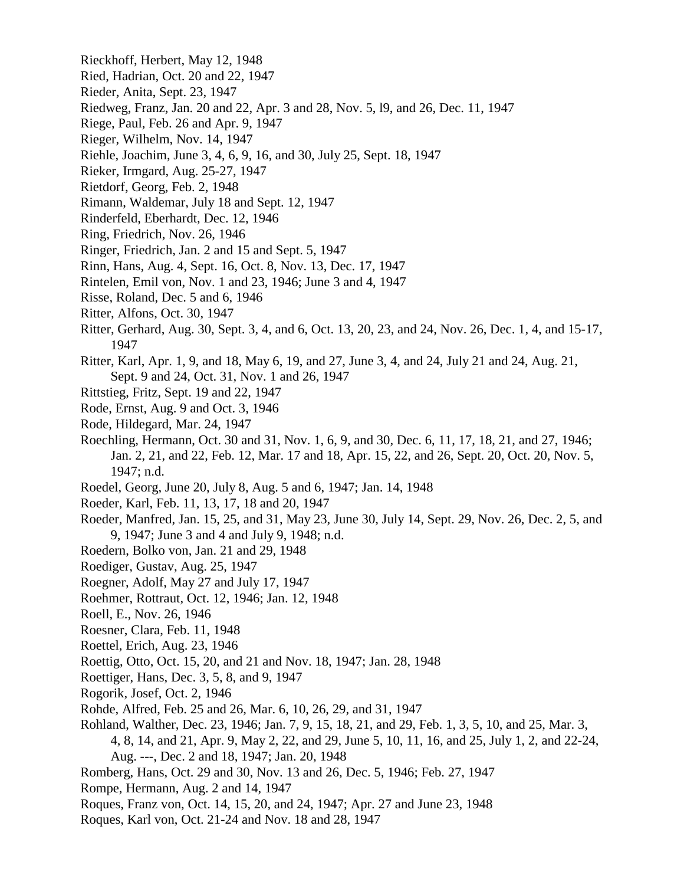Rieckhoff, Herbert, May 12, 1948

Ried, Hadrian, Oct. 20 and 22, 1947

Rieder, Anita, Sept. 23, 1947

Riedweg, Franz, Jan. 20 and 22, Apr. 3 and 28, Nov. 5, l9, and 26, Dec. 11, 1947

Riege, Paul, Feb. 26 and Apr. 9, 1947

Rieger, Wilhelm, Nov. 14, 1947

Riehle, Joachim, June 3, 4, 6, 9, 16, and 30, July 25, Sept. 18, 1947

Rieker, Irmgard, Aug. 25-27, 1947

Rietdorf, Georg, Feb. 2, 1948

Rimann, Waldemar, July 18 and Sept. 12, 1947

Rinderfeld, Eberhardt, Dec. 12, 1946

Ring, Friedrich, Nov. 26, 1946

Ringer, Friedrich, Jan. 2 and 15 and Sept. 5, 1947

Rinn, Hans, Aug. 4, Sept. 16, Oct. 8, Nov. 13, Dec. 17, 1947

Rintelen, Emil von, Nov. 1 and 23, 1946; June 3 and 4, 1947

Risse, Roland, Dec. 5 and 6, 1946

Ritter, Alfons, Oct. 30, 1947

Ritter, Gerhard, Aug. 30, Sept. 3, 4, and 6, Oct. 13, 20, 23, and 24, Nov. 26, Dec. 1, 4, and 15-17, 1947

Ritter, Karl, Apr. 1, 9, and 18, May 6, 19, and 27, June 3, 4, and 24, July 21 and 24, Aug. 21, Sept. 9 and 24, Oct. 31, Nov. 1 and 26, 1947

Rittstieg, Fritz, Sept. 19 and 22, 1947

Rode, Ernst, Aug. 9 and Oct. 3, 1946

Rode, Hildegard, Mar. 24, 1947

Roechling, Hermann, Oct. 30 and 31, Nov. 1, 6, 9, and 30, Dec. 6, 11, 17, 18, 21, and 27, 1946; Jan. 2, 21, and 22, Feb. 12, Mar. 17 and 18, Apr. 15, 22, and 26, Sept. 20, Oct. 20, Nov. 5, 1947; n.d.

Roedel, Georg, June 20, July 8, Aug. 5 and 6, 1947; Jan. 14, 1948

Roeder, Karl, Feb. 11, 13, 17, 18 and 20, 1947

Roeder, Manfred, Jan. 15, 25, and 31, May 23, June 30, July 14, Sept. 29, Nov. 26, Dec. 2, 5, and 9, 1947; June 3 and 4 and July 9, 1948; n.d.

Roedern, Bolko von, Jan. 21 and 29, 1948

Roediger, Gustav, Aug. 25, 1947

Roegner, Adolf, May 27 and July 17, 1947

Roehmer, Rottraut, Oct. 12, 1946; Jan. 12, 1948

Roell, E., Nov. 26, 1946

Roesner, Clara, Feb. 11, 1948

Roettel, Erich, Aug. 23, 1946

Roettig, Otto, Oct. 15, 20, and 21 and Nov. 18, 1947; Jan. 28, 1948

Roettiger, Hans, Dec. 3, 5, 8, and 9, 1947

Rogorik, Josef, Oct. 2, 1946

Rohde, Alfred, Feb. 25 and 26, Mar. 6, 10, 26, 29, and 31, 1947

Rohland, Walther, Dec. 23, 1946; Jan. 7, 9, 15, 18, 21, and 29, Feb. 1, 3, 5, 10, and 25, Mar. 3, 4, 8, 14, and 21, Apr. 9, May 2, 22, and 29, June 5, 10, 11, 16, and 25, July 1, 2, and 22-24, Aug. ---, Dec. 2 and 18, 1947; Jan. 20, 1948

Romberg, Hans, Oct. 29 and 30, Nov. 13 and 26, Dec. 5, 1946; Feb. 27, 1947

Rompe, Hermann, Aug. 2 and 14, 1947

Roques, Franz von, Oct. 14, 15, 20, and 24, 1947; Apr. 27 and June 23, 1948

Roques, Karl von, Oct. 21-24 and Nov. 18 and 28, 1947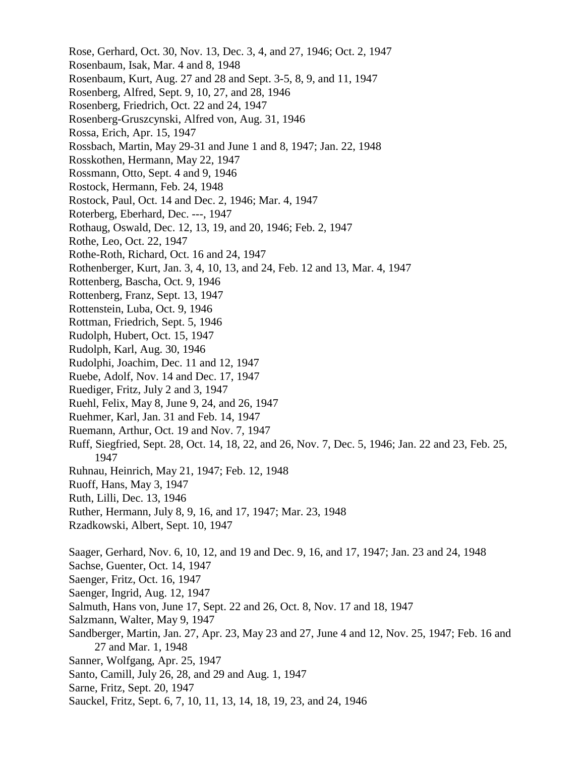Rose, Gerhard, Oct. 30, Nov. 13, Dec. 3, 4, and 27, 1946; Oct. 2, 1947
Rosenbaum, Isak, Mar. 4 and 8, 1948
Rosenbaum, Kurt, Aug. 27 and 28 and Sept. 3-5, 8, 9, and 11, 1947
Rosenberg, Alfred, Sept. 9, 10, 27, and 28, 1946
Rosenberg, Friedrich, Oct. 22 and 24, 1947
Rosenberg-Gruszcynski, Alfred von, Aug. 31, 1946
Rossa, Erich, Apr. 15, 1947
Rossbach, Martin, May 29-31 and June 1 and 8, 1947; Jan. 22, 1948
Rosskothen, Hermann, May 22, 1947
Rossmann, Otto, Sept. 4 and 9, 1946
Rostock, Hermann, Feb. 24, 1948
Rostock, Paul, Oct. 14 and Dec. 2, 1946; Mar. 4, 1947
Roterberg, Eberhard, Dec. ---, 1947
Rothaug, Oswald, Dec. 12, 13, 19, and 20, 1946; Feb. 2, 1947
Rothe, Leo, Oct. 22, 1947
Rothe-Roth, Richard, Oct. 16 and 24, 1947
Rothenberger, Kurt, Jan. 3, 4, 10, 13, and 24, Feb. 12 and 13, Mar. 4, 1947
Rottenberg, Bascha, Oct. 9, 1946
Rottenberg, Franz, Sept. 13, 1947
Rottenstein, Luba, Oct. 9, 1946
Rottman, Friedrich, Sept. 5, 1946
Rudolph, Hubert, Oct. 15, 1947
Rudolph, Karl, Aug. 30, 1946
Rudolphi, Joachim, Dec. 11 and 12, 1947
Ruebe, Adolf, Nov. 14 and Dec. 17, 1947
Ruediger, Fritz, July 2 and 3, 1947
Ruehl, Felix, May 8, June 9, 24, and 26, 1947
Ruehmer, Karl, Jan. 31 and Feb. 14, 1947
Ruemann, Arthur, Oct. 19 and Nov. 7, 1947
Ruff, Siegfried, Sept. 28, Oct. 14, 18, 22, and 26, Nov. 7, Dec. 5, 1946; Jan. 22 and 23, Feb. 25, 1947
Ruhnau, Heinrich, May 21, 1947; Feb. 12, 1948
Ruoff, Hans, May 3, 1947
Ruth, Lilli, Dec. 13, 1946
Ruther, Hermann, July 8, 9, 16, and 17, 1947; Mar. 23, 1948
Rzadkowski, Albert, Sept. 10, 1947

Saager, Gerhard, Nov. 6, 10, 12, and 19 and Dec. 9, 16, and 17, 1947; Jan. 23 and 24, 1948
Sachse, Guenter, Oct. 14, 1947
Saenger, Fritz, Oct. 16, 1947
Saenger, Ingrid, Aug. 12, 1947
Salmuth, Hans von, June 17, Sept. 22 and 26, Oct. 8, Nov. 17 and 18, 1947
Salzmann, Walter, May 9, 1947
Sandberger, Martin, Jan. 27, Apr. 23, May 23 and 27, June 4 and 12, Nov. 25, 1947; Feb. 16 and 27 and Mar. 1, 1948
Sanner, Wolfgang, Apr. 25, 1947
Santo, Camill, July 26, 28, and 29 and Aug. 1, 1947
Sarne, Fritz, Sept. 20, 1947
Sauckel, Fritz, Sept. 6, 7, 10, 11, 13, 14, 18, 19, 23, and 24, 1946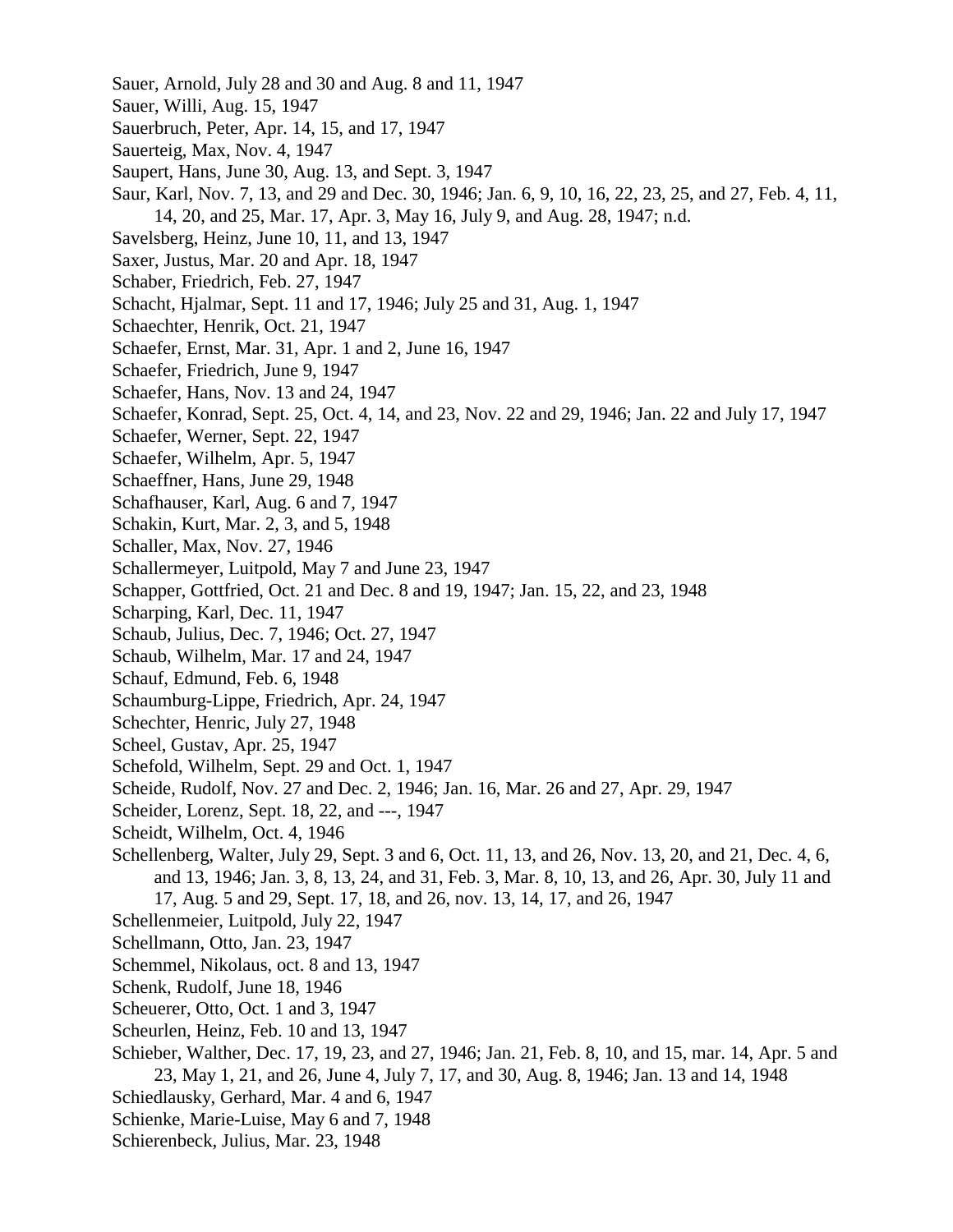Sauer, Arnold, July 28 and 30 and Aug. 8 and 11, 1947
Sauer, Willi, Aug. 15, 1947
Sauerbruch, Peter, Apr. 14, 15, and 17, 1947
Sauerteig, Max, Nov. 4, 1947
Saupert, Hans, June 30, Aug. 13, and Sept. 3, 1947
Saur, Karl, Nov. 7, 13, and 29 and Dec. 30, 1946; Jan. 6, 9, 10, 16, 22, 23, 25, and 27, Feb. 4, 11, 14, 20, and 25, Mar. 17, Apr. 3, May 16, July 9, and Aug. 28, 1947; n.d.
Savelsberg, Heinz, June 10, 11, and 13, 1947
Saxer, Justus, Mar. 20 and Apr. 18, 1947
Schaber, Friedrich, Feb. 27, 1947
Schacht, Hjalmar, Sept. 11 and 17, 1946; July 25 and 31, Aug. 1, 1947
Schaechter, Henrik, Oct. 21, 1947
Schaefer, Ernst, Mar. 31, Apr. 1 and 2, June 16, 1947
Schaefer, Friedrich, June 9, 1947
Schaefer, Hans, Nov. 13 and 24, 1947
Schaefer, Konrad, Sept. 25, Oct. 4, 14, and 23, Nov. 22 and 29, 1946; Jan. 22 and July 17, 1947
Schaefer, Werner, Sept. 22, 1947
Schaefer, Wilhelm, Apr. 5, 1947
Schaeffner, Hans, June 29, 1948
Schafhauser, Karl, Aug. 6 and 7, 1947
Schakin, Kurt, Mar. 2, 3, and 5, 1948
Schaller, Max, Nov. 27, 1946
Schallermeyer, Luitpold, May 7 and June 23, 1947
Schapper, Gottfried, Oct. 21 and Dec. 8 and 19, 1947; Jan. 15, 22, and 23, 1948
Scharping, Karl, Dec. 11, 1947
Schaub, Julius, Dec. 7, 1946; Oct. 27, 1947
Schaub, Wilhelm, Mar. 17 and 24, 1947
Schauf, Edmund, Feb. 6, 1948
Schaumburg-Lippe, Friedrich, Apr. 24, 1947
Schechter, Henric, July 27, 1948
Scheel, Gustav, Apr. 25, 1947
Schefold, Wilhelm, Sept. 29 and Oct. 1, 1947
Scheide, Rudolf, Nov. 27 and Dec. 2, 1946; Jan. 16, Mar. 26 and 27, Apr. 29, 1947
Scheider, Lorenz, Sept. 18, 22, and ---, 1947
Scheidt, Wilhelm, Oct. 4, 1946
Schellenberg, Walter, July 29, Sept. 3 and 6, Oct. 11, 13, and 26, Nov. 13, 20, and 21, Dec. 4, 6, and 13, 1946; Jan. 3, 8, 13, 24, and 31, Feb. 3, Mar. 8, 10, 13, and 26, Apr. 30, July 11 and 17, Aug. 5 and 29, Sept. 17, 18, and 26, nov. 13, 14, 17, and 26, 1947
Schellenmeier, Luitpold, July 22, 1947
Schellmann, Otto, Jan. 23, 1947
Schemmel, Nikolaus, oct. 8 and 13, 1947
Schenk, Rudolf, June 18, 1946
Scheuerer, Otto, Oct. 1 and 3, 1947
Scheurlen, Heinz, Feb. 10 and 13, 1947
Schieber, Walther, Dec. 17, 19, 23, and 27, 1946; Jan. 21, Feb. 8, 10, and 15, mar. 14, Apr. 5 and 23, May 1, 21, and 26, June 4, July 7, 17, and 30, Aug. 8, 1946; Jan. 13 and 14, 1948
Schiedlausky, Gerhard, Mar. 4 and 6, 1947
Schienke, Marie-Luise, May 6 and 7, 1948
Schierenbeck, Julius, Mar. 23, 1948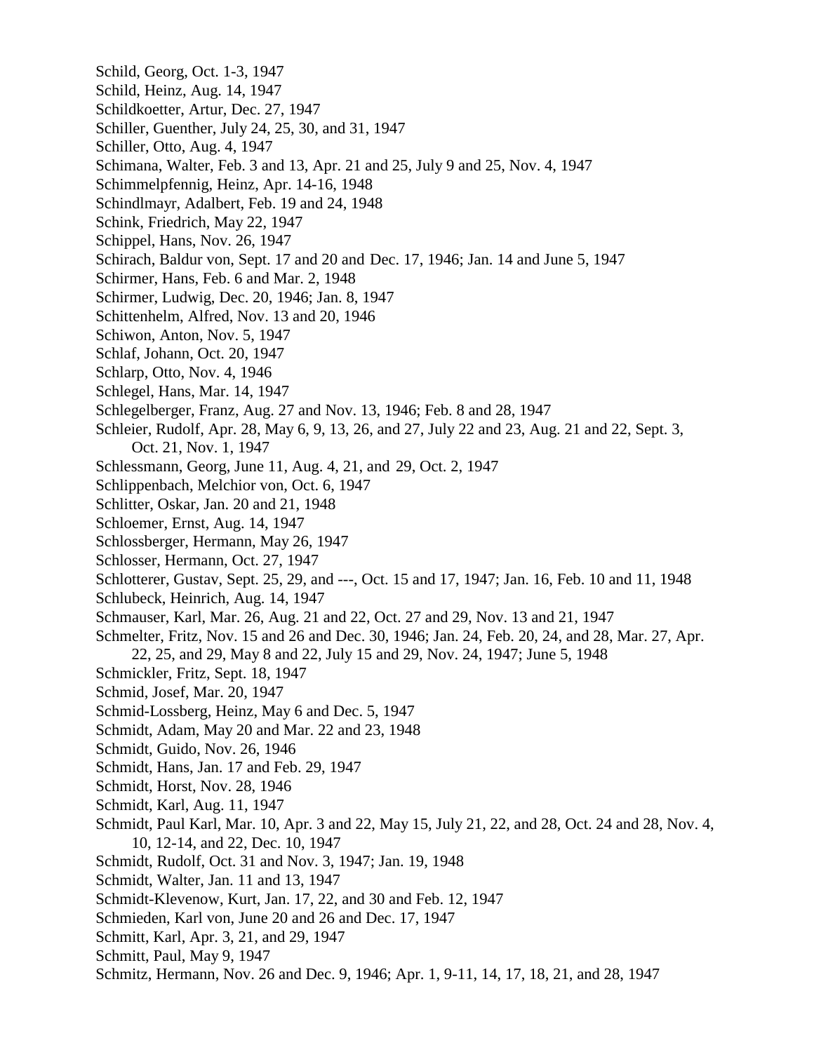Schild, Georg, Oct. 1-3, 1947
Schild, Heinz, Aug. 14, 1947
Schildkoetter, Artur, Dec. 27, 1947
Schiller, Guenther, July 24, 25, 30, and 31, 1947
Schiller, Otto, Aug. 4, 1947
Schimana, Walter, Feb. 3 and 13, Apr. 21 and 25, July 9 and 25, Nov. 4, 1947
Schimmelpfennig, Heinz, Apr. 14-16, 1948
Schindlmayr, Adalbert, Feb. 19 and 24, 1948
Schink, Friedrich, May 22, 1947
Schippel, Hans, Nov. 26, 1947
Schirach, Baldur von, Sept. 17 and 20 and Dec. 17, 1946; Jan. 14 and June 5, 1947
Schirmer, Hans, Feb. 6 and Mar. 2, 1948
Schirmer, Ludwig, Dec. 20, 1946; Jan. 8, 1947
Schittenhelm, Alfred, Nov. 13 and 20, 1946
Schiwon, Anton, Nov. 5, 1947
Schlaf, Johann, Oct. 20, 1947
Schlarp, Otto, Nov. 4, 1946
Schlegel, Hans, Mar. 14, 1947
Schlegelberger, Franz, Aug. 27 and Nov. 13, 1946; Feb. 8 and 28, 1947
Schleier, Rudolf, Apr. 28, May 6, 9, 13, 26, and 27, July 22 and 23, Aug. 21 and 22, Sept. 3, Oct. 21, Nov. 1, 1947
Schlessmann, Georg, June 11, Aug. 4, 21, and 29, Oct. 2, 1947
Schlippenbach, Melchior von, Oct. 6, 1947
Schlitter, Oskar, Jan. 20 and 21, 1948
Schloemer, Ernst, Aug. 14, 1947
Schlossberger, Hermann, May 26, 1947
Schlosser, Hermann, Oct. 27, 1947
Schlotterer, Gustav, Sept. 25, 29, and ---, Oct. 15 and 17, 1947; Jan. 16, Feb. 10 and 11, 1948
Schlubeck, Heinrich, Aug. 14, 1947
Schmauser, Karl, Mar. 26, Aug. 21 and 22, Oct. 27 and 29, Nov. 13 and 21, 1947
Schmelter, Fritz, Nov. 15 and 26 and Dec. 30, 1946; Jan. 24, Feb. 20, 24, and 28, Mar. 27, Apr. 22, 25, and 29, May 8 and 22, July 15 and 29, Nov. 24, 1947; June 5, 1948
Schmickler, Fritz, Sept. 18, 1947
Schmid, Josef, Mar. 20, 1947
Schmid-Lossberg, Heinz, May 6 and Dec. 5, 1947
Schmidt, Adam, May 20 and Mar. 22 and 23, 1948
Schmidt, Guido, Nov. 26, 1946
Schmidt, Hans, Jan. 17 and Feb. 29, 1947
Schmidt, Horst, Nov. 28, 1946
Schmidt, Karl, Aug. 11, 1947
Schmidt, Paul Karl, Mar. 10, Apr. 3 and 22, May 15, July 21, 22, and 28, Oct. 24 and 28, Nov. 4, 10, 12-14, and 22, Dec. 10, 1947
Schmidt, Rudolf, Oct. 31 and Nov. 3, 1947; Jan. 19, 1948
Schmidt, Walter, Jan. 11 and 13, 1947
Schmidt-Klevenow, Kurt, Jan. 17, 22, and 30 and Feb. 12, 1947
Schmieden, Karl von, June 20 and 26 and Dec. 17, 1947
Schmitt, Karl, Apr. 3, 21, and 29, 1947
Schmitt, Paul, May 9, 1947
Schmitz, Hermann, Nov. 26 and Dec. 9, 1946; Apr. 1, 9-11, 14, 17, 18, 21, and 28, 1947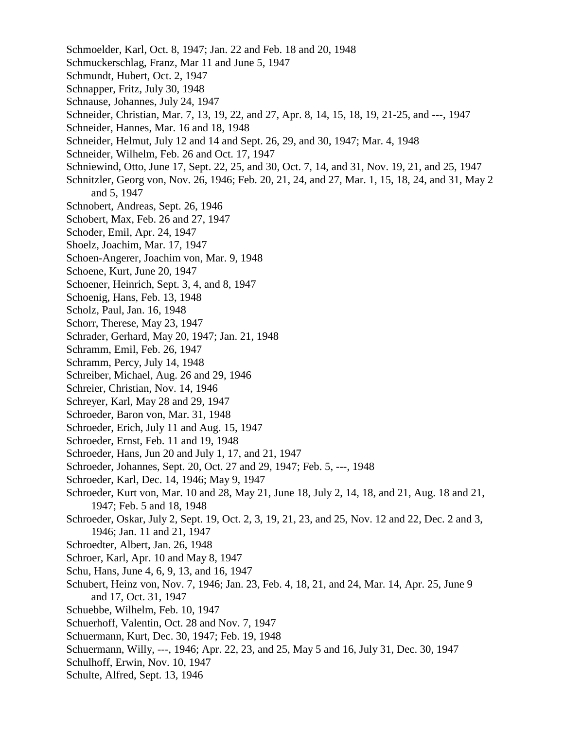Schmoelder, Karl, Oct. 8, 1947; Jan. 22 and Feb. 18 and 20, 1948
Schmuckerschlag, Franz, Mar 11 and June 5, 1947
Schmundt, Hubert, Oct. 2, 1947
Schnapper, Fritz, July 30, 1948
Schnause, Johannes, July 24, 1947
Schneider, Christian, Mar. 7, 13, 19, 22, and 27, Apr. 8, 14, 15, 18, 19, 21-25, and ---, 1947
Schneider, Hannes, Mar. 16 and 18, 1948
Schneider, Helmut, July 12 and 14 and Sept. 26, 29, and 30, 1947; Mar. 4, 1948
Schneider, Wilhelm, Feb. 26 and Oct. 17, 1947
Schniewind, Otto, June 17, Sept. 22, 25, and 30, Oct. 7, 14, and 31, Nov. 19, 21, and 25, 1947
Schnitzler, Georg von, Nov. 26, 1946; Feb. 20, 21, 24, and 27, Mar. 1, 15, 18, 24, and 31, May 2 and 5, 1947
Schnobert, Andreas, Sept. 26, 1946
Schobert, Max, Feb. 26 and 27, 1947
Schoder, Emil, Apr. 24, 1947
Shoelz, Joachim, Mar. 17, 1947
Schoen-Angerer, Joachim von, Mar. 9, 1948
Schoene, Kurt, June 20, 1947
Schoener, Heinrich, Sept. 3, 4, and 8, 1947
Schoenig, Hans, Feb. 13, 1948
Scholz, Paul, Jan. 16, 1948
Schorr, Therese, May 23, 1947
Schrader, Gerhard, May 20, 1947; Jan. 21, 1948
Schramm, Emil, Feb. 26, 1947
Schramm, Percy, July 14, 1948
Schreiber, Michael, Aug. 26 and 29, 1946
Schreier, Christian, Nov. 14, 1946
Schreyer, Karl, May 28 and 29, 1947
Schroeder, Baron von, Mar. 31, 1948
Schroeder, Erich, July 11 and Aug. 15, 1947
Schroeder, Ernst, Feb. 11 and 19, 1948
Schroeder, Hans, Jun 20 and July 1, 17, and 21, 1947
Schroeder, Johannes, Sept. 20, Oct. 27 and 29, 1947; Feb. 5, ---, 1948
Schroeder, Karl, Dec. 14, 1946; May 9, 1947
Schroeder, Kurt von, Mar. 10 and 28, May 21, June 18, July 2, 14, 18, and 21, Aug. 18 and 21, 1947; Feb. 5 and 18, 1948
Schroeder, Oskar, July 2, Sept. 19, Oct. 2, 3, 19, 21, 23, and 25, Nov. 12 and 22, Dec. 2 and 3, 1946; Jan. 11 and 21, 1947
Schroedter, Albert, Jan. 26, 1948
Schroer, Karl, Apr. 10 and May 8, 1947
Schu, Hans, June 4, 6, 9, 13, and 16, 1947
Schubert, Heinz von, Nov. 7, 1946; Jan. 23, Feb. 4, 18, 21, and 24, Mar. 14, Apr. 25, June 9 and 17, Oct. 31, 1947
Schuebbe, Wilhelm, Feb. 10, 1947
Schuerhoff, Valentin, Oct. 28 and Nov. 7, 1947
Schuermann, Kurt, Dec. 30, 1947; Feb. 19, 1948
Schuermann, Willy, ---, 1946; Apr. 22, 23, and 25, May 5 and 16, July 31, Dec. 30, 1947
Schulhoff, Erwin, Nov. 10, 1947
Schulte, Alfred, Sept. 13, 1946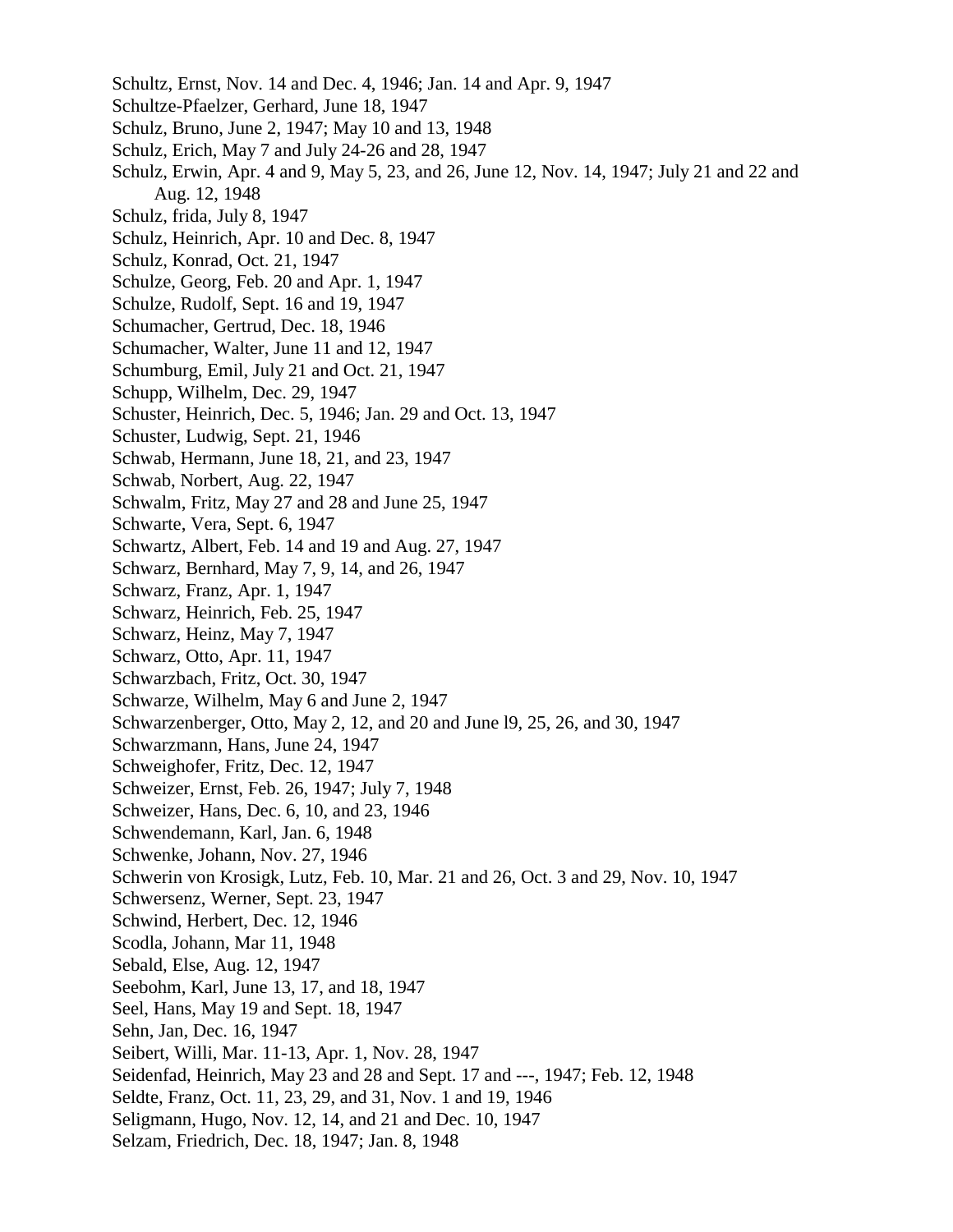Schultz, Ernst, Nov. 14 and Dec. 4, 1946; Jan. 14 and Apr. 9, 1947
Schultze-Pfaelzer, Gerhard, June 18, 1947
Schulz, Bruno, June 2, 1947; May 10 and 13, 1948
Schulz, Erich, May 7 and July 24-26 and 28, 1947
Schulz, Erwin, Apr. 4 and 9, May 5, 23, and 26, June 12, Nov. 14, 1947; July 21 and 22 and Aug. 12, 1948
Schulz, frida, July 8, 1947
Schulz, Heinrich, Apr. 10 and Dec. 8, 1947
Schulz, Konrad, Oct. 21, 1947
Schulze, Georg, Feb. 20 and Apr. 1, 1947
Schulze, Rudolf, Sept. 16 and 19, 1947
Schumacher, Gertrud, Dec. 18, 1946
Schumacher, Walter, June 11 and 12, 1947
Schumburg, Emil, July 21 and Oct. 21, 1947
Schupp, Wilhelm, Dec. 29, 1947
Schuster, Heinrich, Dec. 5, 1946; Jan. 29 and Oct. 13, 1947
Schuster, Ludwig, Sept. 21, 1946
Schwab, Hermann, June 18, 21, and 23, 1947
Schwab, Norbert, Aug. 22, 1947
Schwalm, Fritz, May 27 and 28 and June 25, 1947
Schwarte, Vera, Sept. 6, 1947
Schwartz, Albert, Feb. 14 and 19 and Aug. 27, 1947
Schwarz, Bernhard, May 7, 9, 14, and 26, 1947
Schwarz, Franz, Apr. 1, 1947
Schwarz, Heinrich, Feb. 25, 1947
Schwarz, Heinz, May 7, 1947
Schwarz, Otto, Apr. 11, 1947
Schwarzbach, Fritz, Oct. 30, 1947
Schwarze, Wilhelm, May 6 and June 2, 1947
Schwarzenberger, Otto, May 2, 12, and 20 and June l9, 25, 26, and 30, 1947
Schwarzmann, Hans, June 24, 1947
Schweighofer, Fritz, Dec. 12, 1947
Schweizer, Ernst, Feb. 26, 1947; July 7, 1948
Schweizer, Hans, Dec. 6, 10, and 23, 1946
Schwendemann, Karl, Jan. 6, 1948
Schwenke, Johann, Nov. 27, 1946
Schwerin von Krosigk, Lutz, Feb. 10, Mar. 21 and 26, Oct. 3 and 29, Nov. 10, 1947
Schwersenz, Werner, Sept. 23, 1947
Schwind, Herbert, Dec. 12, 1946
Scodla, Johann, Mar 11, 1948
Sebald, Else, Aug. 12, 1947
Seebohm, Karl, June 13, 17, and 18, 1947
Seel, Hans, May 19 and Sept. 18, 1947
Sehn, Jan, Dec. 16, 1947
Seibert, Willi, Mar. 11-13, Apr. 1, Nov. 28, 1947
Seidenfad, Heinrich, May 23 and 28 and Sept. 17 and ---, 1947; Feb. 12, 1948
Seldte, Franz, Oct. 11, 23, 29, and 31, Nov. 1 and 19, 1946
Seligmann, Hugo, Nov. 12, 14, and 21 and Dec. 10, 1947
Selzam, Friedrich, Dec. 18, 1947; Jan. 8, 1948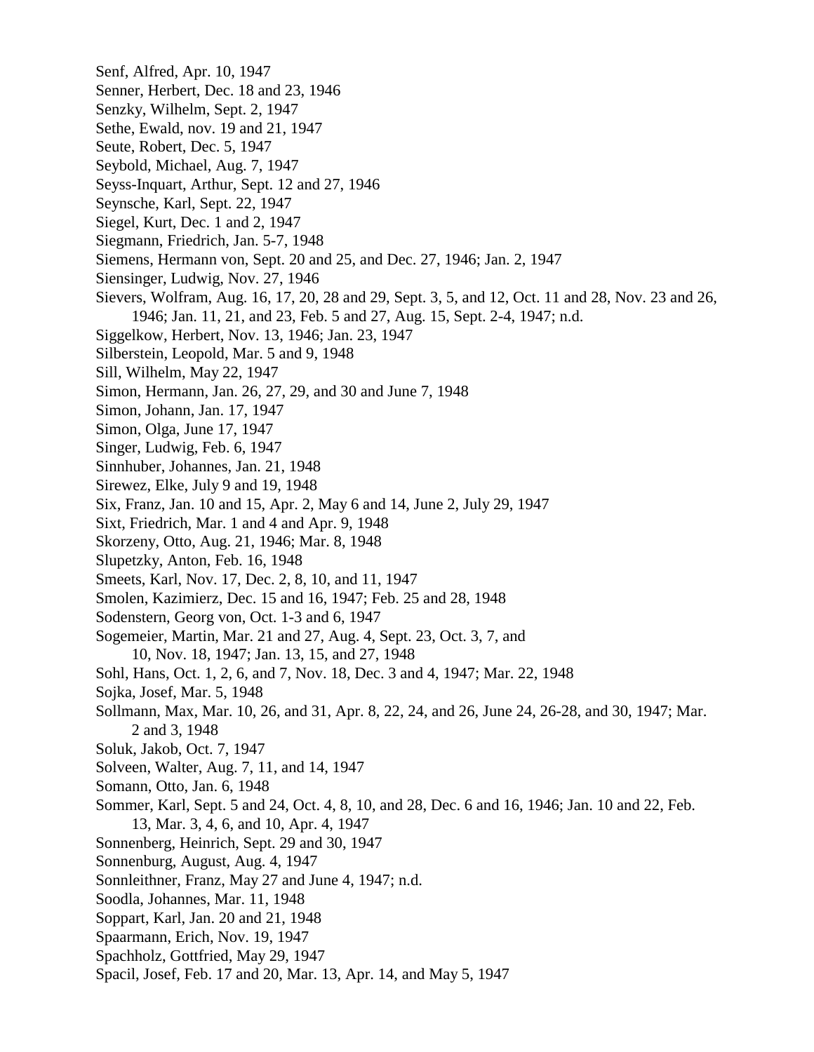Senf, Alfred, Apr. 10, 1947
Senner, Herbert, Dec. 18 and 23, 1946
Senzky, Wilhelm, Sept. 2, 1947
Sethe, Ewald, nov. 19 and 21, 1947
Seute, Robert, Dec. 5, 1947
Seybold, Michael, Aug. 7, 1947
Seyss-Inquart, Arthur, Sept. 12 and 27, 1946
Seynsche, Karl, Sept. 22, 1947
Siegel, Kurt, Dec. 1 and 2, 1947
Siegmann, Friedrich, Jan. 5-7, 1948
Siemens, Hermann von, Sept. 20 and 25, and Dec. 27, 1946; Jan. 2, 1947
Siensinger, Ludwig, Nov. 27, 1946
Sievers, Wolfram, Aug. 16, 17, 20, 28 and 29, Sept. 3, 5, and 12, Oct. 11 and 28, Nov. 23 and 26, 1946; Jan. 11, 21, and 23, Feb. 5 and 27, Aug. 15, Sept. 2-4, 1947; n.d.
Siggelkow, Herbert, Nov. 13, 1946; Jan. 23, 1947
Silberstein, Leopold, Mar. 5 and 9, 1948
Sill, Wilhelm, May 22, 1947
Simon, Hermann, Jan. 26, 27, 29, and 30 and June 7, 1948
Simon, Johann, Jan. 17, 1947
Simon, Olga, June 17, 1947
Singer, Ludwig, Feb. 6, 1947
Sinnhuber, Johannes, Jan. 21, 1948
Sirewez, Elke, July 9 and 19, 1948
Six, Franz, Jan. 10 and 15, Apr. 2, May 6 and 14, June 2, July 29, 1947
Sixt, Friedrich, Mar. 1 and 4 and Apr. 9, 1948
Skorzeny, Otto, Aug. 21, 1946; Mar. 8, 1948
Slupetzky, Anton, Feb. 16, 1948
Smeets, Karl, Nov. 17, Dec. 2, 8, 10, and 11, 1947
Smolen, Kazimierz, Dec. 15 and 16, 1947; Feb. 25 and 28, 1948
Sodenstern, Georg von, Oct. 1-3 and 6, 1947
Sogemeier, Martin, Mar. 21 and 27, Aug. 4, Sept. 23, Oct. 3, 7, and 10, Nov. 18, 1947; Jan. 13, 15, and 27, 1948
Sohl, Hans, Oct. 1, 2, 6, and 7, Nov. 18, Dec. 3 and 4, 1947; Mar. 22, 1948
Sojka, Josef, Mar. 5, 1948
Sollmann, Max, Mar. 10, 26, and 31, Apr. 8, 22, 24, and 26, June 24, 26-28, and 30, 1947; Mar. 2 and 3, 1948
Soluk, Jakob, Oct. 7, 1947
Solveen, Walter, Aug. 7, 11, and 14, 1947
Somann, Otto, Jan. 6, 1948
Sommer, Karl, Sept. 5 and 24, Oct. 4, 8, 10, and 28, Dec. 6 and 16, 1946; Jan. 10 and 22, Feb. 13, Mar. 3, 4, 6, and 10, Apr. 4, 1947
Sonnenberg, Heinrich, Sept. 29 and 30, 1947
Sonnenburg, August, Aug. 4, 1947
Sonnleithner, Franz, May 27 and June 4, 1947; n.d.
Soodla, Johannes, Mar. 11, 1948
Soppart, Karl, Jan. 20 and 21, 1948
Spaarmann, Erich, Nov. 19, 1947
Spachholz, Gottfried, May 29, 1947
Spacil, Josef, Feb. 17 and 20, Mar. 13, Apr. 14, and May 5, 1947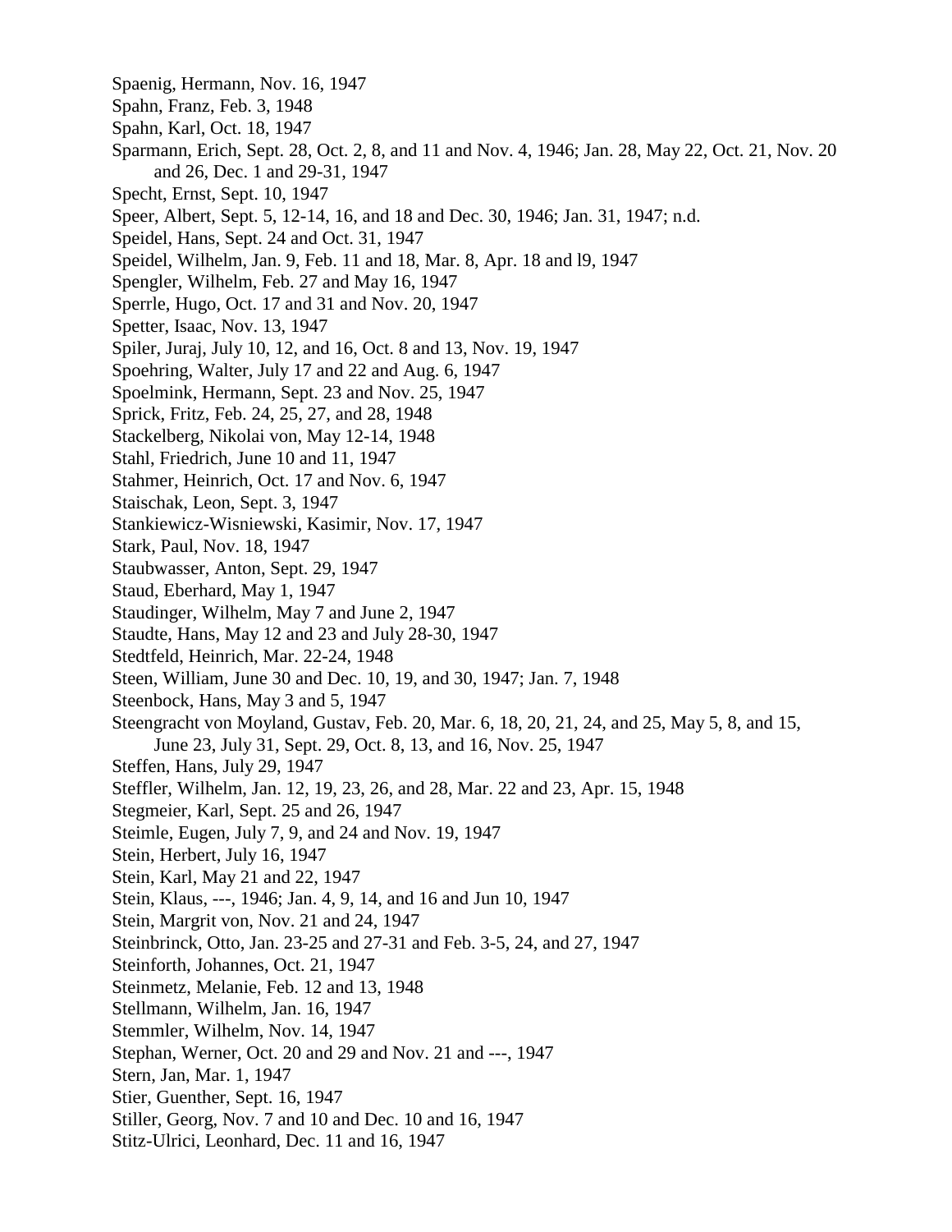Spaenig, Hermann, Nov. 16, 1947
Spahn, Franz, Feb. 3, 1948
Spahn, Karl, Oct. 18, 1947
Sparmann, Erich, Sept. 28, Oct. 2, 8, and 11 and Nov. 4, 1946; Jan. 28, May 22, Oct. 21, Nov. 20 and 26, Dec. 1 and 29-31, 1947
Specht, Ernst, Sept. 10, 1947
Speer, Albert, Sept. 5, 12-14, 16, and 18 and Dec. 30, 1946; Jan. 31, 1947; n.d.
Speidel, Hans, Sept. 24 and Oct. 31, 1947
Speidel, Wilhelm, Jan. 9, Feb. 11 and 18, Mar. 8, Apr. 18 and l9, 1947
Spengler, Wilhelm, Feb. 27 and May 16, 1947
Sperrle, Hugo, Oct. 17 and 31 and Nov. 20, 1947
Spetter, Isaac, Nov. 13, 1947
Spiler, Juraj, July 10, 12, and 16, Oct. 8 and 13, Nov. 19, 1947
Spoehring, Walter, July 17 and 22 and Aug. 6, 1947
Spoelmink, Hermann, Sept. 23 and Nov. 25, 1947
Sprick, Fritz, Feb. 24, 25, 27, and 28, 1948
Stackelberg, Nikolai von, May 12-14, 1948
Stahl, Friedrich, June 10 and 11, 1947
Stahmer, Heinrich, Oct. 17 and Nov. 6, 1947
Staischak, Leon, Sept. 3, 1947
Stankiewicz-Wisniewski, Kasimir, Nov. 17, 1947
Stark, Paul, Nov. 18, 1947
Staubwasser, Anton, Sept. 29, 1947
Staud, Eberhard, May 1, 1947
Staudinger, Wilhelm, May 7 and June 2, 1947
Staudte, Hans, May 12 and 23 and July 28-30, 1947
Stedtfeld, Heinrich, Mar. 22-24, 1948
Steen, William, June 30 and Dec. 10, 19, and 30, 1947; Jan. 7, 1948
Steenbock, Hans, May 3 and 5, 1947
Steengracht von Moyland, Gustav, Feb. 20, Mar. 6, 18, 20, 21, 24, and 25, May 5, 8, and 15, June 23, July 31, Sept. 29, Oct. 8, 13, and 16, Nov. 25, 1947
Steffen, Hans, July 29, 1947
Steffler, Wilhelm, Jan. 12, 19, 23, 26, and 28, Mar. 22 and 23, Apr. 15, 1948
Stegmeier, Karl, Sept. 25 and 26, 1947
Steimle, Eugen, July 7, 9, and 24 and Nov. 19, 1947
Stein, Herbert, July 16, 1947
Stein, Karl, May 21 and 22, 1947
Stein, Klaus, ---, 1946; Jan. 4, 9, 14, and 16 and Jun 10, 1947
Stein, Margrit von, Nov. 21 and 24, 1947
Steinbrinck, Otto, Jan. 23-25 and 27-31 and Feb. 3-5, 24, and 27, 1947
Steinforth, Johannes, Oct. 21, 1947
Steinmetz, Melanie, Feb. 12 and 13, 1948
Stellmann, Wilhelm, Jan. 16, 1947
Stemmler, Wilhelm, Nov. 14, 1947
Stephan, Werner, Oct. 20 and 29 and Nov. 21 and ---, 1947
Stern, Jan, Mar. 1, 1947
Stier, Guenther, Sept. 16, 1947
Stiller, Georg, Nov. 7 and 10 and Dec. 10 and 16, 1947
Stitz-Ulrici, Leonhard, Dec. 11 and 16, 1947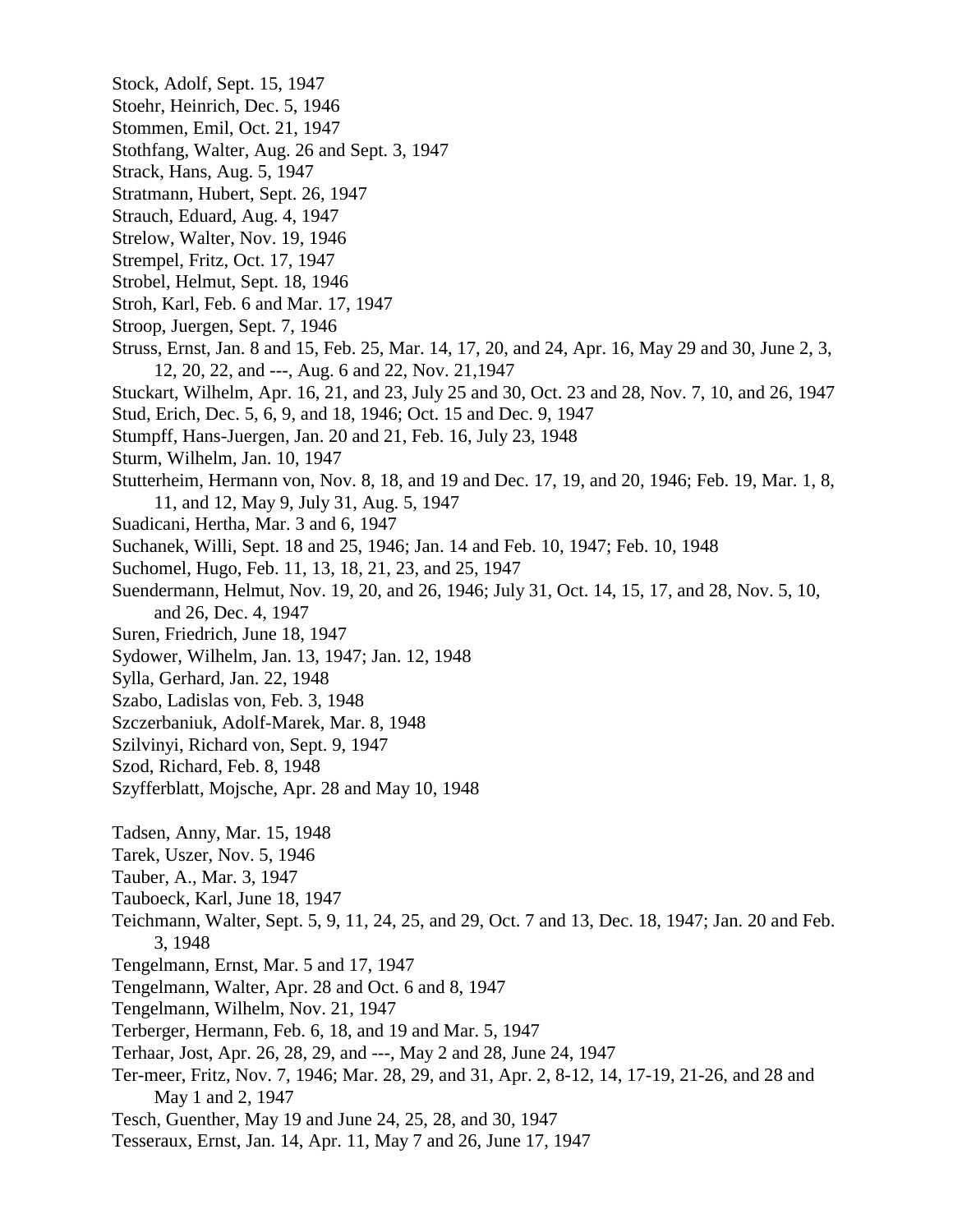Stock, Adolf, Sept. 15, 1947  
Stoehr, Heinrich, Dec. 5, 1946  
Stommen, Emil, Oct. 21, 1947  
Stothfang, Walter, Aug. 26 and Sept. 3, 1947  
Strack, Hans, Aug. 5, 1947  
Stratmann, Hubert, Sept. 26, 1947  
Strauch, Eduard, Aug. 4, 1947  
Strelow, Walter, Nov. 19, 1946  
Strempel, Fritz, Oct. 17, 1947  
Strobel, Helmut, Sept. 18, 1946  
Stroh, Karl, Feb. 6 and Mar. 17, 1947  
Stroop, Juergen, Sept. 7, 1946  
Struss, Ernst, Jan. 8 and 15, Feb. 25, Mar. 14, 17, 20, and 24, Apr. 16, May 29 and 30, June 2, 3, 12, 20, 22, and ---, Aug. 6 and 22, Nov. 21,1947  
Stuckart, Wilhelm, Apr. 16, 21, and 23, July 25 and 30, Oct. 23 and 28, Nov. 7, 10, and 26, 1947  
Stud, Erich, Dec. 5, 6, 9, and 18, 1946; Oct. 15 and Dec. 9, 1947  
Stumpff, Hans-Juergen, Jan. 20 and 21, Feb. 16, July 23, 1948  
Sturm, Wilhelm, Jan. 10, 1947  
Stutterheim, Hermann von, Nov. 8, 18, and 19 and Dec. 17, 19, and 20, 1946; Feb. 19, Mar. 1, 8, 11, and 12, May 9, July 31, Aug. 5, 1947  
Suadicani, Hertha, Mar. 3 and 6, 1947  
Suchanek, Willi, Sept. 18 and 25, 1946; Jan. 14 and Feb. 10, 1947; Feb. 10, 1948  
Suchomel, Hugo, Feb. 11, 13, 18, 21, 23, and 25, 1947  
Suendermann, Helmut, Nov. 19, 20, and 26, 1946; July 31, Oct. 14, 15, 17, and 28, Nov. 5, 10, and 26, Dec. 4, 1947  
Suren, Friedrich, June 18, 1947  
Sydower, Wilhelm, Jan. 13, 1947; Jan. 12, 1948  
Sylla, Gerhard, Jan. 22, 1948  
Szabo, Ladislas von, Feb. 3, 1948  
Szczerbaniuk, Adolf-Marek, Mar. 8, 1948  
Szilvinyi, Richard von, Sept. 9, 1947  
Szod, Richard, Feb. 8, 1948  
Szyfferblatt, Mojsche, Apr. 28 and May 10, 1948

Tadsen, Anny, Mar. 15, 1948  
Tarek, Uszer, Nov. 5, 1946  
Tauber, A., Mar. 3, 1947  
Tauboeck, Karl, June 18, 1947  
Teichmann, Walter, Sept. 5, 9, 11, 24, 25, and 29, Oct. 7 and 13, Dec. 18, 1947; Jan. 20 and Feb. 3, 1948  
Tengelmann, Ernst, Mar. 5 and 17, 1947  
Tengelmann, Walter, Apr. 28 and Oct. 6 and 8, 1947  
Tengelmann, Wilhelm, Nov. 21, 1947  
Terberger, Hermann, Feb. 6, 18, and 19 and Mar. 5, 1947  
Terhaar, Jost, Apr. 26, 28, 29, and ---, May 2 and 28, June 24, 1947  
Ter-meer, Fritz, Nov. 7, 1946; Mar. 28, 29, and 31, Apr. 2, 8-12, 14, 17-19, 21-26, and 28 and May 1 and 2, 1947  
Tesch, Guenther, May 19 and June 24, 25, 28, and 30, 1947  
Tesseraux, Ernst, Jan. 14, Apr. 11, May 7 and 26, June 17, 1947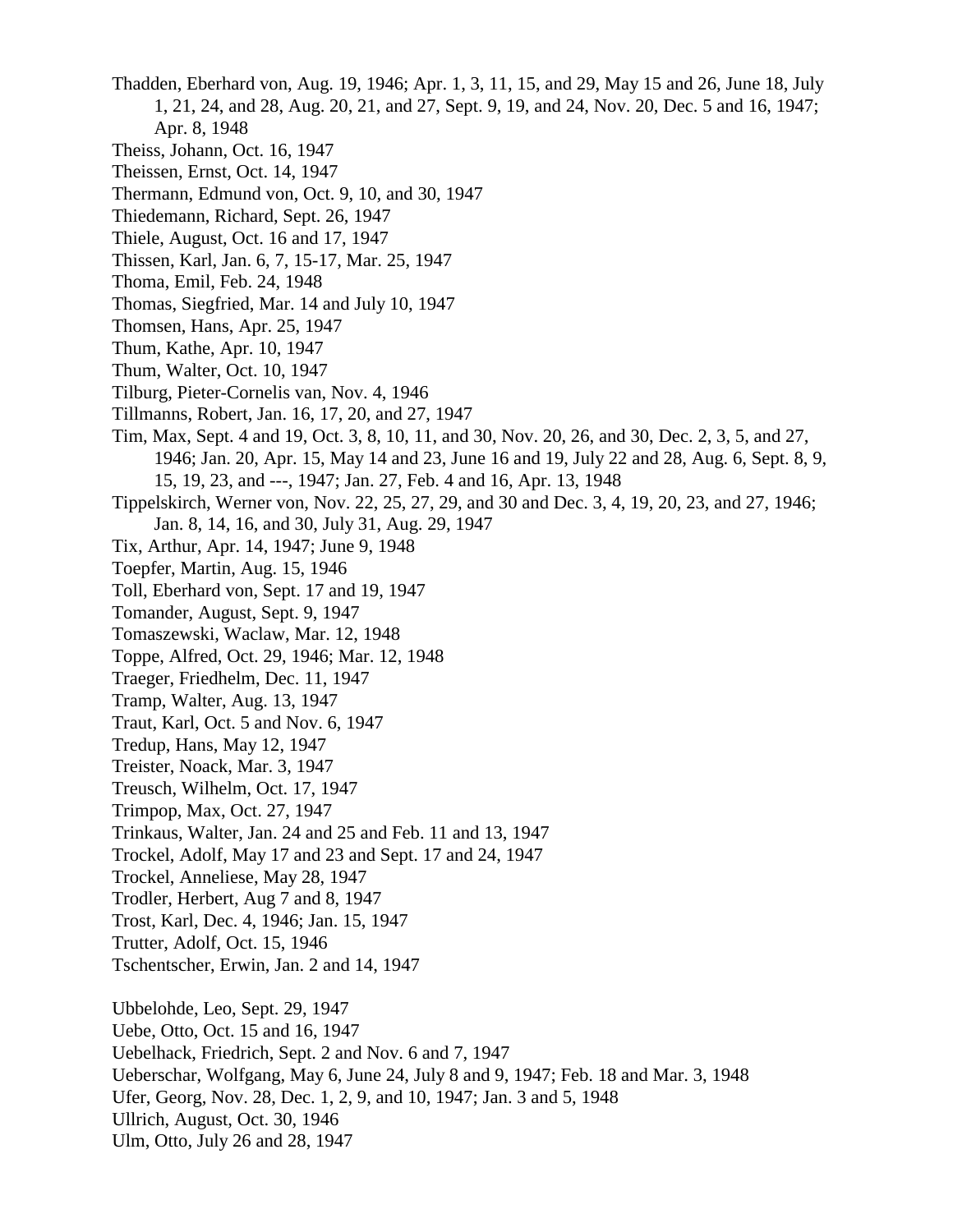Thadden, Eberhard von, Aug. 19, 1946; Apr. 1, 3, 11, 15, and 29, May 15 and 26, June 18, July 1, 21, 24, and 28, Aug. 20, 21, and 27, Sept. 9, 19, and 24, Nov. 20, Dec. 5 and 16, 1947; Apr. 8, 1948

Theiss, Johann, Oct. 16, 1947

Theissen, Ernst, Oct. 14, 1947

Thermann, Edmund von, Oct. 9, 10, and 30, 1947

Thiedemann, Richard, Sept. 26, 1947

Thiele, August, Oct. 16 and 17, 1947

Thissen, Karl, Jan. 6, 7, 15-17, Mar. 25, 1947

Thoma, Emil, Feb. 24, 1948

Thomas, Siegfried, Mar. 14 and July 10, 1947

Thomsen, Hans, Apr. 25, 1947

Thum, Kathe, Apr. 10, 1947

Thum, Walter, Oct. 10, 1947

Tilburg, Pieter-Cornelis van, Nov. 4, 1946

Tillmanns, Robert, Jan. 16, 17, 20, and 27, 1947

Tim, Max, Sept. 4 and 19, Oct. 3, 8, 10, 11, and 30, Nov. 20, 26, and 30, Dec. 2, 3, 5, and 27, 1946; Jan. 20, Apr. 15, May 14 and 23, June 16 and 19, July 22 and 28, Aug. 6, Sept. 8, 9, 15, 19, 23, and ---, 1947; Jan. 27, Feb. 4 and 16, Apr. 13, 1948

Tippelskirch, Werner von, Nov. 22, 25, 27, 29, and 30 and Dec. 3, 4, 19, 20, 23, and 27, 1946; Jan. 8, 14, 16, and 30, July 31, Aug. 29, 1947

Tix, Arthur, Apr. 14, 1947; June 9, 1948

Toepfer, Martin, Aug. 15, 1946

Toll, Eberhard von, Sept. 17 and 19, 1947

Tomander, August, Sept. 9, 1947

Tomaszewski, Waclaw, Mar. 12, 1948

Toppe, Alfred, Oct. 29, 1946; Mar. 12, 1948

Traeger, Friedhelm, Dec. 11, 1947

Tramp, Walter, Aug. 13, 1947

Traut, Karl, Oct. 5 and Nov. 6, 1947

Tredup, Hans, May 12, 1947

Treister, Noack, Mar. 3, 1947

Treusch, Wilhelm, Oct. 17, 1947

Trimpop, Max, Oct. 27, 1947

Trinkaus, Walter, Jan. 24 and 25 and Feb. 11 and 13, 1947

Trockel, Adolf, May 17 and 23 and Sept. 17 and 24, 1947

Trockel, Anneliese, May 28, 1947

Trodler, Herbert, Aug 7 and 8, 1947

Trost, Karl, Dec. 4, 1946; Jan. 15, 1947

Trutter, Adolf, Oct. 15, 1946

Tschentscher, Erwin, Jan. 2 and 14, 1947

Ubbelohde, Leo, Sept. 29, 1947

Uebe, Otto, Oct. 15 and 16, 1947

Uebelhack, Friedrich, Sept. 2 and Nov. 6 and 7, 1947

Ueberschar, Wolfgang, May 6, June 24, July 8 and 9, 1947; Feb. 18 and Mar. 3, 1948

Ufer, Georg, Nov. 28, Dec. 1, 2, 9, and 10, 1947; Jan. 3 and 5, 1948

Ullrich, August, Oct. 30, 1946

Ulm, Otto, July 26 and 28, 1947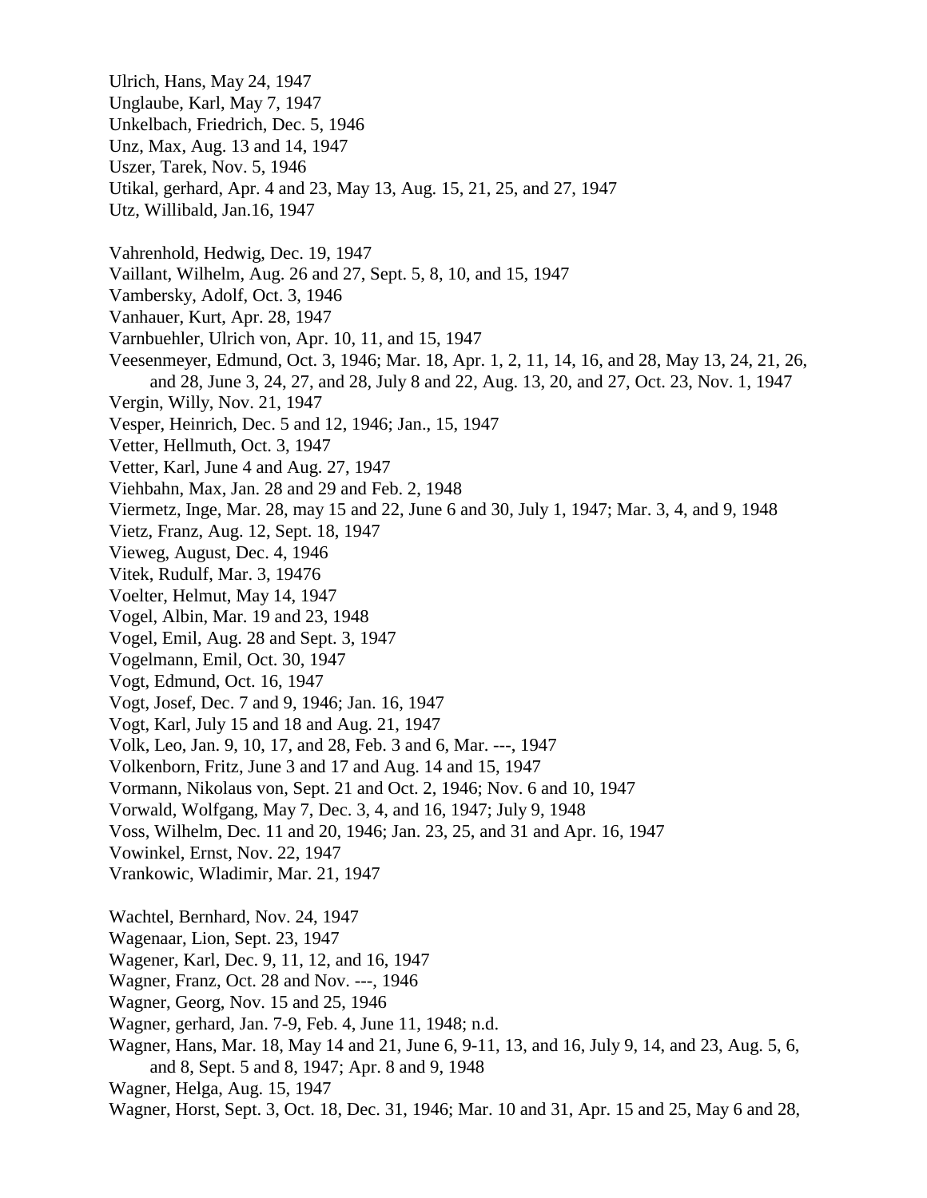Ulrich, Hans, May 24, 1947
Unglaube, Karl, May 7, 1947
Unkelbach, Friedrich, Dec. 5, 1946
Unz, Max, Aug. 13 and 14, 1947
Uszer, Tarek, Nov. 5, 1946
Utikal, gerhard, Apr. 4 and 23, May 13, Aug. 15, 21, 25, and 27, 1947
Utz, Willibald, Jan.16, 1947

Vahrenhold, Hedwig, Dec. 19, 1947
Vaillant, Wilhelm, Aug. 26 and 27, Sept. 5, 8, 10, and 15, 1947
Vambersky, Adolf, Oct. 3, 1946
Vanhauer, Kurt, Apr. 28, 1947
Varnbuehler, Ulrich von, Apr. 10, 11, and 15, 1947
Veesenmeyer, Edmund, Oct. 3, 1946; Mar. 18, Apr. 1, 2, 11, 14, 16, and 28, May 13, 24, 21, 26, and 28, June 3, 24, 27, and 28, July 8 and 22, Aug. 13, 20, and 27, Oct. 23, Nov. 1, 1947
Vergin, Willy, Nov. 21, 1947
Vesper, Heinrich, Dec. 5 and 12, 1946; Jan., 15, 1947
Vetter, Hellmuth, Oct. 3, 1947
Vetter, Karl, June 4 and Aug. 27, 1947
Viehbahn, Max, Jan. 28 and 29 and Feb. 2, 1948
Viermetz, Inge, Mar. 28, may 15 and 22, June 6 and 30, July 1, 1947; Mar. 3, 4, and 9, 1948
Vietz, Franz, Aug. 12, Sept. 18, 1947
Vieweg, August, Dec. 4, 1946
Vitek, Rudulf, Mar. 3, 19476
Voelter, Helmut, May 14, 1947
Vogel, Albin, Mar. 19 and 23, 1948
Vogel, Emil, Aug. 28 and Sept. 3, 1947
Vogelmann, Emil, Oct. 30, 1947
Vogt, Edmund, Oct. 16, 1947
Vogt, Josef, Dec. 7 and 9, 1946; Jan. 16, 1947
Vogt, Karl, July 15 and 18 and Aug. 21, 1947
Volk, Leo, Jan. 9, 10, 17, and 28, Feb. 3 and 6, Mar. ---, 1947
Volkenborn, Fritz, June 3 and 17 and Aug. 14 and 15, 1947
Vormann, Nikolaus von, Sept. 21 and Oct. 2, 1946; Nov. 6 and 10, 1947
Vorwald, Wolfgang, May 7, Dec. 3, 4, and 16, 1947; July 9, 1948
Voss, Wilhelm, Dec. 11 and 20, 1946; Jan. 23, 25, and 31 and Apr. 16, 1947
Vowinkel, Ernst, Nov. 22, 1947
Vrankowic, Wladimir, Mar. 21, 1947

Wachtel, Bernhard, Nov. 24, 1947
Wagenaar, Lion, Sept. 23, 1947
Wagener, Karl, Dec. 9, 11, 12, and 16, 1947
Wagner, Franz, Oct. 28 and Nov. ---, 1946
Wagner, Georg, Nov. 15 and 25, 1946
Wagner, gerhard, Jan. 7-9, Feb. 4, June 11, 1948; n.d.
Wagner, Hans, Mar. 18, May 14 and 21, June 6, 9-11, 13, and 16, July 9, 14, and 23, Aug. 5, 6, and 8, Sept. 5 and 8, 1947; Apr. 8 and 9, 1948
Wagner, Helga, Aug. 15, 1947
Wagner, Horst, Sept. 3, Oct. 18, Dec. 31, 1946; Mar. 10 and 31, Apr. 15 and 25, May 6 and 28,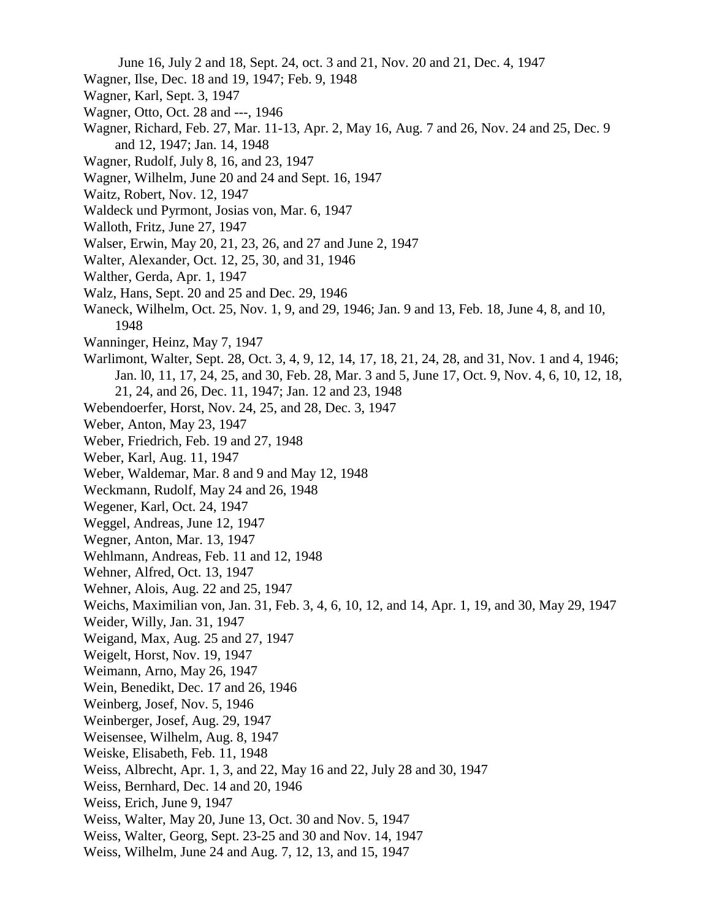June 16, July 2 and 18, Sept. 24, oct. 3 and 21, Nov. 20 and 21, Dec. 4, 1947

Wagner, Ilse, Dec. 18 and 19, 1947; Feb. 9, 1948

Wagner, Karl, Sept. 3, 1947

Wagner, Otto, Oct. 28 and ---, 1946

Wagner, Richard, Feb. 27, Mar. 11-13, Apr. 2, May 16, Aug. 7 and 26, Nov. 24 and 25, Dec. 9 and 12, 1947; Jan. 14, 1948

Wagner, Rudolf, July 8, 16, and 23, 1947

Wagner, Wilhelm, June 20 and 24 and Sept. 16, 1947

Waitz, Robert, Nov. 12, 1947

Waldeck und Pyrmont, Josias von, Mar. 6, 1947

Walloth, Fritz, June 27, 1947

Walser, Erwin, May 20, 21, 23, 26, and 27 and June 2, 1947

Walter, Alexander, Oct. 12, 25, 30, and 31, 1946

Walther, Gerda, Apr. 1, 1947

Walz, Hans, Sept. 20 and 25 and Dec. 29, 1946

Waneck, Wilhelm, Oct. 25, Nov. 1, 9, and 29, 1946; Jan. 9 and 13, Feb. 18, June 4, 8, and 10, 1948

Wanninger, Heinz, May 7, 1947

Warlimont, Walter, Sept. 28, Oct. 3, 4, 9, 12, 14, 17, 18, 21, 24, 28, and 31, Nov. 1 and 4, 1946; Jan. l0, 11, 17, 24, 25, and 30, Feb. 28, Mar. 3 and 5, June 17, Oct. 9, Nov. 4, 6, 10, 12, 18, 21, 24, and 26, Dec. 11, 1947; Jan. 12 and 23, 1948

Webendoerfer, Horst, Nov. 24, 25, and 28, Dec. 3, 1947

Weber, Anton, May 23, 1947

Weber, Friedrich, Feb. 19 and 27, 1948

Weber, Karl, Aug. 11, 1947

Weber, Waldemar, Mar. 8 and 9 and May 12, 1948

Weckmann, Rudolf, May 24 and 26, 1948

Wegener, Karl, Oct. 24, 1947

Weggel, Andreas, June 12, 1947

Wegner, Anton, Mar. 13, 1947

Wehlmann, Andreas, Feb. 11 and 12, 1948

Wehner, Alfred, Oct. 13, 1947

Wehner, Alois, Aug. 22 and 25, 1947

Weichs, Maximilian von, Jan. 31, Feb. 3, 4, 6, 10, 12, and 14, Apr. 1, 19, and 30, May 29, 1947

Weider, Willy, Jan. 31, 1947

Weigand, Max, Aug. 25 and 27, 1947

Weigelt, Horst, Nov. 19, 1947

Weimann, Arno, May 26, 1947

Wein, Benedikt, Dec. 17 and 26, 1946

Weinberg, Josef, Nov. 5, 1946

Weinberger, Josef, Aug. 29, 1947

Weisensee, Wilhelm, Aug. 8, 1947

Weiske, Elisabeth, Feb. 11, 1948

Weiss, Albrecht, Apr. 1, 3, and 22, May 16 and 22, July 28 and 30, 1947

Weiss, Bernhard, Dec. 14 and 20, 1946

Weiss, Erich, June 9, 1947

Weiss, Walter, May 20, June 13, Oct. 30 and Nov. 5, 1947

Weiss, Walter, Georg, Sept. 23-25 and 30 and Nov. 14, 1947

Weiss, Wilhelm, June 24 and Aug. 7, 12, 13, and 15, 1947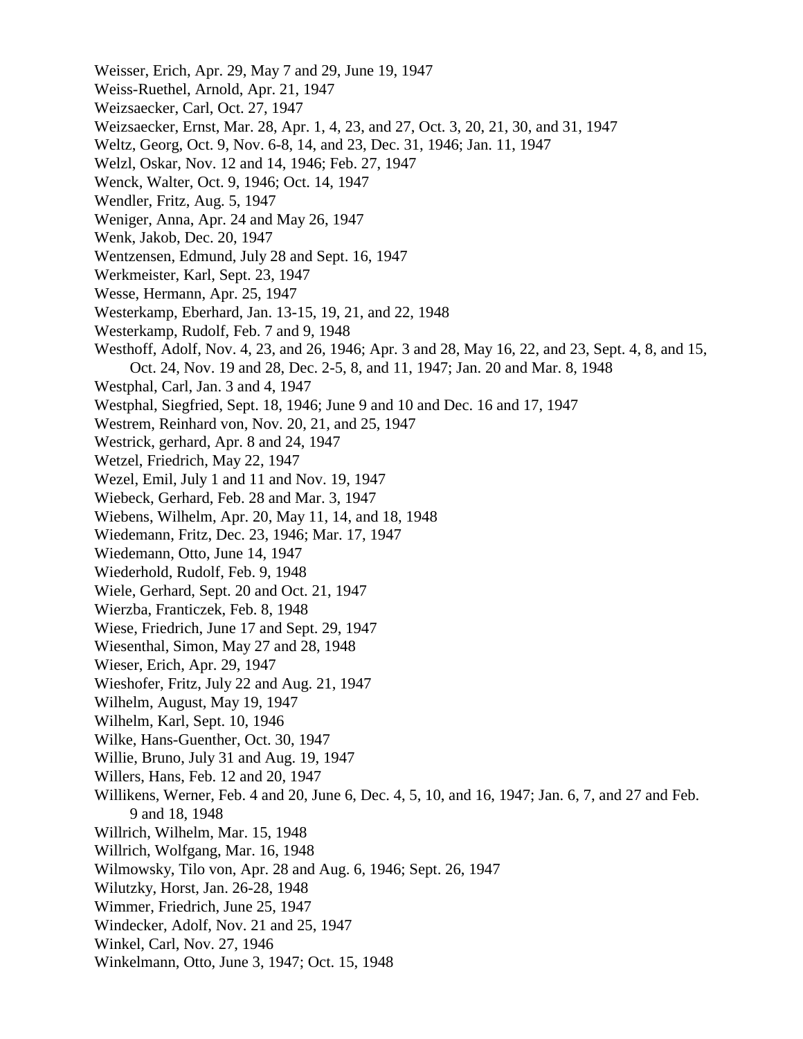Weisser, Erich, Apr. 29, May 7 and 29, June 19, 1947
Weiss-Ruethel, Arnold, Apr. 21, 1947
Weizsaecker, Carl, Oct. 27, 1947
Weizsaecker, Ernst, Mar. 28, Apr. 1, 4, 23, and 27, Oct. 3, 20, 21, 30, and 31, 1947
Weltz, Georg, Oct. 9, Nov. 6-8, 14, and 23, Dec. 31, 1946; Jan. 11, 1947
Welzl, Oskar, Nov. 12 and 14, 1946; Feb. 27, 1947
Wenck, Walter, Oct. 9, 1946; Oct. 14, 1947
Wendler, Fritz, Aug. 5, 1947
Weniger, Anna, Apr. 24 and May 26, 1947
Wenk, Jakob, Dec. 20, 1947
Wentzensen, Edmund, July 28 and Sept. 16, 1947
Werkmeister, Karl, Sept. 23, 1947
Wesse, Hermann, Apr. 25, 1947
Westerkamp, Eberhard, Jan. 13-15, 19, 21, and 22, 1948
Westerkamp, Rudolf, Feb. 7 and 9, 1948
Westhoff, Adolf, Nov. 4, 23, and 26, 1946; Apr. 3 and 28, May 16, 22, and 23, Sept. 4, 8, and 15, Oct. 24, Nov. 19 and 28, Dec. 2-5, 8, and 11, 1947; Jan. 20 and Mar. 8, 1948
Westphal, Carl, Jan. 3 and 4, 1947
Westphal, Siegfried, Sept. 18, 1946; June 9 and 10 and Dec. 16 and 17, 1947
Westrem, Reinhard von, Nov. 20, 21, and 25, 1947
Westrick, gerhard, Apr. 8 and 24, 1947
Wetzel, Friedrich, May 22, 1947
Wezel, Emil, July 1 and 11 and Nov. 19, 1947
Wiebeck, Gerhard, Feb. 28 and Mar. 3, 1947
Wiebens, Wilhelm, Apr. 20, May 11, 14, and 18, 1948
Wiedemann, Fritz, Dec. 23, 1946; Mar. 17, 1947
Wiedemann, Otto, June 14, 1947
Wiederhold, Rudolf, Feb. 9, 1948
Wiele, Gerhard, Sept. 20 and Oct. 21, 1947
Wierzba, Franticzek, Feb. 8, 1948
Wiese, Friedrich, June 17 and Sept. 29, 1947
Wiesenthal, Simon, May 27 and 28, 1948
Wieser, Erich, Apr. 29, 1947
Wieshofer, Fritz, July 22 and Aug. 21, 1947
Wilhelm, August, May 19, 1947
Wilhelm, Karl, Sept. 10, 1946
Wilke, Hans-Guenther, Oct. 30, 1947
Willie, Bruno, July 31 and Aug. 19, 1947
Willers, Hans, Feb. 12 and 20, 1947
Willikens, Werner, Feb. 4 and 20, June 6, Dec. 4, 5, 10, and 16, 1947; Jan. 6, 7, and 27 and Feb. 9 and 18, 1948
Willrich, Wilhelm, Mar. 15, 1948
Willrich, Wolfgang, Mar. 16, 1948
Wilmowsky, Tilo von, Apr. 28 and Aug. 6, 1946; Sept. 26, 1947
Wilutzky, Horst, Jan. 26-28, 1948
Wimmer, Friedrich, June 25, 1947
Windecker, Adolf, Nov. 21 and 25, 1947
Winkel, Carl, Nov. 27, 1946
Winkelmann, Otto, June 3, 1947; Oct. 15, 1948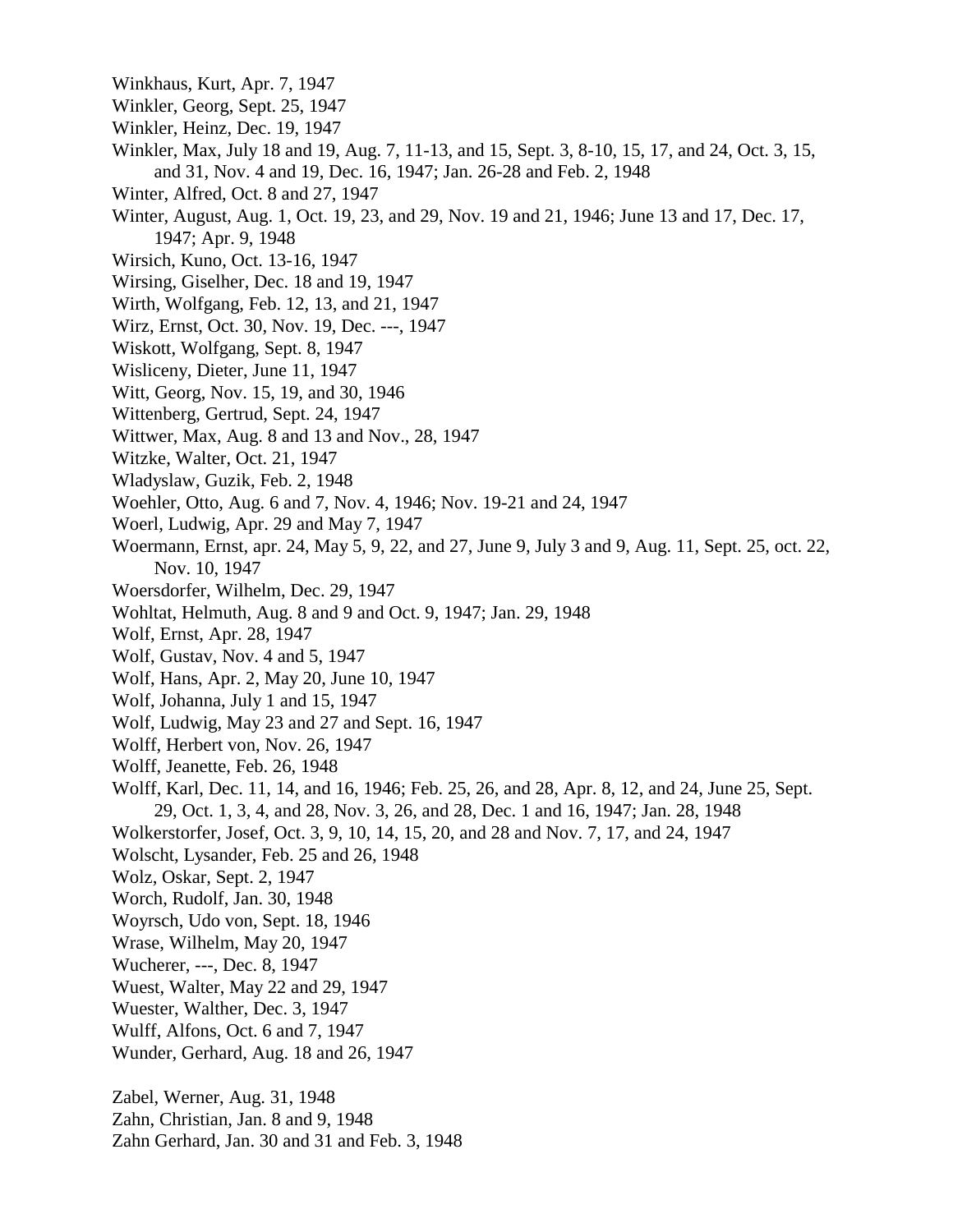Winkhaus, Kurt, Apr. 7, 1947
Winkler, Georg, Sept. 25, 1947
Winkler, Heinz, Dec. 19, 1947
Winkler, Max, July 18 and 19, Aug. 7, 11-13, and 15, Sept. 3, 8-10, 15, 17, and 24, Oct. 3, 15, and 31, Nov. 4 and 19, Dec. 16, 1947; Jan. 26-28 and Feb. 2, 1948
Winter, Alfred, Oct. 8 and 27, 1947
Winter, August, Aug. 1, Oct. 19, 23, and 29, Nov. 19 and 21, 1946; June 13 and 17, Dec. 17, 1947; Apr. 9, 1948
Wirsich, Kuno, Oct. 13-16, 1947
Wirsing, Giselher, Dec. 18 and 19, 1947
Wirth, Wolfgang, Feb. 12, 13, and 21, 1947
Wirz, Ernst, Oct. 30, Nov. 19, Dec. ---, 1947
Wiskott, Wolfgang, Sept. 8, 1947
Wisliceny, Dieter, June 11, 1947
Witt, Georg, Nov. 15, 19, and 30, 1946
Wittenberg, Gertrud, Sept. 24, 1947
Wittwer, Max, Aug. 8 and 13 and Nov., 28, 1947
Witzke, Walter, Oct. 21, 1947
Wladyslaw, Guzik, Feb. 2, 1948
Woehler, Otto, Aug. 6 and 7, Nov. 4, 1946; Nov. 19-21 and 24, 1947
Woerl, Ludwig, Apr. 29 and May 7, 1947
Woermann, Ernst, apr. 24, May 5, 9, 22, and 27, June 9, July 3 and 9, Aug. 11, Sept. 25, oct. 22, Nov. 10, 1947
Woersdorfer, Wilhelm, Dec. 29, 1947
Wohltat, Helmuth, Aug. 8 and 9 and Oct. 9, 1947; Jan. 29, 1948
Wolf, Ernst, Apr. 28, 1947
Wolf, Gustav, Nov. 4 and 5, 1947
Wolf, Hans, Apr. 2, May 20, June 10, 1947
Wolf, Johanna, July 1 and 15, 1947
Wolf, Ludwig, May 23 and 27 and Sept. 16, 1947
Wolff, Herbert von, Nov. 26, 1947
Wolff, Jeanette, Feb. 26, 1948
Wolff, Karl, Dec. 11, 14, and 16, 1946; Feb. 25, 26, and 28, Apr. 8, 12, and 24, June 25, Sept. 29, Oct. 1, 3, 4, and 28, Nov. 3, 26, and 28, Dec. 1 and 16, 1947; Jan. 28, 1948
Wolkerstorfer, Josef, Oct. 3, 9, 10, 14, 15, 20, and 28 and Nov. 7, 17, and 24, 1947
Wolscht, Lysander, Feb. 25 and 26, 1948
Wolz, Oskar, Sept. 2, 1947
Worch, Rudolf, Jan. 30, 1948
Woyrsch, Udo von, Sept. 18, 1946
Wrase, Wilhelm, May 20, 1947
Wucherer, ---, Dec. 8, 1947
Wuest, Walter, May 22 and 29, 1947
Wuester, Walther, Dec. 3, 1947
Wulff, Alfons, Oct. 6 and 7, 1947
Wunder, Gerhard, Aug. 18 and 26, 1947

Zabel, Werner, Aug. 31, 1948
Zahn, Christian, Jan. 8 and 9, 1948
Zahn Gerhard, Jan. 30 and 31 and Feb. 3, 1948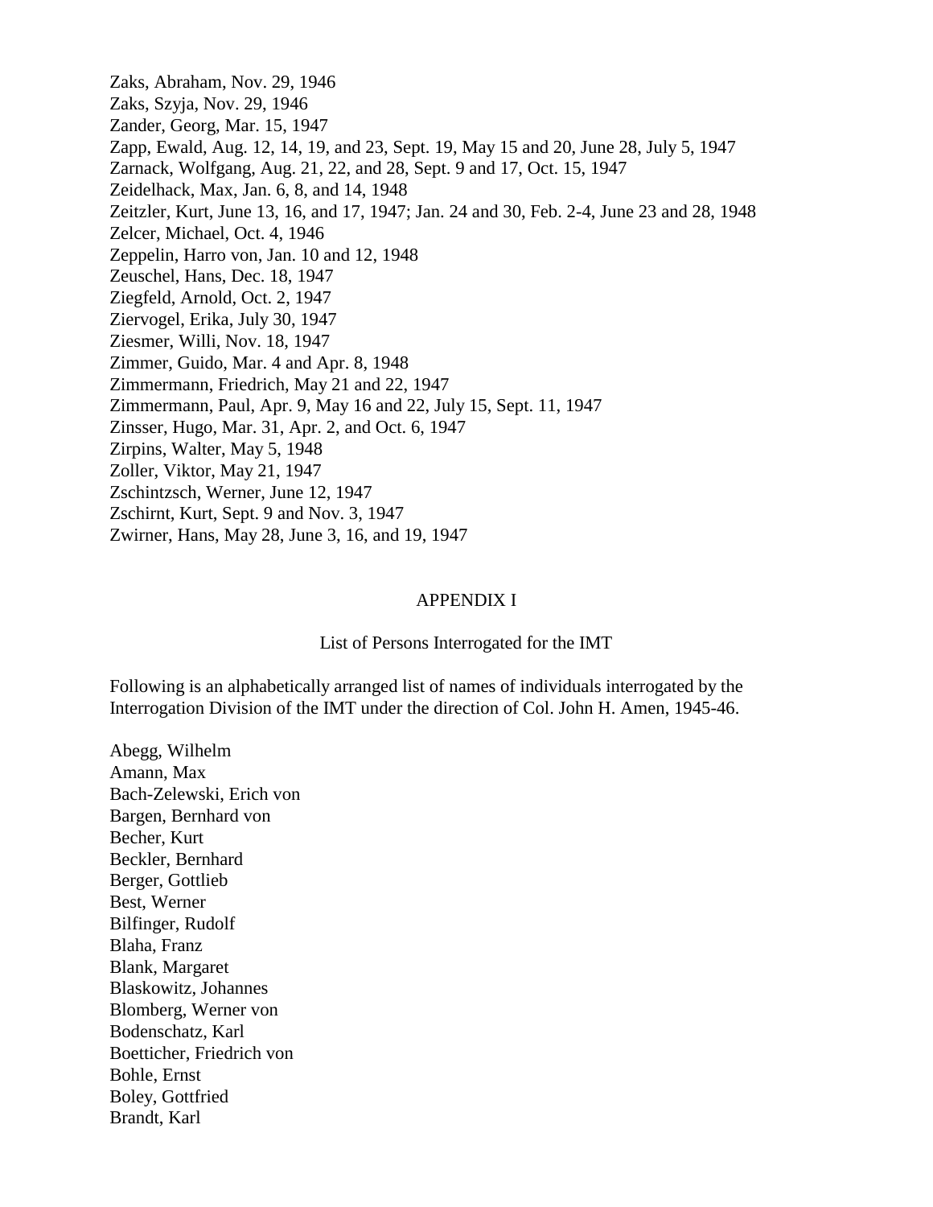Zaks, Abraham, Nov. 29, 1946
Zaks, Szyja, Nov. 29, 1946
Zander, Georg, Mar. 15, 1947
Zapp, Ewald, Aug. 12, 14, 19, and 23, Sept. 19, May 15 and 20, June 28, July 5, 1947
Zarnack, Wolfgang, Aug. 21, 22, and 28, Sept. 9 and 17, Oct. 15, 1947
Zeidelhack, Max, Jan. 6, 8, and 14, 1948
Zeitzler, Kurt, June 13, 16, and 17, 1947; Jan. 24 and 30, Feb. 2-4, June 23 and 28, 1948
Zelcer, Michael, Oct. 4, 1946
Zeppelin, Harro von, Jan. 10 and 12, 1948
Zeuschel, Hans, Dec. 18, 1947
Ziegfeld, Arnold, Oct. 2, 1947
Ziervogel, Erika, July 30, 1947
Ziesmer, Willi, Nov. 18, 1947
Zimmer, Guido, Mar. 4 and Apr. 8, 1948
Zimmermann, Friedrich, May 21 and 22, 1947
Zimmermann, Paul, Apr. 9, May 16 and 22, July 15, Sept. 11, 1947
Zinsser, Hugo, Mar. 31, Apr. 2, and Oct. 6, 1947
Zirpins, Walter, May 5, 1948
Zoller, Viktor, May 21, 1947
Zschintzsch, Werner, June 12, 1947
Zschirnt, Kurt, Sept. 9 and Nov. 3, 1947
Zwirner, Hans, May 28, June 3, 16, and 19, 1947

## APPENDIX I

### List of Persons Interrogated for the IMT

Following is an alphabetically arranged list of names of individuals interrogated by the Interrogation Division of the IMT under the direction of Col. John H. Amen, 1945-46.

Abegg, Wilhelm
Amann, Max
Bach-Zelewski, Erich von
Bargen, Bernhard von
Becher, Kurt
Beckler, Bernhard
Berger, Gottlieb
Best, Werner
Bilfinger, Rudolf
Blaha, Franz
Blank, Margaret
Blaskowitz, Johannes
Blomberg, Werner von
Bodenschatz, Karl
Boetticher, Friedrich von
Bohle, Ernst
Boley, Gottfried
Brandt, Karl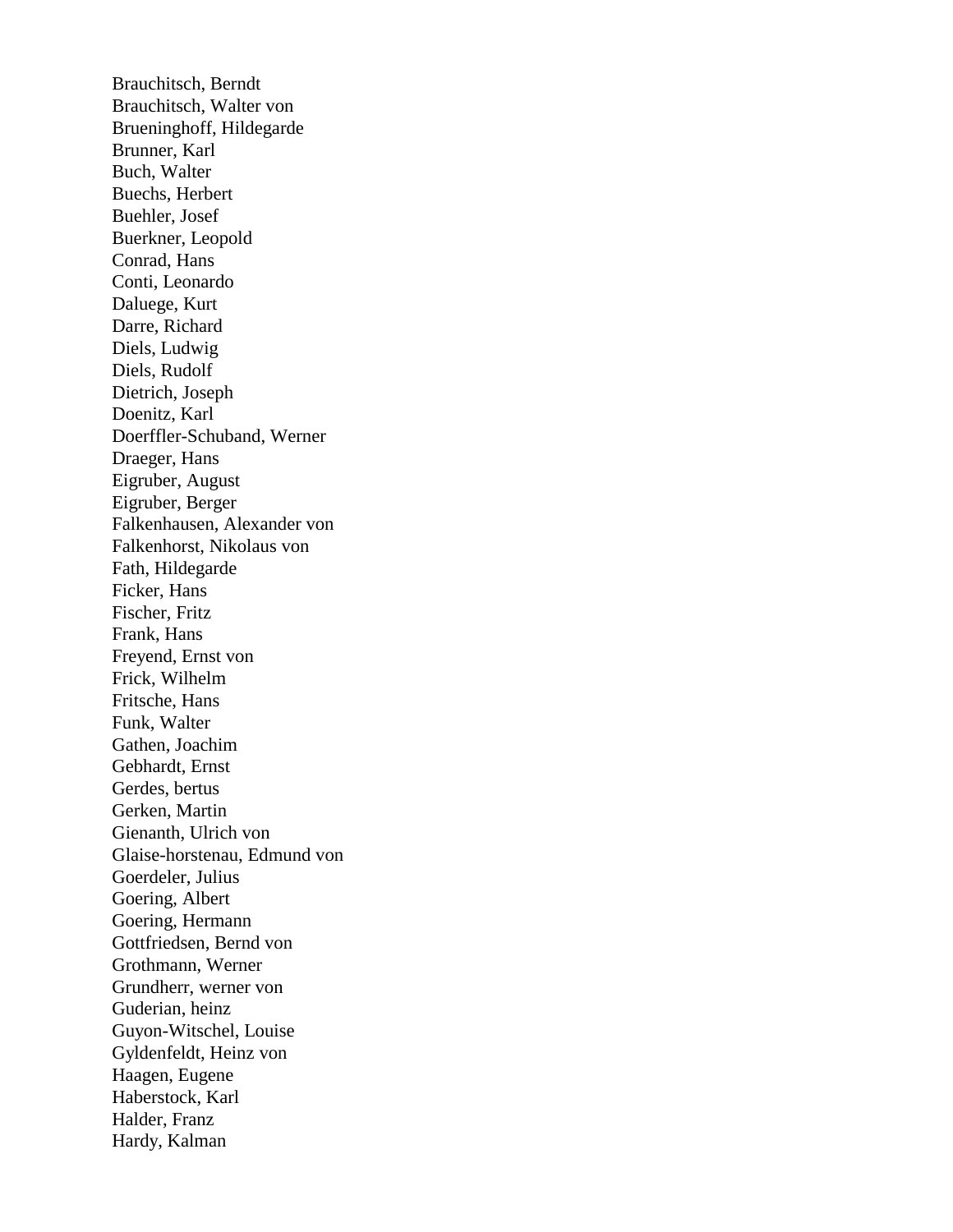Brauchitsch, Berndt
Brauchitsch, Walter von
Brueninghoff, Hildegarde
Brunner, Karl
Buch, Walter
Buechs, Herbert
Buehler, Josef
Buerkner, Leopold
Conrad, Hans
Conti, Leonardo
Daluege, Kurt
Darre, Richard
Diels, Ludwig
Diels, Rudolf
Dietrich, Joseph
Doenitz, Karl
Doerffler-Schuband, Werner
Draeger, Hans
Eigruber, August
Eigruber, Berger
Falkenhausen, Alexander von
Falkenhorst, Nikolaus von
Fath, Hildegarde
Ficker, Hans
Fischer, Fritz
Frank, Hans
Freyend, Ernst von
Frick, Wilhelm
Fritsche, Hans
Funk, Walter
Gathen, Joachim
Gebhardt, Ernst
Gerdes, bertus
Gerken, Martin
Gienanth, Ulrich von
Glaise-horstenau, Edmund von
Goerdeler, Julius
Goering, Albert
Goering, Hermann
Gottfriedsen, Bernd von
Grothmann, Werner
Grundherr, werner von
Guderian, heinz
Guyon-Witschel, Louise
Gyldenfeldt, Heinz von
Haagen, Eugene
Haberstock, Karl
Halder, Franz
Hardy, Kalman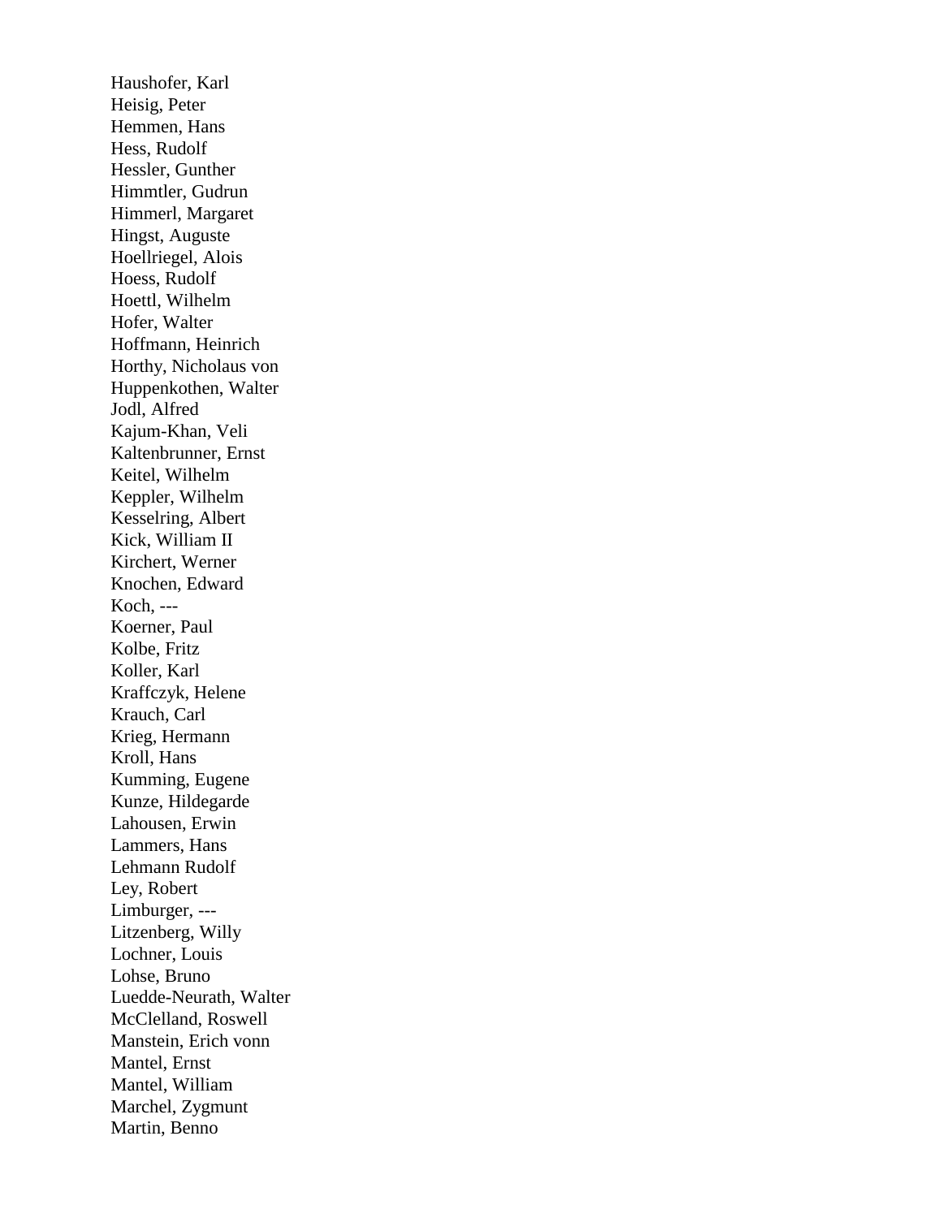Haushofer, Karl
Heisig, Peter
Hemmen, Hans
Hess, Rudolf
Hessler, Gunther
Himmtler, Gudrun
Himmerl, Margaret
Hingst, Auguste
Hoellriegel, Alois
Hoess, Rudolf
Hoettl, Wilhelm
Hofer, Walter
Hoffmann, Heinrich
Horthy, Nicholaus von
Huppenkothen, Walter
Jodl, Alfred
Kajum-Khan, Veli
Kaltenbrunner, Ernst
Keitel, Wilhelm
Keppler, Wilhelm
Kesselring, Albert
Kick, William II
Kirchert, Werner
Knochen, Edward
Koch, ---
Koerner, Paul
Kolbe, Fritz
Koller, Karl
Kraffczyk, Helene
Krauch, Carl
Krieg, Hermann
Kroll, Hans
Kumming, Eugene
Kunze, Hildegarde
Lahousen, Erwin
Lammers, Hans
Lehmann Rudolf
Ley, Robert
Limburger, ---
Litzenberg, Willy
Lochner, Louis
Lohse, Bruno
Luedde-Neurath, Walter
McClelland, Roswell
Manstein, Erich vonn
Mantel, Ernst
Mantel, William
Marchel, Zygmunt
Martin, Benno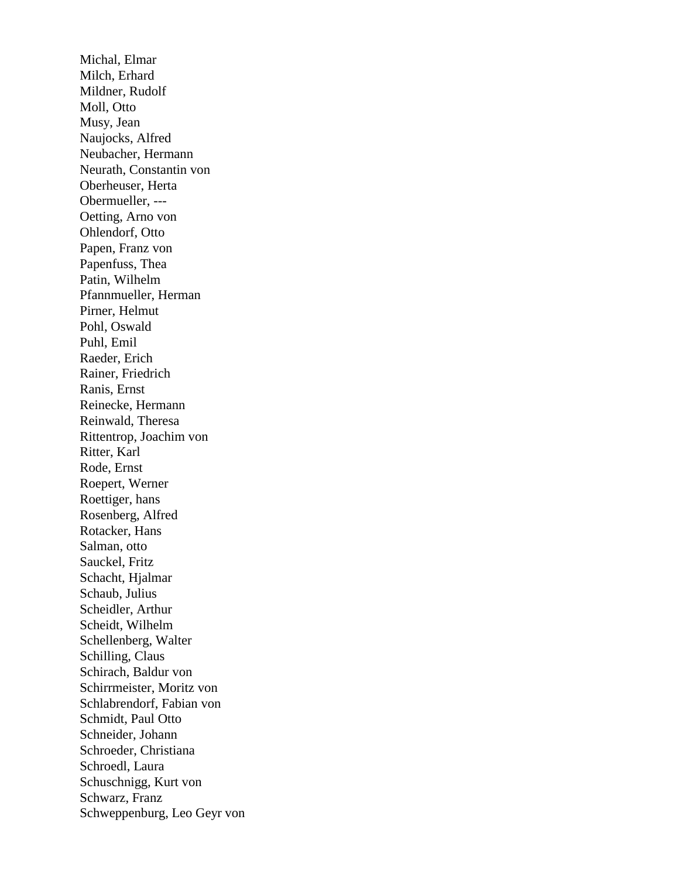Michal, Elmar
Milch, Erhard
Mildner, Rudolf
Moll, Otto
Musy, Jean
Naujocks, Alfred
Neubacher, Hermann
Neurath, Constantin von
Oberheuser, Herta
Obermueller, ---
Oetting, Arno von
Ohlendorf, Otto
Papen, Franz von
Papenfuss, Thea
Patin, Wilhelm
Pfannmueller, Herman
Pirner, Helmut
Pohl, Oswald
Puhl, Emil
Raeder, Erich
Rainer, Friedrich
Ranis, Ernst
Reinecke, Hermann
Reinwald, Theresa
Rittentrop, Joachim von
Ritter, Karl
Rode, Ernst
Roepert, Werner
Roettiger, hans
Rosenberg, Alfred
Rotacker, Hans
Salman, otto
Sauckel, Fritz
Schacht, Hjalmar
Schaub, Julius
Scheidler, Arthur
Scheidt, Wilhelm
Schellenberg, Walter
Schilling, Claus
Schirach, Baldur von
Schirrmeister, Moritz von
Schlabrendorf, Fabian von
Schmidt, Paul Otto
Schneider, Johann
Schroeder, Christiana
Schroedl, Laura
Schuschnigg, Kurt von
Schwarz, Franz
Schweppenburg, Leo Geyr von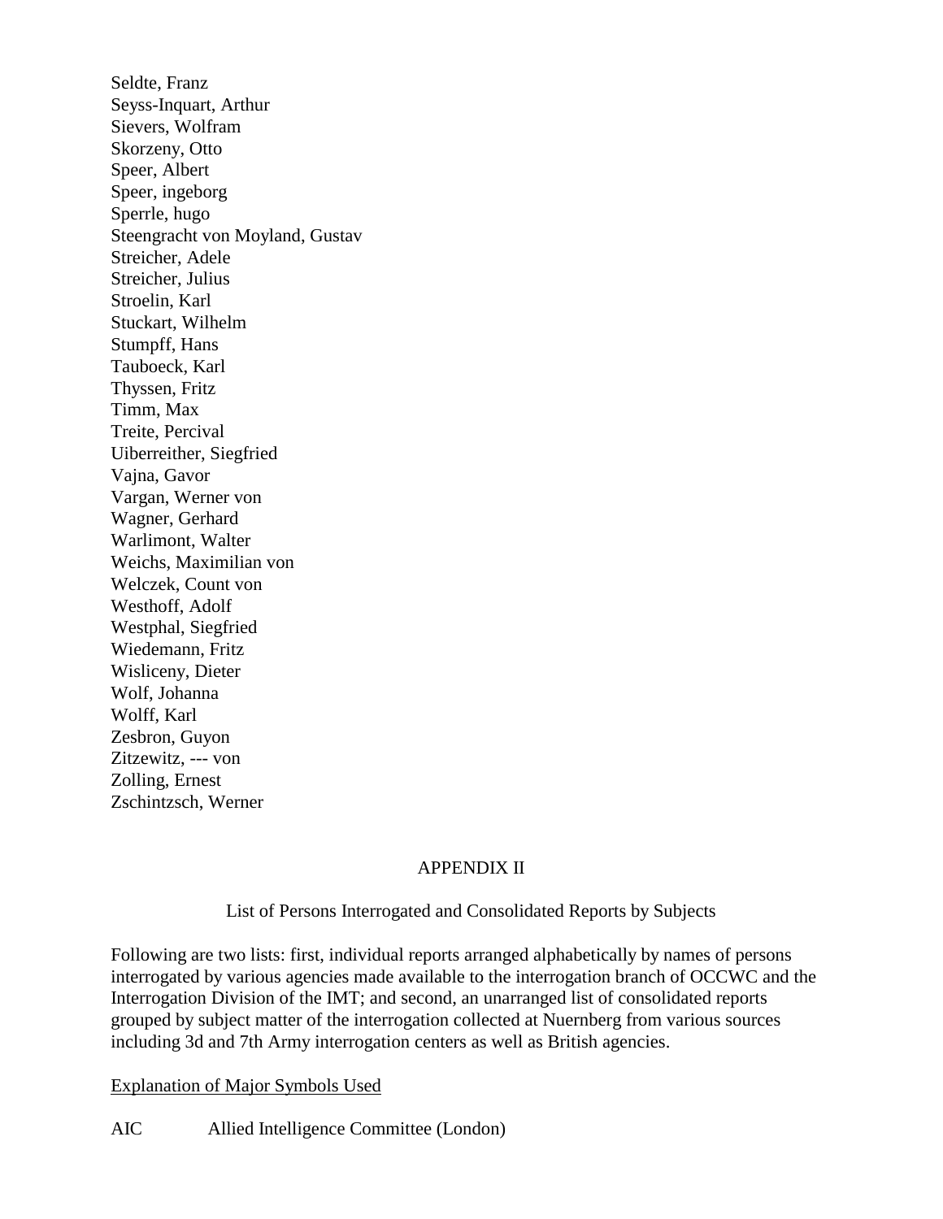Seldte, Franz
Seyss-Inquart, Arthur
Sievers, Wolfram
Skorzeny, Otto
Speer, Albert
Speer, ingeborg
Sperrle, hugo
Steengracht von Moyland, Gustav
Streicher, Adele
Streicher, Julius
Stroelin, Karl
Stuckart, Wilhelm
Stumpff, Hans
Tauboeck, Karl
Thyssen, Fritz
Timm, Max
Treite, Percival
Uiberreither, Siegfried
Vajna, Gavor
Vargan, Werner von
Wagner, Gerhard
Warlimont, Walter
Weichs, Maximilian von
Welczek, Count von
Westhoff, Adolf
Westphal, Siegfried
Wiedemann, Fritz
Wisliceny, Dieter
Wolf, Johanna
Wolff, Karl
Zesbron, Guyon
Zitzewitz, --- von
Zolling, Ernest
Zschintzsch, Werner

## APPENDIX II

### List of Persons Interrogated and Consolidated Reports by Subjects

Following are two lists: first, individual reports arranged alphabetically by names of persons interrogated by various agencies made available to the interrogation branch of OCCWC and the Interrogation Division of the IMT; and second, an unarranged list of consolidated reports grouped by subject matter of the interrogation collected at Nuernberg from various sources including 3d and 7th Army interrogation centers as well as British agencies.

<u>Explanation of Major Symbols Used</u>

AIC Allied Intelligence Committee (London)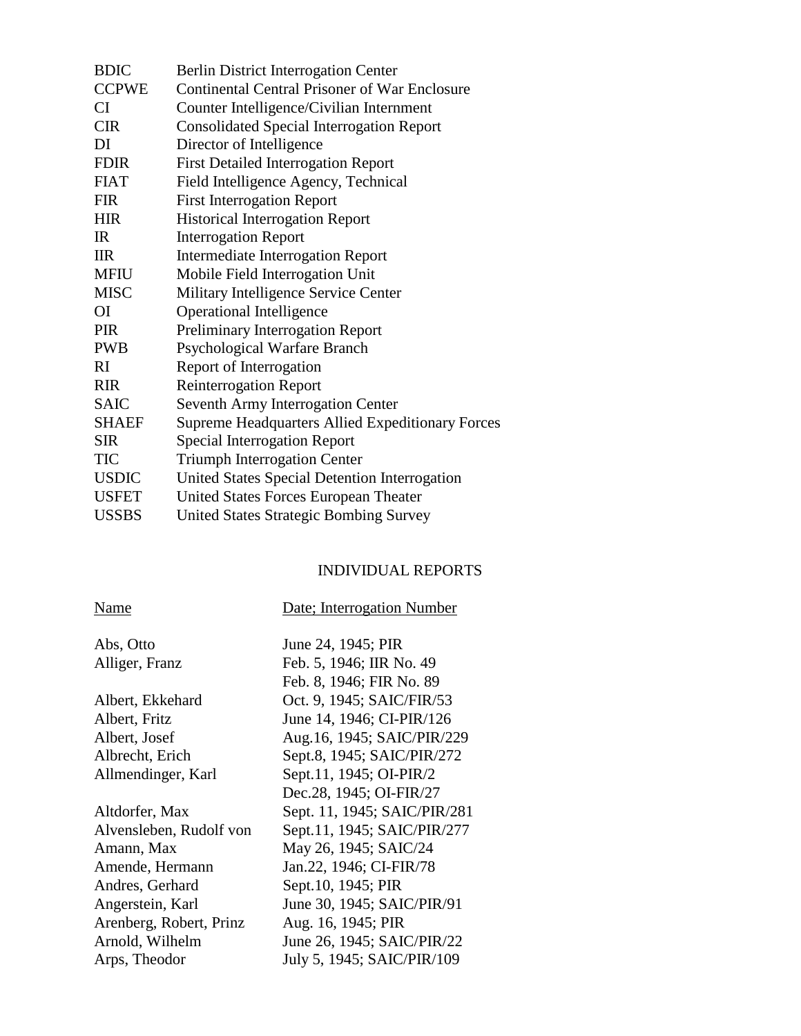| | |
|---|---|
| BDIC | Berlin District Interrogation Center |
| CCPWE | Continental Central Prisoner of War Enclosure |
| CI | Counter Intelligence/Civilian Internment |
| CIR | Consolidated Special Interrogation Report |
| DI | Director of Intelligence |
| FDIR | First Detailed Interrogation Report |
| FIAT | Field Intelligence Agency, Technical |
| FIR | First Interrogation Report |
| HIR | Historical Interrogation Report |
| IR | Interrogation Report |
| IIR | Intermediate Interrogation Report |
| MFIU | Mobile Field Interrogation Unit |
| MISC | Military Intelligence Service Center |
| OI | Operational Intelligence |
| PIR | Preliminary Interrogation Report |
| PWB | Psychological Warfare Branch |
| RI | Report of Interrogation |
| RIR | Reinterrogation Report |
| SAIC | Seventh Army Interrogation Center |
| SHAEF | Supreme Headquarters Allied Expeditionary Forces |
| SIR | Special Interrogation Report |
| TIC | Triumph Interrogation Center |
| USDIC | United States Special Detention Interrogation |
| USFET | United States Forces European Theater |
| USSBS | United States Strategic Bombing Survey |

## INDIVIDUAL REPORTS

| Name | Date; Interrogation Number |
|---|---|
| Abs, Otto | June 24, 1945; PIR |
| Alliger, Franz | Feb. 5, 1946; IIR No. 49 |
| | Feb. 8, 1946; FIR No. 89 |
| Albert, Ekkehard | Oct. 9, 1945; SAIC/FIR/53 |
| Albert, Fritz | June 14, 1946; CI-PIR/126 |
| Albert, Josef | Aug.16, 1945; SAIC/PIR/229 |
| Albrecht, Erich | Sept.8, 1945; SAIC/PIR/272 |
| Allmendinger, Karl | Sept.11, 1945; OI-PIR/2 |
| | Dec.28, 1945; OI-FIR/27 |
| Altdorfer, Max | Sept. 11, 1945; SAIC/PIR/281 |
| Alvensleben, Rudolf von | Sept.11, 1945; SAIC/PIR/277 |
| Amann, Max | May 26, 1945; SAIC/24 |
| Amende, Hermann | Jan.22, 1946; CI-FIR/78 |
| Andres, Gerhard | Sept.10, 1945; PIR |
| Angerstein, Karl | June 30, 1945; SAIC/PIR/91 |
| Arenberg, Robert, Prinz | Aug. 16, 1945; PIR |
| Arnold, Wilhelm | June 26, 1945; SAIC/PIR/22 |
| Arps, Theodor | July 5, 1945; SAIC/PIR/109 |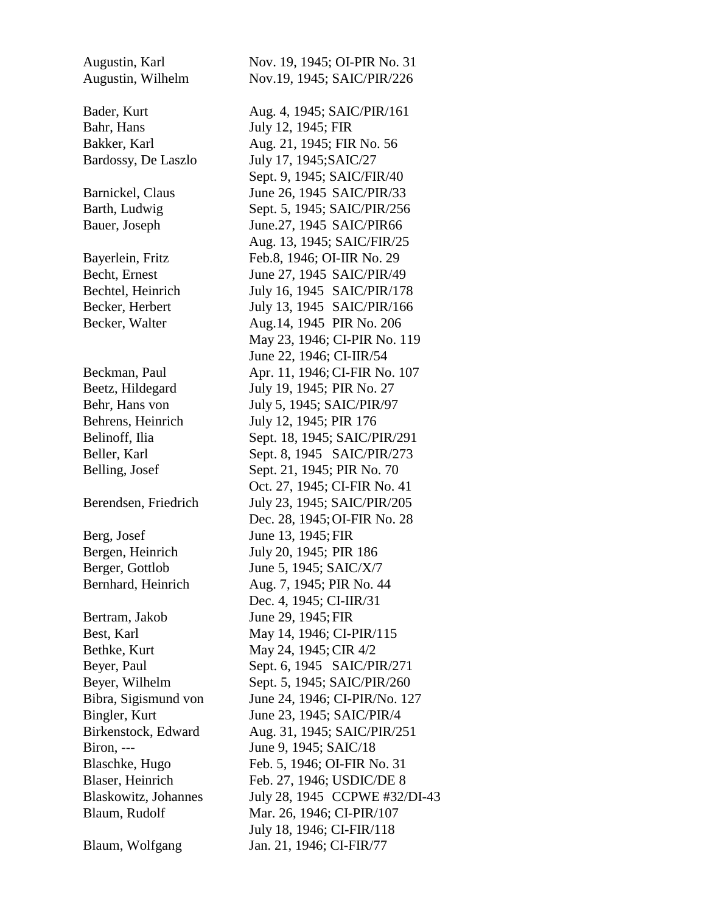| | |
|---|---|
| Augustin, Karl | Nov. 19, 1945; OI-PIR No. 31 |
| Augustin, Wilhelm | Nov.19, 1945; SAIC/PIR/226 |
| | |
| Bader, Kurt | Aug. 4, 1945; SAIC/PIR/161 |
| Bahr, Hans | July 12, 1945; FIR |
| Bakker, Karl | Aug. 21, 1945; FIR No. 56 |
| Bardossy, De Laszlo | July 17, 1945;SAIC/27 |
| | Sept. 9, 1945; SAIC/FIR/40 |
| Barnickel, Claus | June 26, 1945  SAIC/PIR/33 |
| Barth, Ludwig | Sept. 5, 1945; SAIC/PIR/256 |
| Bauer, Joseph | June.27, 1945  SAIC/PIR66 |
| | Aug. 13, 1945; SAIC/FIR/25 |
| Bayerlein, Fritz | Feb.8, 1946; OI-IIR No. 29 |
| Becht, Ernest | June 27, 1945  SAIC/PIR/49 |
| Bechtel, Heinrich | July 16, 1945   SAIC/PIR/178 |
| Becker, Herbert | July 13, 1945   SAIC/PIR/166 |
| Becker, Walter | Aug.14, 1945  PIR No. 206 |
| | May 23, 1946; CI-PIR No. 119 |
| | June 22, 1946; CI-IIR/54 |
| Beckman, Paul | Apr. 11, 1946; CI-FIR No. 107 |
| Beetz, Hildegard | July 19, 1945; PIR No. 27 |
| Behr, Hans von | July 5, 1945; SAIC/PIR/97 |
| Behrens, Heinrich | July 12, 1945; PIR 176 |
| Belinoff, Ilia | Sept. 18, 1945; SAIC/PIR/291 |
| Beller, Karl | Sept. 8, 1945   SAIC/PIR/273 |
| Belling, Josef | Sept. 21, 1945; PIR No. 70 |
| | Oct. 27, 1945; CI-FIR No. 41 |
| Berendsen, Friedrich | July 23, 1945; SAIC/PIR/205 |
| | Dec. 28, 1945; OI-FIR No. 28 |
| Berg, Josef | June 13, 1945; FIR |
| Bergen, Heinrich | July 20, 1945; PIR 186 |
| Berger, Gottlob | June 5, 1945; SAIC/X/7 |
| Bernhard, Heinrich | Aug. 7, 1945; PIR No. 44 |
| | Dec. 4, 1945; CI-IIR/31 |
| Bertram, Jakob | June 29, 1945; FIR |
| Best, Karl | May 14, 1946; CI-PIR/115 |
| Bethke, Kurt | May 24, 1945; CIR 4/2 |
| Beyer, Paul | Sept. 6, 1945   SAIC/PIR/271 |
| Beyer, Wilhelm | Sept. 5, 1945; SAIC/PIR/260 |
| Bibra, Sigismund von | June 24, 1946; CI-PIR/No. 127 |
| Bingler, Kurt | June 23, 1945; SAIC/PIR/4 |
| Birkenstock, Edward | Aug. 31, 1945; SAIC/PIR/251 |
| Biron, --- | June 9, 1945; SAIC/18 |
| Blaschke, Hugo | Feb. 5, 1946; OI-FIR No. 31 |
| Blaser, Heinrich | Feb. 27, 1946; USDIC/DE 8 |
| Blaskowitz, Johannes | July 28, 1945  CCPWE #32/DI-43 |
| Blaum, Rudolf | Mar. 26, 1946; CI-PIR/107 |
| | July 18, 1946; CI-FIR/118 |
| Blaum, Wolfgang | Jan. 21, 1946; CI-FIR/77 |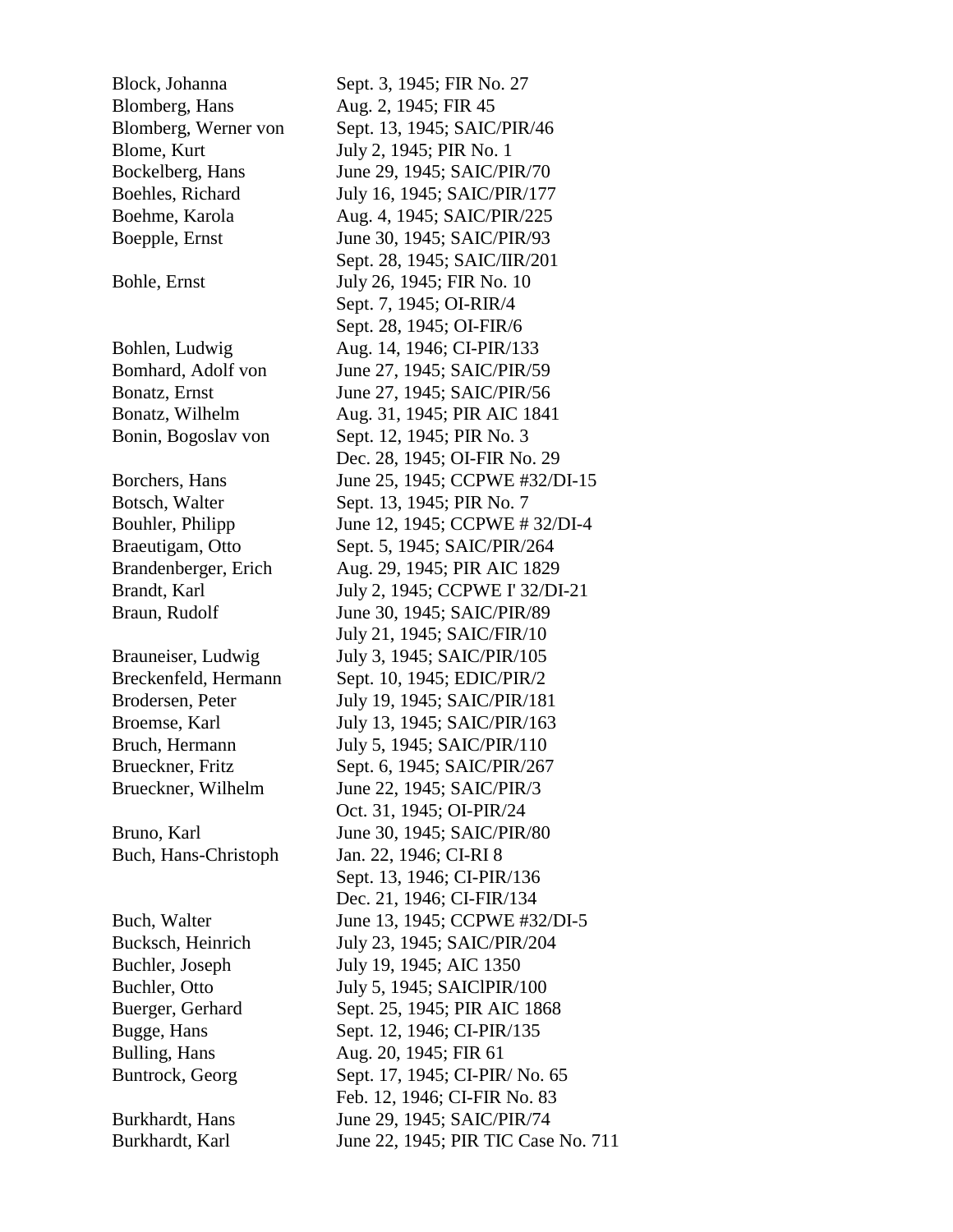| | |
|---|---|
| Block, Johanna | Sept. 3, 1945; FIR No. 27 |
| Blomberg, Hans | Aug. 2, 1945; FIR 45 |
| Blomberg, Werner von | Sept. 13, 1945; SAIC/PIR/46 |
| Blome, Kurt | July 2, 1945; PIR No. 1 |
| Bockelberg, Hans | June 29, 1945; SAIC/PIR/70 |
| Boehles, Richard | July 16, 1945; SAIC/PIR/177 |
| Boehme, Karola | Aug. 4, 1945; SAIC/PIR/225 |
| Boepple, Ernst | June 30, 1945; SAIC/PIR/93 |
| | Sept. 28, 1945; SAIC/IIR/201 |
| Bohle, Ernst | July 26, 1945; FIR No. 10 |
| | Sept. 7, 1945; OI-RIR/4 |
| | Sept. 28, 1945; OI-FIR/6 |
| Bohlen, Ludwig | Aug. 14, 1946; CI-PIR/133 |
| Bomhard, Adolf von | June 27, 1945; SAIC/PIR/59 |
| Bonatz, Ernst | June 27, 1945; SAIC/PIR/56 |
| Bonatz, Wilhelm | Aug. 31, 1945; PIR AIC 1841 |
| Bonin, Bogoslav von | Sept. 12, 1945; PIR No. 3 |
| | Dec. 28, 1945; OI-FIR No. 29 |
| Borchers, Hans | June 25, 1945; CCPWE #32/DI-15 |
| Botsch, Walter | Sept. 13, 1945; PIR No. 7 |
| Bouhler, Philipp | June 12, 1945; CCPWE # 32/DI-4 |
| Braeutigam, Otto | Sept. 5, 1945; SAIC/PIR/264 |
| Brandenberger, Erich | Aug. 29, 1945; PIR AIC 1829 |
| Brandt, Karl | July 2, 1945; CCPWE I' 32/DI-21 |
| Braun, Rudolf | June 30, 1945; SAIC/PIR/89 |
| | July 21, 1945; SAIC/FIR/10 |
| Brauneiser, Ludwig | July 3, 1945; SAIC/PIR/105 |
| Breckenfeld, Hermann | Sept. 10, 1945; EDIC/PIR/2 |
| Brodersen, Peter | July 19, 1945; SAIC/PIR/181 |
| Broemse, Karl | July 13, 1945; SAIC/PIR/163 |
| Bruch, Hermann | July 5, 1945; SAIC/PIR/110 |
| Brueckner, Fritz | Sept. 6, 1945; SAIC/PIR/267 |
| Brueckner, Wilhelm | June 22, 1945; SAIC/PIR/3 |
| | Oct. 31, 1945; OI-PIR/24 |
| Bruno, Karl | June 30, 1945; SAIC/PIR/80 |
| Buch, Hans-Christoph | Jan. 22, 1946; CI-RI 8 |
| | Sept. 13, 1946; CI-PIR/136 |
| | Dec. 21, 1946; CI-FIR/134 |
| Buch, Walter | June 13, 1945; CCPWE #32/DI-5 |
| Bucksch, Heinrich | July 23, 1945; SAIC/PIR/204 |
| Buchler, Joseph | July 19, 1945; AIC 1350 |
| Buchler, Otto | July 5, 1945; SAIClPIR/100 |
| Buerger, Gerhard | Sept. 25, 1945; PIR AIC 1868 |
| Bugge, Hans | Sept. 12, 1946; CI-PIR/135 |
| Bulling, Hans | Aug. 20, 1945; FIR 61 |
| Buntrock, Georg | Sept. 17, 1945; CI-PIR/ No. 65 |
| | Feb. 12, 1946; CI-FIR No. 83 |
| Burkhardt, Hans | June 29, 1945; SAIC/PIR/74 |
| Burkhardt, Karl | June 22, 1945; PIR TIC Case No. 711 |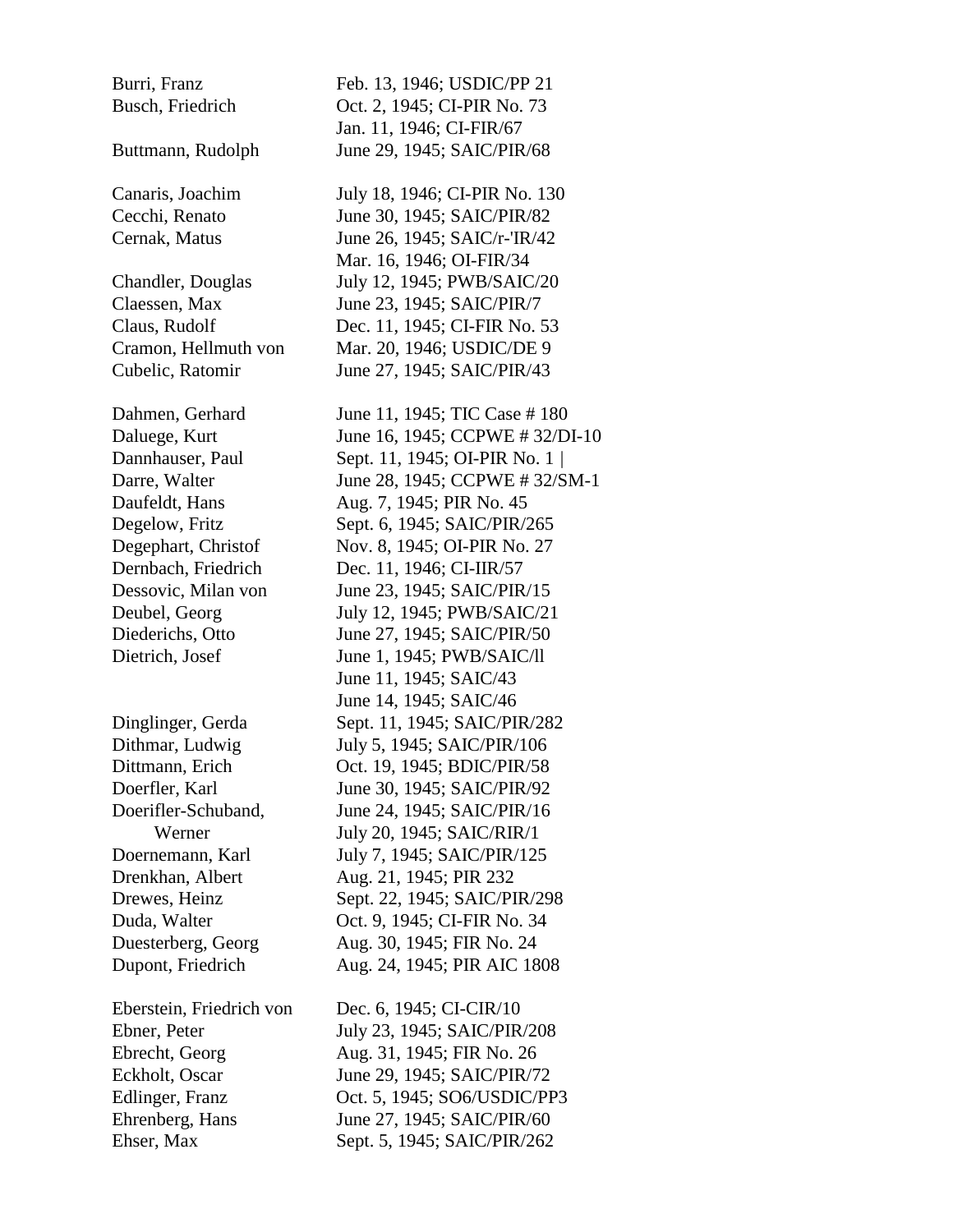| | |
|---|---|
| Burri, Franz | Feb. 13, 1946; USDIC/PP 21 |
| Busch, Friedrich | Oct. 2, 1945; CI-PIR No. 73 |
| | Jan. 11, 1946; CI-FIR/67 |
| Buttmann, Rudolph | June 29, 1945; SAIC/PIR/68 |
| | |
| Canaris, Joachim | July 18, 1946; CI-PIR No. 130 |
| Cecchi, Renato | June 30, 1945; SAIC/PIR/82 |
| Cernak, Matus | June 26, 1945; SAIC/r-'IR/42 |
| | Mar. 16, 1946; OI-FIR/34 |
| Chandler, Douglas | July 12, 1945; PWB/SAIC/20 |
| Claessen, Max | June 23, 1945; SAIC/PIR/7 |
| Claus, Rudolf | Dec. 11, 1945; CI-FIR No. 53 |
| Cramon, Hellmuth von | Mar. 20, 1946; USDIC/DE 9 |
| Cubelic, Ratomir | June 27, 1945; SAIC/PIR/43 |
| | |
| Dahmen, Gerhard | June 11, 1945; TIC Case # 180 |
| Daluege, Kurt | June 16, 1945; CCPWE # 32/DI-10 |
| Dannhauser, Paul | Sept. 11, 1945; OI-PIR No. 1 |
| Darre, Walter | June 28, 1945; CCPWE # 32/SM-1 |
| Daufeldt, Hans | Aug. 7, 1945; PIR No. 45 |
| Degelow, Fritz | Sept. 6, 1945; SAIC/PIR/265 |
| Degephart, Christof | Nov. 8, 1945; OI-PIR No. 27 |
| Dernbach, Friedrich | Dec. 11, 1946; CI-IIR/57 |
| Dessovic, Milan von | June 23, 1945; SAIC/PIR/15 |
| Deubel, Georg | July 12, 1945; PWB/SAIC/21 |
| Diederichs, Otto | June 27, 1945; SAIC/PIR/50 |
| Dietrich, Josef | June 1, 1945; PWB/SAIC/ll |
| | June 11, 1945; SAIC/43 |
| | June 14, 1945; SAIC/46 |
| Dinglinger, Gerda | Sept. 11, 1945; SAIC/PIR/282 |
| Dithmar, Ludwig | July 5, 1945; SAIC/PIR/106 |
| Dittmann, Erich | Oct. 19, 1945; BDIC/PIR/58 |
| Doerfler, Karl | June 30, 1945; SAIC/PIR/92 |
| Doerifler-Schuband, Werner | June 24, 1945; SAIC/PIR/16 |
| | July 20, 1945; SAIC/RIR/1 |
| Doernemann, Karl | July 7, 1945; SAIC/PIR/125 |
| Drenkhan, Albert | Aug. 21, 1945; PIR 232 |
| Drewes, Heinz | Sept. 22, 1945; SAIC/PIR/298 |
| Duda, Walter | Oct. 9, 1945; CI-FIR No. 34 |
| Duesterberg, Georg | Aug. 30, 1945; FIR No. 24 |
| Dupont, Friedrich | Aug. 24, 1945; PIR AIC 1808 |
| | |
| Eberstein, Friedrich von | Dec. 6, 1945; CI-CIR/10 |
| Ebner, Peter | July 23, 1945; SAIC/PIR/208 |
| Ebrecht, Georg | Aug. 31, 1945; FIR No. 26 |
| Eckholt, Oscar | June 29, 1945; SAIC/PIR/72 |
| Edlinger, Franz | Oct. 5, 1945; SO6/USDIC/PP3 |
| Ehrenberg, Hans | June 27, 1945; SAIC/PIR/60 |
| Ehser, Max | Sept. 5, 1945; SAIC/PIR/262 |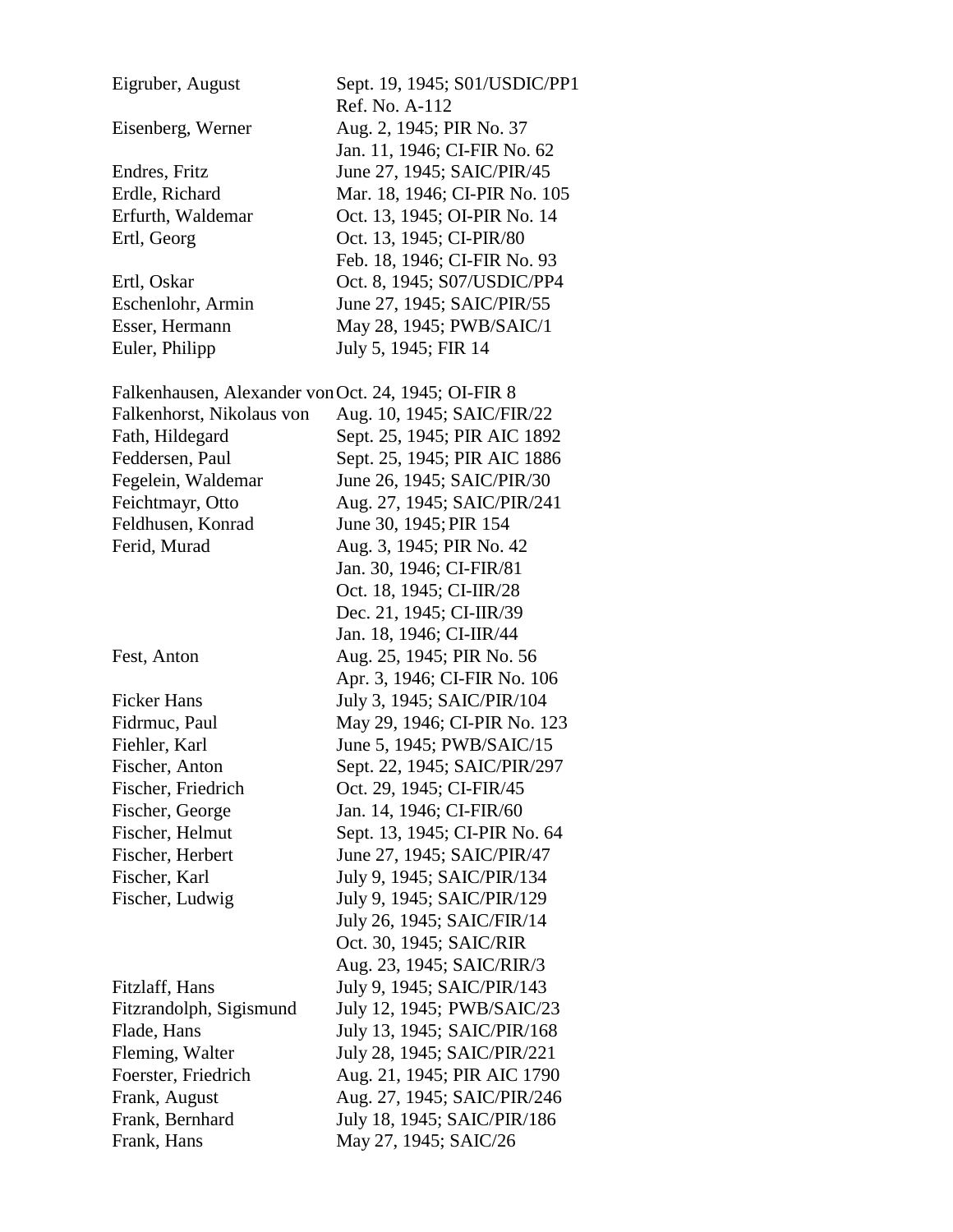| | |
|---|---|
| Eigruber, August | Sept. 19, 1945; S01/USDIC/PP1 |
| | Ref. No. A-112 |
| Eisenberg, Werner | Aug. 2, 1945; PIR No. 37 |
| | Jan. 11, 1946; CI-FIR No. 62 |
| Endres, Fritz | June 27, 1945; SAIC/PIR/45 |
| Erdle, Richard | Mar. 18, 1946; CI-PIR No. 105 |
| Erfurth, Waldemar | Oct. 13, 1945; OI-PIR No. 14 |
| Ertl, Georg | Oct. 13, 1945; CI-PIR/80 |
| | Feb. 18, 1946; CI-FIR No. 93 |
| Ertl, Oskar | Oct. 8, 1945; S07/USDIC/PP4 |
| Eschenlohr, Armin | June 27, 1945; SAIC/PIR/55 |
| Esser, Hermann | May 28, 1945; PWB/SAIC/1 |
| Euler, Philipp | July 5, 1945; FIR 14 |
| | |
| Falkenhausen, Alexander von | Oct. 24, 1945; OI-FIR 8 |
| Falkenhorst, Nikolaus von | Aug. 10, 1945; SAIC/FIR/22 |
| Fath, Hildegard | Sept. 25, 1945; PIR AIC 1892 |
| Feddersen, Paul | Sept. 25, 1945; PIR AIC 1886 |
| Fegelein, Waldemar | June 26, 1945; SAIC/PIR/30 |
| Feichtmayr, Otto | Aug. 27, 1945; SAIC/PIR/241 |
| Feldhusen, Konrad | June 30, 1945; PIR 154 |
| Ferid, Murad | Aug. 3, 1945; PIR No. 42 |
| | Jan. 30, 1946; CI-FIR/81 |
| | Oct. 18, 1945; CI-IIR/28 |
| | Dec. 21, 1945; CI-IIR/39 |
| | Jan. 18, 1946; CI-IIR/44 |
| Fest, Anton | Aug. 25, 1945; PIR No. 56 |
| | Apr. 3, 1946; CI-FIR No. 106 |
| Ficker Hans | July 3, 1945; SAIC/PIR/104 |
| Fidrmuc, Paul | May 29, 1946; CI-PIR No. 123 |
| Fiehler, Karl | June 5, 1945; PWB/SAIC/15 |
| Fischer, Anton | Sept. 22, 1945; SAIC/PIR/297 |
| Fischer, Friedrich | Oct. 29, 1945; CI-FIR/45 |
| Fischer, George | Jan. 14, 1946; CI-FIR/60 |
| Fischer, Helmut | Sept. 13, 1945; CI-PIR No. 64 |
| Fischer, Herbert | June 27, 1945; SAIC/PIR/47 |
| Fischer, Karl | July 9, 1945; SAIC/PIR/134 |
| Fischer, Ludwig | July 9, 1945; SAIC/PIR/129 |
| | July 26, 1945; SAIC/FIR/14 |
| | Oct. 30, 1945; SAIC/RIR |
| | Aug. 23, 1945; SAIC/RIR/3 |
| Fitzlaff, Hans | July 9, 1945; SAIC/PIR/143 |
| Fitzrandolph, Sigismund | July 12, 1945; PWB/SAIC/23 |
| Flade, Hans | July 13, 1945; SAIC/PIR/168 |
| Fleming, Walter | July 28, 1945; SAIC/PIR/221 |
| Foerster, Friedrich | Aug. 21, 1945; PIR AIC 1790 |
| Frank, August | Aug. 27, 1945; SAIC/PIR/246 |
| Frank, Bernhard | July 18, 1945; SAIC/PIR/186 |
| Frank, Hans | May 27, 1945; SAIC/26 |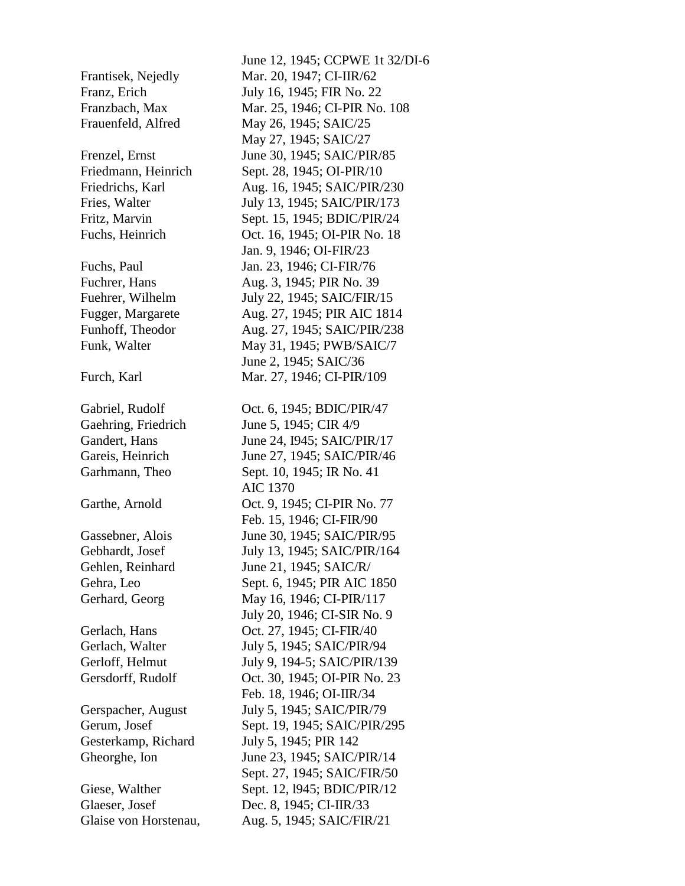| | |
|---|---|
| | June 12, 1945; CCPWE 1t 32/DI-6 |
| Frantisek, Nejedly | Mar. 20, 1947; CI-IIR/62 |
| Franz, Erich | July 16, 1945; FIR No. 22 |
| Franzbach, Max | Mar. 25, 1946; CI-PIR No. 108 |
| Frauenfeld, Alfred | May 26, 1945; SAIC/25 |
| | May 27, 1945; SAIC/27 |
| Frenzel, Ernst | June 30, 1945; SAIC/PIR/85 |
| Friedmann, Heinrich | Sept. 28, 1945; OI-PIR/10 |
| Friedrichs, Karl | Aug. 16, 1945; SAIC/PIR/230 |
| Fries, Walter | July 13, 1945; SAIC/PIR/173 |
| Fritz, Marvin | Sept. 15, 1945; BDIC/PIR/24 |
| Fuchs, Heinrich | Oct. 16, 1945; OI-PIR No. 18 |
| | Jan. 9, 1946; OI-FIR/23 |
| Fuchs, Paul | Jan. 23, 1946; CI-FIR/76 |
| Fuchrer, Hans | Aug. 3, 1945; PIR No. 39 |
| Fuehrer, Wilhelm | July 22, 1945; SAIC/FIR/15 |
| Fugger, Margarete | Aug. 27, 1945; PIR AIC 1814 |
| Funhoff, Theodor | Aug. 27, 1945; SAIC/PIR/238 |
| Funk, Walter | May 31, 1945; PWB/SAIC/7 |
| | June 2, 1945; SAIC/36 |
| Furch, Karl | Mar. 27, 1946; CI-PIR/109 |
| | |
| Gabriel, Rudolf | Oct. 6, 1945; BDIC/PIR/47 |
| Gaehring, Friedrich | June 5, 1945; CIR 4/9 |
| Gandert, Hans | June 24, I945; SAIC/PIR/17 |
| Gareis, Heinrich | June 27, 1945; SAIC/PIR/46 |
| Garhmann, Theo | Sept. 10, 1945; IR No. 41 |
| | AIC 1370 |
| Garthe, Arnold | Oct. 9, 1945; CI-PIR No. 77 |
| | Feb. 15, 1946; CI-FIR/90 |
| Gassebner, Alois | June 30, 1945; SAIC/PIR/95 |
| Gebhardt, Josef | July 13, 1945; SAIC/PIR/164 |
| Gehlen, Reinhard | June 21, 1945; SAIC/R/ |
| Gehra, Leo | Sept. 6, 1945; PIR AIC 1850 |
| Gerhard, Georg | May 16, 1946; CI-PIR/117 |
| | July 20, 1946; CI-SIR No. 9 |
| Gerlach, Hans | Oct. 27, 1945; CI-FIR/40 |
| Gerlach, Walter | July 5, 1945; SAIC/PIR/94 |
| Gerloff, Helmut | July 9, 194-5; SAIC/PIR/139 |
| Gersdorff, Rudolf | Oct. 30, 1945; OI-PIR No. 23 |
| | Feb. 18, 1946; OI-IIR/34 |
| Gerspacher, August | July 5, 1945; SAIC/PIR/79 |
| Gerum, Josef | Sept. 19, 1945; SAIC/PIR/295 |
| Gesterkamp, Richard | July 5, 1945; PIR 142 |
| Gheorghe, Ion | June 23, 1945; SAIC/PIR/14 |
| | Sept. 27, 1945; SAIC/FIR/50 |
| Giese, Walther | Sept. 12, l945; BDIC/PIR/12 |
| Glaeser, Josef | Dec. 8, 1945; CI-IIR/33 |
| Glaise von Horstenau, | Aug. 5, 1945; SAIC/FIR/21 |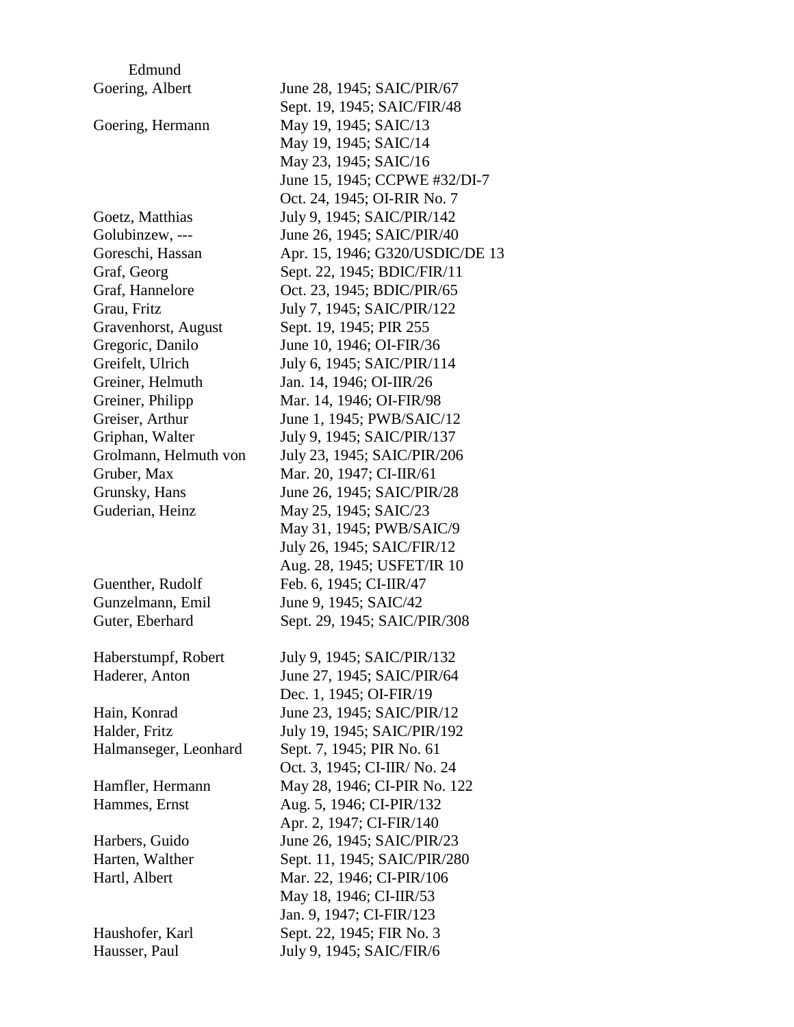| | |
|---|---|
| Edmund | |
| Goering, Albert | June 28, 1945; SAIC/PIR/67 |
| | Sept. 19, 1945; SAIC/FIR/48 |
| Goering, Hermann | May 19, 1945; SAIC/13 |
| | May 19, 1945; SAIC/14 |
| | May 23, 1945; SAIC/16 |
| | June 15, 1945; CCPWE #32/DI-7 |
| | Oct. 24, 1945; OI-RIR No. 7 |
| Goetz, Matthias | July 9, 1945; SAIC/PIR/142 |
| Golubinzew, --- | June 26, 1945; SAIC/PIR/40 |
| Goreschi, Hassan | Apr. 15, 1946; G320/USDIC/DE 13 |
| Graf, Georg | Sept. 22, 1945; BDIC/FIR/11 |
| Graf, Hannelore | Oct. 23, 1945; BDIC/PIR/65 |
| Grau, Fritz | July 7, 1945; SAIC/PIR/122 |
| Gravenhorst, August | Sept. 19, 1945; PIR 255 |
| Gregoric, Danilo | June 10, 1946; OI-FIR/36 |
| Greifelt, Ulrich | July 6, 1945; SAIC/PIR/114 |
| Greiner, Helmuth | Jan. 14, 1946; OI-IIR/26 |
| Greiner, Philipp | Mar. 14, 1946; OI-FIR/98 |
| Greiser, Arthur | June 1, 1945; PWB/SAIC/12 |
| Griphan, Walter | July 9, 1945; SAIC/PIR/137 |
| Grolmann, Helmuth von | July 23, 1945; SAIC/PIR/206 |
| Gruber, Max | Mar. 20, 1947; CI-IIR/61 |
| Grunsky, Hans | June 26, 1945; SAIC/PIR/28 |
| Guderian, Heinz | May 25, 1945; SAIC/23 |
| | May 31, 1945; PWB/SAIC/9 |
| | July 26, 1945; SAIC/FIR/12 |
| | Aug. 28, 1945; USFET/IR 10 |
| Guenther, Rudolf | Feb. 6, 1945; CI-IIR/47 |
| Gunzelmann, Emil | June 9, 1945; SAIC/42 |
| Guter, Eberhard | Sept. 29, 1945; SAIC/PIR/308 |
| | |
| Haberstumpf, Robert | July 9, 1945; SAIC/PIR/132 |
| Haderer, Anton | June 27, 1945; SAIC/PIR/64 |
| | Dec. 1, 1945; OI-FIR/19 |
| Hain, Konrad | June 23, 1945; SAIC/PIR/12 |
| Halder, Fritz | July 19, 1945; SAIC/PIR/192 |
| Halmanseger, Leonhard | Sept. 7, 1945; PIR No. 61 |
| | Oct. 3, 1945; CI-IIR/ No. 24 |
| Hamfler, Hermann | May 28, 1946; CI-PIR No. 122 |
| Hammes, Ernst | Aug. 5, 1946; CI-PIR/132 |
| | Apr. 2, 1947; CI-FIR/140 |
| Harbers, Guido | June 26, 1945; SAIC/PIR/23 |
| Harten, Walther | Sept. 11, 1945; SAIC/PIR/280 |
| Hartl, Albert | Mar. 22, 1946; CI-PIR/106 |
| | May 18, 1946; CI-IIR/53 |
| | Jan. 9, 1947; CI-FIR/123 |
| Haushofer, Karl | Sept. 22, 1945; FIR No. 3 |
| Hausser, Paul | July 9, 1945; SAIC/FIR/6 |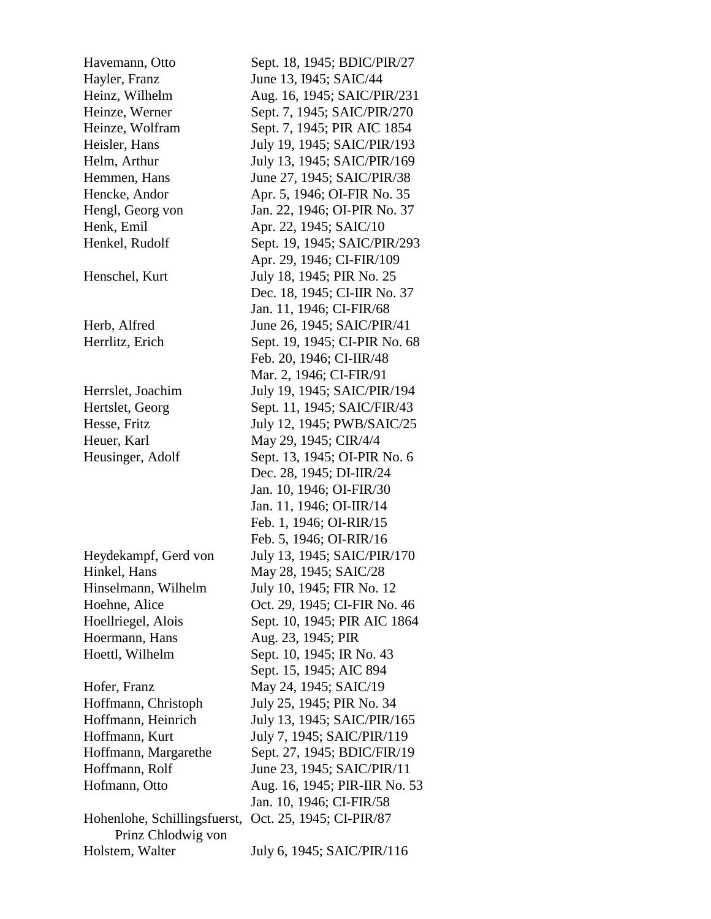| | |
|---|---|
| Havemann, Otto | Sept. 18, 1945; BDIC/PIR/27 |
| Hayler, Franz | June 13, I945; SAIC/44 |
| Heinz, Wilhelm | Aug. 16, 1945; SAIC/PIR/231 |
| Heinze, Werner | Sept. 7, 1945; SAIC/PIR/270 |
| Heinze, Wolfram | Sept. 7, 1945; PIR AIC 1854 |
| Heisler, Hans | July 19, 1945; SAIC/PIR/193 |
| Helm, Arthur | July 13, 1945; SAIC/PIR/169 |
| Hemmen, Hans | June 27, 1945; SAIC/PIR/38 |
| Hencke, Andor | Apr. 5, 1946; OI-FIR No. 35 |
| Hengl, Georg von | Jan. 22, 1946; OI-PIR No. 37 |
| Henk, Emil | Apr. 22, 1945; SAIC/10 |
| Henkel, Rudolf | Sept. 19, 1945; SAIC/PIR/293 |
| | Apr. 29, 1946; CI-FIR/109 |
| Henschel, Kurt | July 18, 1945; PIR No. 25 |
| | Dec. 18, 1945; CI-IIR No. 37 |
| | Jan. 11, 1946; CI-FIR/68 |
| Herb, Alfred | June 26, 1945; SAIC/PIR/41 |
| Herrlitz, Erich | Sept. 19, 1945; CI-PIR No. 68 |
| | Feb. 20, 1946; CI-IIR/48 |
| | Mar. 2, 1946; CI-FIR/91 |
| Herrslet, Joachim | July 19, 1945; SAIC/PIR/194 |
| Hertslet, Georg | Sept. 11, 1945; SAIC/FIR/43 |
| Hesse, Fritz | July 12, 1945; PWB/SAIC/25 |
| Heuer, Karl | May 29, 1945; CIR/4/4 |
| Heusinger, Adolf | Sept. 13, 1945; OI-PIR No. 6 |
| | Dec. 28, 1945; DI-IIR/24 |
| | Jan. 10, 1946; OI-FIR/30 |
| | Jan. 11, 1946; OI-IIR/14 |
| | Feb. 1, 1946; OI-RIR/15 |
| | Feb. 5, 1946; OI-RIR/16 |
| Heydekampf, Gerd von | July 13, 1945; SAIC/PIR/170 |
| Hinkel, Hans | May 28, 1945; SAIC/28 |
| Hinselmann, Wilhelm | July 10, 1945; FIR No. 12 |
| Hoehne, Alice | Oct. 29, 1945; CI-FIR No. 46 |
| Hoellriegel, Alois | Sept. 10, 1945; PIR AIC 1864 |
| Hoermann, Hans | Aug. 23, 1945; PIR |
| Hoettl, Wilhelm | Sept. 10, 1945; IR No. 43 |
| | Sept. 15, 1945; AIC 894 |
| Hofer, Franz | May 24, 1945; SAIC/19 |
| Hoffmann, Christoph | July 25, 1945; PIR No. 34 |
| Hoffmann, Heinrich | July 13, 1945; SAIC/PIR/165 |
| Hoffmann, Kurt | July 7, 1945; SAIC/PIR/119 |
| Hoffmann, Margarethe | Sept. 27, 1945; BDIC/FIR/19 |
| Hoffmann, Rolf | June 23, 1945; SAIC/PIR/11 |
| Hofmann, Otto | Aug. 16, 1945; PIR-IIR No. 53 |
| | Jan. 10, 1946; CI-FIR/58 |
| Hohenlohe, Schillingsfuerst, Prinz Chlodwig von | Oct. 25, 1945; CI-PIR/87 |
| Holstem, Walter | July 6, 1945; SAIC/PIR/116 |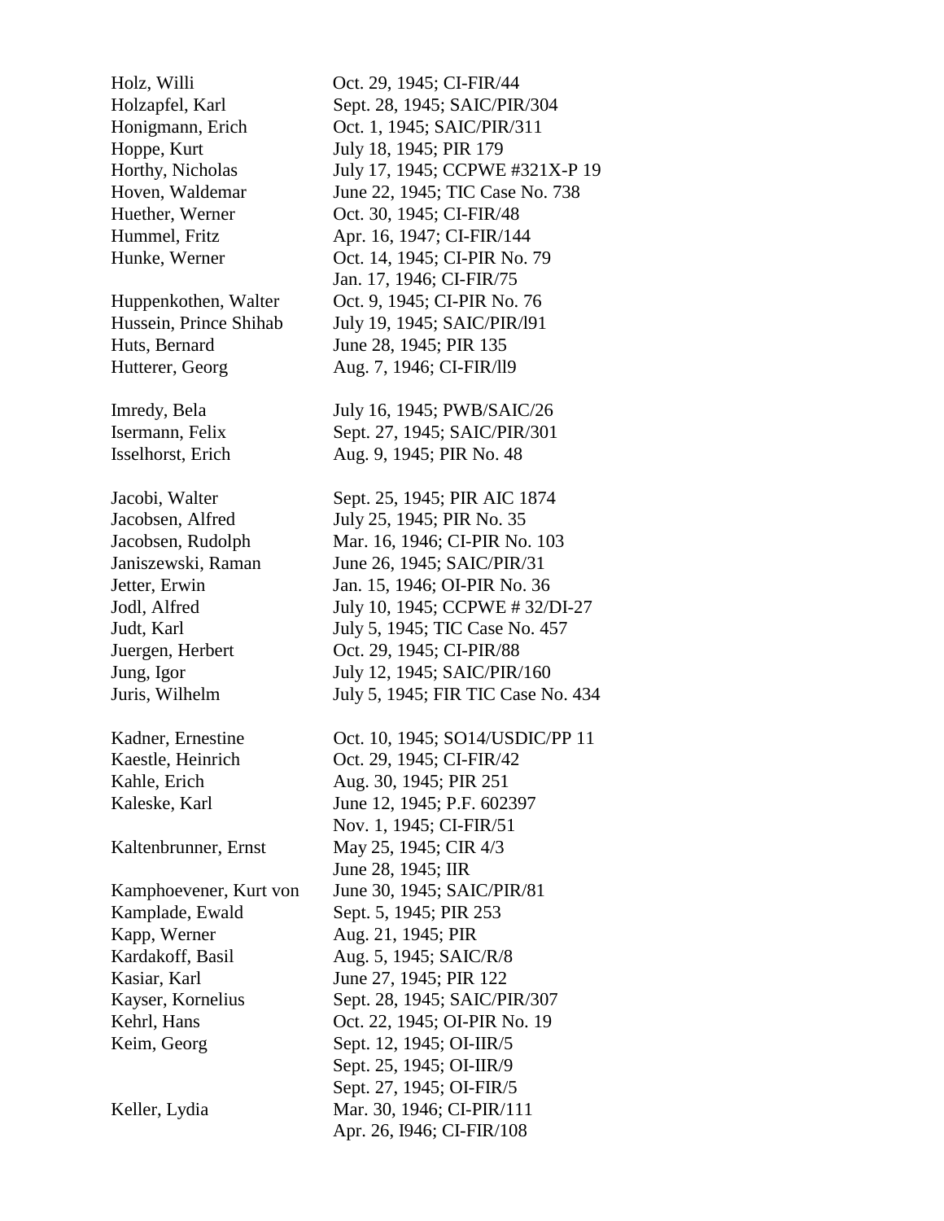| | |
|---|---|
| Holz, Willi | Oct. 29, 1945; CI-FIR/44 |
| Holzapfel, Karl | Sept. 28, 1945; SAIC/PIR/304 |
| Honigmann, Erich | Oct. 1, 1945; SAIC/PIR/311 |
| Hoppe, Kurt | July 18, 1945; PIR 179 |
| Horthy, Nicholas | July 17, 1945; CCPWE #321X-P 19 |
| Hoven, Waldemar | June 22, 1945; TIC Case No. 738 |
| Huether, Werner | Oct. 30, 1945; CI-FIR/48 |
| Hummel, Fritz | Apr. 16, 1947; CI-FIR/144 |
| Hunke, Werner | Oct. 14, 1945; CI-PIR No. 79 |
| | Jan. 17, 1946; CI-FIR/75 |
| Huppenkothen, Walter | Oct. 9, 1945; CI-PIR No. 76 |
| Hussein, Prince Shihab | July 19, 1945; SAIC/PIR/l91 |
| Huts, Bernard | June 28, 1945; PIR 135 |
| Hutterer, Georg | Aug. 7, 1946; CI-FIR/ll9 |
| | |
| Imredy, Bela | July 16, 1945; PWB/SAIC/26 |
| Isermann, Felix | Sept. 27, 1945; SAIC/PIR/301 |
| Isselhorst, Erich | Aug. 9, 1945; PIR No. 48 |
| | |
| Jacobi, Walter | Sept. 25, 1945; PIR AIC 1874 |
| Jacobsen, Alfred | July 25, 1945; PIR No. 35 |
| Jacobsen, Rudolph | Mar. 16, 1946; CI-PIR No. 103 |
| Janiszewski, Raman | June 26, 1945; SAIC/PIR/31 |
| Jetter, Erwin | Jan. 15, 1946; OI-PIR No. 36 |
| Jodl, Alfred | July 10, 1945; CCPWE # 32/DI-27 |
| Judt, Karl | July 5, 1945; TIC Case No. 457 |
| Juergen, Herbert | Oct. 29, 1945; CI-PIR/88 |
| Jung, Igor | July 12, 1945; SAIC/PIR/160 |
| Juris, Wilhelm | July 5, 1945; FIR TIC Case No. 434 |
| | |
| Kadner, Ernestine | Oct. 10, 1945; SO14/USDIC/PP 11 |
| Kaestle, Heinrich | Oct. 29, 1945; CI-FIR/42 |
| Kahle, Erich | Aug. 30, 1945; PIR 251 |
| Kaleske, Karl | June 12, 1945; P.F. 602397 |
| | Nov. 1, 1945; CI-FIR/51 |
| Kaltenbrunner, Ernst | May 25, 1945; CIR 4/3 |
| | June 28, 1945; IIR |
| Kamphoevener, Kurt von | June 30, 1945; SAIC/PIR/81 |
| Kamplade, Ewald | Sept. 5, 1945; PIR 253 |
| Kapp, Werner | Aug. 21, 1945; PIR |
| Kardakoff, Basil | Aug. 5, 1945; SAIC/R/8 |
| Kasiar, Karl | June 27, 1945; PIR 122 |
| Kayser, Kornelius | Sept. 28, 1945; SAIC/PIR/307 |
| Kehrl, Hans | Oct. 22, 1945; OI-PIR No. 19 |
| Keim, Georg | Sept. 12, 1945; OI-IIR/5 |
| | Sept. 25, 1945; OI-IIR/9 |
| | Sept. 27, 1945; OI-FIR/5 |
| Keller, Lydia | Mar. 30, 1946; CI-PIR/111 |
| | Apr. 26, I946; CI-FIR/108 |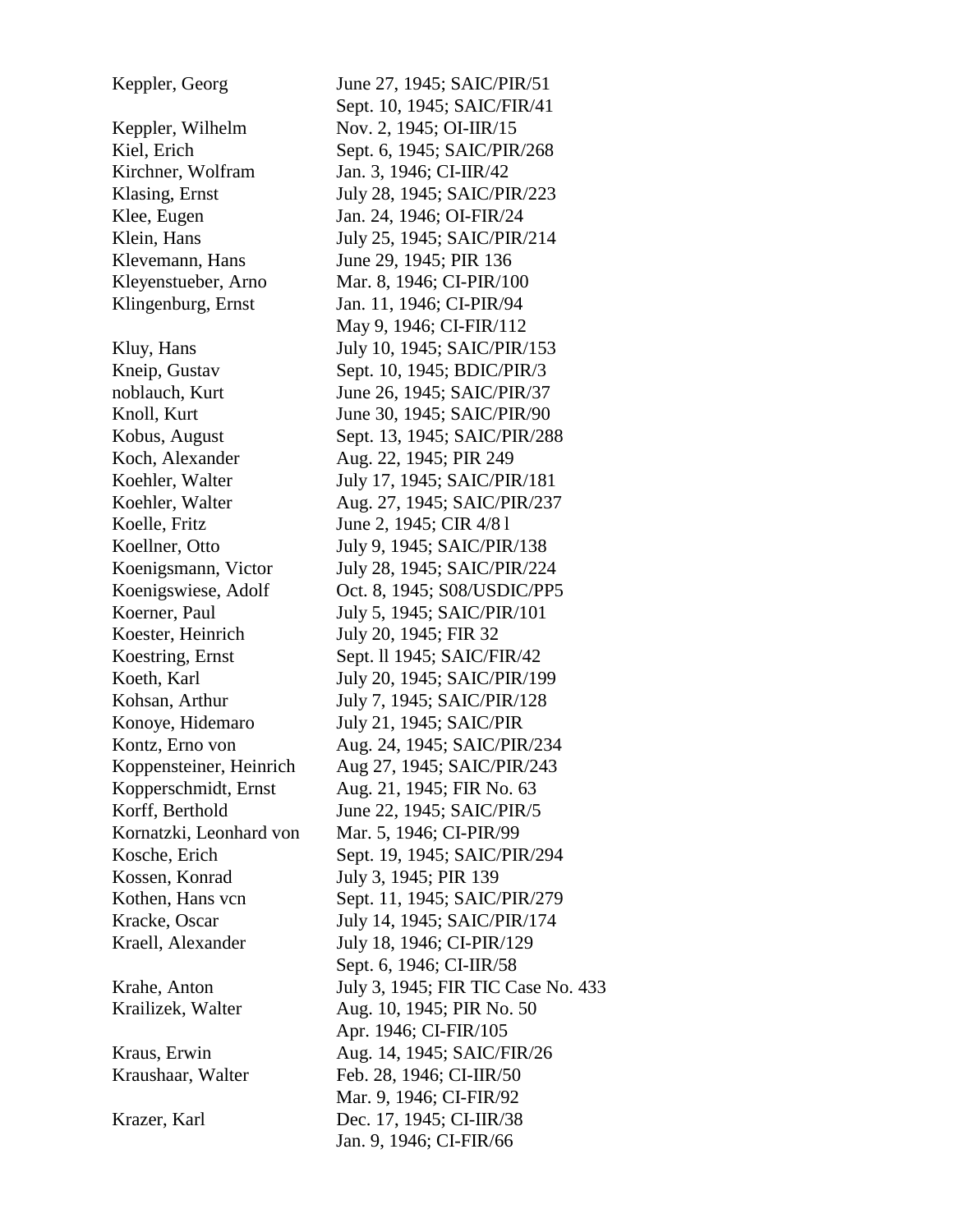| | |
|---|---|
| Keppler, Georg | June 27, 1945; SAIC/PIR/51 |
| | Sept. 10, 1945; SAIC/FIR/41 |
| Keppler, Wilhelm | Nov. 2, 1945; OI-IIR/15 |
| Kiel, Erich | Sept. 6, 1945; SAIC/PIR/268 |
| Kirchner, Wolfram | Jan. 3, 1946; CI-IIR/42 |
| Klasing, Ernst | July 28, 1945; SAIC/PIR/223 |
| Klee, Eugen | Jan. 24, 1946; OI-FIR/24 |
| Klein, Hans | July 25, 1945; SAIC/PIR/214 |
| Klevemann, Hans | June 29, 1945; PIR 136 |
| Kleyenstueber, Arno | Mar. 8, 1946; CI-PIR/100 |
| Klingenburg, Ernst | Jan. 11, 1946; CI-PIR/94 |
| | May 9, 1946; CI-FIR/112 |
| Kluy, Hans | July 10, 1945; SAIC/PIR/153 |
| Kneip, Gustav | Sept. 10, 1945; BDIC/PIR/3 |
| noblauch, Kurt | June 26, 1945; SAIC/PIR/37 |
| Knoll, Kurt | June 30, 1945; SAIC/PIR/90 |
| Kobus, August | Sept. 13, 1945; SAIC/PIR/288 |
| Koch, Alexander | Aug. 22, 1945; PIR 249 |
| Koehler, Walter | July 17, 1945; SAIC/PIR/181 |
| Koehler, Walter | Aug. 27, 1945; SAIC/PIR/237 |
| Koelle, Fritz | June 2, 1945; CIR 4/81 |
| Koellner, Otto | July 9, 1945; SAIC/PIR/138 |
| Koenigsmann, Victor | July 28, 1945; SAIC/PIR/224 |
| Koenigswiese, Adolf | Oct. 8, 1945; S08/USDIC/PP5 |
| Koerner, Paul | July 5, 1945; SAIC/PIR/101 |
| Koester, Heinrich | July 20, 1945; FIR 32 |
| Koestring, Ernst | Sept. ll 1945; SAIC/FIR/42 |
| Koeth, Karl | July 20, 1945; SAIC/PIR/199 |
| Kohsan, Arthur | July 7, 1945; SAIC/PIR/128 |
| Konoye, Hidemaro | July 21, 1945; SAIC/PIR |
| Kontz, Erno von | Aug. 24, 1945; SAIC/PIR/234 |
| Koppensteiner, Heinrich | Aug 27, 1945; SAIC/PIR/243 |
| Kopperschmidt, Ernst | Aug. 21, 1945; FIR No. 63 |
| Korff, Berthold | June 22, 1945; SAIC/PIR/5 |
| Kornatzki, Leonhard von | Mar. 5, 1946; CI-PIR/99 |
| Kosche, Erich | Sept. 19, 1945; SAIC/PIR/294 |
| Kossen, Konrad | July 3, 1945; PIR 139 |
| Kothen, Hans vcn | Sept. 11, 1945; SAIC/PIR/279 |
| Kracke, Oscar | July 14, 1945; SAIC/PIR/174 |
| Kraell, Alexander | July 18, 1946; CI-PIR/129 |
| | Sept. 6, 1946; CI-IIR/58 |
| Krahe, Anton | July 3, 1945; FIR TIC Case No. 433 |
| Krailizek, Walter | Aug. 10, 1945; PIR No. 50 |
| | Apr. 1946; CI-FIR/105 |
| Kraus, Erwin | Aug. 14, 1945; SAIC/FIR/26 |
| Kraushaar, Walter | Feb. 28, 1946; CI-IIR/50 |
| | Mar. 9, 1946; CI-FIR/92 |
| Krazer, Karl | Dec. 17, 1945; CI-IIR/38 |
| | Jan. 9, 1946; CI-FIR/66 |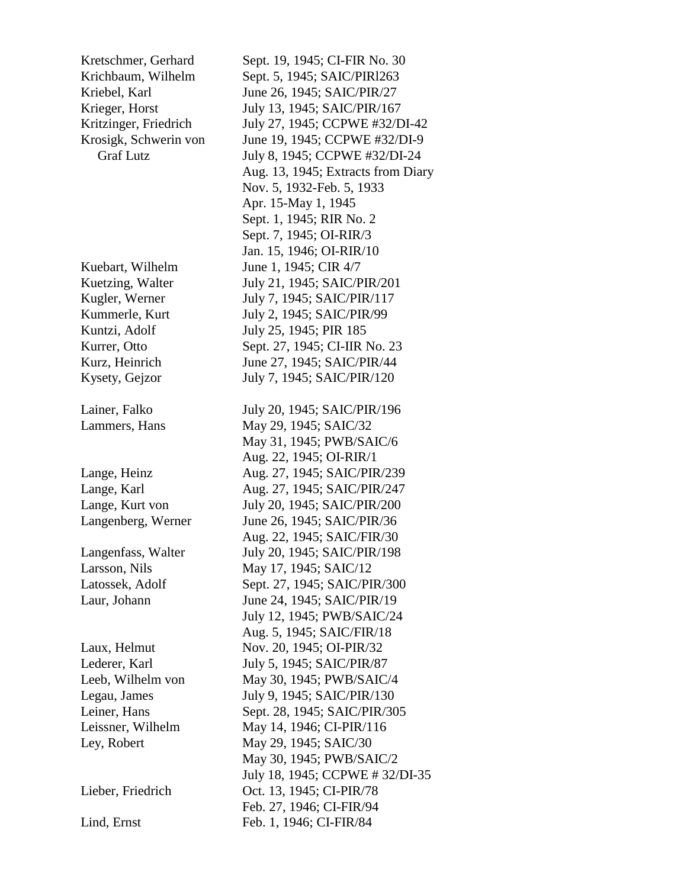| | |
|---|---|
| Kretschmer, Gerhard | Sept. 19, 1945; CI-FIR No. 30 |
| Krichbaum, Wilhelm | Sept. 5, 1945; SAIC/PIRl263 |
| Kriebel, Karl | June 26, 1945; SAIC/PIR/27 |
| Krieger, Horst | July 13, 1945; SAIC/PIR/167 |
| Kritzinger, Friedrich | July 27, 1945; CCPWE #32/DI-42 |
| Krosigk, Schwerin von | June 19, 1945; CCPWE #32/DI-9 |
| Graf Lutz | July 8, 1945; CCPWE #32/DI-24 |
| | Aug. 13, 1945; Extracts from Diary |
| | Nov. 5, 1932-Feb. 5, 1933 |
| | Apr. 15-May 1, 1945 |
| | Sept. 1, 1945; RIR No. 2 |
| | Sept. 7, 1945; OI-RIR/3 |
| | Jan. 15, 1946; OI-RIR/10 |
| Kuebart, Wilhelm | June 1, 1945; CIR 4/7 |
| Kuetzing, Walter | July 21, 1945; SAIC/PIR/201 |
| Kugler, Werner | July 7, 1945; SAIC/PIR/117 |
| Kummerle, Kurt | July 2, 1945; SAIC/PIR/99 |
| Kuntzi, Adolf | July 25, 1945; PIR 185 |
| Kurrer, Otto | Sept. 27, 1945; CI-IIR No. 23 |
| Kurz, Heinrich | June 27, 1945; SAIC/PIR/44 |
| Kysety, Gejzor | July 7, 1945; SAIC/PIR/120 |
| | |
| Lainer, Falko | July 20, 1945; SAIC/PIR/196 |
| Lammers, Hans | May 29, 1945; SAIC/32 |
| | May 31, 1945; PWB/SAIC/6 |
| | Aug. 22, 1945; OI-RIR/1 |
| Lange, Heinz | Aug. 27, 1945; SAIC/PIR/239 |
| Lange, Karl | Aug. 27, 1945; SAIC/PIR/247 |
| Lange, Kurt von | July 20, 1945; SAIC/PIR/200 |
| Langenberg, Werner | June 26, 1945; SAIC/PIR/36 |
| | Aug. 22, 1945; SAIC/FIR/30 |
| Langenfass, Walter | July 20, 1945; SAIC/PIR/198 |
| Larsson, Nils | May 17, 1945; SAIC/12 |
| Latossek, Adolf | Sept. 27, 1945; SAIC/PIR/300 |
| Laur, Johann | June 24, 1945; SAIC/PIR/19 |
| | July 12, 1945; PWB/SAIC/24 |
| | Aug. 5, 1945; SAIC/FIR/18 |
| Laux, Helmut | Nov. 20, 1945; OI-PIR/32 |
| Lederer, Karl | July 5, 1945; SAIC/PIR/87 |
| Leeb, Wilhelm von | May 30, 1945; PWB/SAIC/4 |
| Legau, James | July 9, 1945; SAIC/PIR/130 |
| Leiner, Hans | Sept. 28, 1945; SAIC/PIR/305 |
| Leissner, Wilhelm | May 14, 1946; CI-PIR/116 |
| Ley, Robert | May 29, 1945; SAIC/30 |
| | May 30, 1945; PWB/SAIC/2 |
| | July 18, 1945; CCPWE # 32/DI-35 |
| Lieber, Friedrich | Oct. 13, 1945; CI-PIR/78 |
| | Feb. 27, 1946; CI-FIR/94 |
| Lind, Ernst | Feb. 1, 1946; CI-FIR/84 |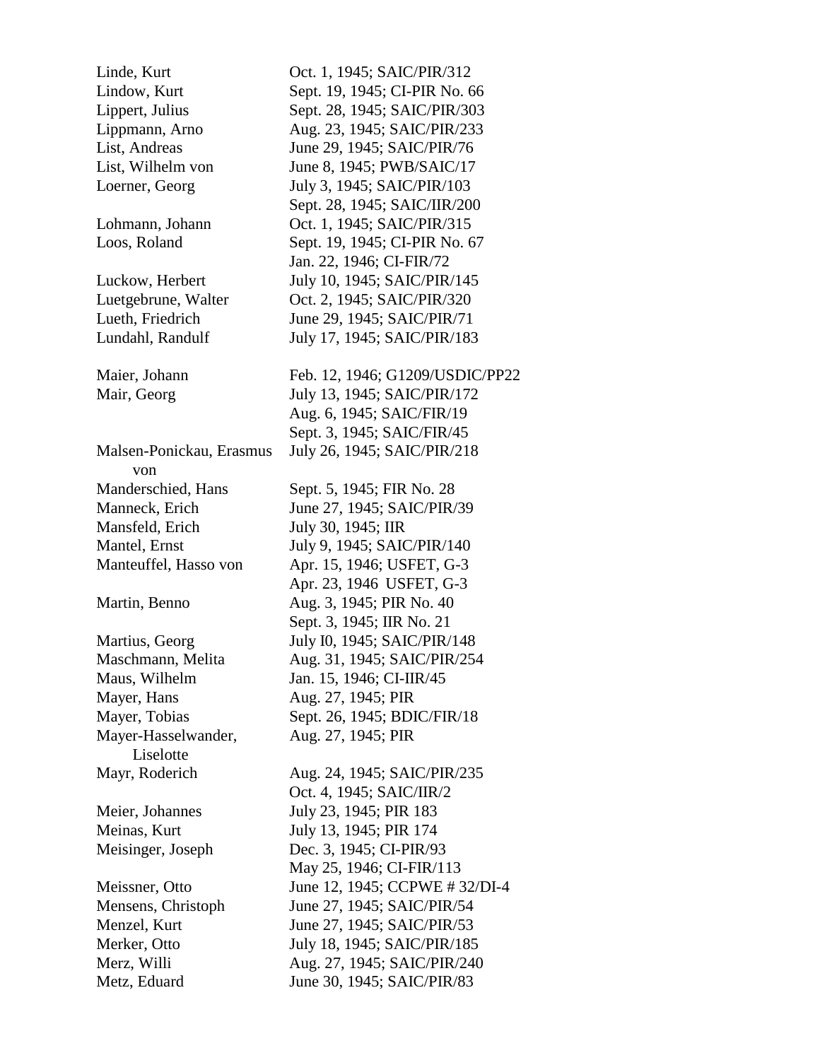| | |
|---|---|
| Linde, Kurt | Oct. 1, 1945; SAIC/PIR/312 |
| Lindow, Kurt | Sept. 19, 1945; CI-PIR No. 66 |
| Lippert, Julius | Sept. 28, 1945; SAIC/PIR/303 |
| Lippmann, Arno | Aug. 23, 1945; SAIC/PIR/233 |
| List, Andreas | June 29, 1945; SAIC/PIR/76 |
| List, Wilhelm von | June 8, 1945; PWB/SAIC/17 |
| Loerner, Georg | July 3, 1945; SAIC/PIR/103 |
| | Sept. 28, 1945; SAIC/IIR/200 |
| Lohmann, Johann | Oct. 1, 1945; SAIC/PIR/315 |
| Loos, Roland | Sept. 19, 1945; CI-PIR No. 67 |
| | Jan. 22, 1946; CI-FIR/72 |
| Luckow, Herbert | July 10, 1945; SAIC/PIR/145 |
| Luetgebrune, Walter | Oct. 2, 1945; SAIC/PIR/320 |
| Lueth, Friedrich | June 29, 1945; SAIC/PIR/71 |
| Lundahl, Randulf | July 17, 1945; SAIC/PIR/183 |
| | |
| Maier, Johann | Feb. 12, 1946; G1209/USDIC/PP22 |
| Mair, Georg | July 13, 1945; SAIC/PIR/172 |
| | Aug. 6, 1945; SAIC/FIR/19 |
| | Sept. 3, 1945; SAIC/FIR/45 |
| Malsen-Ponickau, Erasmus von | July 26, 1945; SAIC/PIR/218 |
| Manderschied, Hans | Sept. 5, 1945; FIR No. 28 |
| Manneck, Erich | June 27, 1945; SAIC/PIR/39 |
| Mansfeld, Erich | July 30, 1945; IIR |
| Mantel, Ernst | July 9, 1945; SAIC/PIR/140 |
| Manteuffel, Hasso von | Apr. 15, 1946; USFET, G-3 |
| | Apr. 23, 1946 USFET, G-3 |
| Martin, Benno | Aug. 3, 1945; PIR No. 40 |
| | Sept. 3, 1945; IIR No. 21 |
| Martius, Georg | July I0, 1945; SAIC/PIR/148 |
| Maschmann, Melita | Aug. 31, 1945; SAIC/PIR/254 |
| Maus, Wilhelm | Jan. 15, 1946; CI-IIR/45 |
| Mayer, Hans | Aug. 27, 1945; PIR |
| Mayer, Tobias | Sept. 26, 1945; BDIC/FIR/18 |
| Mayer-Hasselwander, Liselotte | Aug. 27, 1945; PIR |
| Mayr, Roderich | Aug. 24, 1945; SAIC/PIR/235 |
| | Oct. 4, 1945; SAIC/IIR/2 |
| Meier, Johannes | July 23, 1945; PIR 183 |
| Meinas, Kurt | July 13, 1945; PIR 174 |
| Meisinger, Joseph | Dec. 3, 1945; CI-PIR/93 |
| | May 25, 1946; CI-FIR/113 |
| Meissner, Otto | June 12, 1945; CCPWE # 32/DI-4 |
| Mensens, Christoph | June 27, 1945; SAIC/PIR/54 |
| Menzel, Kurt | June 27, 1945; SAIC/PIR/53 |
| Merker, Otto | July 18, 1945; SAIC/PIR/185 |
| Merz, Willi | Aug. 27, 1945; SAIC/PIR/240 |
| Metz, Eduard | June 30, 1945; SAIC/PIR/83 |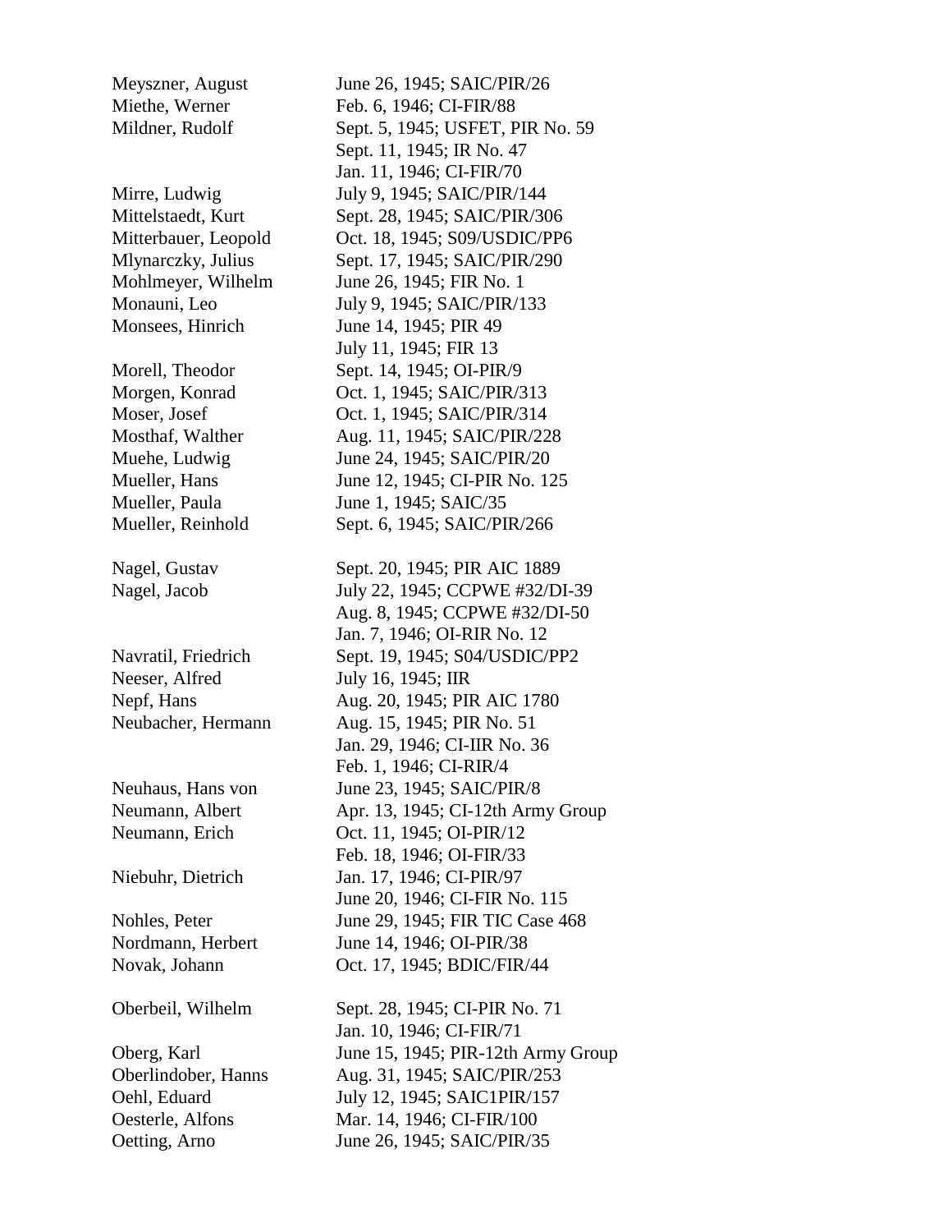| | |
|---|---|
| Meyszner, August | June 26, 1945; SAIC/PIR/26 |
| Miethe, Werner | Feb. 6, 1946; CI-FIR/88 |
| Mildner, Rudolf | Sept. 5, 1945; USFET, PIR No. 59 |
| | Sept. 11, 1945; IR No. 47 |
| | Jan. 11, 1946; CI-FIR/70 |
| Mirre, Ludwig | July 9, 1945; SAIC/PIR/144 |
| Mittelstaedt, Kurt | Sept. 28, 1945; SAIC/PIR/306 |
| Mitterbauer, Leopold | Oct. 18, 1945; S09/USDIC/PP6 |
| Mlynarczky, Julius | Sept. 17, 1945; SAIC/PIR/290 |
| Mohlmeyer, Wilhelm | June 26, 1945; FIR No. 1 |
| Monauni, Leo | July 9, 1945; SAIC/PIR/133 |
| Monsees, Hinrich | June 14, 1945; PIR 49 |
| | July 11, 1945; FIR 13 |
| Morell, Theodor | Sept. 14, 1945; OI-PIR/9 |
| Morgen, Konrad | Oct. 1, 1945; SAIC/PIR/313 |
| Moser, Josef | Oct. 1, 1945; SAIC/PIR/314 |
| Mosthaf, Walther | Aug. 11, 1945; SAIC/PIR/228 |
| Muehe, Ludwig | June 24, 1945; SAIC/PIR/20 |
| Mueller, Hans | June 12, 1945; CI-PIR No. 125 |
| Mueller, Paula | June 1, 1945; SAIC/35 |
| Mueller, Reinhold | Sept. 6, 1945; SAIC/PIR/266 |
| | |
| Nagel, Gustav | Sept. 20, 1945; PIR AIC 1889 |
| Nagel, Jacob | July 22, 1945; CCPWE #32/DI-39 |
| | Aug. 8, 1945; CCPWE #32/DI-50 |
| | Jan. 7, 1946; OI-RIR No. 12 |
| Navratil, Friedrich | Sept. 19, 1945; S04/USDIC/PP2 |
| Neeser, Alfred | July 16, 1945; IIR |
| Nepf, Hans | Aug. 20, 1945; PIR AIC 1780 |
| Neubacher, Hermann | Aug. 15, 1945; PIR No. 51 |
| | Jan. 29, 1946; CI-IIR No. 36 |
| | Feb. 1, 1946; CI-RIR/4 |
| Neuhaus, Hans von | June 23, 1945; SAIC/PIR/8 |
| Neumann, Albert | Apr. 13, 1945; CI-12th Army Group |
| Neumann, Erich | Oct. 11, 1945; OI-PIR/12 |
| | Feb. 18, 1946; OI-FIR/33 |
| Niebuhr, Dietrich | Jan. 17, 1946; CI-PIR/97 |
| | June 20, 1946; CI-FIR No. 115 |
| Nohles, Peter | June 29, 1945; FIR TIC Case 468 |
| Nordmann, Herbert | June 14, 1946; OI-PIR/38 |
| Novak, Johann | Oct. 17, 1945; BDIC/FIR/44 |
| | |
| Oberbeil, Wilhelm | Sept. 28, 1945; CI-PIR No. 71 |
| | Jan. 10, 1946; CI-FIR/71 |
| Oberg, Karl | June 15, 1945; PIR-12th Army Group |
| Oberlindober, Hanns | Aug. 31, 1945; SAIC/PIR/253 |
| Oehl, Eduard | July 12, 1945; SAIC1PIR/157 |
| Oesterle, Alfons | Mar. 14, 1946; CI-FIR/100 |
| Oetting, Arno | June 26, 1945; SAIC/PIR/35 |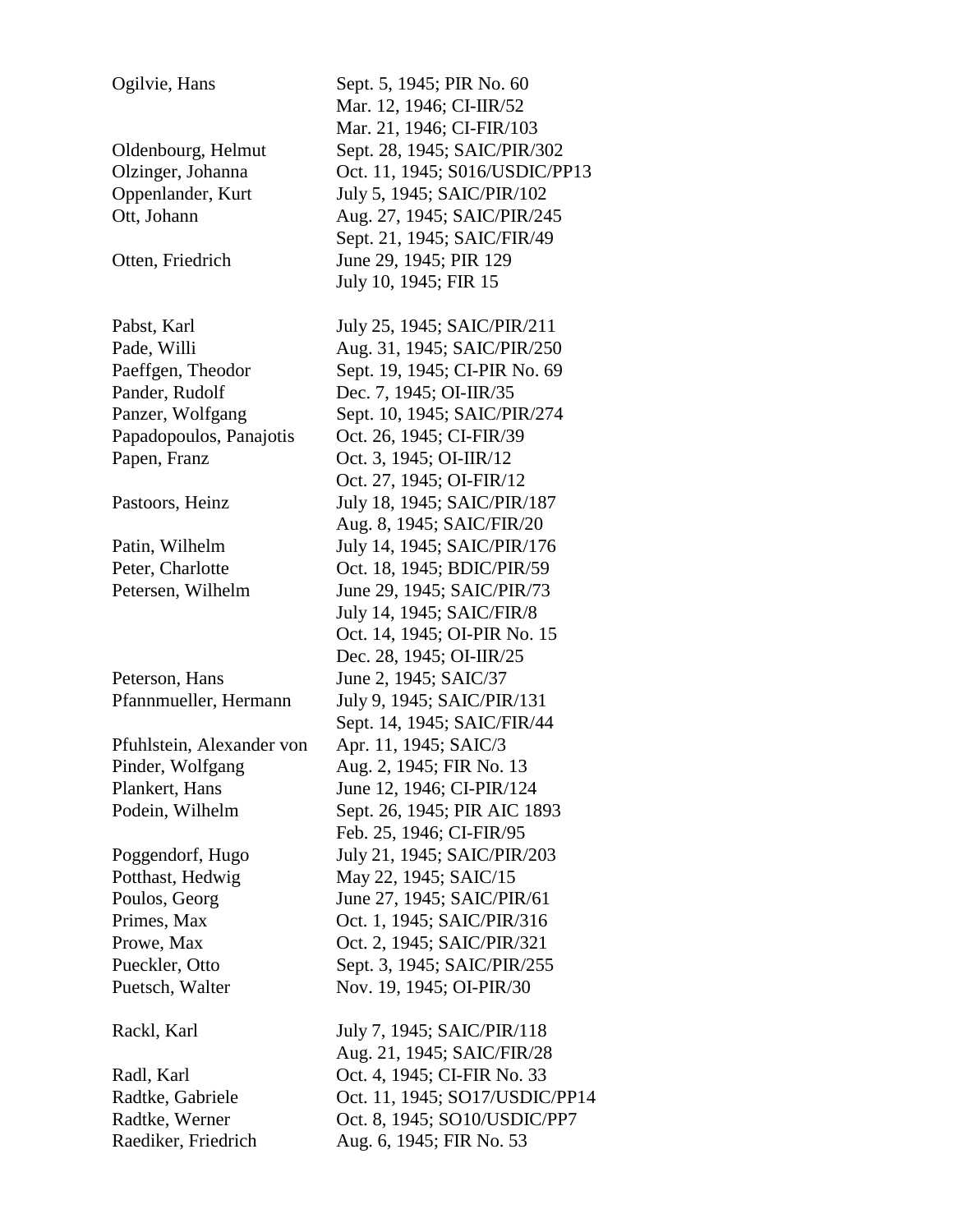| | |
|---|---|
| Ogilvie, Hans | Sept. 5, 1945; PIR No. 60 |
| | Mar. 12, 1946; CI-IIR/52 |
| | Mar. 21, 1946; CI-FIR/103 |
| Oldenbourg, Helmut | Sept. 28, 1945; SAIC/PIR/302 |
| Olzinger, Johanna | Oct. 11, 1945; S016/USDIC/PP13 |
| Oppenlander, Kurt | July 5, 1945; SAIC/PIR/102 |
| Ott, Johann | Aug. 27, 1945; SAIC/PIR/245 |
| | Sept. 21, 1945; SAIC/FIR/49 |
| Otten, Friedrich | June 29, 1945; PIR 129 |
| | July 10, 1945; FIR 15 |
| | |
| Pabst, Karl | July 25, 1945; SAIC/PIR/211 |
| Pade, Willi | Aug. 31, 1945; SAIC/PIR/250 |
| Paeffgen, Theodor | Sept. 19, 1945; CI-PIR No. 69 |
| Pander, Rudolf | Dec. 7, 1945; OI-IIR/35 |
| Panzer, Wolfgang | Sept. 10, 1945; SAIC/PIR/274 |
| Papadopoulos, Panajotis | Oct. 26, 1945; CI-FIR/39 |
| Papen, Franz | Oct. 3, 1945; OI-IIR/12 |
| | Oct. 27, 1945; OI-FIR/12 |
| Pastoors, Heinz | July 18, 1945; SAIC/PIR/187 |
| | Aug. 8, 1945; SAIC/FIR/20 |
| Patin, Wilhelm | July 14, 1945; SAIC/PIR/176 |
| Peter, Charlotte | Oct. 18, 1945; BDIC/PIR/59 |
| Petersen, Wilhelm | June 29, 1945; SAIC/PIR/73 |
| | July 14, 1945; SAIC/FIR/8 |
| | Oct. 14, 1945; OI-PIR No. 15 |
| | Dec. 28, 1945; OI-IIR/25 |
| Peterson, Hans | June 2, 1945; SAIC/37 |
| Pfannmueller, Hermann | July 9, 1945; SAIC/PIR/131 |
| | Sept. 14, 1945; SAIC/FIR/44 |
| Pfuhlstein, Alexander von | Apr. 11, 1945; SAIC/3 |
| Pinder, Wolfgang | Aug. 2, 1945; FIR No. 13 |
| Plankert, Hans | June 12, 1946; CI-PIR/124 |
| Podein, Wilhelm | Sept. 26, 1945; PIR AIC 1893 |
| | Feb. 25, 1946; CI-FIR/95 |
| Poggendorf, Hugo | July 21, 1945; SAIC/PIR/203 |
| Potthast, Hedwig | May 22, 1945; SAIC/15 |
| Poulos, Georg | June 27, 1945; SAIC/PIR/61 |
| Primes, Max | Oct. 1, 1945; SAIC/PIR/316 |
| Prowe, Max | Oct. 2, 1945; SAIC/PIR/321 |
| Pueckler, Otto | Sept. 3, 1945; SAIC/PIR/255 |
| Puetsch, Walter | Nov. 19, 1945; OI-PIR/30 |
| | |
| Rackl, Karl | July 7, 1945; SAIC/PIR/118 |
| | Aug. 21, 1945; SAIC/FIR/28 |
| Radl, Karl | Oct. 4, 1945; CI-FIR No. 33 |
| Radtke, Gabriele | Oct. 11, 1945; SO17/USDIC/PP14 |
| Radtke, Werner | Oct. 8, 1945; SO10/USDIC/PP7 |
| Raediker, Friedrich | Aug. 6, 1945; FIR No. 53 |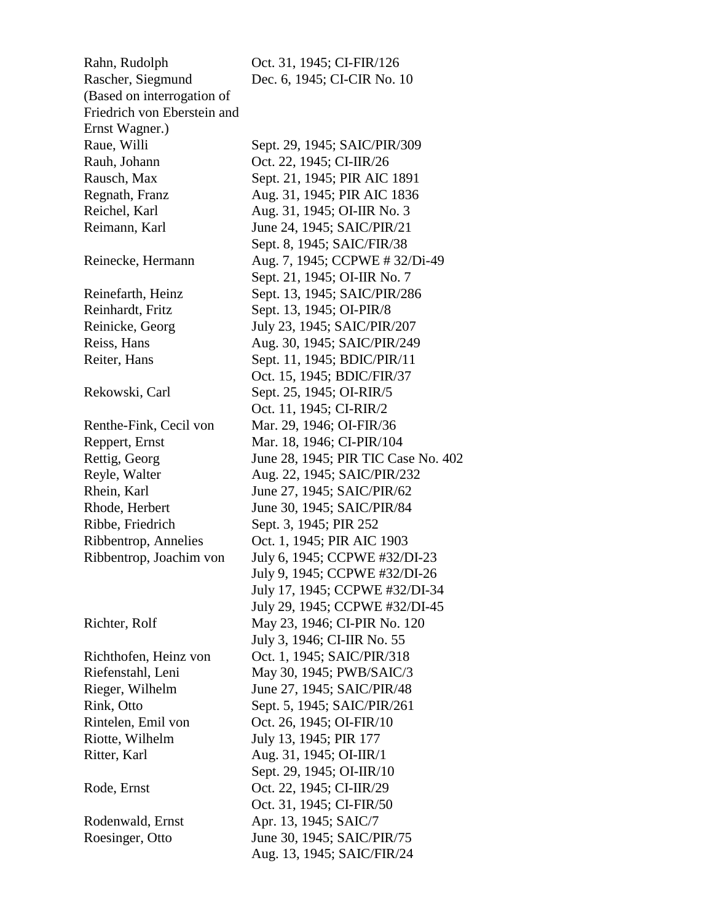| | |
|---|---|
| Rahn, Rudolph | Oct. 31, 1945; CI-FIR/126 |
| Rascher, Siegmund (Based on interrogation of Friedrich von Eberstein and Ernst Wagner.) | Dec. 6, 1945; CI-CIR No. 10 |
| Raue, Willi | Sept. 29, 1945; SAIC/PIR/309 |
| Rauh, Johann | Oct. 22, 1945; CI-IIR/26 |
| Rausch, Max | Sept. 21, 1945; PIR AIC 1891 |
| Regnath, Franz | Aug. 31, 1945; PIR AIC 1836 |
| Reichel, Karl | Aug. 31, 1945; OI-IIR No. 3 |
| Reimann, Karl | June 24, 1945; SAIC/PIR/21 |
| | Sept. 8, 1945; SAIC/FIR/38 |
| Reinecke, Hermann | Aug. 7, 1945; CCPWE # 32/Di-49 |
| | Sept. 21, 1945; OI-IIR No. 7 |
| Reinefarth, Heinz | Sept. 13, 1945; SAIC/PIR/286 |
| Reinhardt, Fritz | Sept. 13, 1945; OI-PIR/8 |
| Reinicke, Georg | July 23, 1945; SAIC/PIR/207 |
| Reiss, Hans | Aug. 30, 1945; SAIC/PIR/249 |
| Reiter, Hans | Sept. 11, 1945; BDIC/PIR/11 |
| | Oct. 15, 1945; BDIC/FIR/37 |
| Rekowski, Carl | Sept. 25, 1945; OI-RIR/5 |
| | Oct. 11, 1945; CI-RIR/2 |
| Renthe-Fink, Cecil von | Mar. 29, 1946; OI-FIR/36 |
| Reppert, Ernst | Mar. 18, 1946; CI-PIR/104 |
| Rettig, Georg | June 28, 1945; PIR TIC Case No. 402 |
| Reyle, Walter | Aug. 22, 1945; SAIC/PIR/232 |
| Rhein, Karl | June 27, 1945; SAIC/PIR/62 |
| Rhode, Herbert | June 30, 1945; SAIC/PIR/84 |
| Ribbe, Friedrich | Sept. 3, 1945; PIR 252 |
| Ribbentrop, Annelies | Oct. 1, 1945; PIR AIC 1903 |
| Ribbentrop, Joachim von | July 6, 1945; CCPWE #32/DI-23 |
| | July 9, 1945; CCPWE #32/DI-26 |
| | July 17, 1945; CCPWE #32/DI-34 |
| | July 29, 1945; CCPWE #32/DI-45 |
| Richter, Rolf | May 23, 1946; CI-PIR No. 120 |
| | July 3, 1946; CI-IIR No. 55 |
| Richthofen, Heinz von | Oct. 1, 1945; SAIC/PIR/318 |
| Riefenstahl, Leni | May 30, 1945; PWB/SAIC/3 |
| Rieger, Wilhelm | June 27, 1945; SAIC/PIR/48 |
| Rink, Otto | Sept. 5, 1945; SAIC/PIR/261 |
| Rintelen, Emil von | Oct. 26, 1945; OI-FIR/10 |
| Riotte, Wilhelm | July 13, 1945; PIR 177 |
| Ritter, Karl | Aug. 31, 1945; OI-IIR/1 |
| | Sept. 29, 1945; OI-IIR/10 |
| Rode, Ernst | Oct. 22, 1945; CI-IIR/29 |
| | Oct. 31, 1945; CI-FIR/50 |
| Rodenwald, Ernst | Apr. 13, 1945; SAIC/7 |
| Roesinger, Otto | June 30, 1945; SAIC/PIR/75 |
| | Aug. 13, 1945; SAIC/FIR/24 |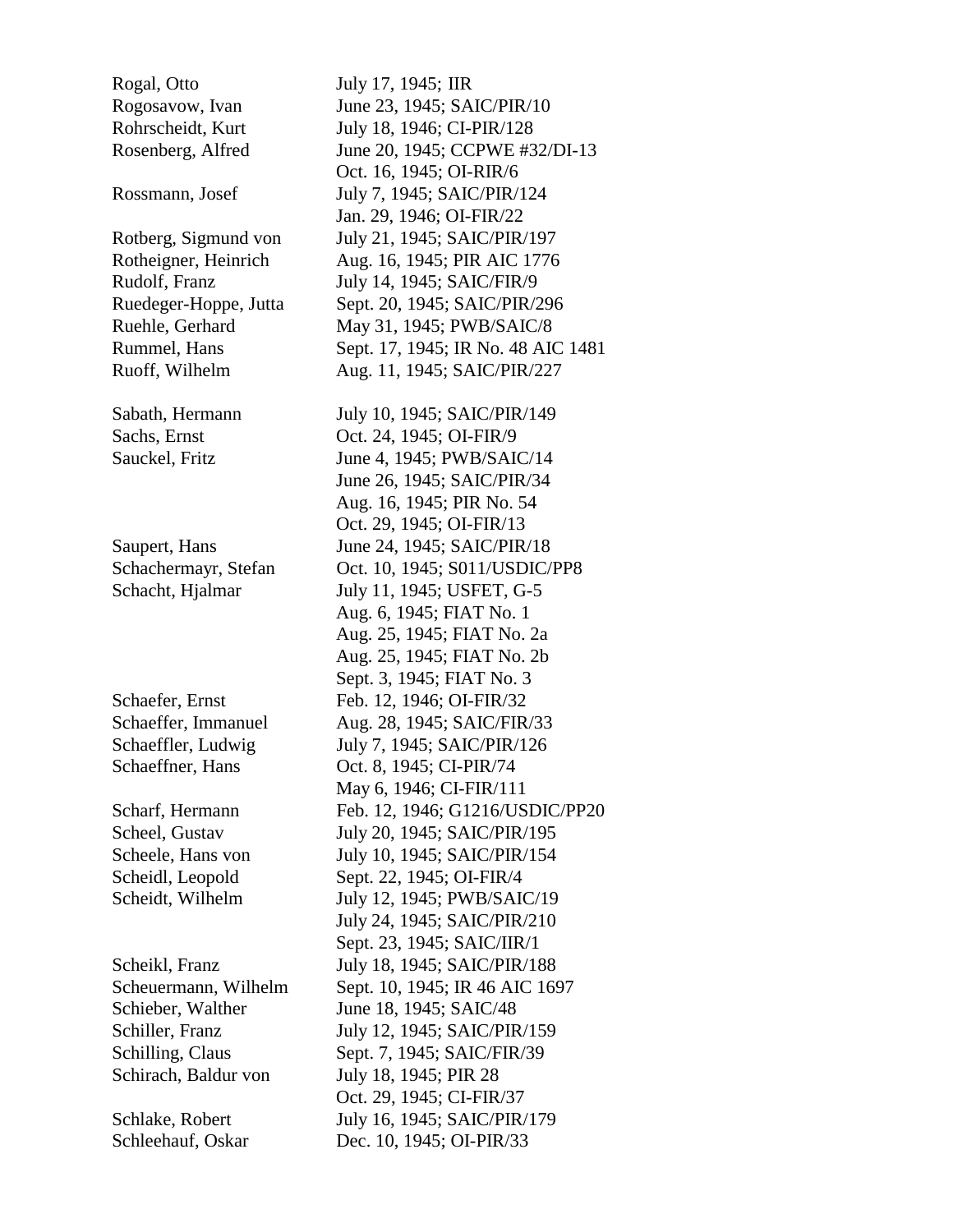| | |
|---|---|
| Rogal, Otto | July 17, 1945; IIR |
| Rogosavow, Ivan | June 23, 1945; SAIC/PIR/10 |
| Rohrscheidt, Kurt | July 18, 1946; CI-PIR/128 |
| Rosenberg, Alfred | June 20, 1945; CCPWE #32/DI-13 |
| | Oct. 16, 1945; OI-RIR/6 |
| Rossmann, Josef | July 7, 1945; SAIC/PIR/124 |
| | Jan. 29, 1946; OI-FIR/22 |
| Rotberg, Sigmund von | July 21, 1945; SAIC/PIR/197 |
| Rotheigner, Heinrich | Aug. 16, 1945; PIR AIC 1776 |
| Rudolf, Franz | July 14, 1945; SAIC/FIR/9 |
| Ruedeger-Hoppe, Jutta | Sept. 20, 1945; SAIC/PIR/296 |
| Ruehle, Gerhard | May 31, 1945; PWB/SAIC/8 |
| Rummel, Hans | Sept. 17, 1945; IR No. 48 AIC 1481 |
| Ruoff, Wilhelm | Aug. 11, 1945; SAIC/PIR/227 |
| | |
| Sabath, Hermann | July 10, 1945; SAIC/PIR/149 |
| Sachs, Ernst | Oct. 24, 1945; OI-FIR/9 |
| Sauckel, Fritz | June 4, 1945; PWB/SAIC/14 |
| | June 26, 1945; SAIC/PIR/34 |
| | Aug. 16, 1945; PIR No. 54 |
| | Oct. 29, 1945; OI-FIR/13 |
| Saupert, Hans | June 24, 1945; SAIC/PIR/18 |
| Schachermayr, Stefan | Oct. 10, 1945; S011/USDIC/PP8 |
| Schacht, Hjalmar | July 11, 1945; USFET, G-5 |
| | Aug. 6, 1945; FIAT No. 1 |
| | Aug. 25, 1945; FIAT No. 2a |
| | Aug. 25, 1945; FIAT No. 2b |
| | Sept. 3, 1945; FIAT No. 3 |
| Schaefer, Ernst | Feb. 12, 1946; OI-FIR/32 |
| Schaeffer, Immanuel | Aug. 28, 1945; SAIC/FIR/33 |
| Schaeffler, Ludwig | July 7, 1945; SAIC/PIR/126 |
| Schaeffner, Hans | Oct. 8, 1945; CI-PIR/74 |
| | May 6, 1946; CI-FIR/111 |
| Scharf, Hermann | Feb. 12, 1946; G1216/USDIC/PP20 |
| Scheel, Gustav | July 20, 1945; SAIC/PIR/195 |
| Scheele, Hans von | July 10, 1945; SAIC/PIR/154 |
| Scheidl, Leopold | Sept. 22, 1945; OI-FIR/4 |
| Scheidt, Wilhelm | July 12, 1945; PWB/SAIC/19 |
| | July 24, 1945; SAIC/PIR/210 |
| | Sept. 23, 1945; SAIC/IIR/1 |
| Scheikl, Franz | July 18, 1945; SAIC/PIR/188 |
| Scheuermann, Wilhelm | Sept. 10, 1945; IR 46 AIC 1697 |
| Schieber, Walther | June 18, 1945; SAIC/48 |
| Schiller, Franz | July 12, 1945; SAIC/PIR/159 |
| Schilling, Claus | Sept. 7, 1945; SAIC/FIR/39 |
| Schirach, Baldur von | July 18, 1945; PIR 28 |
| | Oct. 29, 1945; CI-FIR/37 |
| Schlake, Robert | July 16, 1945; SAIC/PIR/179 |
| Schleehauf, Oskar | Dec. 10, 1945; OI-PIR/33 |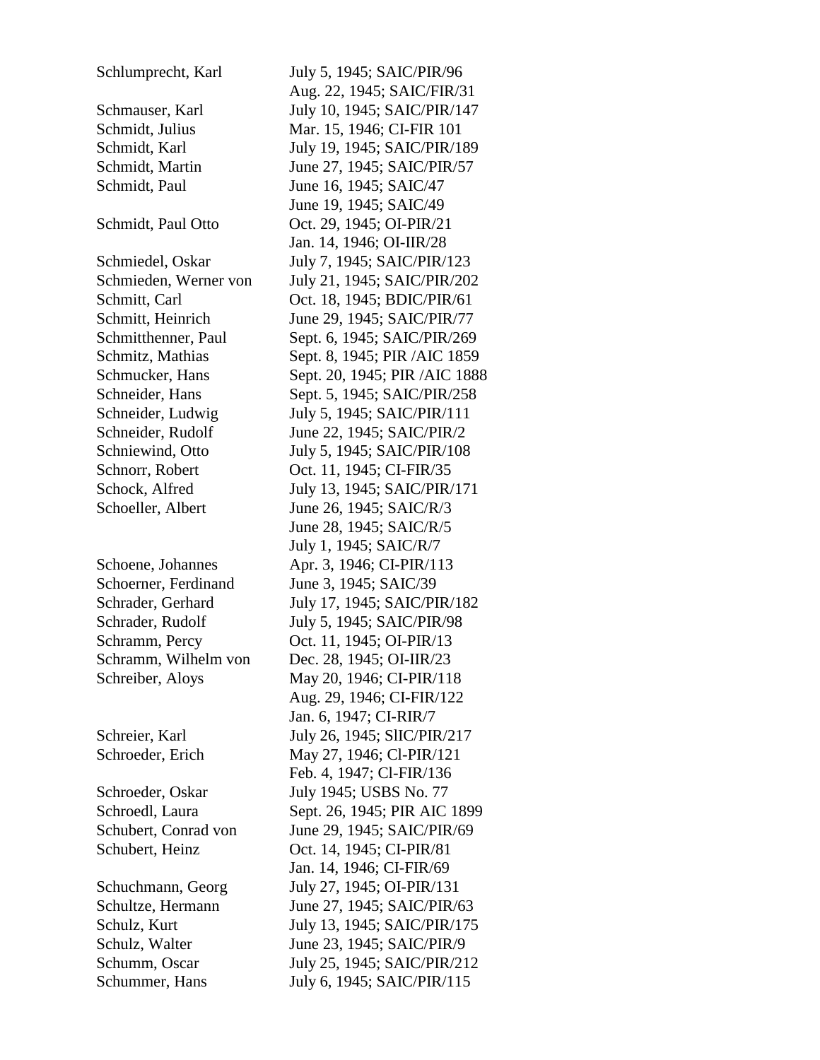| | |
|---|---|
| Schlumprecht, Karl | July 5, 1945; SAIC/PIR/96 |
| | Aug. 22, 1945; SAIC/FIR/31 |
| Schmauser, Karl | July 10, 1945; SAIC/PIR/147 |
| Schmidt, Julius | Mar. 15, 1946; CI-FIR 101 |
| Schmidt, Karl | July 19, 1945; SAIC/PIR/189 |
| Schmidt, Martin | June 27, 1945; SAIC/PIR/57 |
| Schmidt, Paul | June 16, 1945; SAIC/47 |
| | June 19, 1945; SAIC/49 |
| Schmidt, Paul Otto | Oct. 29, 1945; OI-PIR/21 |
| | Jan. 14, 1946; OI-IIR/28 |
| Schmiedel, Oskar | July 7, 1945; SAIC/PIR/123 |
| Schmieden, Werner von | July 21, 1945; SAIC/PIR/202 |
| Schmitt, Carl | Oct. 18, 1945; BDIC/PIR/61 |
| Schmitt, Heinrich | June 29, 1945; SAIC/PIR/77 |
| Schmitthenner, Paul | Sept. 6, 1945; SAIC/PIR/269 |
| Schmitz, Mathias | Sept. 8, 1945; PIR /AIC 1859 |
| Schmucker, Hans | Sept. 20, 1945; PIR /AIC 1888 |
| Schneider, Hans | Sept. 5, 1945; SAIC/PIR/258 |
| Schneider, Ludwig | July 5, 1945; SAIC/PIR/111 |
| Schneider, Rudolf | June 22, 1945; SAIC/PIR/2 |
| Schniewind, Otto | July 5, 1945; SAIC/PIR/108 |
| Schnorr, Robert | Oct. 11, 1945; CI-FIR/35 |
| Schock, Alfred | July 13, 1945; SAIC/PIR/171 |
| Schoeller, Albert | June 26, 1945; SAIC/R/3 |
| | June 28, 1945; SAIC/R/5 |
| | July 1, 1945; SAIC/R/7 |
| Schoene, Johannes | Apr. 3, 1946; CI-PIR/113 |
| Schoerner, Ferdinand | June 3, 1945; SAIC/39 |
| Schrader, Gerhard | July 17, 1945; SAIC/PIR/182 |
| Schrader, Rudolf | July 5, 1945; SAIC/PIR/98 |
| Schramm, Percy | Oct. 11, 1945; OI-PIR/13 |
| Schramm, Wilhelm von | Dec. 28, 1945; OI-IIR/23 |
| Schreiber, Aloys | May 20, 1946; CI-PIR/118 |
| | Aug. 29, 1946; CI-FIR/122 |
| | Jan. 6, 1947; CI-RIR/7 |
| Schreier, Karl | July 26, 1945; SlIC/PIR/217 |
| Schroeder, Erich | May 27, 1946; Cl-PIR/121 |
| | Feb. 4, 1947; Cl-FIR/136 |
| Schroeder, Oskar | July 1945; USBS No. 77 |
| Schroedl, Laura | Sept. 26, 1945; PIR AIC 1899 |
| Schubert, Conrad von | June 29, 1945; SAIC/PIR/69 |
| Schubert, Heinz | Oct. 14, 1945; CI-PIR/81 |
| | Jan. 14, 1946; CI-FIR/69 |
| Schuchmann, Georg | July 27, 1945; OI-PIR/131 |
| Schultze, Hermann | June 27, 1945; SAIC/PIR/63 |
| Schulz, Kurt | July 13, 1945; SAIC/PIR/175 |
| Schulz, Walter | June 23, 1945; SAIC/PIR/9 |
| Schumm, Oscar | July 25, 1945; SAIC/PIR/212 |
| Schummer, Hans | July 6, 1945; SAIC/PIR/115 |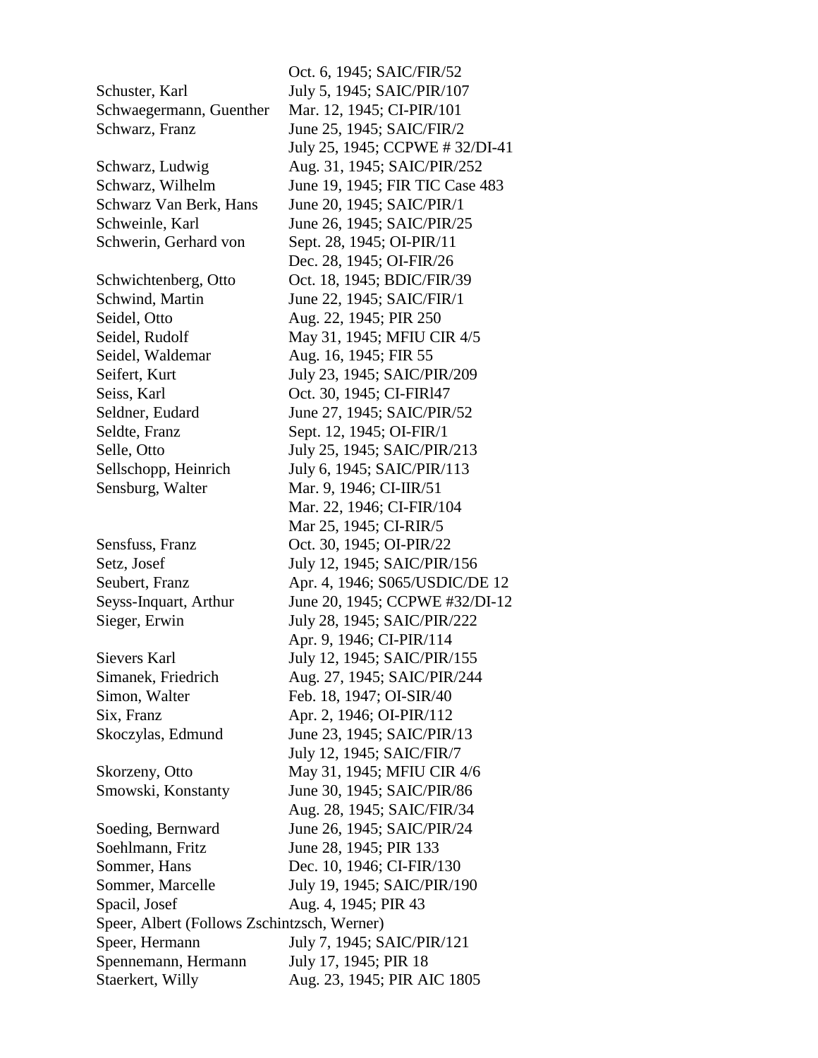| | |
|---|---|
| | Oct. 6, 1945; SAIC/FIR/52 |
| Schuster, Karl | July 5, 1945; SAIC/PIR/107 |
| Schwaegermann, Guenther | Mar. 12, 1945; CI-PIR/101 |
| Schwarz, Franz | June 25, 1945; SAIC/FIR/2 |
| | July 25, 1945; CCPWE # 32/DI-41 |
| Schwarz, Ludwig | Aug. 31, 1945; SAIC/PIR/252 |
| Schwarz, Wilhelm | June 19, 1945; FIR TIC Case 483 |
| Schwarz Van Berk, Hans | June 20, 1945; SAIC/PIR/1 |
| Schweinle, Karl | June 26, 1945; SAIC/PIR/25 |
| Schwerin, Gerhard von | Sept. 28, 1945; OI-PIR/11 |
| | Dec. 28, 1945; OI-FIR/26 |
| Schwichtenberg, Otto | Oct. 18, 1945; BDIC/FIR/39 |
| Schwind, Martin | June 22, 1945; SAIC/FIR/1 |
| Seidel, Otto | Aug. 22, 1945; PIR 250 |
| Seidel, Rudolf | May 31, 1945; MFIU CIR 4/5 |
| Seidel, Waldemar | Aug. 16, 1945; FIR 55 |
| Seifert, Kurt | July 23, 1945; SAIC/PIR/209 |
| Seiss, Karl | Oct. 30, 1945; CI-FIRl47 |
| Seldner, Eudard | June 27, 1945; SAIC/PIR/52 |
| Seldte, Franz | Sept. 12, 1945; OI-FIR/1 |
| Selle, Otto | July 25, 1945; SAIC/PIR/213 |
| Sellschopp, Heinrich | July 6, 1945; SAIC/PIR/113 |
| Sensburg, Walter | Mar. 9, 1946; CI-IIR/51 |
| | Mar. 22, 1946; CI-FIR/104 |
| | Mar 25, 1945; CI-RIR/5 |
| Sensfuss, Franz | Oct. 30, 1945; OI-PIR/22 |
| Setz, Josef | July 12, 1945; SAIC/PIR/156 |
| Seubert, Franz | Apr. 4, 1946; S065/USDIC/DE 12 |
| Seyss-Inquart, Arthur | June 20, 1945; CCPWE #32/DI-12 |
| Sieger, Erwin | July 28, 1945; SAIC/PIR/222 |
| | Apr. 9, 1946; CI-PIR/114 |
| Sievers Karl | July 12, 1945; SAIC/PIR/155 |
| Simanek, Friedrich | Aug. 27, 1945; SAIC/PIR/244 |
| Simon, Walter | Feb. 18, 1947; OI-SIR/40 |
| Six, Franz | Apr. 2, 1946; OI-PIR/112 |
| Skoczylas, Edmund | June 23, 1945; SAIC/PIR/13 |
| | July 12, 1945; SAIC/FIR/7 |
| Skorzeny, Otto | May 31, 1945; MFIU CIR 4/6 |
| Smowski, Konstanty | June 30, 1945; SAIC/PIR/86 |
| | Aug. 28, 1945; SAIC/FIR/34 |
| Soeding, Bernward | June 26, 1945; SAIC/PIR/24 |
| Soehlmann, Fritz | June 28, 1945; PIR 133 |
| Sommer, Hans | Dec. 10, 1946; CI-FIR/130 |
| Sommer, Marcelle | July 19, 1945; SAIC/PIR/190 |
| Spacil, Josef | Aug. 4, 1945; PIR 43 |
| Speer, Albert (Follows Zschintzsch, Werner) | |
| Speer, Hermann | July 7, 1945; SAIC/PIR/121 |
| Spennemann, Hermann | July 17, 1945; PIR 18 |
| Staerkert, Willy | Aug. 23, 1945; PIR AIC 1805 |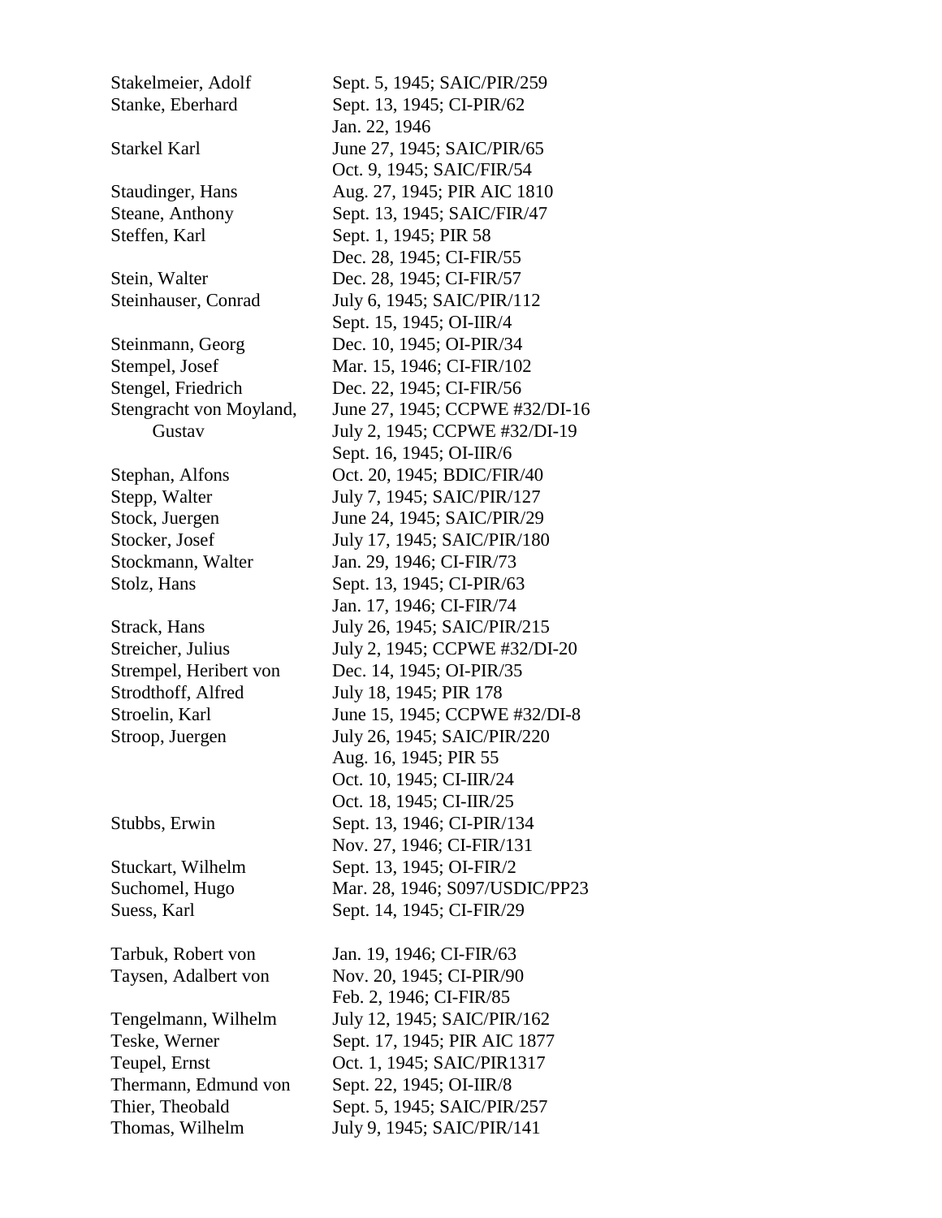| | |
|---|---|
| Stakelmeier, Adolf | Sept. 5, 1945; SAIC/PIR/259 |
| Stanke, Eberhard | Sept. 13, 1945; CI-PIR/62 |
| | Jan. 22, 1946 |
| Starkel Karl | June 27, 1945; SAIC/PIR/65 |
| | Oct. 9, 1945; SAIC/FIR/54 |
| Staudinger, Hans | Aug. 27, 1945; PIR AIC 1810 |
| Steane, Anthony | Sept. 13, 1945; SAIC/FIR/47 |
| Steffen, Karl | Sept. 1, 1945; PIR 58 |
| | Dec. 28, 1945; CI-FIR/55 |
| Stein, Walter | Dec. 28, 1945; CI-FIR/57 |
| Steinhauser, Conrad | July 6, 1945; SAIC/PIR/112 |
| | Sept. 15, 1945; OI-IIR/4 |
| Steinmann, Georg | Dec. 10, 1945; OI-PIR/34 |
| Stempel, Josef | Mar. 15, 1946; CI-FIR/102 |
| Stengel, Friedrich | Dec. 22, 1945; CI-FIR/56 |
| Stengracht von Moyland, Gustav | June 27, 1945; CCPWE #32/DI-16 |
| | July 2, 1945; CCPWE #32/DI-19 |
| | Sept. 16, 1945; OI-IIR/6 |
| Stephan, Alfons | Oct. 20, 1945; BDIC/FIR/40 |
| Stepp, Walter | July 7, 1945; SAIC/PIR/127 |
| Stock, Juergen | June 24, 1945; SAIC/PIR/29 |
| Stocker, Josef | July 17, 1945; SAIC/PIR/180 |
| Stockmann, Walter | Jan. 29, 1946; CI-FIR/73 |
| Stolz, Hans | Sept. 13, 1945; CI-PIR/63 |
| | Jan. 17, 1946; CI-FIR/74 |
| Strack, Hans | July 26, 1945; SAIC/PIR/215 |
| Streicher, Julius | July 2, 1945; CCPWE #32/DI-20 |
| Strempel, Heribert von | Dec. 14, 1945; OI-PIR/35 |
| Strodthoff, Alfred | July 18, 1945; PIR 178 |
| Stroelin, Karl | June 15, 1945; CCPWE #32/DI-8 |
| Stroop, Juergen | July 26, 1945; SAIC/PIR/220 |
| | Aug. 16, 1945; PIR 55 |
| | Oct. 10, 1945; CI-IIR/24 |
| | Oct. 18, 1945; CI-IIR/25 |
| Stubbs, Erwin | Sept. 13, 1946; CI-PIR/134 |
| | Nov. 27, 1946; CI-FIR/131 |
| Stuckart, Wilhelm | Sept. 13, 1945; OI-FIR/2 |
| Suchomel, Hugo | Mar. 28, 1946; S097/USDIC/PP23 |
| Suess, Karl | Sept. 14, 1945; CI-FIR/29 |
| | |
| Tarbuk, Robert von | Jan. 19, 1946; CI-FIR/63 |
| Taysen, Adalbert von | Nov. 20, 1945; CI-PIR/90 |
| | Feb. 2, 1946; CI-FIR/85 |
| Tengelmann, Wilhelm | July 12, 1945; SAIC/PIR/162 |
| Teske, Werner | Sept. 17, 1945; PIR AIC 1877 |
| Teupel, Ernst | Oct. 1, 1945; SAIC/PIR1317 |
| Thermann, Edmund von | Sept. 22, 1945; OI-IIR/8 |
| Thier, Theobald | Sept. 5, 1945; SAIC/PIR/257 |
| Thomas, Wilhelm | July 9, 1945; SAIC/PIR/141 |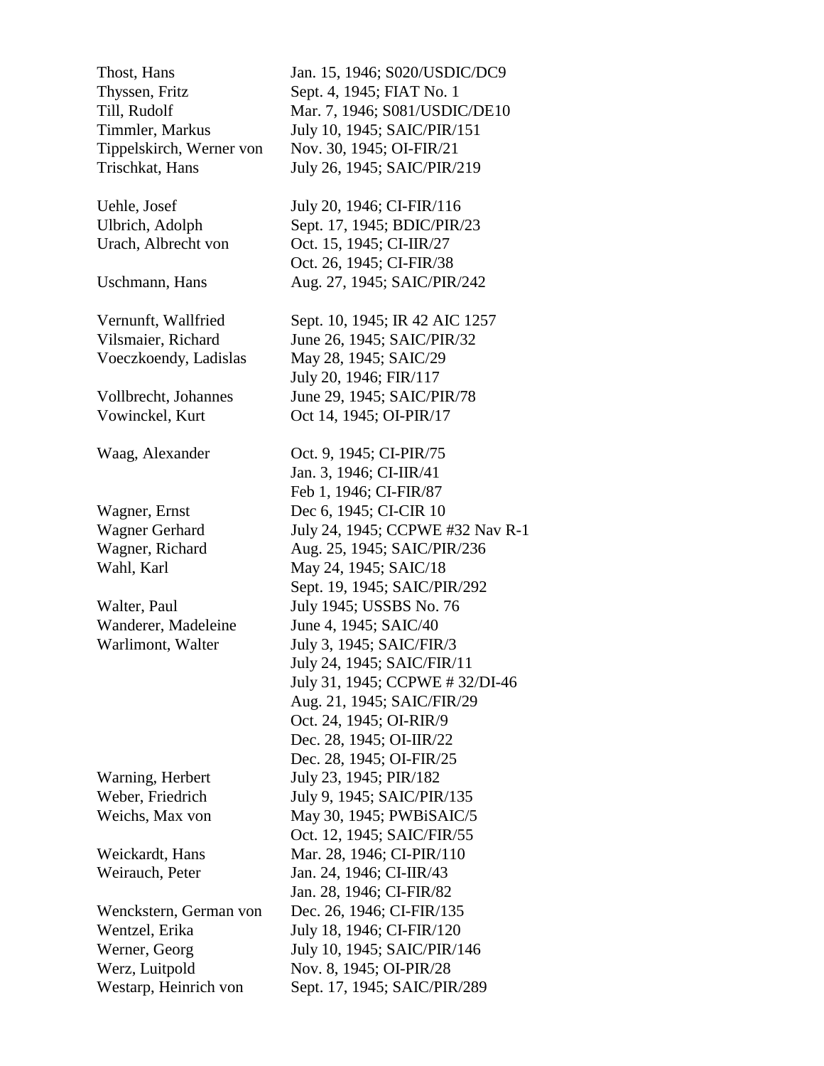| | |
|---|---|
| Thost, Hans | Jan. 15, 1946; S020/USDIC/DC9 |
| Thyssen, Fritz | Sept. 4, 1945; FIAT No. 1 |
| Till, Rudolf | Mar. 7, 1946; S081/USDIC/DE10 |
| Timmler, Markus | July 10, 1945; SAIC/PIR/151 |
| Tippelskirch, Werner von | Nov. 30, 1945; OI-FIR/21 |
| Trischkat, Hans | July 26, 1945; SAIC/PIR/219 |
| | |
| Uehle, Josef | July 20, 1946; CI-FIR/116 |
| Ulbrich, Adolph | Sept. 17, 1945; BDIC/PIR/23 |
| Urach, Albrecht von | Oct. 15, 1945; CI-IIR/27 |
| | Oct. 26, 1945; CI-FIR/38 |
| Uschmann, Hans | Aug. 27, 1945; SAIC/PIR/242 |
| | |
| Vernunft, Wallfried | Sept. 10, 1945; IR 42 AIC 1257 |
| Vilsmaier, Richard | June 26, 1945; SAIC/PIR/32 |
| Voeczkoendy, Ladislas | May 28, 1945; SAIC/29 |
| | July 20, 1946; FIR/117 |
| Vollbrecht, Johannes | June 29, 1945; SAIC/PIR/78 |
| Vowinckel, Kurt | Oct 14, 1945; OI-PIR/17 |
| | |
| Waag, Alexander | Oct. 9, 1945; CI-PIR/75 |
| | Jan. 3, 1946; CI-IIR/41 |
| | Feb 1, 1946; CI-FIR/87 |
| Wagner, Ernst | Dec 6, 1945; CI-CIR 10 |
| Wagner Gerhard | July 24, 1945; CCPWE #32 Nav R-1 |
| Wagner, Richard | Aug. 25, 1945; SAIC/PIR/236 |
| Wahl, Karl | May 24, 1945; SAIC/18 |
| | Sept. 19, 1945; SAIC/PIR/292 |
| Walter, Paul | July 1945; USSBS No. 76 |
| Wanderer, Madeleine | June 4, 1945; SAIC/40 |
| Warlimont, Walter | July 3, 1945; SAIC/FIR/3 |
| | July 24, 1945; SAIC/FIR/11 |
| | July 31, 1945; CCPWE # 32/DI-46 |
| | Aug. 21, 1945; SAIC/FIR/29 |
| | Oct. 24, 1945; OI-RIR/9 |
| | Dec. 28, 1945; OI-IIR/22 |
| | Dec. 28, 1945; OI-FIR/25 |
| Warning, Herbert | July 23, 1945; PIR/182 |
| Weber, Friedrich | July 9, 1945; SAIC/PIR/135 |
| Weichs, Max von | May 30, 1945; PWBiSAIC/5 |
| | Oct. 12, 1945; SAIC/FIR/55 |
| Weickardt, Hans | Mar. 28, 1946; CI-PIR/110 |
| Weirauch, Peter | Jan. 24, 1946; CI-IIR/43 |
| | Jan. 28, 1946; CI-FIR/82 |
| Wenckstern, German von | Dec. 26, 1946; CI-FIR/135 |
| Wentzel, Erika | July 18, 1946; CI-FIR/120 |
| Werner, Georg | July 10, 1945; SAIC/PIR/146 |
| Werz, Luitpold | Nov. 8, 1945; OI-PIR/28 |
| Westarp, Heinrich von | Sept. 17, 1945; SAIC/PIR/289 |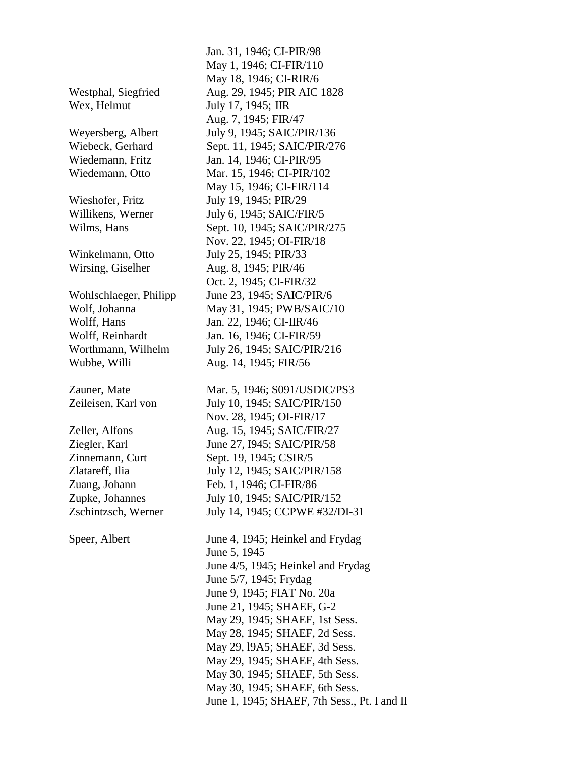| | |
|---|---|
| | Jan. 31, 1946; CI-PIR/98 |
| | May 1, 1946; CI-FIR/110 |
| | May 18, 1946; CI-RIR/6 |
| Westphal, Siegfried | Aug. 29, 1945; PIR AIC 1828 |
| Wex, Helmut | July 17, 1945; IIR |
| | Aug. 7, 1945; FIR/47 |
| Weyersberg, Albert | July 9, 1945; SAIC/PIR/136 |
| Wiebeck, Gerhard | Sept. 11, 1945; SAIC/PIR/276 |
| Wiedemann, Fritz | Jan. 14, 1946; CI-PIR/95 |
| Wiedemann, Otto | Mar. 15, 1946; CI-PIR/102 |
| | May 15, 1946; CI-FIR/114 |
| Wieshofer, Fritz | July 19, 1945; PIR/29 |
| Willikens, Werner | July 6, 1945; SAIC/FIR/5 |
| Wilms, Hans | Sept. 10, 1945; SAIC/PIR/275 |
| | Nov. 22, 1945; OI-FIR/18 |
| Winkelmann, Otto | July 25, 1945; PIR/33 |
| Wirsing, Giselher | Aug. 8, 1945; PIR/46 |
| | Oct. 2, 1945; CI-FIR/32 |
| Wohlschlaeger, Philipp | June 23, 1945; SAIC/PIR/6 |
| Wolf, Johanna | May 31, 1945; PWB/SAIC/10 |
| Wolff, Hans | Jan. 22, 1946; CI-IIR/46 |
| Wolff, Reinhardt | Jan. 16, 1946; CI-FIR/59 |
| Worthmann, Wilhelm | July 26, 1945; SAIC/PIR/216 |
| Wubbe, Willi | Aug. 14, 1945; FIR/56 |
| | |
| Zauner, Mate | Mar. 5, 1946; S091/USDIC/PS3 |
| Zeileisen, Karl von | July 10, 1945; SAIC/PIR/150 |
| | Nov. 28, 1945; OI-FIR/17 |
| Zeller, Alfons | Aug. 15, 1945; SAIC/FIR/27 |
| Ziegler, Karl | June 27, I945; SAIC/PIR/58 |
| Zinnemann, Curt | Sept. 19, 1945; CSIR/5 |
| Zlatareff, Ilia | July 12, 1945; SAIC/PIR/158 |
| Zuang, Johann | Feb. 1, 1946; CI-FIR/86 |
| Zupke, Johannes | July 10, 1945; SAIC/PIR/152 |
| Zschintzsch, Werner | July 14, 1945; CCPWE #32/DI-31 |
| | |
| Speer, Albert | June 4, 1945; Heinkel and Frydag |
| | June 5, 1945 |
| | June 4/5, 1945; Heinkel and Frydag |
| | June 5/7, 1945; Frydag |
| | June 9, 1945; FIAT No. 20a |
| | June 21, 1945; SHAEF, G-2 |
| | May 29, 1945; SHAEF, 1st Sess. |
| | May 28, 1945; SHAEF, 2d Sess. |
| | May 29, l9A5; SHAEF, 3d Sess. |
| | May 29, 1945; SHAEF, 4th Sess. |
| | May 30, 1945; SHAEF, 5th Sess. |
| | May 30, 1945; SHAEF, 6th Sess. |
| | June 1, 1945; SHAEF, 7th Sess., Pt. I and II |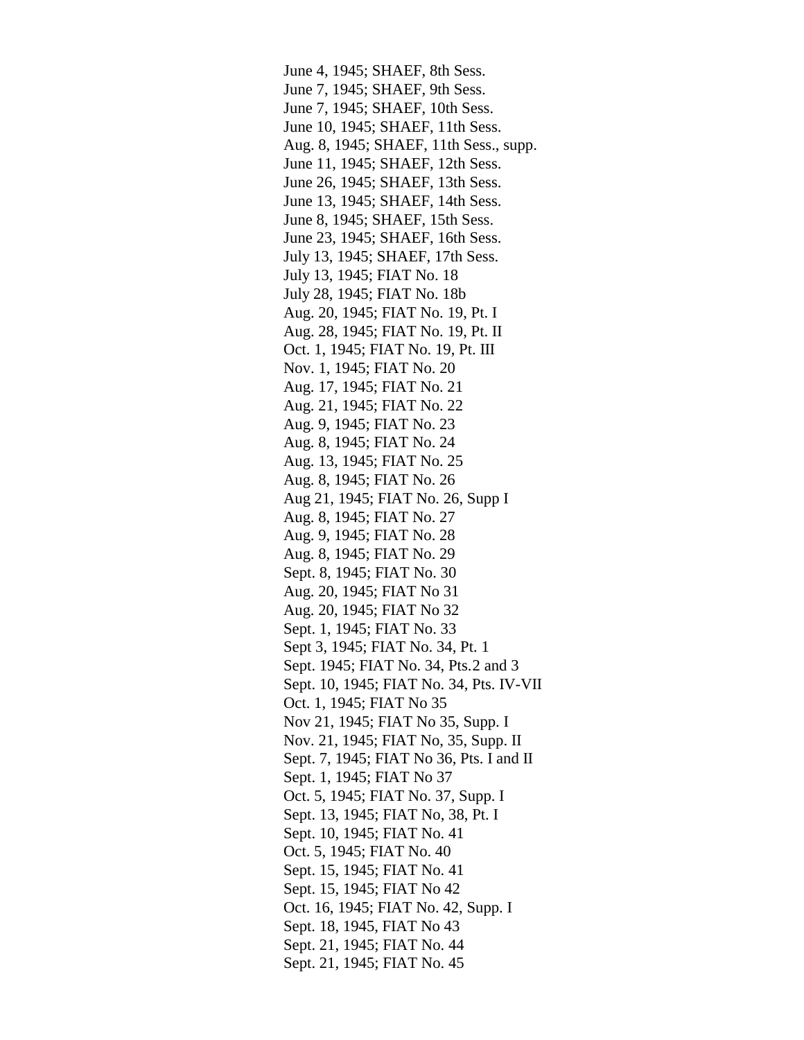June 4, 1945; SHAEF, 8th Sess.
June 7, 1945; SHAEF, 9th Sess.
June 7, 1945; SHAEF, 10th Sess.
June 10, 1945; SHAEF, 11th Sess.
Aug. 8, 1945; SHAEF, 11th Sess., supp.
June 11, 1945; SHAEF, 12th Sess.
June 26, 1945; SHAEF, 13th Sess.
June 13, 1945; SHAEF, 14th Sess.
June 8, 1945; SHAEF, 15th Sess.
June 23, 1945; SHAEF, 16th Sess.
July 13, 1945; SHAEF, 17th Sess.
July 13, 1945; FIAT No. 18
July 28, 1945; FIAT No. 18b
Aug. 20, 1945; FIAT No. 19, Pt. I
Aug. 28, 1945; FIAT No. 19, Pt. II
Oct. 1, 1945; FIAT No. 19, Pt. III
Nov. 1, 1945; FIAT No. 20
Aug. 17, 1945; FIAT No. 21
Aug. 21, 1945; FIAT No. 22
Aug. 9, 1945; FIAT No. 23
Aug. 8, 1945; FIAT No. 24
Aug. 13, 1945; FIAT No. 25
Aug. 8, 1945; FIAT No. 26
Aug 21, 1945; FIAT No. 26, Supp I
Aug. 8, 1945; FIAT No. 27
Aug. 9, 1945; FIAT No. 28
Aug. 8, 1945; FIAT No. 29
Sept. 8, 1945; FIAT No. 30
Aug. 20, 1945; FIAT No 31
Aug. 20, 1945; FIAT No 32
Sept. 1, 1945; FIAT No. 33
Sept 3, 1945; FIAT No. 34, Pt. 1
Sept. 1945; FIAT No. 34, Pts.2 and 3
Sept. 10, 1945; FIAT No. 34, Pts. IV-VII
Oct. 1, 1945; FIAT No 35
Nov 21, 1945; FIAT No 35, Supp. I
Nov. 21, 1945; FIAT No, 35, Supp. II
Sept. 7, 1945; FIAT No 36, Pts. I and II
Sept. 1, 1945; FIAT No 37
Oct. 5, 1945; FIAT No. 37, Supp. I
Sept. 13, 1945; FIAT No, 38, Pt. I
Sept. 10, 1945; FIAT No. 41
Oct. 5, 1945; FIAT No. 40
Sept. 15, 1945; FIAT No. 41
Sept. 15, 1945; FIAT No 42
Oct. 16, 1945; FIAT No. 42, Supp. I
Sept. 18, 1945, FIAT No 43
Sept. 21, 1945; FIAT No. 44
Sept. 21, 1945; FIAT No. 45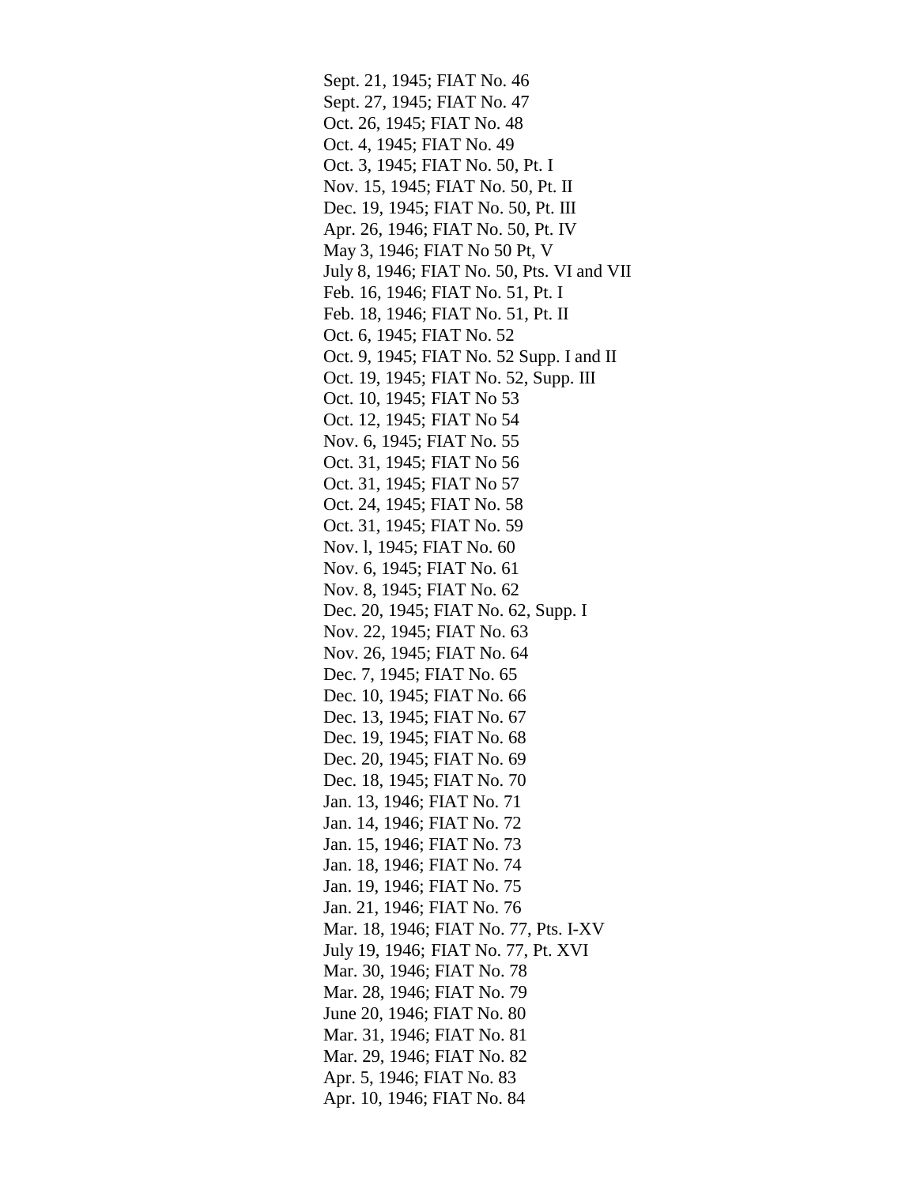Sept. 21, 1945; FIAT No. 46
Sept. 27, 1945; FIAT No. 47
Oct. 26, 1945; FIAT No. 48
Oct. 4, 1945; FIAT No. 49
Oct. 3, 1945; FIAT No. 50, Pt. I
Nov. 15, 1945; FIAT No. 50, Pt. II
Dec. 19, 1945; FIAT No. 50, Pt. III
Apr. 26, 1946; FIAT No. 50, Pt. IV
May 3, 1946; FIAT No 50 Pt, V
July 8, 1946; FIAT No. 50, Pts. VI and VII
Feb. 16, 1946; FIAT No. 51, Pt. I
Feb. 18, 1946; FIAT No. 51, Pt. II
Oct. 6, 1945; FIAT No. 52
Oct. 9, 1945; FIAT No. 52 Supp. I and II
Oct. 19, 1945; FIAT No. 52, Supp. III
Oct. 10, 1945; FIAT No 53
Oct. 12, 1945; FIAT No 54
Nov. 6, 1945; FIAT No. 55
Oct. 31, 1945; FIAT No 56
Oct. 31, 1945; FIAT No 57
Oct. 24, 1945; FIAT No. 58
Oct. 31, 1945; FIAT No. 59
Nov. l, 1945; FIAT No. 60
Nov. 6, 1945; FIAT No. 61
Nov. 8, 1945; FIAT No. 62
Dec. 20, 1945; FIAT No. 62, Supp. I
Nov. 22, 1945; FIAT No. 63
Nov. 26, 1945; FIAT No. 64
Dec. 7, 1945; FIAT No. 65
Dec. 10, 1945; FIAT No. 66
Dec. 13, 1945; FIAT No. 67
Dec. 19, 1945; FIAT No. 68
Dec. 20, 1945; FIAT No. 69
Dec. 18, 1945; FIAT No. 70
Jan. 13, 1946; FIAT No. 71
Jan. 14, 1946; FIAT No. 72
Jan. 15, 1946; FIAT No. 73
Jan. 18, 1946; FIAT No. 74
Jan. 19, 1946; FIAT No. 75
Jan. 21, 1946; FIAT No. 76
Mar. 18, 1946; FIAT No. 77, Pts. I-XV
July 19, 1946; FIAT No. 77, Pt. XVI
Mar. 30, 1946; FIAT No. 78
Mar. 28, 1946; FIAT No. 79
June 20, 1946; FIAT No. 80
Mar. 31, 1946; FIAT No. 81
Mar. 29, 1946; FIAT No. 82
Apr. 5, 1946; FIAT No. 83
Apr. 10, 1946; FIAT No. 84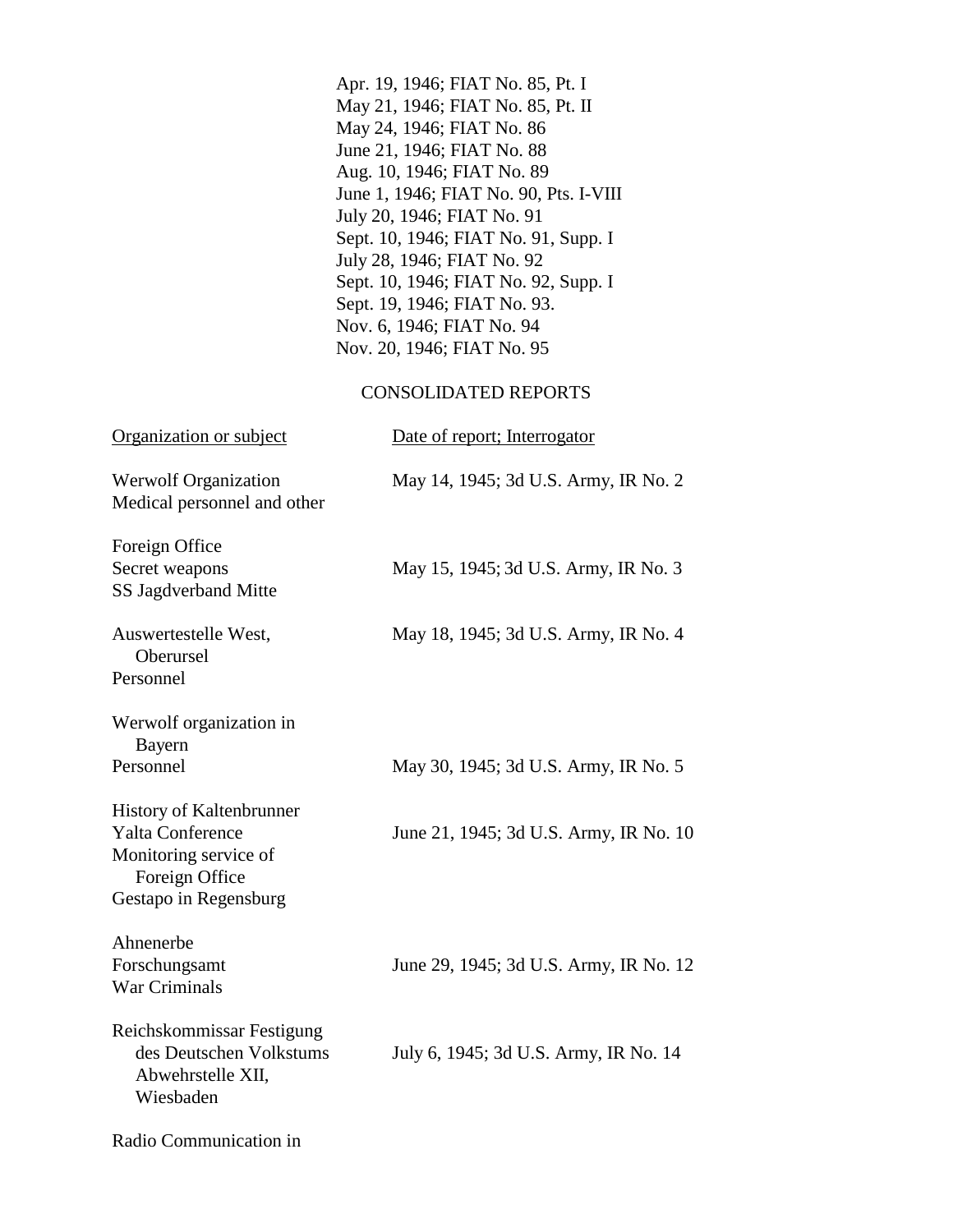Apr. 19, 1946; FIAT No. 85, Pt. I
May 21, 1946; FIAT No. 85, Pt. II
May 24, 1946; FIAT No. 86
June 21, 1946; FIAT No. 88
Aug. 10, 1946; FIAT No. 89
June 1, 1946; FIAT No. 90, Pts. I-VIII
July 20, 1946; FIAT No. 91
Sept. 10, 1946; FIAT No. 91, Supp. I
July 28, 1946; FIAT No. 92
Sept. 10, 1946; FIAT No. 92, Supp. I
Sept. 19, 1946; FIAT No. 93.
Nov. 6, 1946; FIAT No. 94
Nov. 20, 1946; FIAT No. 95

CONSOLIDATED REPORTS

| Organization or subject | Date of report; Interrogator |
|---|---|
| Werwolf Organization<br>Medical personnel and other | May 14, 1945; 3d U.S. Army, IR No. 2 |
| Foreign Office<br>Secret weapons<br>SS Jagdverband Mitte | May 15, 1945; 3d U.S. Army, IR No. 3 |
| Auswertestelle West, Oberursel<br>Personnel | May 18, 1945; 3d U.S. Army, IR No. 4 |
| Werwolf organization in Bayern<br>Personnel | May 30, 1945; 3d U.S. Army, IR No. 5 |
| History of Kaltenbrunner<br>Yalta Conference<br>Monitoring service of Foreign Office<br>Gestapo in Regensburg | June 21, 1945; 3d U.S. Army, IR No. 10 |
| Ahnenerbe<br>Forschungsamt<br>War Criminals | June 29, 1945; 3d U.S. Army, IR No. 12 |
| Reichskommissar Festigung des Deutschen Volkstums<br>Abwehrstelle XII, Wiesbaden | July 6, 1945; 3d U.S. Army, IR No. 14 |
| Radio Communication in | |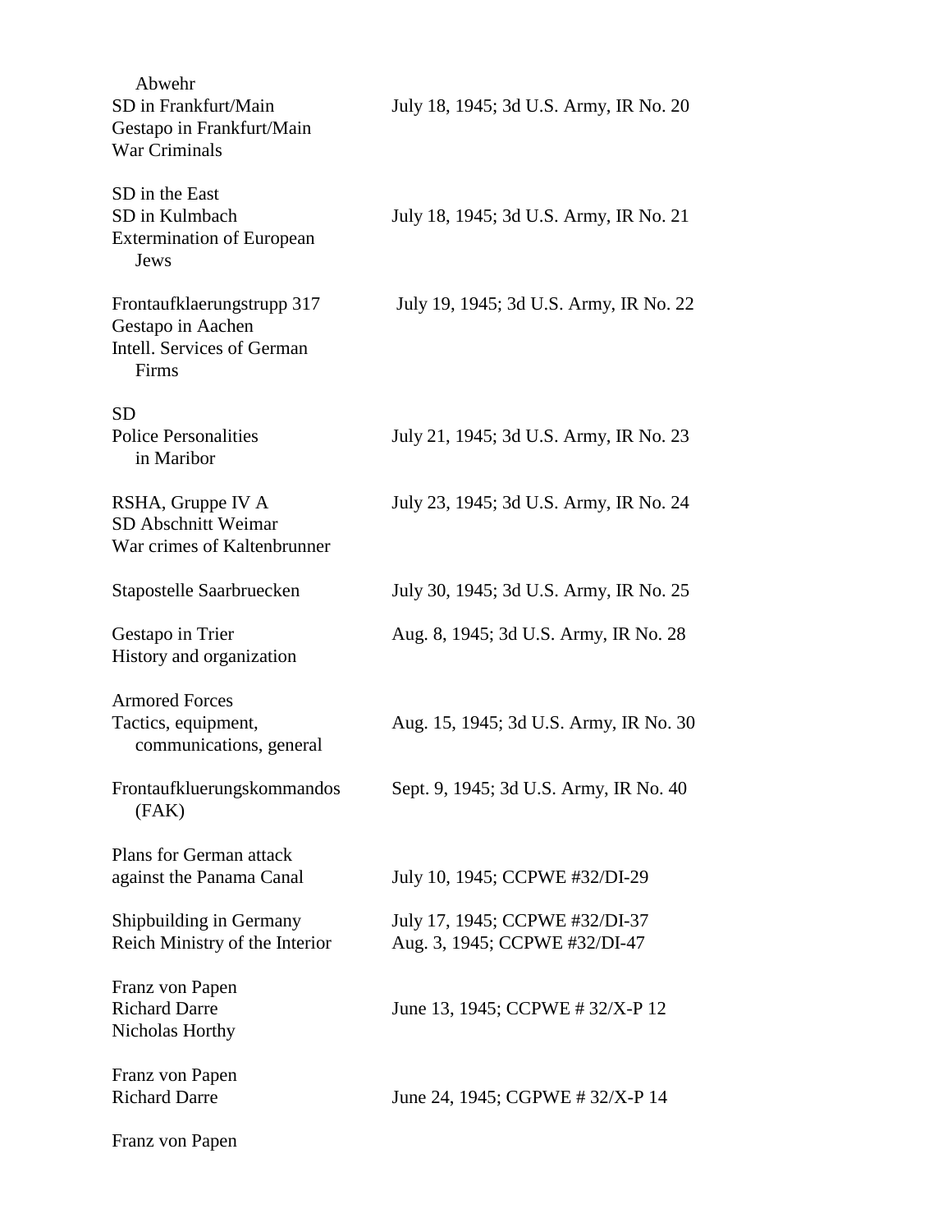| | |
|---|---|
| Abwehr<br>SD in Frankfurt/Main<br>Gestapo in Frankfurt/Main<br>War Criminals | July 18, 1945; 3d U.S. Army, IR No. 20 |
| SD in the East<br>SD in Kulmbach<br>Extermination of European Jews | July 18, 1945; 3d U.S. Army, IR No. 21 |
| Frontaufklaerungstrupp 317<br>Gestapo in Aachen<br>Intell. Services of German Firms | July 19, 1945; 3d U.S. Army, IR No. 22 |
| SD<br>Police Personalities in Maribor | July 21, 1945; 3d U.S. Army, IR No. 23 |
| RSHA, Gruppe IV A<br>SD Abschnitt Weimar<br>War crimes of Kaltenbrunner | July 23, 1945; 3d U.S. Army, IR No. 24 |
| Stapostelle Saarbruecken | July 30, 1945; 3d U.S. Army, IR No. 25 |
| Gestapo in Trier<br>History and organization | Aug. 8, 1945; 3d U.S. Army, IR No. 28 |
| Armored Forces<br>Tactics, equipment, communications, general | Aug. 15, 1945; 3d U.S. Army, IR No. 30 |
| Frontaufkluerungskommandos (FAK) | Sept. 9, 1945; 3d U.S. Army, IR No. 40 |
| Plans for German attack against the Panama Canal | July 10, 1945; CCPWE #32/DI-29 |
| Shipbuilding in Germany | July 17, 1945; CCPWE #32/DI-37 |
| Reich Ministry of the Interior | Aug. 3, 1945; CCPWE #32/DI-47 |
| Franz von Papen<br>Richard Darre<br>Nicholas Horthy | June 13, 1945; CCPWE # 32/X-P 12 |
| Franz von Papen<br>Richard Darre | June 24, 1945; CGPWE # 32/X-P 14 |
| Franz von Papen | |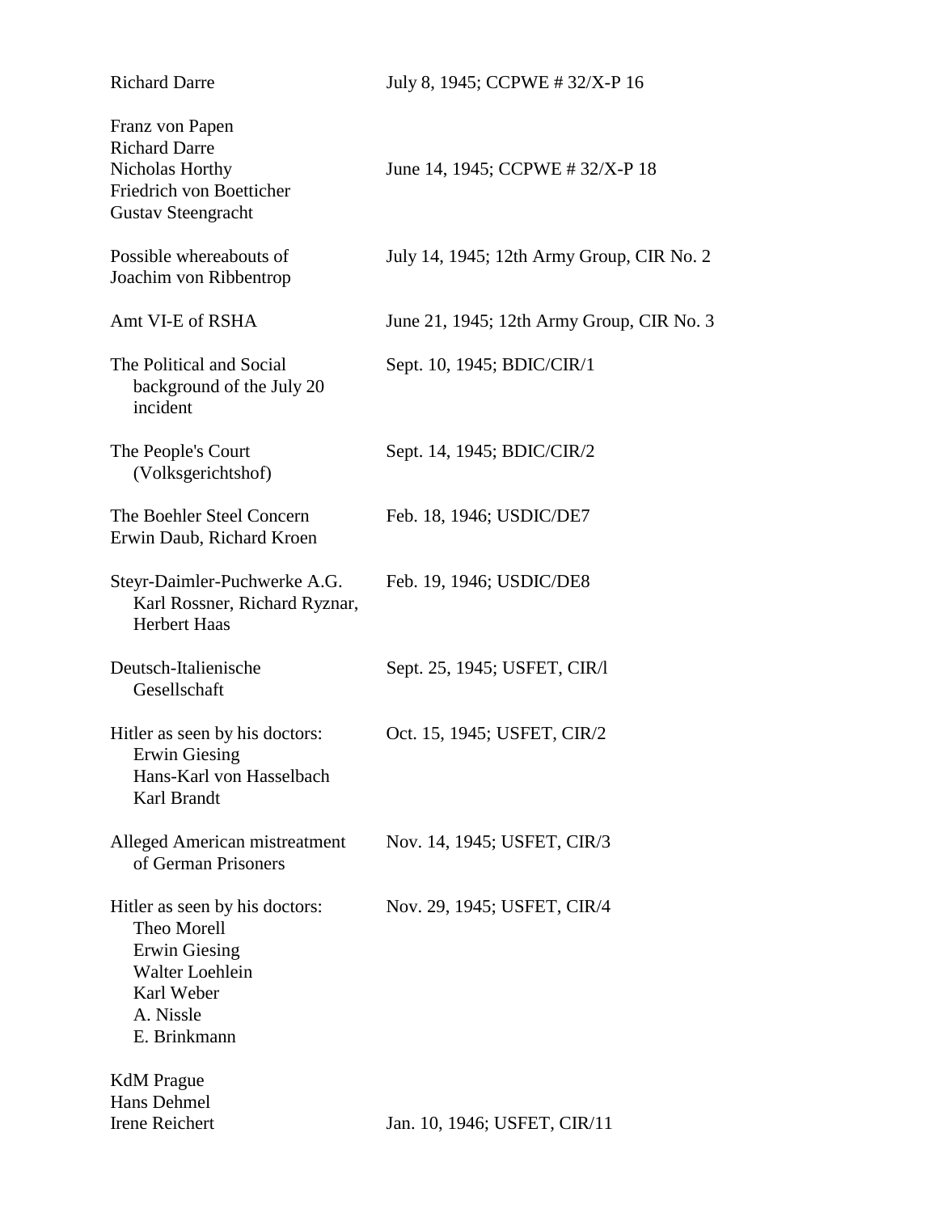| | |
|---|---|
| Richard Darre | July 8, 1945; CCPWE # 32/X-P 16 |
| Franz von Papen<br>Richard Darre<br>Nicholas Horthy<br>Friedrich von Boetticher<br>Gustav Steengracht | June 14, 1945; CCPWE # 32/X-P 18 |
| Possible whereabouts of Joachim von Ribbentrop | July 14, 1945; 12th Army Group, CIR No. 2 |
| Amt VI-E of RSHA | June 21, 1945; 12th Army Group, CIR No. 3 |
| The Political and Social background of the July 20 incident | Sept. 10, 1945; BDIC/CIR/1 |
| The People's Court (Volksgerichtshof) | Sept. 14, 1945; BDIC/CIR/2 |
| The Boehler Steel Concern<br>Erwin Daub, Richard Kroen | Feb. 18, 1946; USDIC/DE7 |
| Steyr-Daimler-Puchwerke A.G.<br>Karl Rossner, Richard Ryznar, Herbert Haas | Feb. 19, 1946; USDIC/DE8 |
| Deutsch-Italienische Gesellschaft | Sept. 25, 1945; USFET, CIR/l |
| Hitler as seen by his doctors:<br>Erwin Giesing<br>Hans-Karl von Hasselbach<br>Karl Brandt | Oct. 15, 1945; USFET, CIR/2 |
| Alleged American mistreatment of German Prisoners | Nov. 14, 1945; USFET, CIR/3 |
| Hitler as seen by his doctors:<br>Theo Morell<br>Erwin Giesing<br>Walter Loehlein<br>Karl Weber<br>A. Nissle<br>E. Brinkmann | Nov. 29, 1945; USFET, CIR/4 |
| KdM Prague<br>Hans Dehmel<br>Irene Reichert | Jan. 10, 1946; USFET, CIR/11 |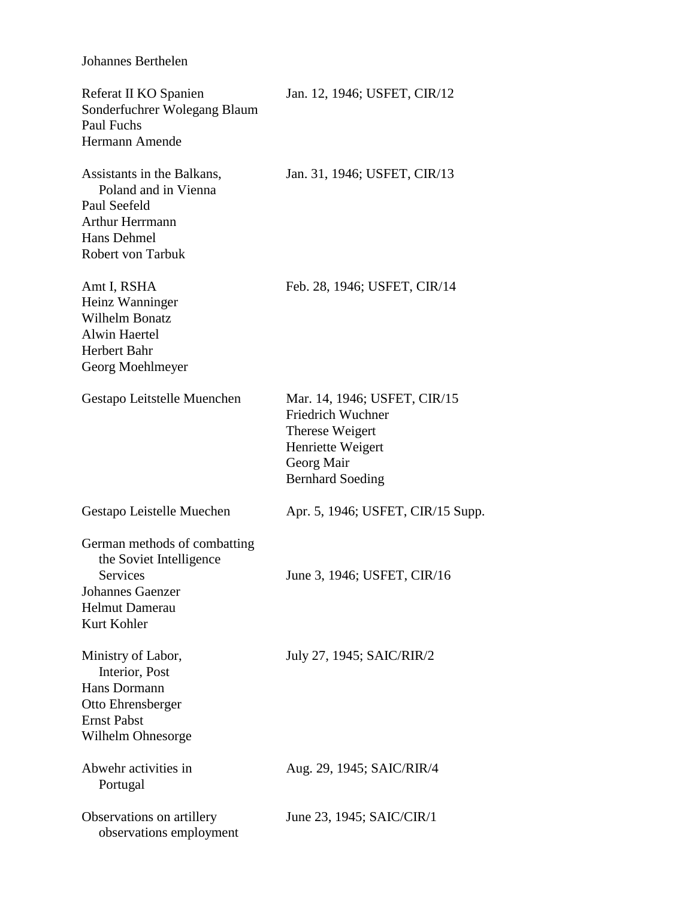Johannes Berthelen

| | |
|---|---|
| Referat II KO Spanien<br>Sonderfuchrer Wolegang Blaum<br>Paul Fuchs<br>Hermann Amende | Jan. 12, 1946; USFET, CIR/12 |
| Assistants in the Balkans, Poland and in Vienna<br>Paul Seefeld<br>Arthur Herrmann<br>Hans Dehmel<br>Robert von Tarbuk | Jan. 31, 1946; USFET, CIR/13 |
| Amt I, RSHA<br>Heinz Wanninger<br>Wilhelm Bonatz<br>Alwin Haertel<br>Herbert Bahr<br>Georg Moehlmeyer | Feb. 28, 1946; USFET, CIR/14 |
| Gestapo Leitstelle Muenchen | Mar. 14, 1946; USFET, CIR/15<br>Friedrich Wuchner<br>Therese Weigert<br>Henriette Weigert<br>Georg Mair<br>Bernhard Soeding |
| Gestapo Leistelle Muechen | Apr. 5, 1946; USFET, CIR/15 Supp. |
| German methods of combatting the Soviet Intelligence Services<br>Johannes Gaenzer<br>Helmut Damerau<br>Kurt Kohler | June 3, 1946; USFET, CIR/16 |
| Ministry of Labor, Interior, Post<br>Hans Dormann<br>Otto Ehrensberger<br>Ernst Pabst<br>Wilhelm Ohnesorge | July 27, 1945; SAIC/RIR/2 |
| Abwehr activities in Portugal | Aug. 29, 1945; SAIC/RIR/4 |
| Observations on artillery observations employment | June 23, 1945; SAIC/CIR/1 |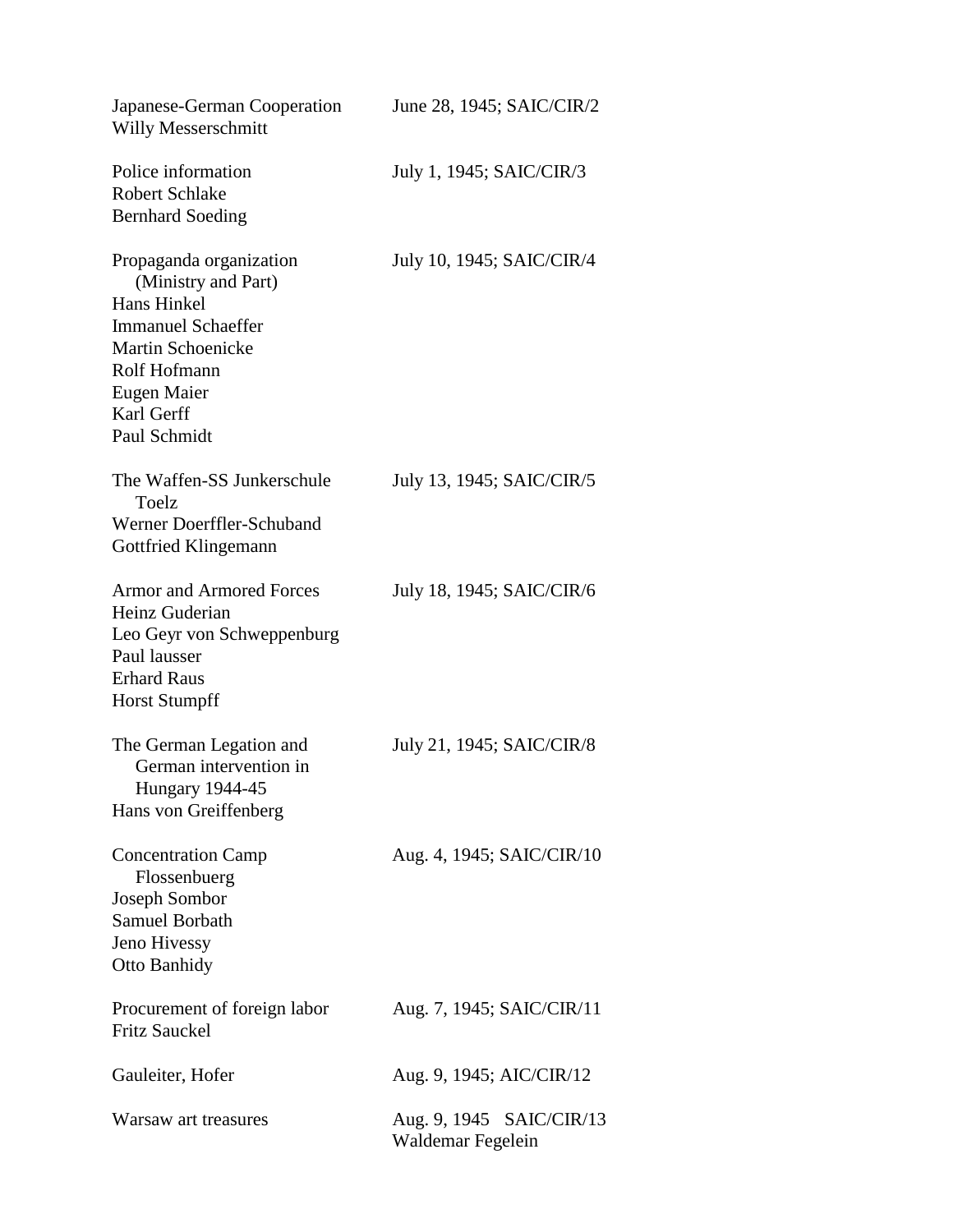| | |
|---|---|
| Japanese-German Cooperation<br>Willy Messerschmitt | June 28, 1945; SAIC/CIR/2 |
| Police information<br>Robert Schlake<br>Bernhard Soeding | July 1, 1945; SAIC/CIR/3 |
| Propaganda organization<br>(Ministry and Part)<br>Hans Hinkel<br>Immanuel Schaeffer<br>Martin Schoenicke<br>Rolf Hofmann<br>Eugen Maier<br>Karl Gerff<br>Paul Schmidt | July 10, 1945; SAIC/CIR/4 |
| The Waffen-SS Junkerschule<br>Toelz<br>Werner Doerffler-Schuband<br>Gottfried Klingemann | July 13, 1945; SAIC/CIR/5 |
| Armor and Armored Forces<br>Heinz Guderian<br>Leo Geyr von Schweppenburg<br>Paul lausser<br>Erhard Raus<br>Horst Stumpff | July 18, 1945; SAIC/CIR/6 |
| The German Legation and<br>German intervention in<br>Hungary 1944-45<br>Hans von Greiffenberg | July 21, 1945; SAIC/CIR/8 |
| Concentration Camp<br>Flossenbuerg<br>Joseph Sombor<br>Samuel Borbath<br>Jeno Hivessy<br>Otto Banhidy | Aug. 4, 1945; SAIC/CIR/10 |
| Procurement of foreign labor<br>Fritz Sauckel | Aug. 7, 1945; SAIC/CIR/11 |
| Gauleiter, Hofer | Aug. 9, 1945; AIC/CIR/12 |
| Warsaw art treasures | Aug. 9, 1945 SAIC/CIR/13<br>Waldemar Fegelein |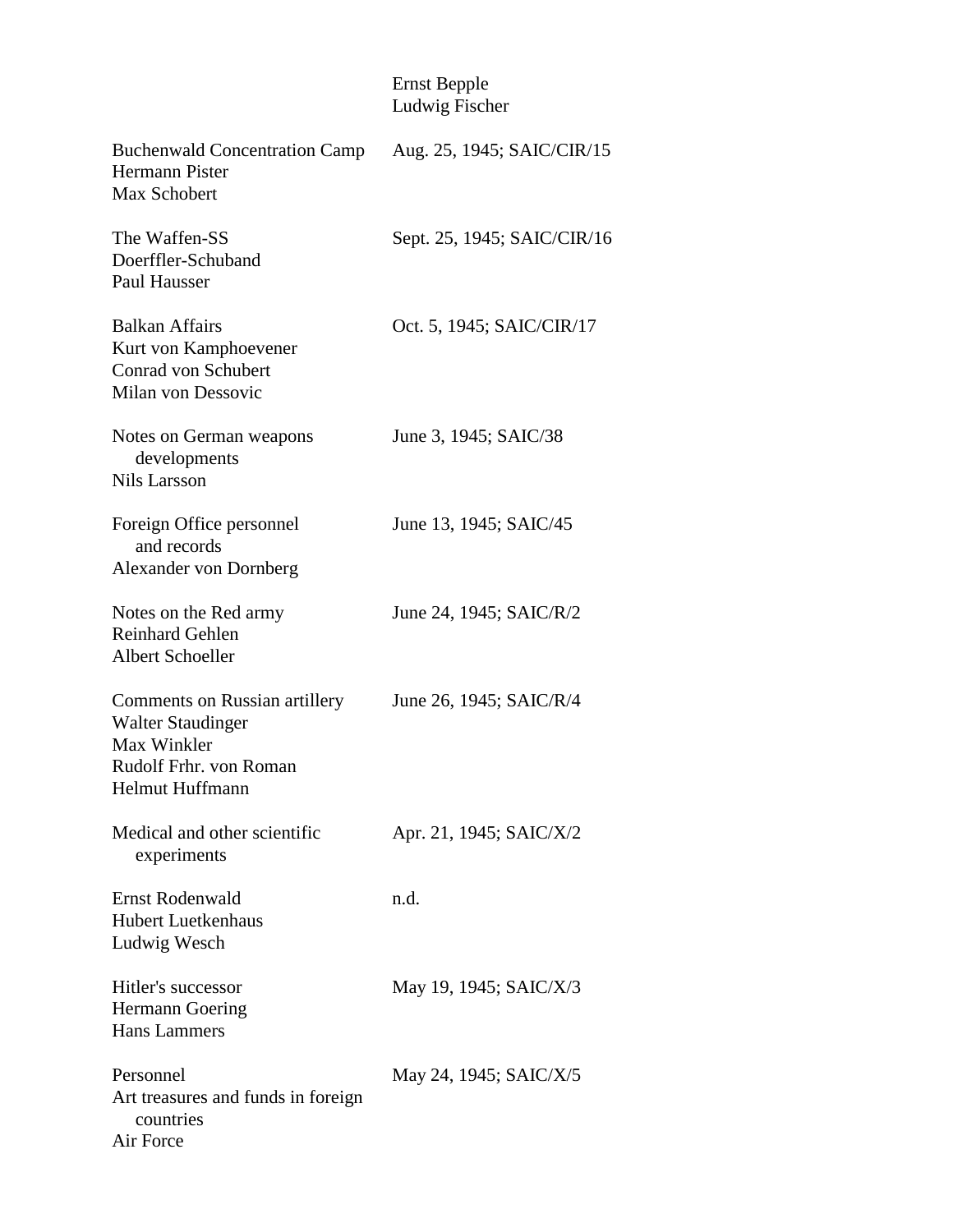| | |
|---|---|
| | Ernst Bepple<br>Ludwig Fischer |
| Buchenwald Concentration Camp<br>Hermann Pister<br>Max Schobert | Aug. 25, 1945; SAIC/CIR/15 |
| The Waffen-SS<br>Doerffler-Schuband<br>Paul Hausser | Sept. 25, 1945; SAIC/CIR/16 |
| Balkan Affairs<br>Kurt von Kamphoevener<br>Conrad von Schubert<br>Milan von Dessovic | Oct. 5, 1945; SAIC/CIR/17 |
| Notes on German weapons developments<br>Nils Larsson | June 3, 1945; SAIC/38 |
| Foreign Office personnel and records<br>Alexander von Dornberg | June 13, 1945; SAIC/45 |
| Notes on the Red army<br>Reinhard Gehlen<br>Albert Schoeller | June 24, 1945; SAIC/R/2 |
| Comments on Russian artillery<br>Walter Staudinger<br>Max Winkler<br>Rudolf Frhr. von Roman<br>Helmut Huffmann | June 26, 1945; SAIC/R/4 |
| Medical and other scientific experiments | Apr. 21, 1945; SAIC/X/2 |
| Ernst Rodenwald<br>Hubert Luetkenhaus<br>Ludwig Wesch | n.d. |
| Hitler's successor<br>Hermann Goering<br>Hans Lammers | May 19, 1945; SAIC/X/3 |
| Personnel<br>Art treasures and funds in foreign countries<br>Air Force | May 24, 1945; SAIC/X/5 |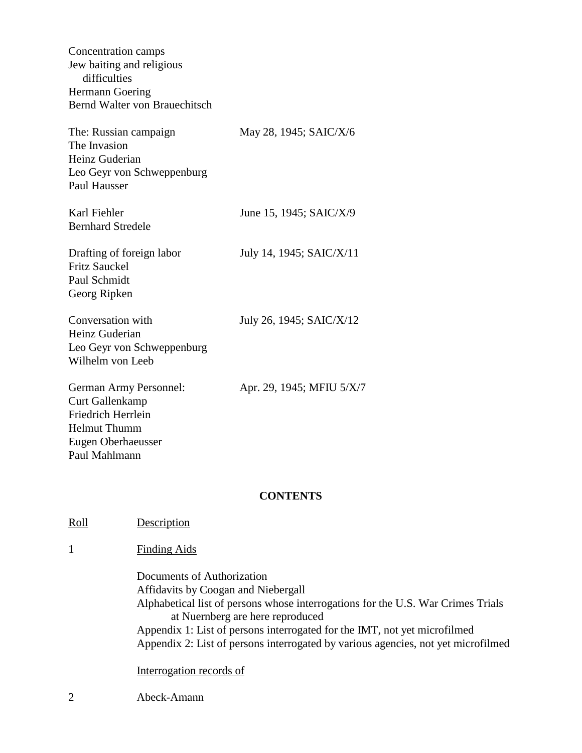Concentration camps
Jew baiting and religious
difficulties
Hermann Goering
Bernd Walter von Brauechitsch

| | |
|---|---|
| The: Russian campaign<br>The Invasion<br>Heinz Guderian<br>Leo Geyr von Schweppenburg<br>Paul Hausser | May 28, 1945; SAIC/X/6 |
| Karl Fiehler<br>Bernhard Stredele | June 15, 1945; SAIC/X/9 |
| Drafting of foreign labor<br>Fritz Sauckel<br>Paul Schmidt<br>Georg Ripken | July 14, 1945; SAIC/X/11 |
| Conversation with<br>Heinz Guderian<br>Leo Geyr von Schweppenburg<br>Wilhelm von Leeb | July 26, 1945; SAIC/X/12 |
| German Army Personnel:<br>Curt Gallenkamp<br>Friedrich Herrlein<br>Helmut Thumm<br>Eugen Oberhaeusser<br>Paul Mahlmann | Apr. 29, 1945; MFIU 5/X/7 |

**CONTENTS**

| Roll | Description |
|---|---|
| 1 | Finding Aids |
| | Documents of Authorization<br>Affidavits by Coogan and Niebergall<br>Alphabetical list of persons whose interrogations for the U.S. War Crimes Trials at Nuernberg are here reproduced<br>Appendix 1: List of persons interrogated for the IMT, not yet microfilmed<br>Appendix 2: List of persons interrogated by various agencies, not yet microfilmed |
| | Interrogation records of |
| 2 | Abeck-Amann |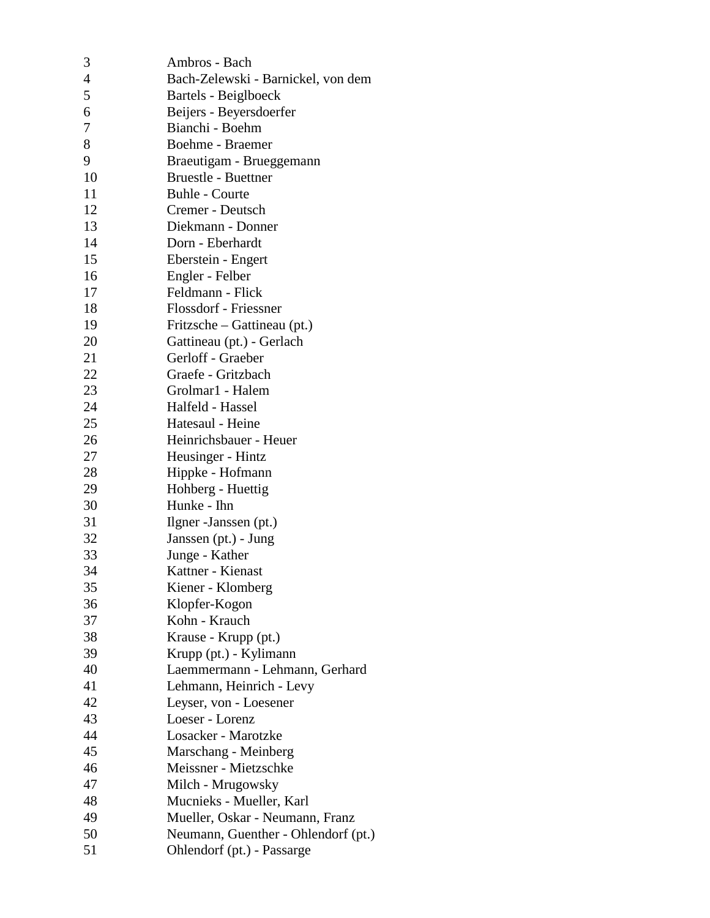| | |
|---|---|
| 3 | Ambros - Bach |
| 4 | Bach-Zelewski - Barnickel, von dem |
| 5 | Bartels - Beiglboeck |
| 6 | Beijers - Beyersdoerfer |
| 7 | Bianchi - Boehm |
| 8 | Boehme - Braemer |
| 9 | Braeutigam - Brueggemann |
| 10 | Bruestle - Buettner |
| 11 | Buhle - Courte |
| 12 | Cremer - Deutsch |
| 13 | Diekmann - Donner |
| 14 | Dorn - Eberhardt |
| 15 | Eberstein - Engert |
| 16 | Engler - Felber |
| 17 | Feldmann - Flick |
| 18 | Flossdorf - Friessner |
| 19 | Fritzsche – Gattineau (pt.) |
| 20 | Gattineau (pt.) - Gerlach |
| 21 | Gerloff - Graeber |
| 22 | Graefe - Gritzbach |
| 23 | Grolmar1 - Halem |
| 24 | Halfeld - Hassel |
| 25 | Hatesaul - Heine |
| 26 | Heinrichsbauer - Heuer |
| 27 | Heusinger - Hintz |
| 28 | Hippke - Hofmann |
| 29 | Hohberg - Huettig |
| 30 | Hunke - Ihn |
| 31 | Ilgner -Janssen (pt.) |
| 32 | Janssen (pt.) - Jung |
| 33 | Junge - Kather |
| 34 | Kattner - Kienast |
| 35 | Kiener - Klomberg |
| 36 | Klopfer-Kogon |
| 37 | Kohn - Krauch |
| 38 | Krause - Krupp (pt.) |
| 39 | Krupp (pt.) - Kylimann |
| 40 | Laemmermann - Lehmann, Gerhard |
| 41 | Lehmann, Heinrich - Levy |
| 42 | Leyser, von - Loesener |
| 43 | Loeser - Lorenz |
| 44 | Losacker - Marotzke |
| 45 | Marschang - Meinberg |
| 46 | Meissner - Mietzschke |
| 47 | Milch - Mrugowsky |
| 48 | Mucnieks - Mueller, Karl |
| 49 | Mueller, Oskar - Neumann, Franz |
| 50 | Neumann, Guenther - Ohlendorf (pt.) |
| 51 | Ohlendorf (pt.) - Passarge |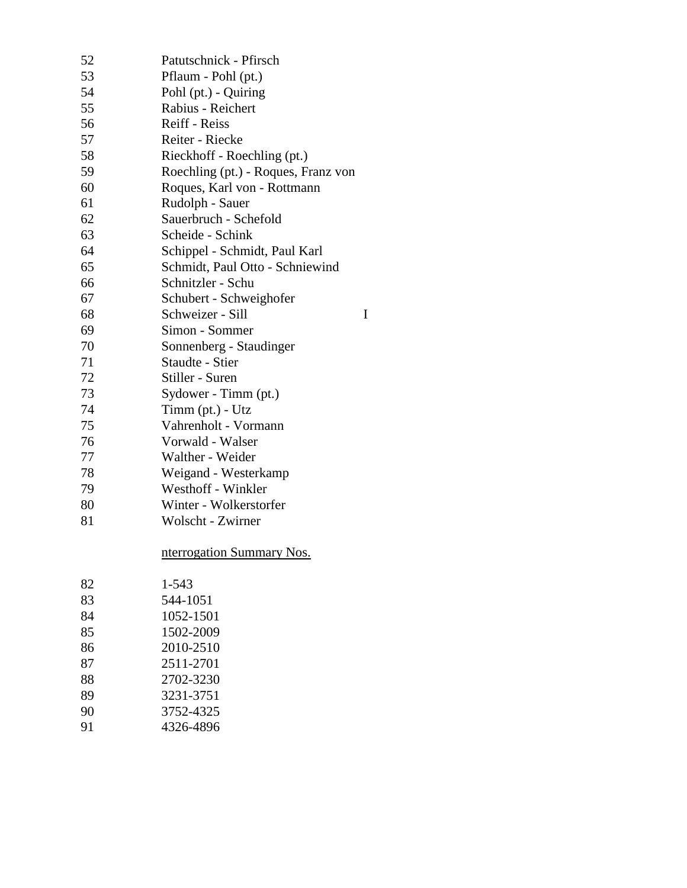| | |
|---|---|
| 52 | Patutschnick - Pfirsch |
| 53 | Pflaum - Pohl (pt.) |
| 54 | Pohl (pt.) - Quiring |
| 55 | Rabius - Reichert |
| 56 | Reiff - Reiss |
| 57 | Reiter - Riecke |
| 58 | Rieckhoff - Roechling (pt.) |
| 59 | Roechling (pt.) - Roques, Franz von |
| 60 | Roques, Karl von - Rottmann |
| 61 | Rudolph - Sauer |
| 62 | Sauerbruch - Schefold |
| 63 | Scheide - Schink |
| 64 | Schippel - Schmidt, Paul Karl |
| 65 | Schmidt, Paul Otto - Schniewind |
| 66 | Schnitzler - Schu |
| 67 | Schubert - Schweighofer |
| 68 | Schweizer - Sill I |
| 69 | Simon - Sommer |
| 70 | Sonnenberg - Staudinger |
| 71 | Staudte - Stier |
| 72 | Stiller - Suren |
| 73 | Sydower - Timm (pt.) |
| 74 | Timm (pt.) - Utz |
| 75 | Vahrenholt - Vormann |
| 76 | Vorwald - Walser |
| 77 | Walther - Weider |
| 78 | Weigand - Westerkamp |
| 79 | Westhoff - Winkler |
| 80 | Winter - Wolkerstorfer |
| 81 | Wolscht - Zwirner |

<u>nterrogation Summary Nos.</u>

| | |
|---|---|
| 82 | 1-543 |
| 83 | 544-1051 |
| 84 | 1052-1501 |
| 85 | 1502-2009 |
| 86 | 2010-2510 |
| 87 | 2511-2701 |
| 88 | 2702-3230 |
| 89 | 3231-3751 |
| 90 | 3752-4325 |
| 91 | 4326-4896 |